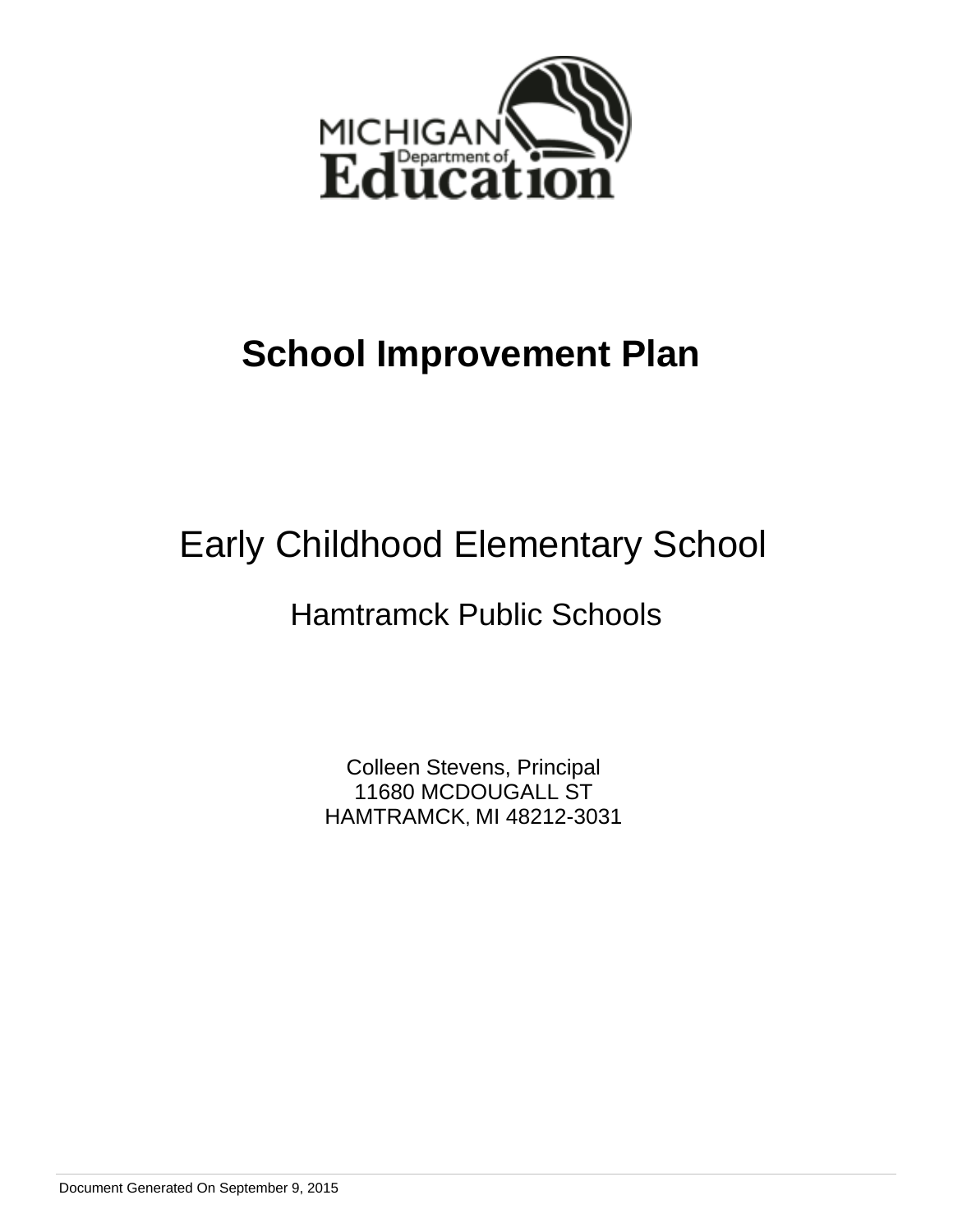MICHIGAN Department of Education

# School Improvement Plan

## Early Childhood Elementary School

### Hamtramck Public Schools

Colleen Stevens, Principal
11680 MCDOUGALL ST
HAMTRAMCK, MI 48212-3031

Document Generated On September 9, 2015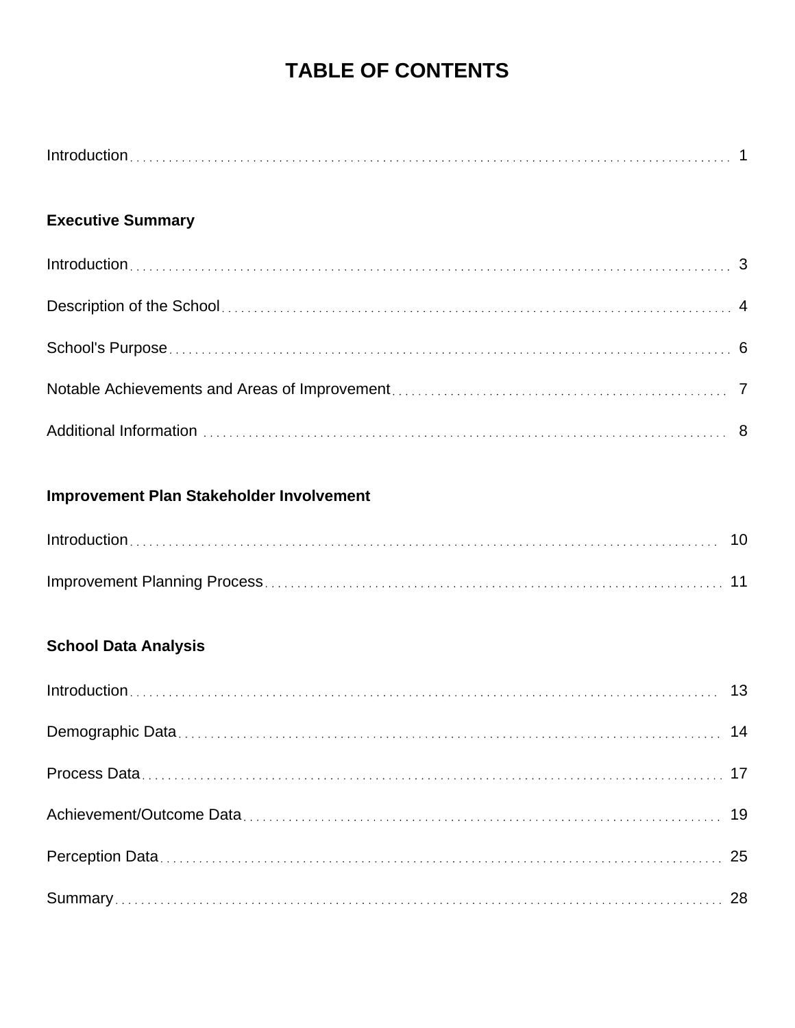# TABLE OF CONTENTS

Introduction ........ 1

**Executive Summary**

Introduction ........ 3

Description of the School ........ 4

School's Purpose ........ 6

Notable Achievements and Areas of Improvement ........ 7

Additional Information ........ 8

**Improvement Plan Stakeholder Involvement**

Introduction ........ 10

Improvement Planning Process ........ 11

**School Data Analysis**

Introduction ........ 13

Demographic Data ........ 14

Process Data ........ 17

Achievement/Outcome Data ........ 19

Perception Data ........ 25

Summary ........ 28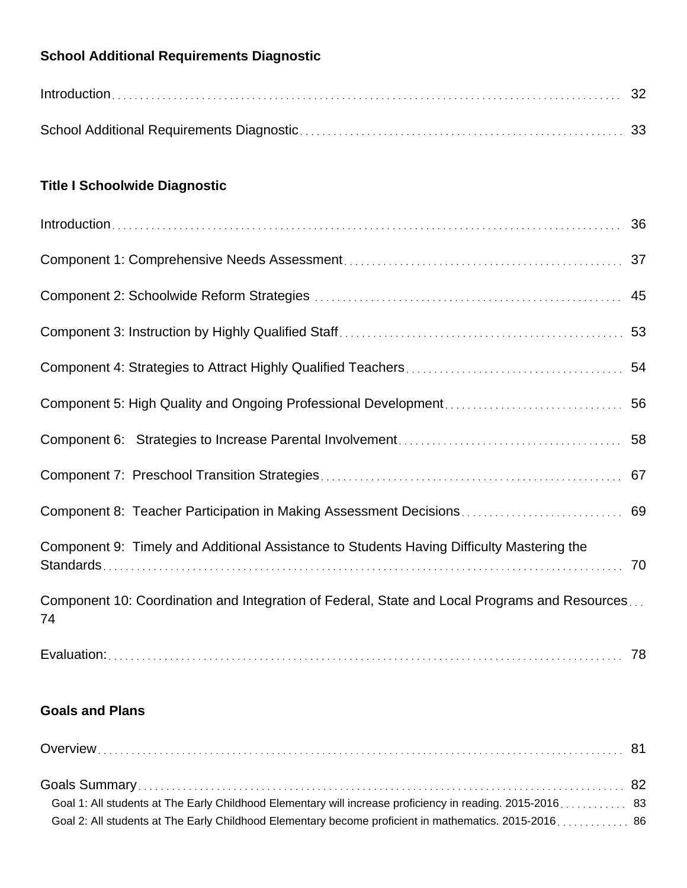**School Additional Requirements Diagnostic**

Introduction ... 32

School Additional Requirements Diagnostic ... 33

**Title I Schoolwide Diagnostic**

Introduction ... 36

Component 1: Comprehensive Needs Assessment ... 37

Component 2: Schoolwide Reform Strategies ... 45

Component 3: Instruction by Highly Qualified Staff ... 53

Component 4: Strategies to Attract Highly Qualified Teachers ... 54

Component 5: High Quality and Ongoing Professional Development ... 56

Component 6:   Strategies to Increase Parental Involvement ... 58

Component 7:  Preschool Transition Strategies ... 67

Component 8:  Teacher Participation in Making Assessment Decisions ... 69

Component 9:  Timely and Additional Assistance to Students Having Difficulty Mastering the Standards ... 70

Component 10: Coordination and Integration of Federal, State and Local Programs and Resources ... 74

Evaluation: ... 78

**Goals and Plans**

Overview ... 81

Goals Summary ... 82

- Goal 1: All students at The Early Childhood Elementary will increase proficiency in reading. 2015-2016 ... 83
- Goal 2: All students at The Early Childhood Elementary become proficient in mathematics. 2015-2016 ... 86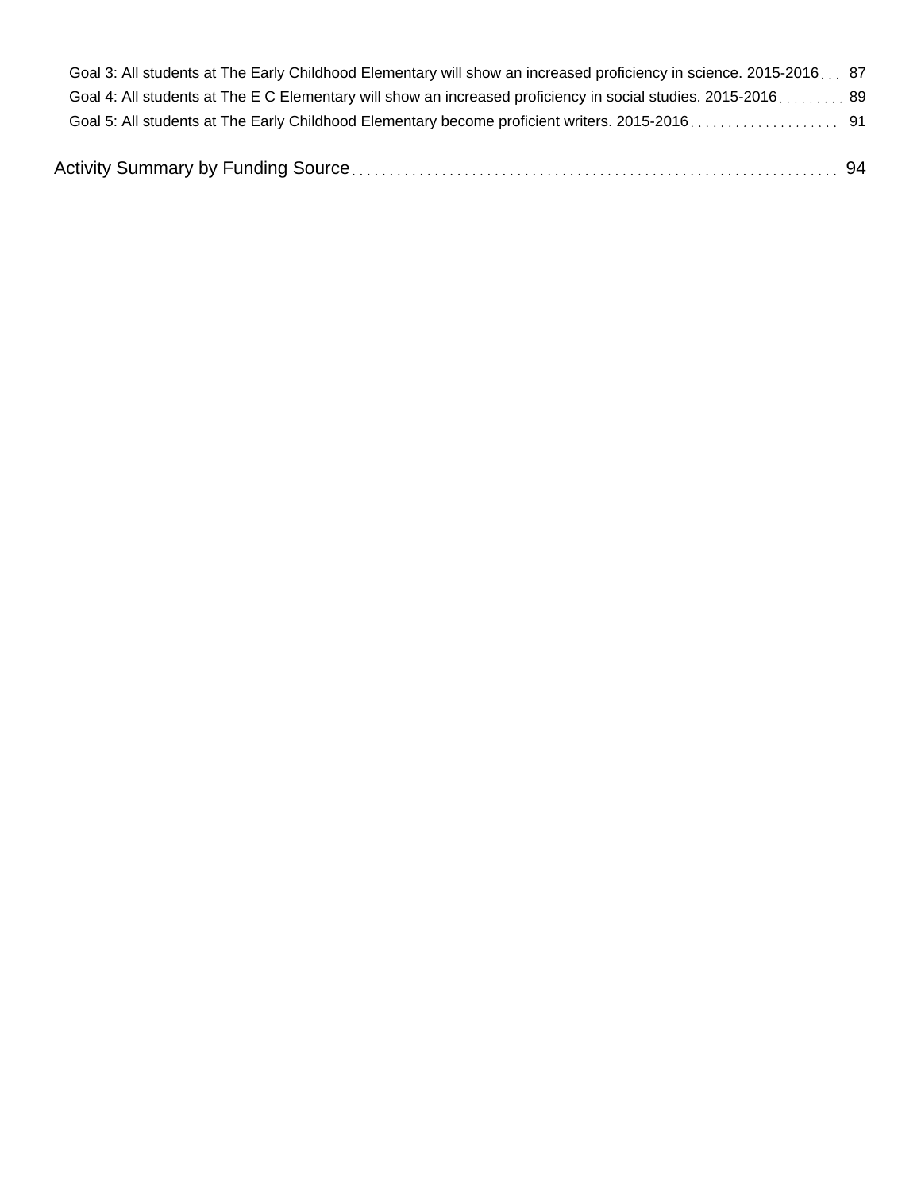Goal 3: All students at The Early Childhood Elementary will show an increased proficiency in science. 2015-2016 . . . 87

Goal 4: All students at The E C Elementary will show an increased proficiency in social studies. 2015-2016 . . . . . . . . . 89

Goal 5: All students at The Early Childhood Elementary become proficient writers. 2015-2016 . . . . . . . . . . . . . . . . . . . . 91

Activity Summary by Funding Source . . . . . . . . . . . . . . . . . . . . . . . . . . . . . . . . . . . . . . . . . . . . . . . . . . . . . . . . . . . . . . 94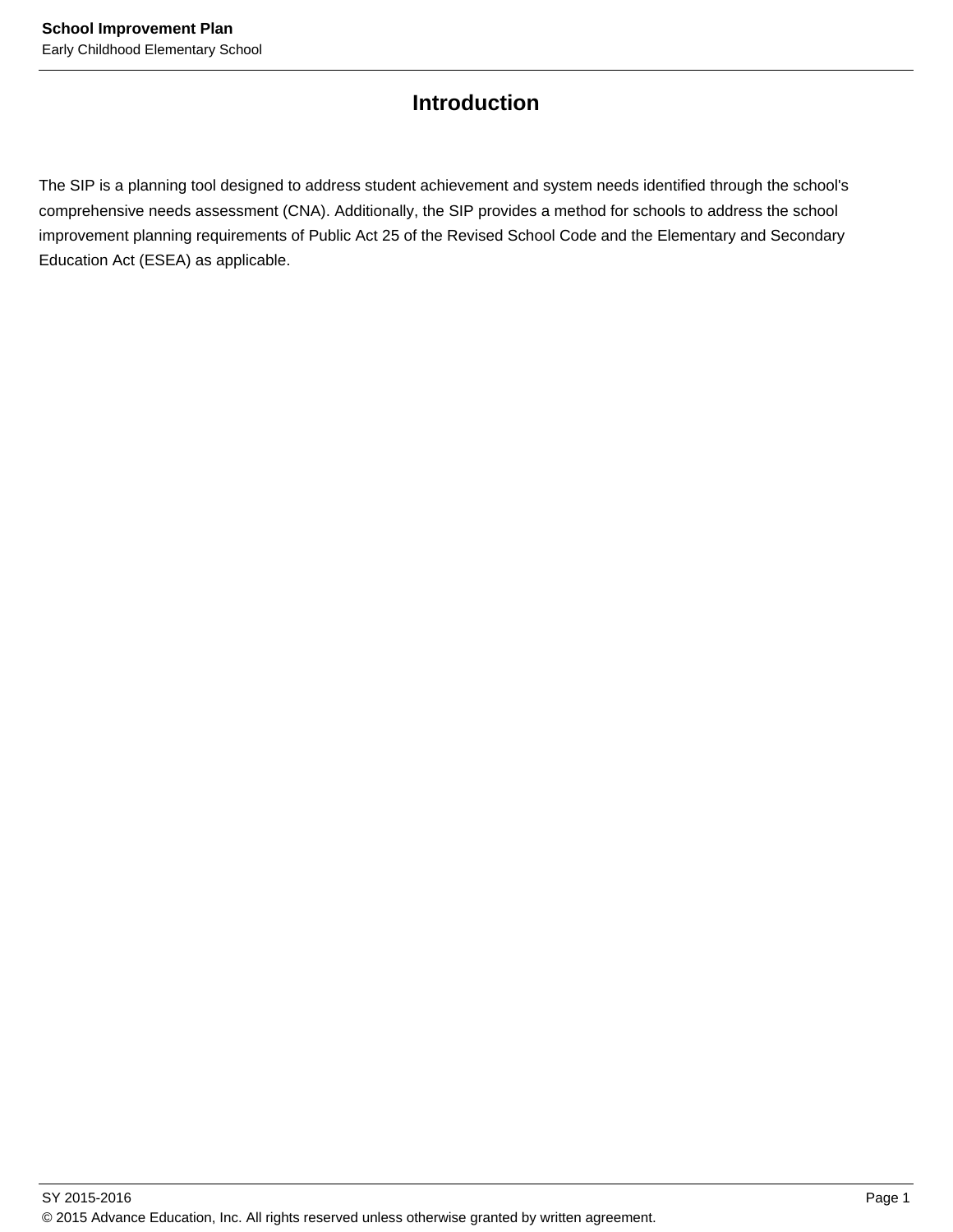# Introduction

The SIP is a planning tool designed to address student achievement and system needs identified through the school's comprehensive needs assessment (CNA). Additionally, the SIP provides a method for schools to address the school improvement planning requirements of Public Act 25 of the Revised School Code and the Elementary and Secondary Education Act (ESEA) as applicable.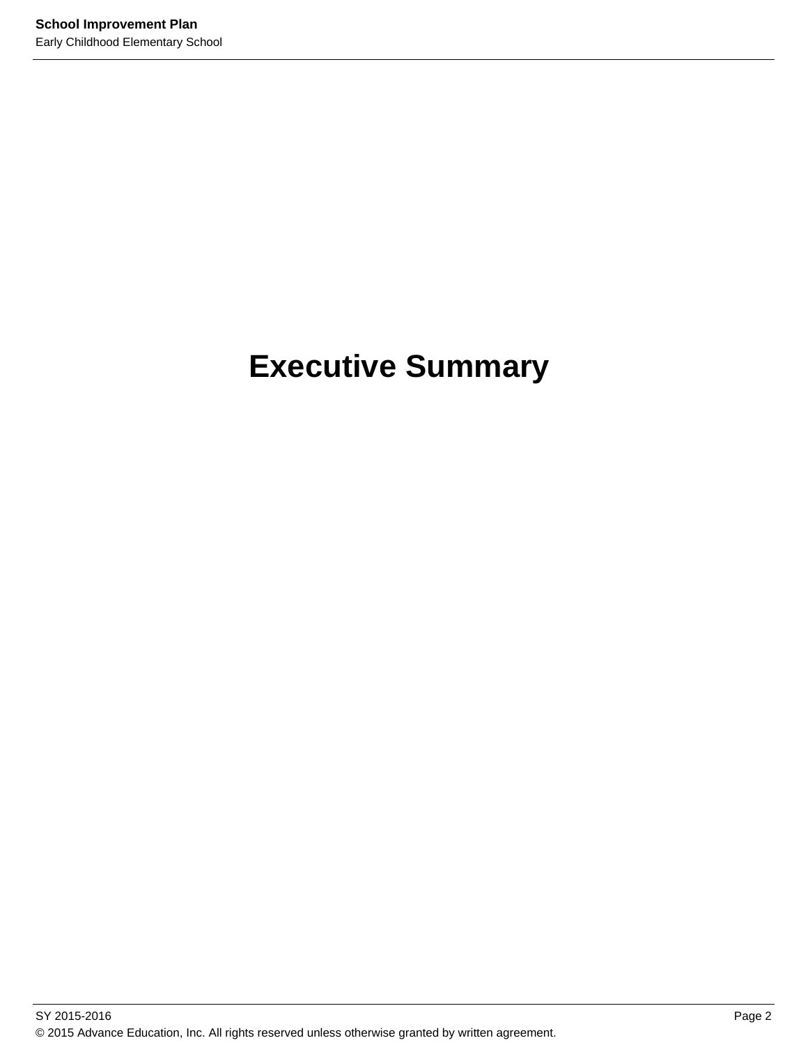# Executive Summary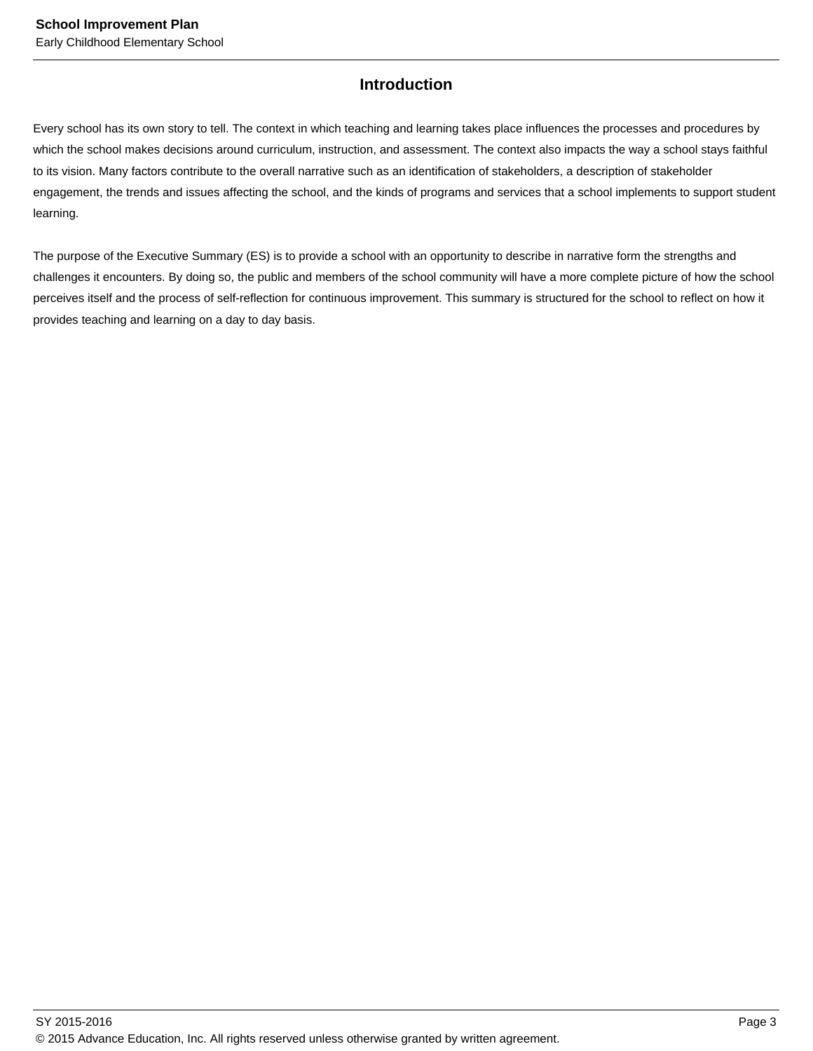## Introduction

Every school has its own story to tell. The context in which teaching and learning takes place influences the processes and procedures by which the school makes decisions around curriculum, instruction, and assessment. The context also impacts the way a school stays faithful to its vision. Many factors contribute to the overall narrative such as an identification of stakeholders, a description of stakeholder engagement, the trends and issues affecting the school, and the kinds of programs and services that a school implements to support student learning.

The purpose of the Executive Summary (ES) is to provide a school with an opportunity to describe in narrative form the strengths and challenges it encounters. By doing so, the public and members of the school community will have a more complete picture of how the school perceives itself and the process of self-reflection for continuous improvement. This summary is structured for the school to reflect on how it provides teaching and learning on a day to day basis.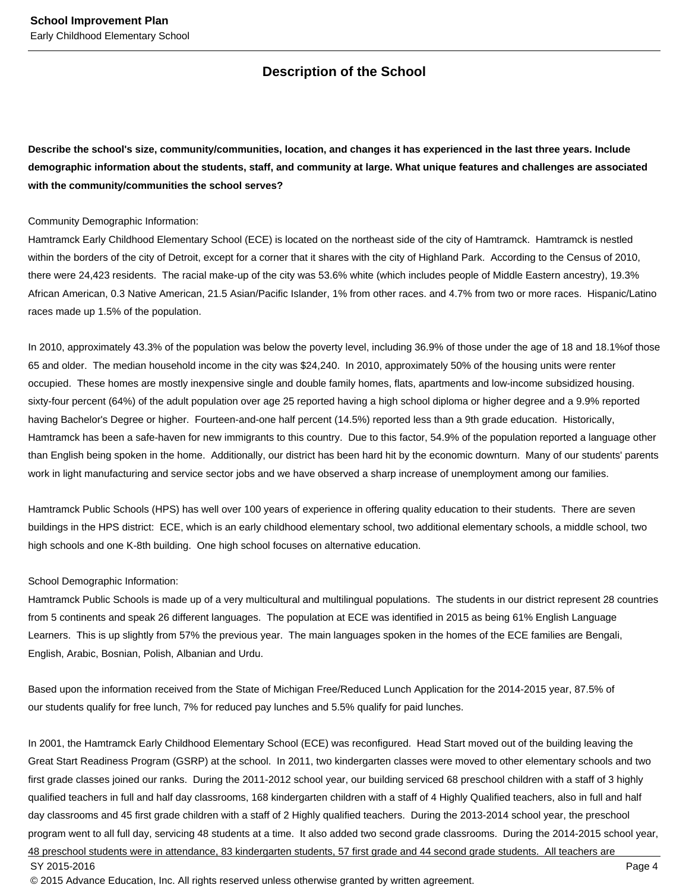## Description of the School

**Describe the school's size, community/communities, location, and changes it has experienced in the last three years. Include demographic information about the students, staff, and community at large. What unique features and challenges are associated with the community/communities the school serves?**

Community Demographic Information:
Hamtramck Early Childhood Elementary School (ECE) is located on the northeast side of the city of Hamtramck. Hamtramck is nestled within the borders of the city of Detroit, except for a corner that it shares with the city of Highland Park. According to the Census of 2010, there were 24,423 residents. The racial make-up of the city was 53.6% white (which includes people of Middle Eastern ancestry), 19.3% African American, 0.3 Native American, 21.5 Asian/Pacific Islander, 1% from other races. and 4.7% from two or more races. Hispanic/Latino races made up 1.5% of the population.

In 2010, approximately 43.3% of the population was below the poverty level, including 36.9% of those under the age of 18 and 18.1%of those 65 and older. The median household income in the city was $24,240. In 2010, approximately 50% of the housing units were renter occupied. These homes are mostly inexpensive single and double family homes, flats, apartments and low-income subsidized housing. sixty-four percent (64%) of the adult population over age 25 reported having a high school diploma or higher degree and a 9.9% reported having Bachelor's Degree or higher. Fourteen-and-one half percent (14.5%) reported less than a 9th grade education. Historically, Hamtramck has been a safe-haven for new immigrants to this country. Due to this factor, 54.9% of the population reported a language other than English being spoken in the home. Additionally, our district has been hard hit by the economic downturn. Many of our students' parents work in light manufacturing and service sector jobs and we have observed a sharp increase of unemployment among our families.

Hamtramck Public Schools (HPS) has well over 100 years of experience in offering quality education to their students. There are seven buildings in the HPS district: ECE, which is an early childhood elementary school, two additional elementary schools, a middle school, two high schools and one K-8th building. One high school focuses on alternative education.

School Demographic Information:
Hamtramck Public Schools is made up of a very multicultural and multilingual populations. The students in our district represent 28 countries from 5 continents and speak 26 different languages. The population at ECE was identified in 2015 as being 61% English Language Learners. This is up slightly from 57% the previous year. The main languages spoken in the homes of the ECE families are Bengali, English, Arabic, Bosnian, Polish, Albanian and Urdu.

Based upon the information received from the State of Michigan Free/Reduced Lunch Application for the 2014-2015 year, 87.5% of our students qualify for free lunch, 7% for reduced pay lunches and 5.5% qualify for paid lunches.

In 2001, the Hamtramck Early Childhood Elementary School (ECE) was reconfigured. Head Start moved out of the building leaving the Great Start Readiness Program (GSRP) at the school. In 2011, two kindergarten classes were moved to other elementary schools and two first grade classes joined our ranks. During the 2011-2012 school year, our building serviced 68 preschool children with a staff of 3 highly qualified teachers in full and half day classrooms, 168 kindergarten children with a staff of 4 Highly Qualified teachers, also in full and half day classrooms and 45 first grade children with a staff of 2 Highly qualified teachers. During the 2013-2014 school year, the preschool program went to all full day, servicing 48 students at a time. It also added two second grade classrooms. During the 2014-2015 school year, 48 preschool students were in attendance, 83 kindergarten students, 57 first grade and 44 second grade students. All teachers are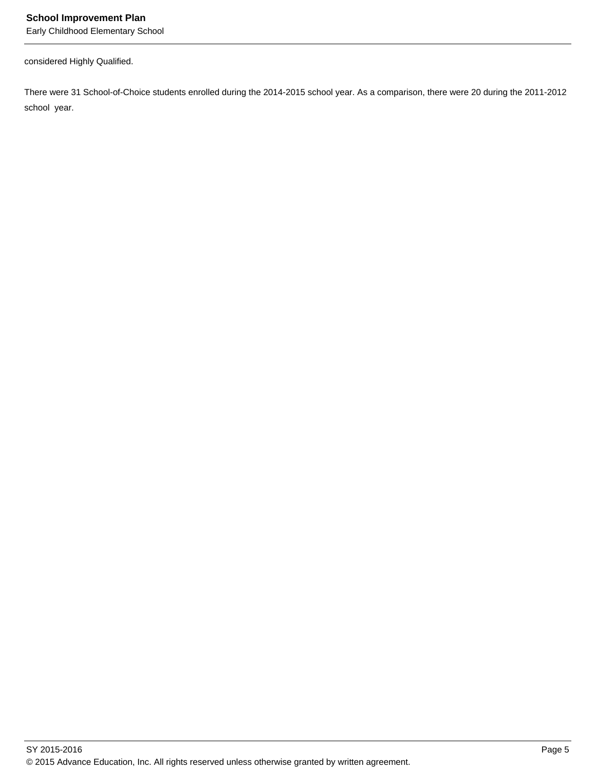considered Highly Qualified.

There were 31 School-of-Choice students enrolled during the 2014-2015 school year. As a comparison, there were 20 during the 2011-2012 school year.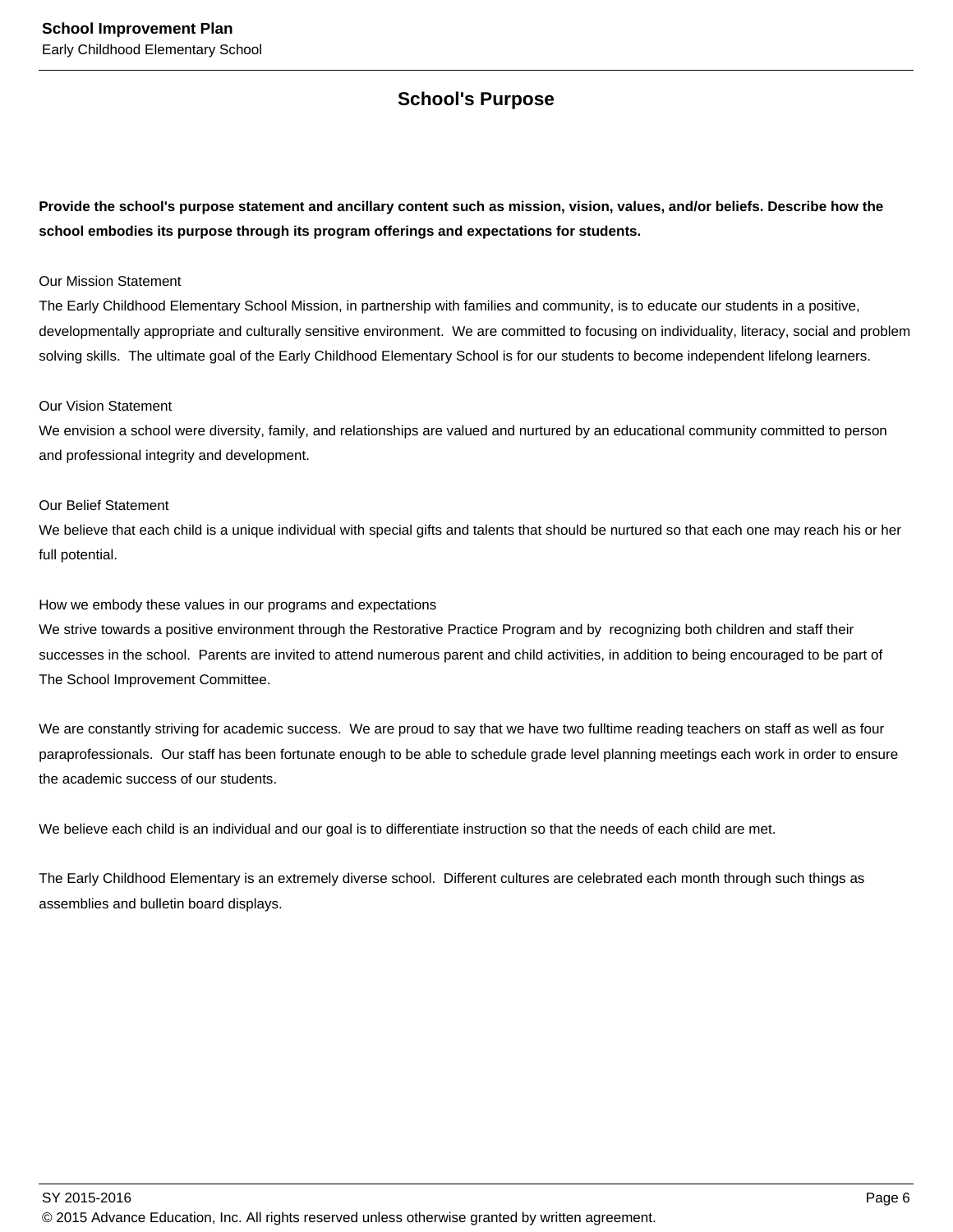## School's Purpose

**Provide the school's purpose statement and ancillary content such as mission, vision, values, and/or beliefs. Describe how the school embodies its purpose through its program offerings and expectations for students.**

Our Mission Statement
The Early Childhood Elementary School Mission, in partnership with families and community, is to educate our students in a positive, developmentally appropriate and culturally sensitive environment. We are committed to focusing on individuality, literacy, social and problem solving skills. The ultimate goal of the Early Childhood Elementary School is for our students to become independent lifelong learners.

Our Vision Statement
We envision a school were diversity, family, and relationships are valued and nurtured by an educational community committed to person and professional integrity and development.

Our Belief Statement
We believe that each child is a unique individual with special gifts and talents that should be nurtured so that each one may reach his or her full potential.

How we embody these values in our programs and expectations
We strive towards a positive environment through the Restorative Practice Program and by recognizing both children and staff their successes in the school. Parents are invited to attend numerous parent and child activities, in addition to being encouraged to be part of The School Improvement Committee.

We are constantly striving for academic success. We are proud to say that we have two fulltime reading teachers on staff as well as four paraprofessionals. Our staff has been fortunate enough to be able to schedule grade level planning meetings each work in order to ensure the academic success of our students.

We believe each child is an individual and our goal is to differentiate instruction so that the needs of each child are met.

The Early Childhood Elementary is an extremely diverse school. Different cultures are celebrated each month through such things as assemblies and bulletin board displays.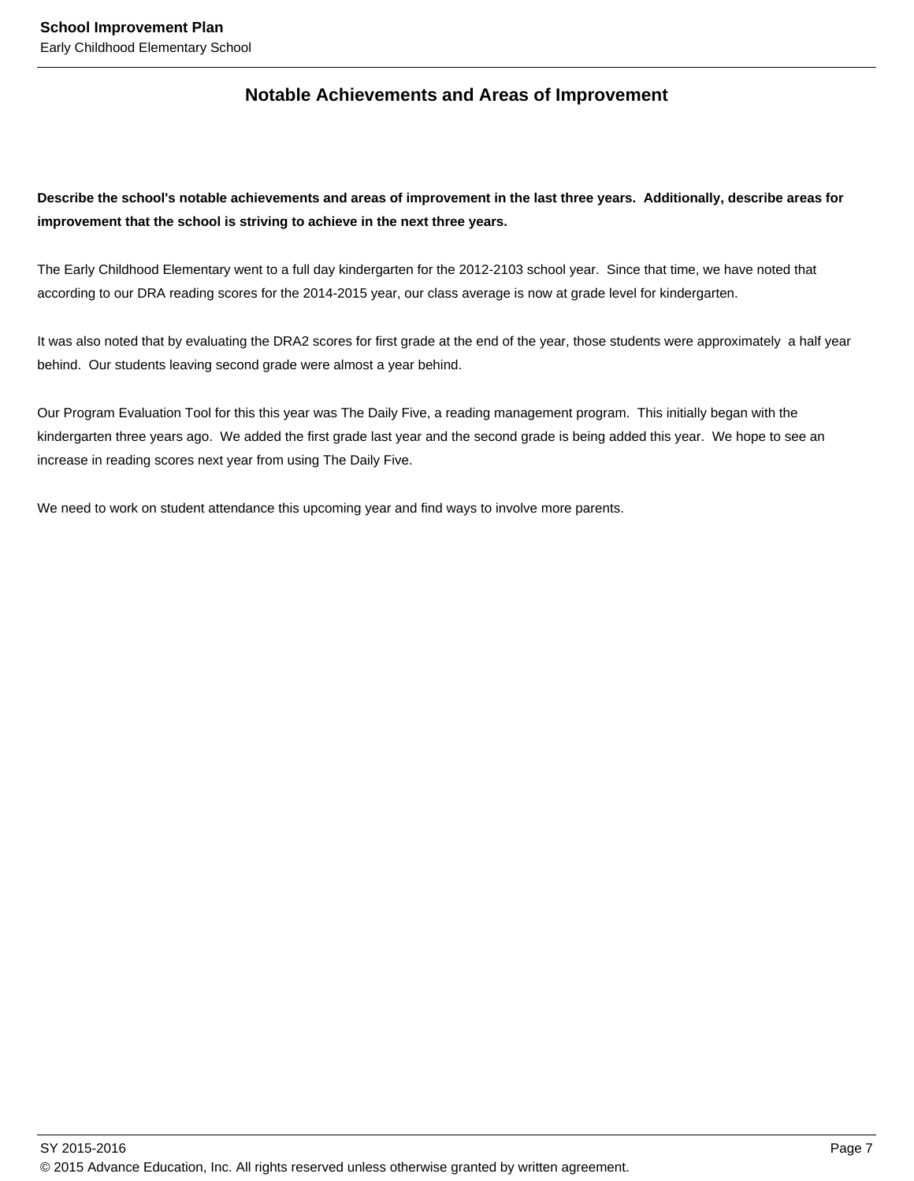## Notable Achievements and Areas of Improvement

**Describe the school's notable achievements and areas of improvement in the last three years. Additionally, describe areas for improvement that the school is striving to achieve in the next three years.**

The Early Childhood Elementary went to a full day kindergarten for the 2012-2103 school year. Since that time, we have noted that according to our DRA reading scores for the 2014-2015 year, our class average is now at grade level for kindergarten.

It was also noted that by evaluating the DRA2 scores for first grade at the end of the year, those students were approximately a half year behind. Our students leaving second grade were almost a year behind.

Our Program Evaluation Tool for this this year was The Daily Five, a reading management program. This initially began with the kindergarten three years ago. We added the first grade last year and the second grade is being added this year. We hope to see an increase in reading scores next year from using The Daily Five.

We need to work on student attendance this upcoming year and find ways to involve more parents.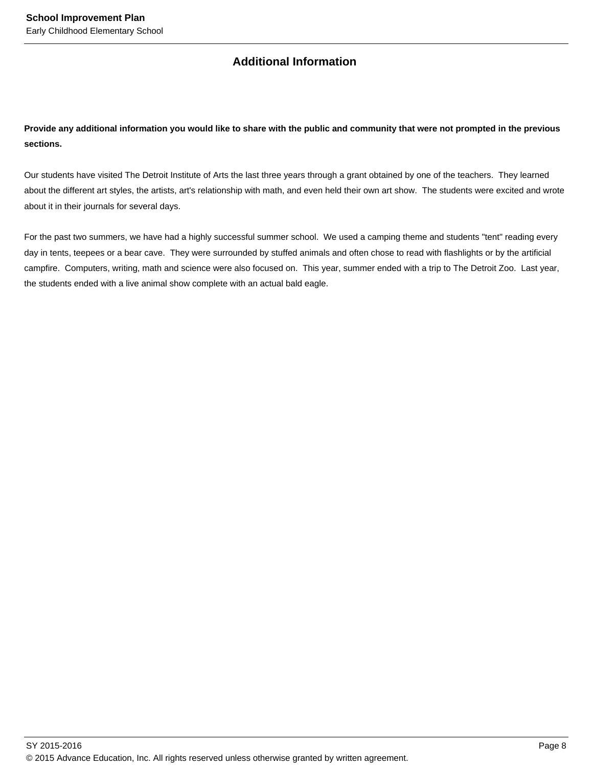## Additional Information

**Provide any additional information you would like to share with the public and community that were not prompted in the previous sections.**

Our students have visited The Detroit Institute of Arts the last three years through a grant obtained by one of the teachers. They learned about the different art styles, the artists, art's relationship with math, and even held their own art show. The students were excited and wrote about it in their journals for several days.

For the past two summers, we have had a highly successful summer school. We used a camping theme and students "tent" reading every day in tents, teepees or a bear cave. They were surrounded by stuffed animals and often chose to read with flashlights or by the artificial campfire. Computers, writing, math and science were also focused on. This year, summer ended with a trip to The Detroit Zoo. Last year, the students ended with a live animal show complete with an actual bald eagle.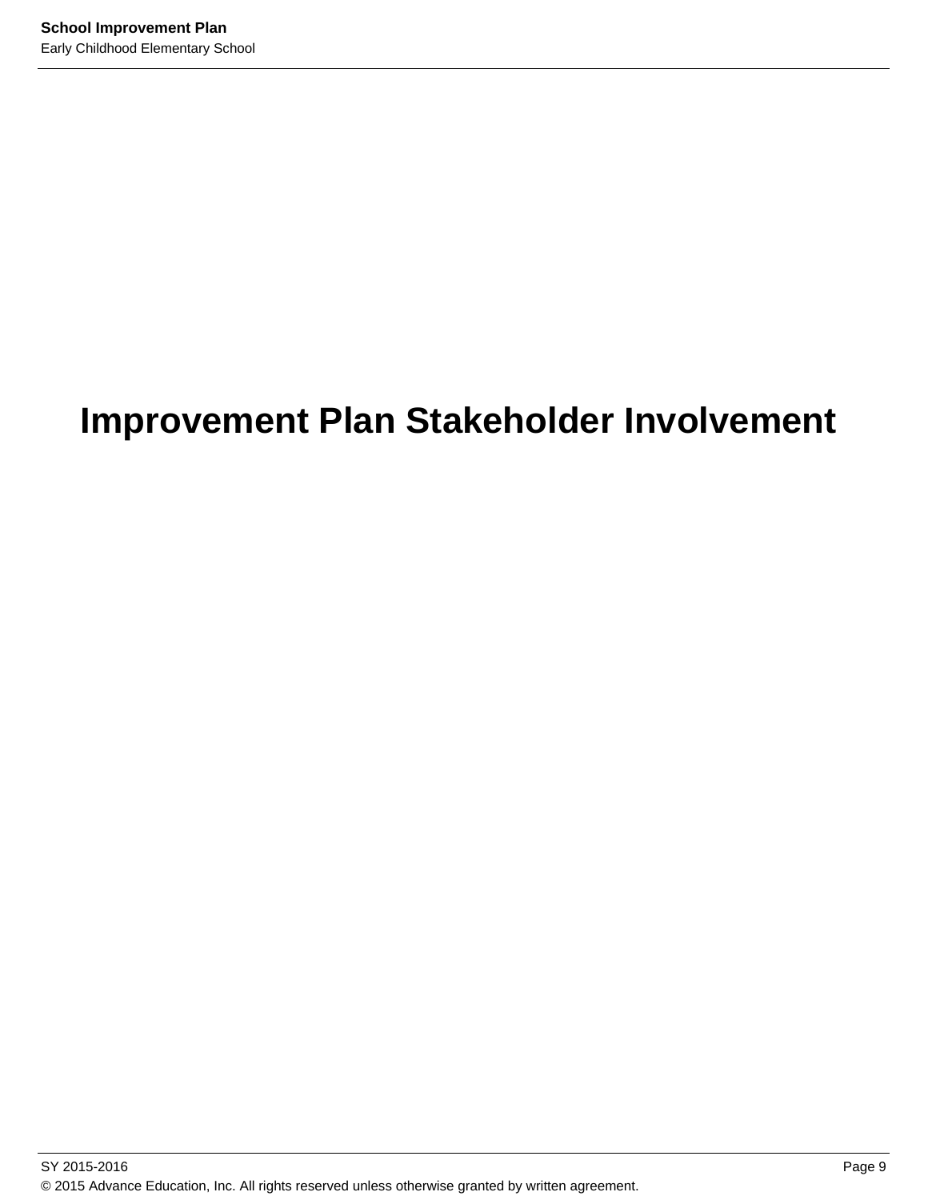# Improvement Plan Stakeholder Involvement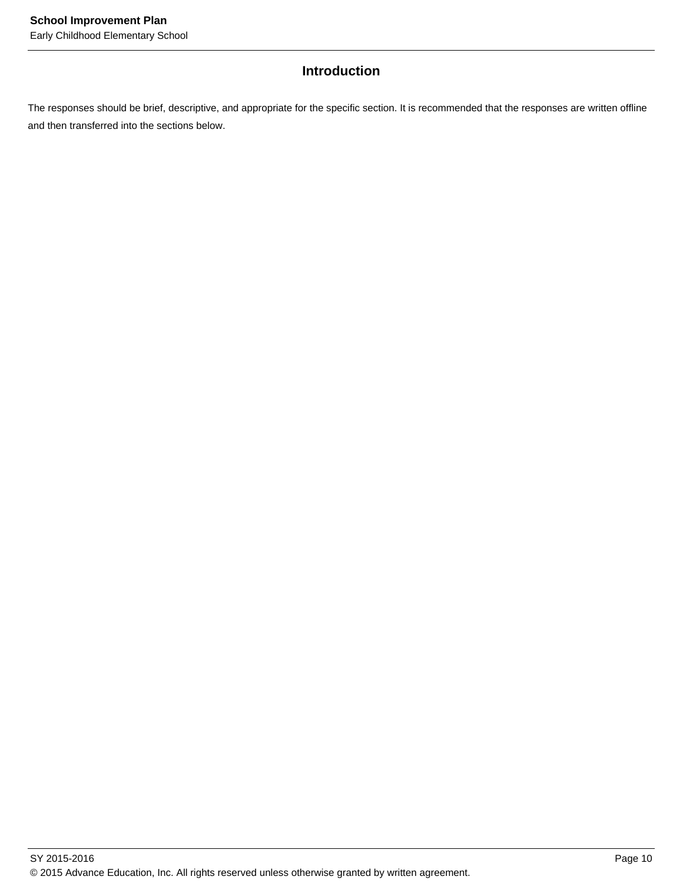## Introduction

The responses should be brief, descriptive, and appropriate for the specific section. It is recommended that the responses are written offline and then transferred into the sections below.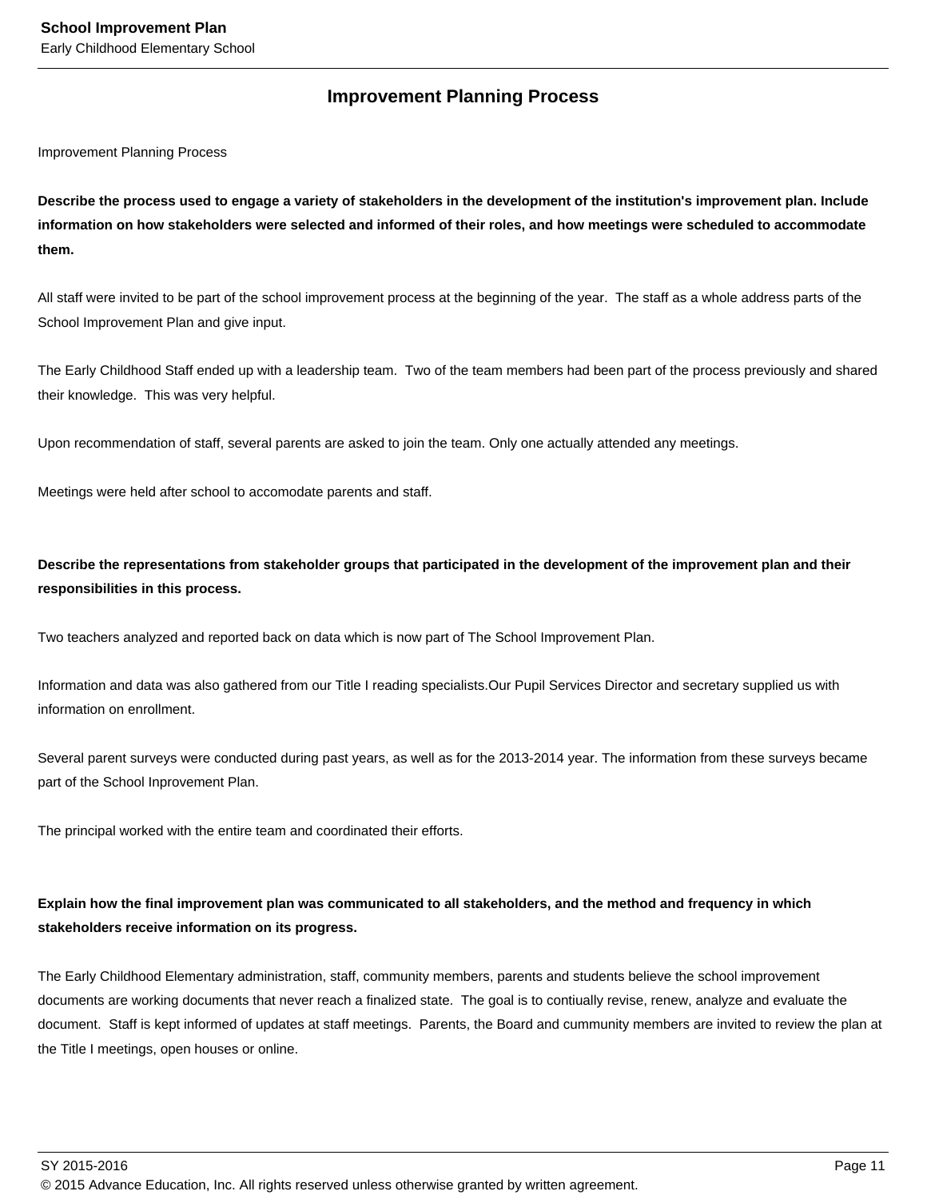## Improvement Planning Process

Improvement Planning Process

**Describe the process used to engage a variety of stakeholders in the development of the institution's improvement plan. Include information on how stakeholders were selected and informed of their roles, and how meetings were scheduled to accommodate them.**

All staff were invited to be part of the school improvement process at the beginning of the year. The staff as a whole address parts of the School Improvement Plan and give input.

The Early Childhood Staff ended up with a leadership team. Two of the team members had been part of the process previously and shared their knowledge. This was very helpful.

Upon recommendation of staff, several parents are asked to join the team. Only one actually attended any meetings.

Meetings were held after school to accomodate parents and staff.

**Describe the representations from stakeholder groups that participated in the development of the improvement plan and their responsibilities in this process.**

Two teachers analyzed and reported back on data which is now part of The School Improvement Plan.

Information and data was also gathered from our Title I reading specialists.Our Pupil Services Director and secretary supplied us with information on enrollment.

Several parent surveys were conducted during past years, as well as for the 2013-2014 year. The information from these surveys became part of the School Inprovement Plan.

The principal worked with the entire team and coordinated their efforts.

**Explain how the final improvement plan was communicated to all stakeholders, and the method and frequency in which stakeholders receive information on its progress.**

The Early Childhood Elementary administration, staff, community members, parents and students believe the school improvement documents are working documents that never reach a finalized state. The goal is to contiually revise, renew, analyze and evaluate the document. Staff is kept informed of updates at staff meetings. Parents, the Board and cummunity members are invited to review the plan at the Title I meetings, open houses or online.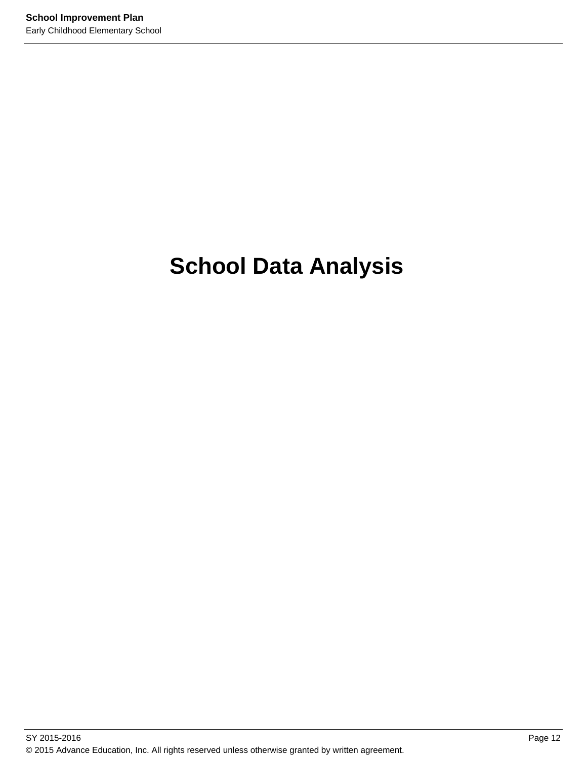# School Data Analysis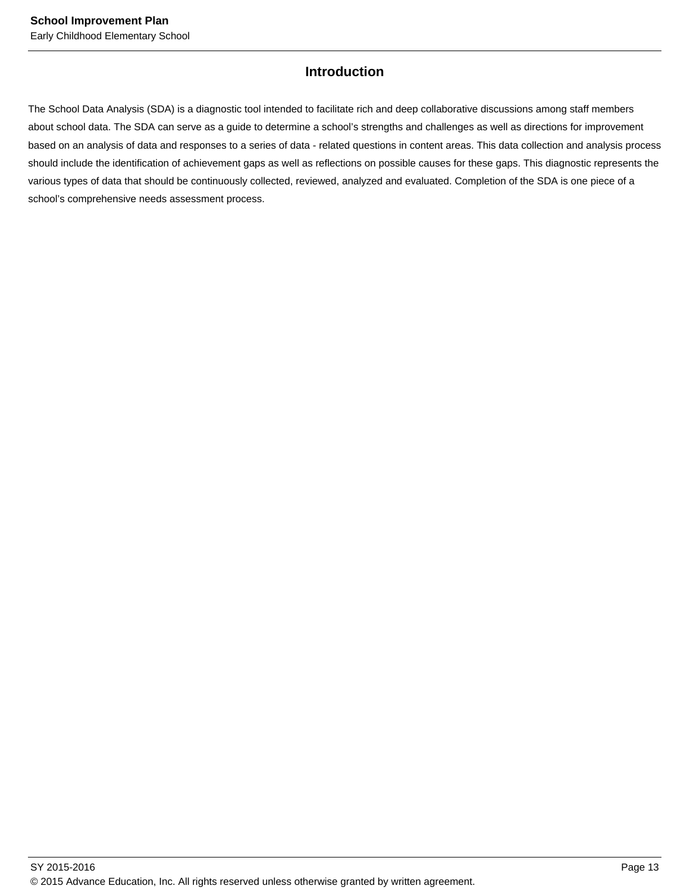## Introduction

The School Data Analysis (SDA) is a diagnostic tool intended to facilitate rich and deep collaborative discussions among staff members about school data. The SDA can serve as a guide to determine a school's strengths and challenges as well as directions for improvement based on an analysis of data and responses to a series of data - related questions in content areas. This data collection and analysis process should include the identification of achievement gaps as well as reflections on possible causes for these gaps. This diagnostic represents the various types of data that should be continuously collected, reviewed, analyzed and evaluated. Completion of the SDA is one piece of a school's comprehensive needs assessment process.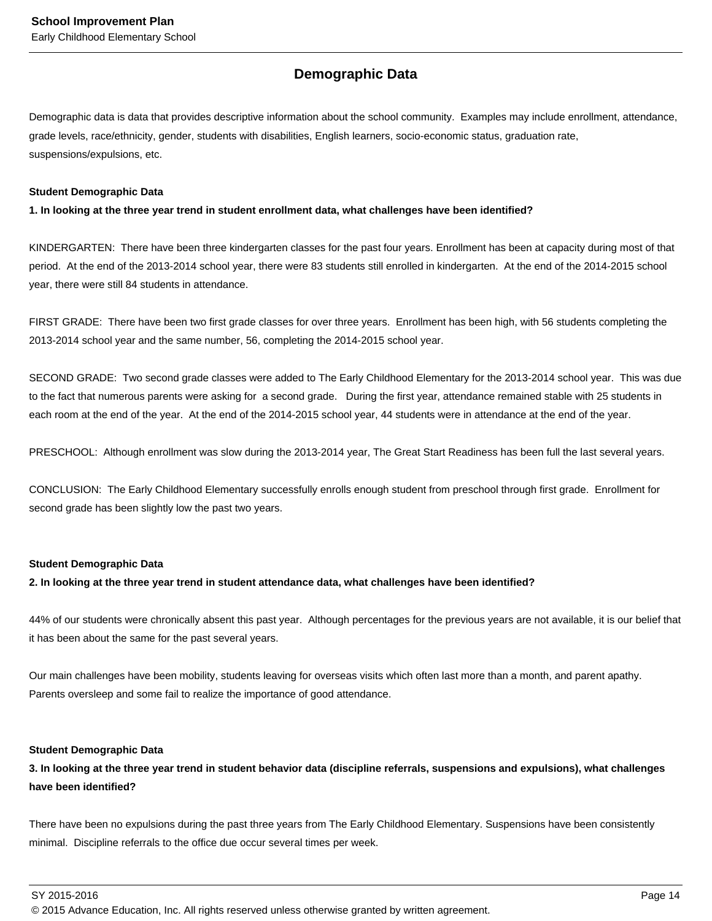## Demographic Data

Demographic data is data that provides descriptive information about the school community. Examples may include enrollment, attendance, grade levels, race/ethnicity, gender, students with disabilities, English learners, socio-economic status, graduation rate, suspensions/expulsions, etc.

**Student Demographic Data**

**1. In looking at the three year trend in student enrollment data, what challenges have been identified?**

KINDERGARTEN: There have been three kindergarten classes for the past four years. Enrollment has been at capacity during most of that period. At the end of the 2013-2014 school year, there were 83 students still enrolled in kindergarten. At the end of the 2014-2015 school year, there were still 84 students in attendance.

FIRST GRADE: There have been two first grade classes for over three years. Enrollment has been high, with 56 students completing the 2013-2014 school year and the same number, 56, completing the 2014-2015 school year.

SECOND GRADE: Two second grade classes were added to The Early Childhood Elementary for the 2013-2014 school year. This was due to the fact that numerous parents were asking for a second grade. During the first year, attendance remained stable with 25 students in each room at the end of the year. At the end of the 2014-2015 school year, 44 students were in attendance at the end of the year.

PRESCHOOL: Although enrollment was slow during the 2013-2014 year, The Great Start Readiness has been full the last several years.

CONCLUSION: The Early Childhood Elementary successfully enrolls enough student from preschool through first grade. Enrollment for second grade has been slightly low the past two years.

**Student Demographic Data**

**2. In looking at the three year trend in student attendance data, what challenges have been identified?**

44% of our students were chronically absent this past year. Although percentages for the previous years are not available, it is our belief that it has been about the same for the past several years.

Our main challenges have been mobility, students leaving for overseas visits which often last more than a month, and parent apathy. Parents oversleep and some fail to realize the importance of good attendance.

**Student Demographic Data**

**3. In looking at the three year trend in student behavior data (discipline referrals, suspensions and expulsions), what challenges have been identified?**

There have been no expulsions during the past three years from The Early Childhood Elementary. Suspensions have been consistently minimal. Discipline referrals to the office due occur several times per week.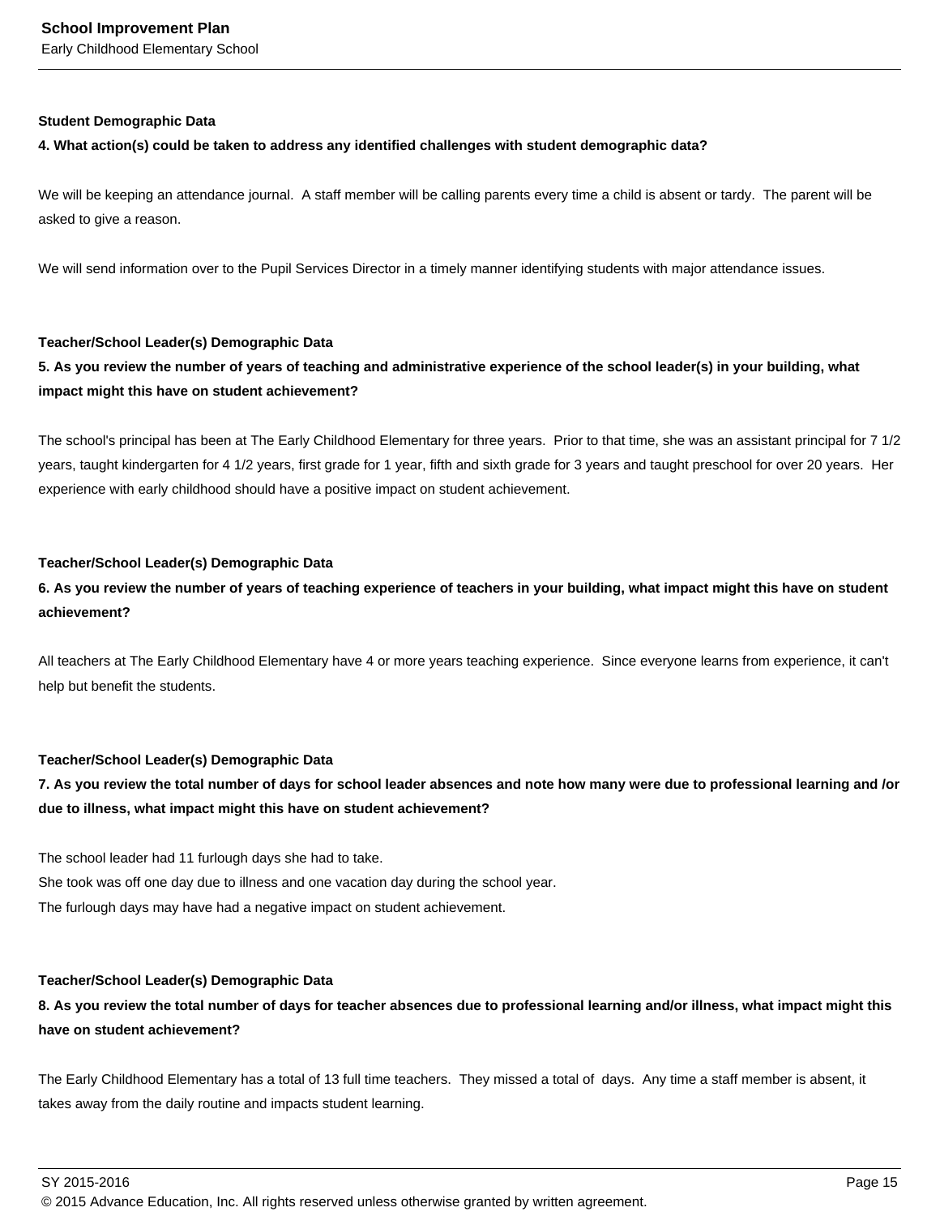**Student Demographic Data**

**4. What action(s) could be taken to address any identified challenges with student demographic data?**

We will be keeping an attendance journal. A staff member will be calling parents every time a child is absent or tardy. The parent will be asked to give a reason.

We will send information over to the Pupil Services Director in a timely manner identifying students with major attendance issues.

**Teacher/School Leader(s) Demographic Data**

**5. As you review the number of years of teaching and administrative experience of the school leader(s) in your building, what impact might this have on student achievement?**

The school's principal has been at The Early Childhood Elementary for three years. Prior to that time, she was an assistant principal for 7 1/2 years, taught kindergarten for 4 1/2 years, first grade for 1 year, fifth and sixth grade for 3 years and taught preschool for over 20 years. Her experience with early childhood should have a positive impact on student achievement.

**Teacher/School Leader(s) Demographic Data**

**6. As you review the number of years of teaching experience of teachers in your building, what impact might this have on student achievement?**

All teachers at The Early Childhood Elementary have 4 or more years teaching experience. Since everyone learns from experience, it can't help but benefit the students.

**Teacher/School Leader(s) Demographic Data**

**7. As you review the total number of days for school leader absences and note how many were due to professional learning and /or due to illness, what impact might this have on student achievement?**

The school leader had 11 furlough days she had to take.
She took was off one day due to illness and one vacation day during the school year.
The furlough days may have had a negative impact on student achievement.

**Teacher/School Leader(s) Demographic Data**

**8. As you review the total number of days for teacher absences due to professional learning and/or illness, what impact might this have on student achievement?**

The Early Childhood Elementary has a total of 13 full time teachers. They missed a total of  days. Any time a staff member is absent, it takes away from the daily routine and impacts student learning.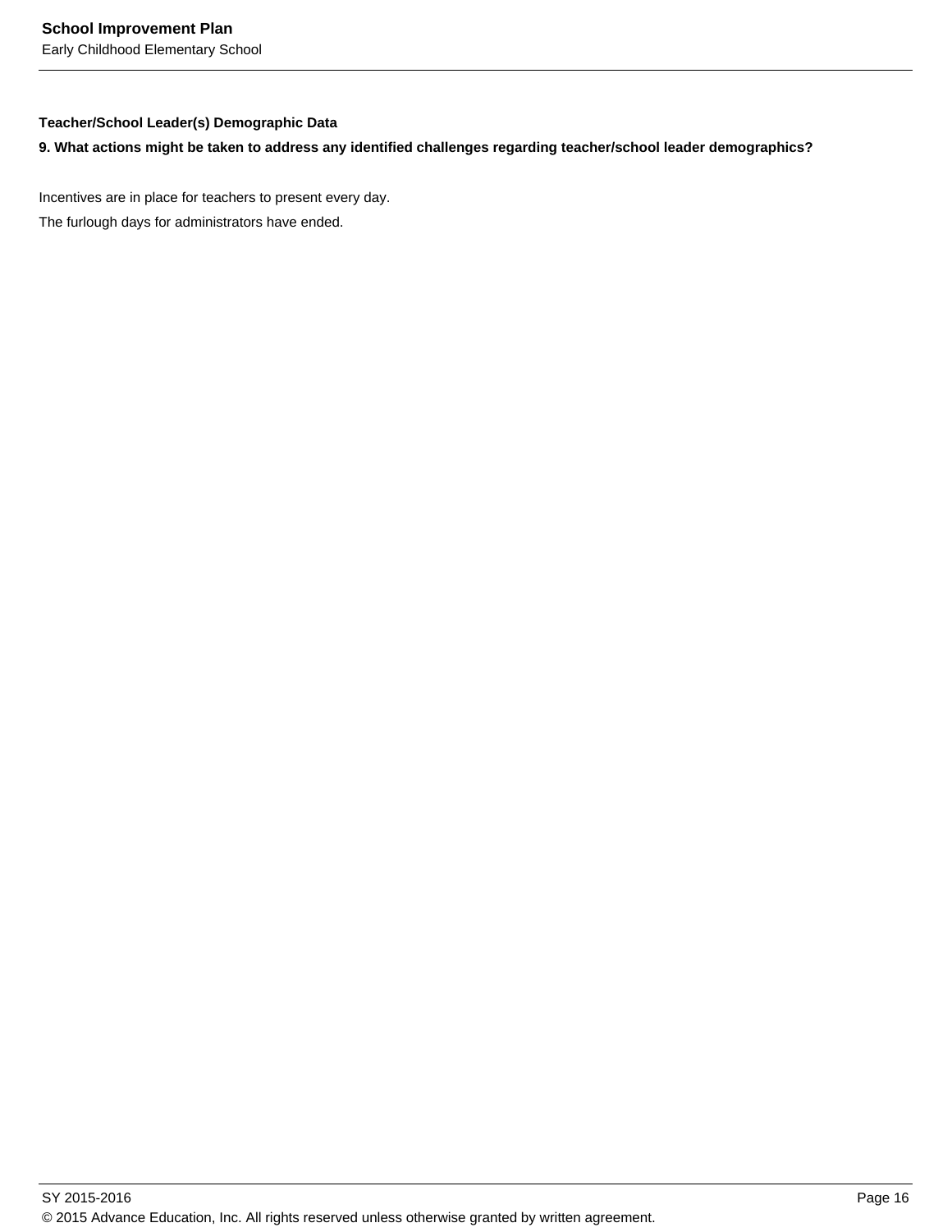**Teacher/School Leader(s) Demographic Data**

**9. What actions might be taken to address any identified challenges regarding teacher/school leader demographics?**

Incentives are in place for teachers to present every day.

The furlough days for administrators have ended.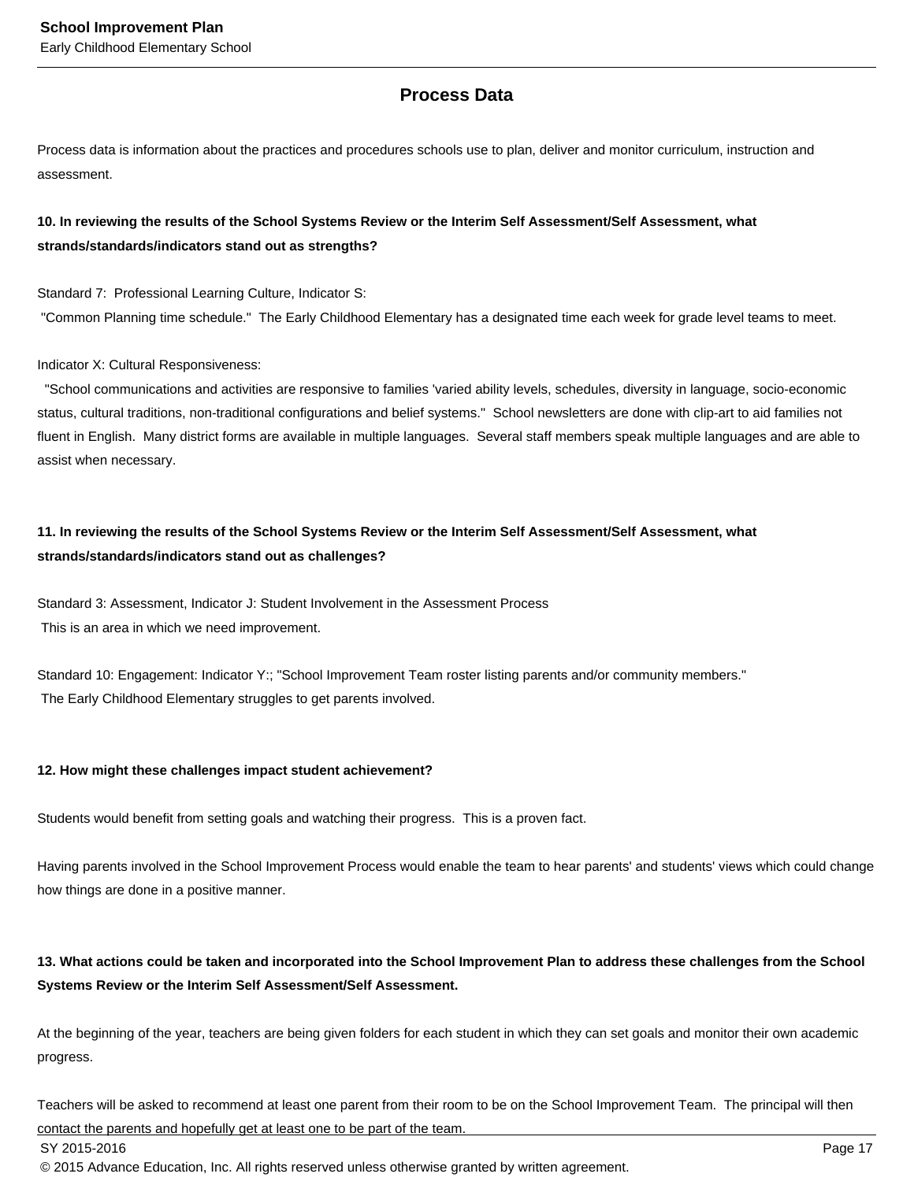## Process Data

Process data is information about the practices and procedures schools use to plan, deliver and monitor curriculum, instruction and assessment.

**10. In reviewing the results of the School Systems Review or the Interim Self Assessment/Self Assessment, what strands/standards/indicators stand out as strengths?**

Standard 7: Professional Learning Culture, Indicator S:
"Common Planning time schedule." The Early Childhood Elementary has a designated time each week for grade level teams to meet.

Indicator X: Cultural Responsiveness:
"School communications and activities are responsive to families 'varied ability levels, schedules, diversity in language, socio-economic status, cultural traditions, non-traditional configurations and belief systems." School newsletters are done with clip-art to aid families not fluent in English. Many district forms are available in multiple languages. Several staff members speak multiple languages and are able to assist when necessary.

**11. In reviewing the results of the School Systems Review or the Interim Self Assessment/Self Assessment, what strands/standards/indicators stand out as challenges?**

Standard 3: Assessment, Indicator J: Student Involvement in the Assessment Process
This is an area in which we need improvement.

Standard 10: Engagement: Indicator Y:; "School Improvement Team roster listing parents and/or community members."
The Early Childhood Elementary struggles to get parents involved.

**12. How might these challenges impact student achievement?**

Students would benefit from setting goals and watching their progress. This is a proven fact.

Having parents involved in the School Improvement Process would enable the team to hear parents' and students' views which could change how things are done in a positive manner.

**13. What actions could be taken and incorporated into the School Improvement Plan to address these challenges from the School Systems Review or the Interim Self Assessment/Self Assessment.**

At the beginning of the year, teachers are being given folders for each student in which they can set goals and monitor their own academic progress.

Teachers will be asked to recommend at least one parent from their room to be on the School Improvement Team. The principal will then contact the parents and hopefully get at least one to be part of the team.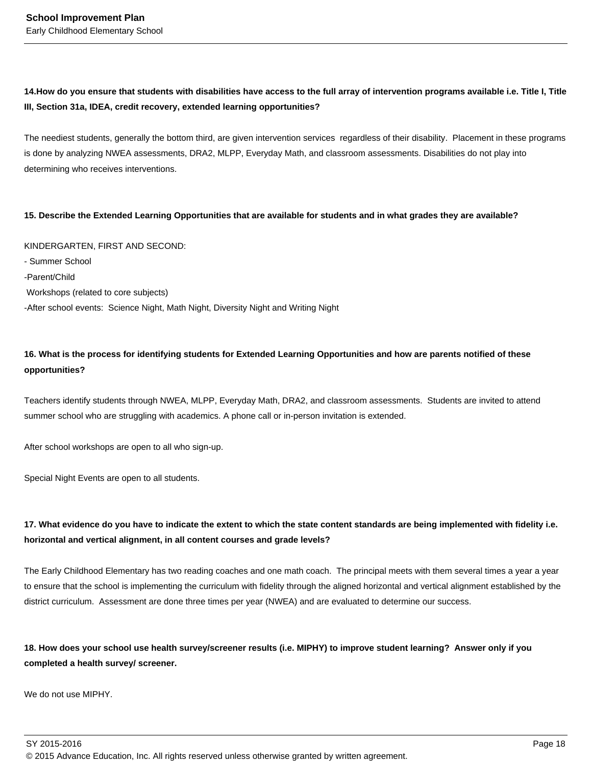**14.How do you ensure that students with disabilities have access to the full array of intervention programs available i.e. Title I, Title III, Section 31a, IDEA, credit recovery, extended learning opportunities?**

The neediest students, generally the bottom third, are given intervention services regardless of their disability. Placement in these programs is done by analyzing NWEA assessments, DRA2, MLPP, Everyday Math, and classroom assessments. Disabilities do not play into determining who receives interventions.

**15. Describe the Extended Learning Opportunities that are available for students and in what grades they are available?**

KINDERGARTEN, FIRST AND SECOND:
- Summer School
-Parent/Child
 Workshops (related to core subjects)
-After school events: Science Night, Math Night, Diversity Night and Writing Night

**16. What is the process for identifying students for Extended Learning Opportunities and how are parents notified of these opportunities?**

Teachers identify students through NWEA, MLPP, Everyday Math, DRA2, and classroom assessments. Students are invited to attend summer school who are struggling with academics. A phone call or in-person invitation is extended.

After school workshops are open to all who sign-up.

Special Night Events are open to all students.

**17. What evidence do you have to indicate the extent to which the state content standards are being implemented with fidelity i.e. horizontal and vertical alignment, in all content courses and grade levels?**

The Early Childhood Elementary has two reading coaches and one math coach. The principal meets with them several times a year a year to ensure that the school is implementing the curriculum with fidelity through the aligned horizontal and vertical alignment established by the district curriculum. Assessment are done three times per year (NWEA) and are evaluated to determine our success.

**18. How does your school use health survey/screener results (i.e. MIPHY) to improve student learning? Answer only if you completed a health survey/ screener.**

We do not use MIPHY.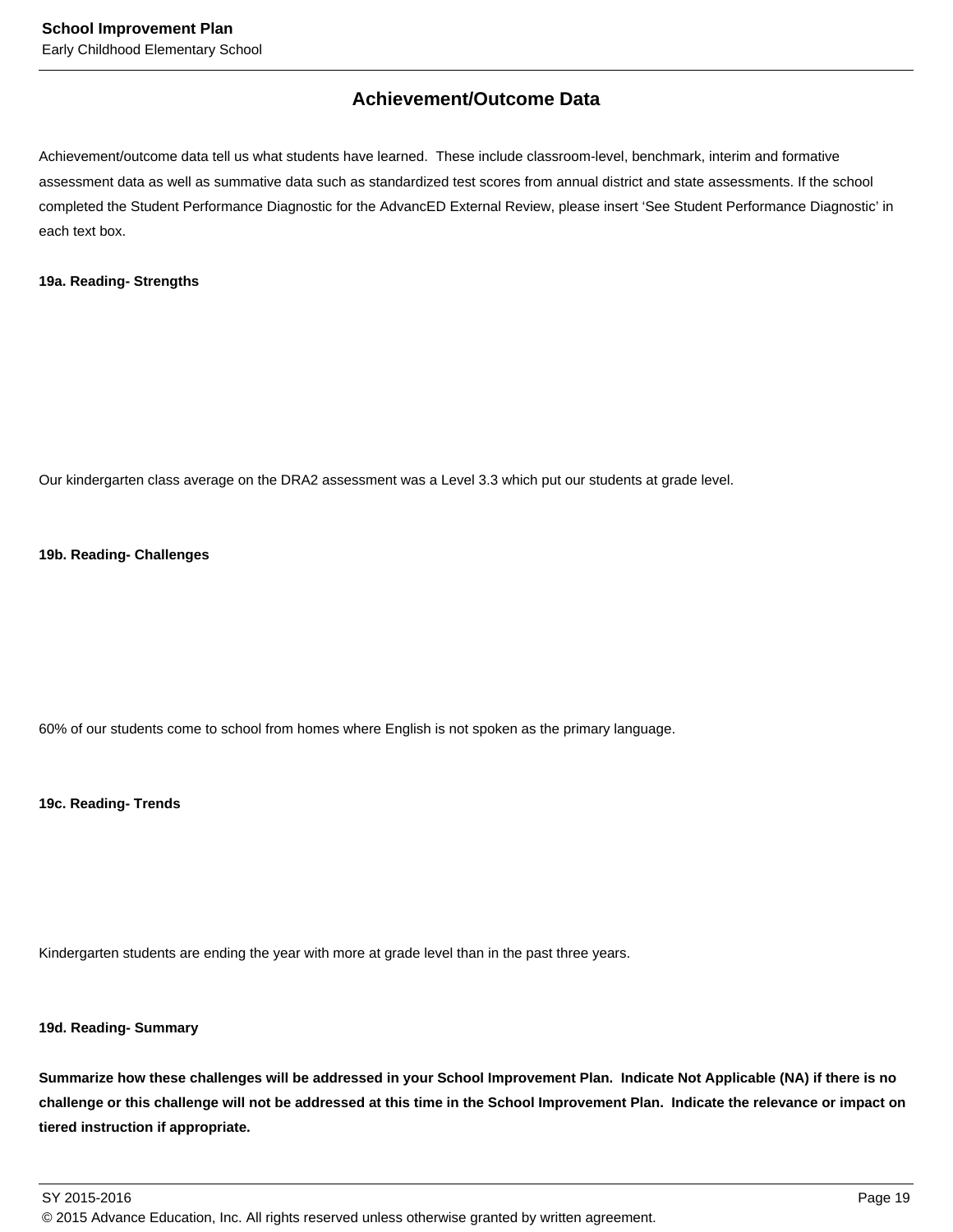## Achievement/Outcome Data

Achievement/outcome data tell us what students have learned. These include classroom-level, benchmark, interim and formative assessment data as well as summative data such as standardized test scores from annual district and state assessments. If the school completed the Student Performance Diagnostic for the AdvancED External Review, please insert 'See Student Performance Diagnostic' in each text box.

**19a. Reading- Strengths**

Our kindergarten class average on the DRA2 assessment was a Level 3.3 which put our students at grade level.

**19b. Reading- Challenges**

60% of our students come to school from homes where English is not spoken as the primary language.

**19c. Reading- Trends**

Kindergarten students are ending the year with more at grade level than in the past three years.

**19d. Reading- Summary**

**Summarize how these challenges will be addressed in your School Improvement Plan. Indicate Not Applicable (NA) if there is no challenge or this challenge will not be addressed at this time in the School Improvement Plan. Indicate the relevance or impact on tiered instruction if appropriate.**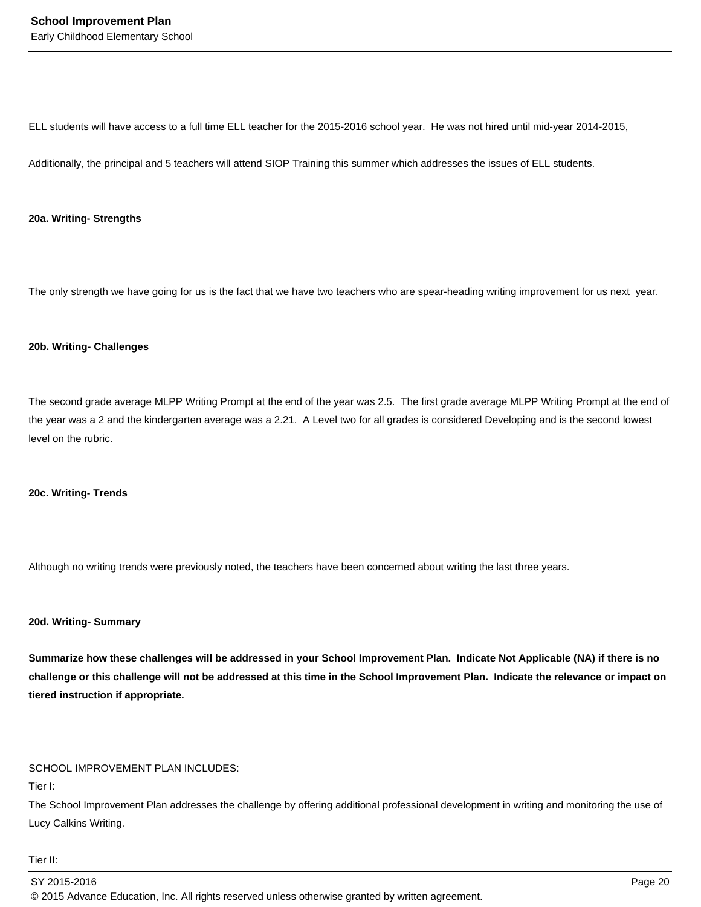ELL students will have access to a full time ELL teacher for the 2015-2016 school year. He was not hired until mid-year 2014-2015,

Additionally, the principal and 5 teachers will attend SIOP Training this summer which addresses the issues of ELL students.

**20a. Writing- Strengths**

The only strength we have going for us is the fact that we have two teachers who are spear-heading writing improvement for us next year.

**20b. Writing- Challenges**

The second grade average MLPP Writing Prompt at the end of the year was 2.5. The first grade average MLPP Writing Prompt at the end of the year was a 2 and the kindergarten average was a 2.21. A Level two for all grades is considered Developing and is the second lowest level on the rubric.

**20c. Writing- Trends**

Although no writing trends were previously noted, the teachers have been concerned about writing the last three years.

**20d. Writing- Summary**

**Summarize how these challenges will be addressed in your School Improvement Plan. Indicate Not Applicable (NA) if there is no challenge or this challenge will not be addressed at this time in the School Improvement Plan. Indicate the relevance or impact on tiered instruction if appropriate.**

SCHOOL IMPROVEMENT PLAN INCLUDES:
Tier I:
The School Improvement Plan addresses the challenge by offering additional professional development in writing and monitoring the use of Lucy Calkins Writing.

Tier II: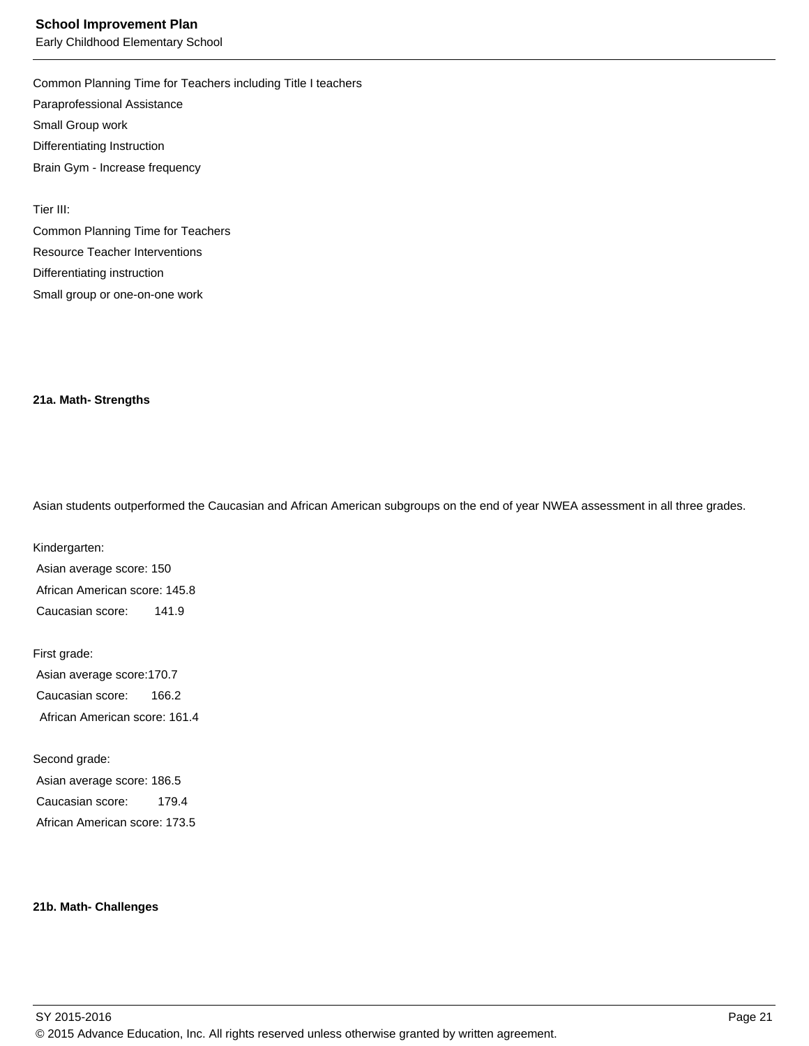Common Planning Time for Teachers including Title I teachers

Paraprofessional Assistance

Small Group work

Differentiating Instruction

Brain Gym - Increase frequency

Tier III:

Common Planning Time for Teachers

Resource Teacher Interventions

Differentiating instruction

Small group or one-on-one work

**21a. Math- Strengths**

Asian students outperformed the Caucasian and African American subgroups on the end of year NWEA assessment in all three grades.

Kindergarten:

Asian average score: 150

African American score: 145.8

Caucasian score: 141.9

First grade:

Asian average score:170.7

Caucasian score: 166.2

African American score: 161.4

Second grade:

Asian average score: 186.5

Caucasian score: 179.4

African American score: 173.5

**21b. Math- Challenges**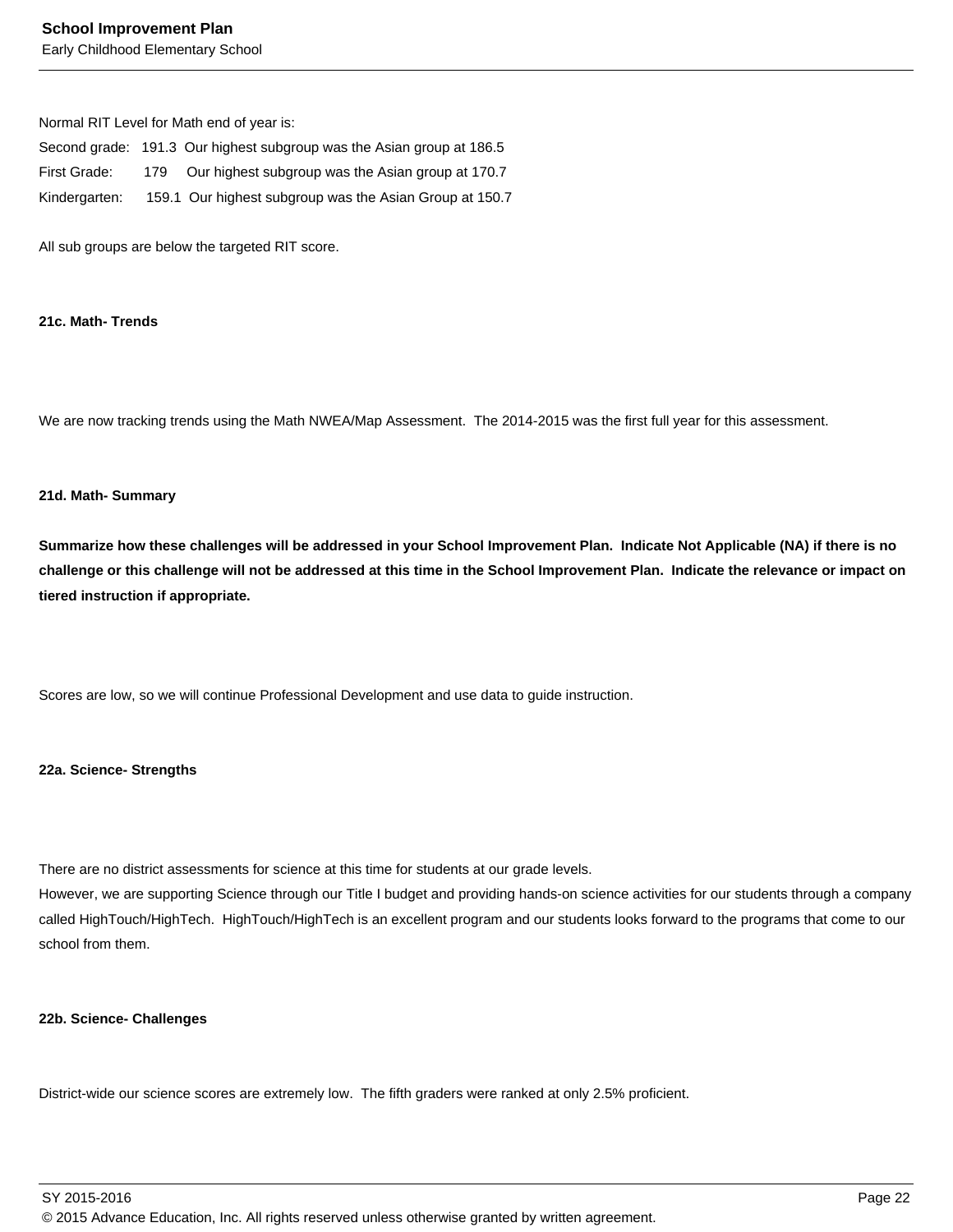Normal RIT Level for Math end of year is:
Second grade: 191.3 Our highest subgroup was the Asian group at 186.5
First Grade: 179 Our highest subgroup was the Asian group at 170.7
Kindergarten: 159.1 Our highest subgroup was the Asian Group at 150.7

All sub groups are below the targeted RIT score.

**21c. Math- Trends**

We are now tracking trends using the Math NWEA/Map Assessment. The 2014-2015 was the first full year for this assessment.

**21d. Math- Summary**

**Summarize how these challenges will be addressed in your School Improvement Plan. Indicate Not Applicable (NA) if there is no challenge or this challenge will not be addressed at this time in the School Improvement Plan. Indicate the relevance or impact on tiered instruction if appropriate.**

Scores are low, so we will continue Professional Development and use data to guide instruction.

**22a. Science- Strengths**

There are no district assessments for science at this time for students at our grade levels.
However, we are supporting Science through our Title I budget and providing hands-on science activities for our students through a company called HighTouch/HighTech. HighTouch/HighTech is an excellent program and our students looks forward to the programs that come to our school from them.

**22b. Science- Challenges**

District-wide our science scores are extremely low. The fifth graders were ranked at only 2.5% proficient.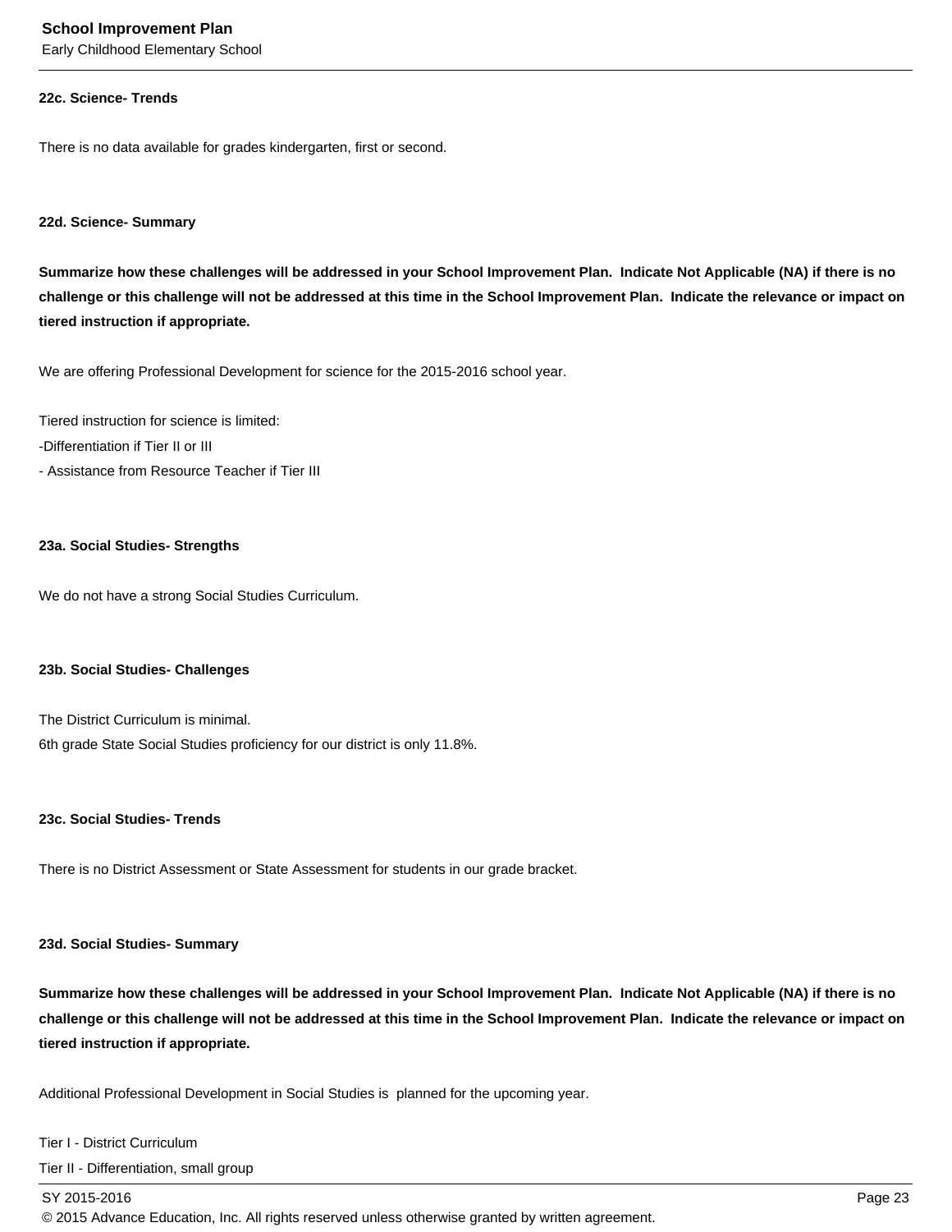**22c. Science- Trends**

There is no data available for grades kindergarten, first or second.

**22d. Science- Summary**

**Summarize how these challenges will be addressed in your School Improvement Plan. Indicate Not Applicable (NA) if there is no challenge or this challenge will not be addressed at this time in the School Improvement Plan. Indicate the relevance or impact on tiered instruction if appropriate.**

We are offering Professional Development for science for the 2015-2016 school year.

Tiered instruction for science is limited:
-Differentiation if Tier II or III
- Assistance from Resource Teacher if Tier III

**23a. Social Studies- Strengths**

We do not have a strong Social Studies Curriculum.

**23b. Social Studies- Challenges**

The District Curriculum is minimal.
6th grade State Social Studies proficiency for our district is only 11.8%.

**23c. Social Studies- Trends**

There is no District Assessment or State Assessment for students in our grade bracket.

**23d. Social Studies- Summary**

**Summarize how these challenges will be addressed in your School Improvement Plan. Indicate Not Applicable (NA) if there is no challenge or this challenge will not be addressed at this time in the School Improvement Plan. Indicate the relevance or impact on tiered instruction if appropriate.**

Additional Professional Development in Social Studies is planned for the upcoming year.

Tier I - District Curriculum
Tier II - Differentiation, small group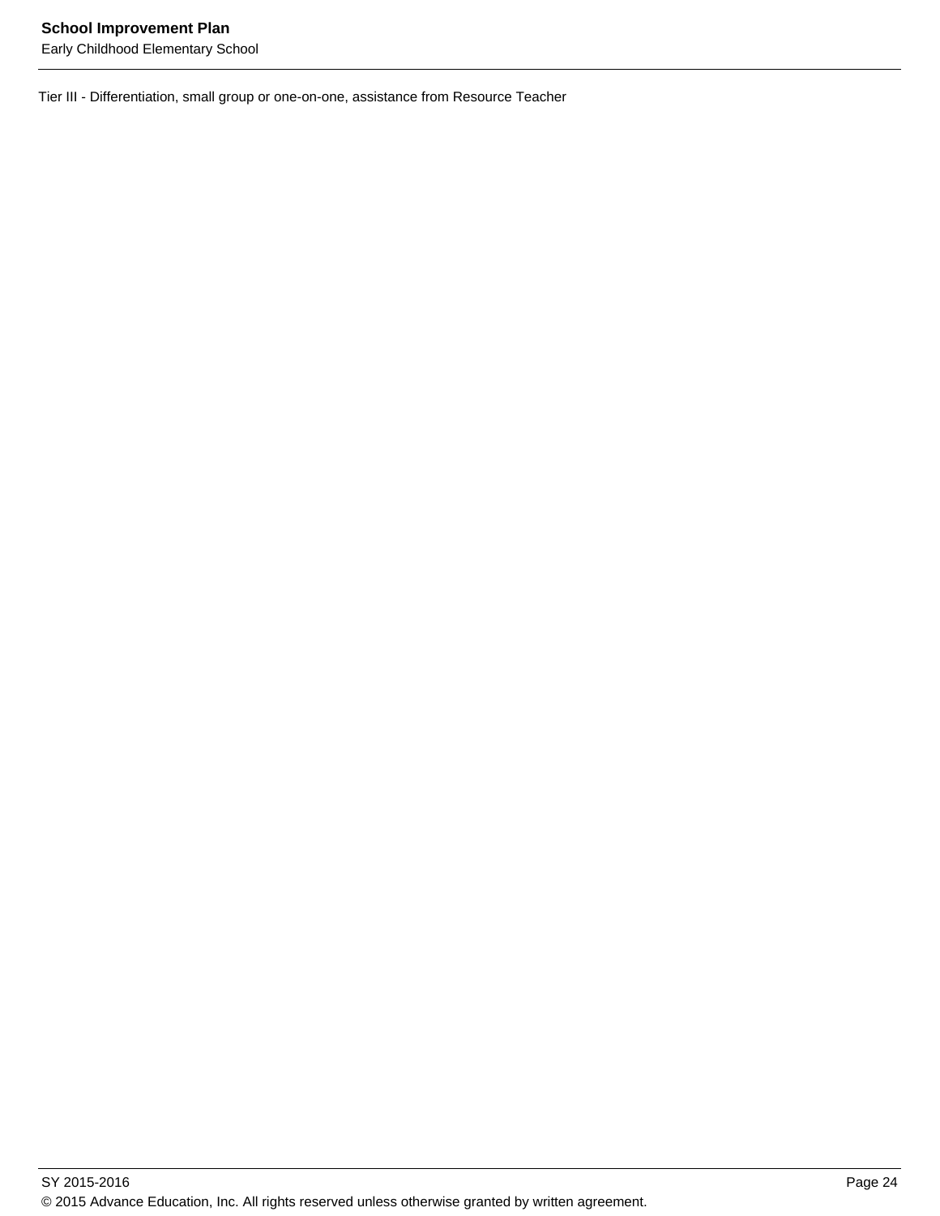Tier III - Differentiation, small group or one-on-one, assistance from Resource Teacher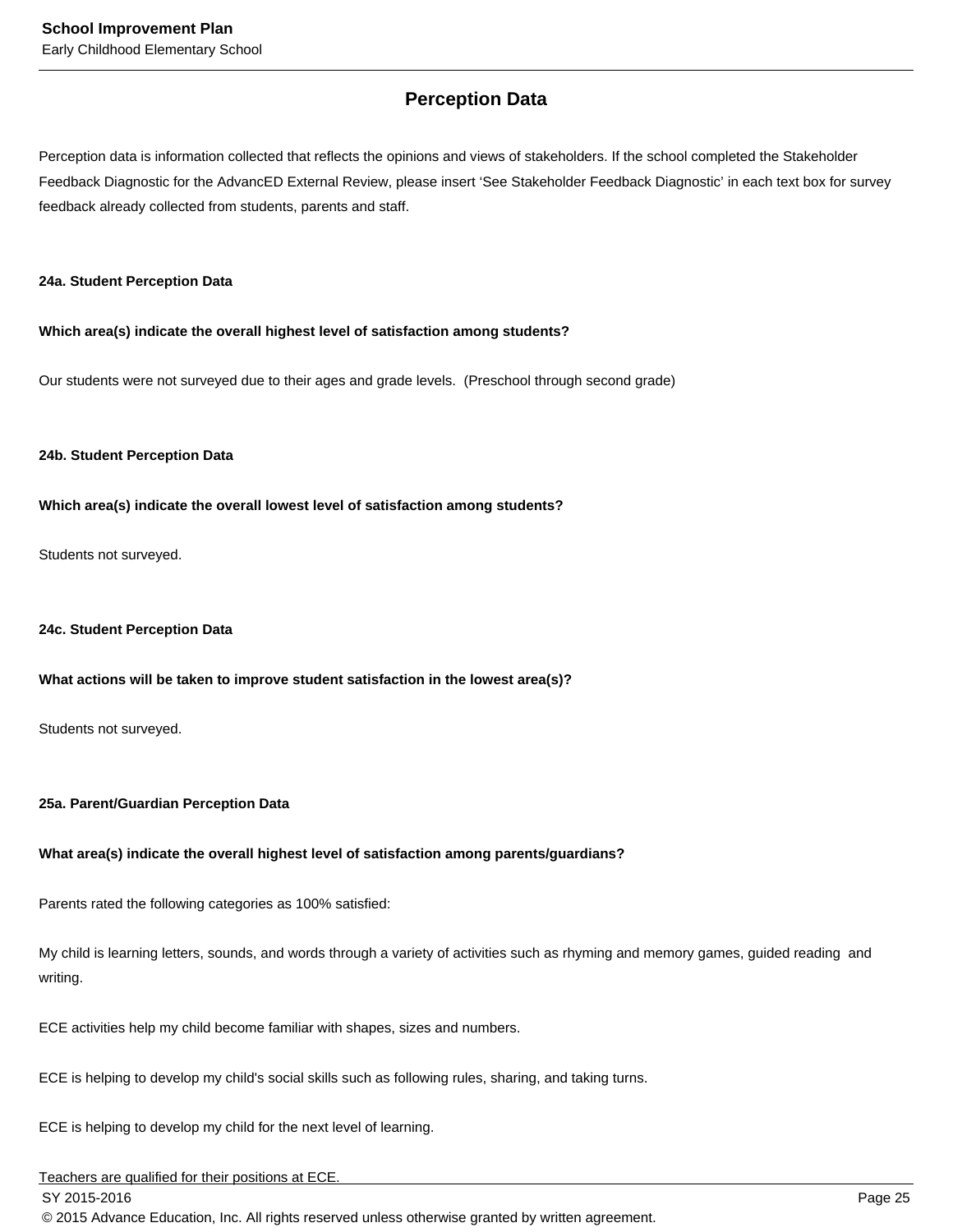## Perception Data

Perception data is information collected that reflects the opinions and views of stakeholders. If the school completed the Stakeholder Feedback Diagnostic for the AdvancED External Review, please insert 'See Stakeholder Feedback Diagnostic' in each text box for survey feedback already collected from students, parents and staff.

**24a. Student Perception Data**

**Which area(s) indicate the overall highest level of satisfaction among students?**

Our students were not surveyed due to their ages and grade levels. (Preschool through second grade)

**24b. Student Perception Data**

**Which area(s) indicate the overall lowest level of satisfaction among students?**

Students not surveyed.

**24c. Student Perception Data**

**What actions will be taken to improve student satisfaction in the lowest area(s)?**

Students not surveyed.

**25a. Parent/Guardian Perception Data**

**What area(s) indicate the overall highest level of satisfaction among parents/guardians?**

Parents rated the following categories as 100% satisfied:

My child is learning letters, sounds, and words through a variety of activities such as rhyming and memory games, guided reading and writing.

ECE activities help my child become familiar with shapes, sizes and numbers.

ECE is helping to develop my child's social skills such as following rules, sharing, and taking turns.

ECE is helping to develop my child for the next level of learning.

Teachers are qualified for their positions at ECE.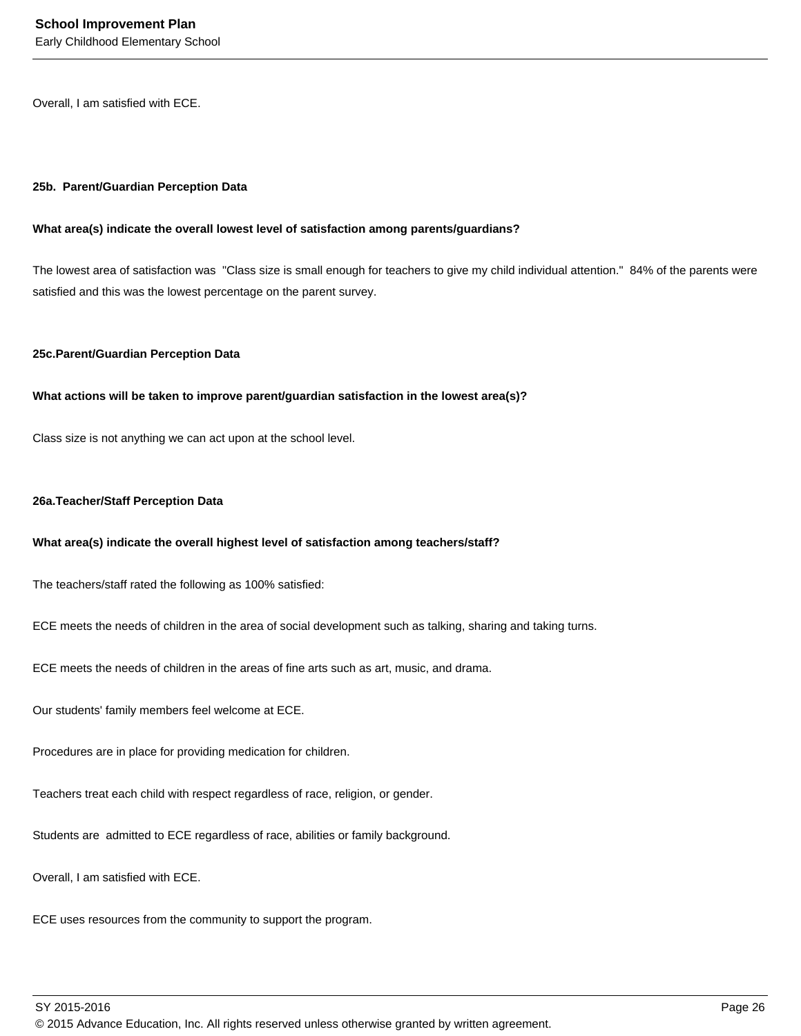Overall, I am satisfied with ECE.

**25b. Parent/Guardian Perception Data**

**What area(s) indicate the overall lowest level of satisfaction among parents/guardians?**

The lowest area of satisfaction was "Class size is small enough for teachers to give my child individual attention." 84% of the parents were satisfied and this was the lowest percentage on the parent survey.

**25c.Parent/Guardian Perception Data**

**What actions will be taken to improve parent/guardian satisfaction in the lowest area(s)?**

Class size is not anything we can act upon at the school level.

**26a.Teacher/Staff Perception Data**

**What area(s) indicate the overall highest level of satisfaction among teachers/staff?**

The teachers/staff rated the following as 100% satisfied:

ECE meets the needs of children in the area of social development such as talking, sharing and taking turns.

ECE meets the needs of children in the areas of fine arts such as art, music, and drama.

Our students' family members feel welcome at ECE.

Procedures are in place for providing medication for children.

Teachers treat each child with respect regardless of race, religion, or gender.

Students are admitted to ECE regardless of race, abilities or family background.

Overall, I am satisfied with ECE.

ECE uses resources from the community to support the program.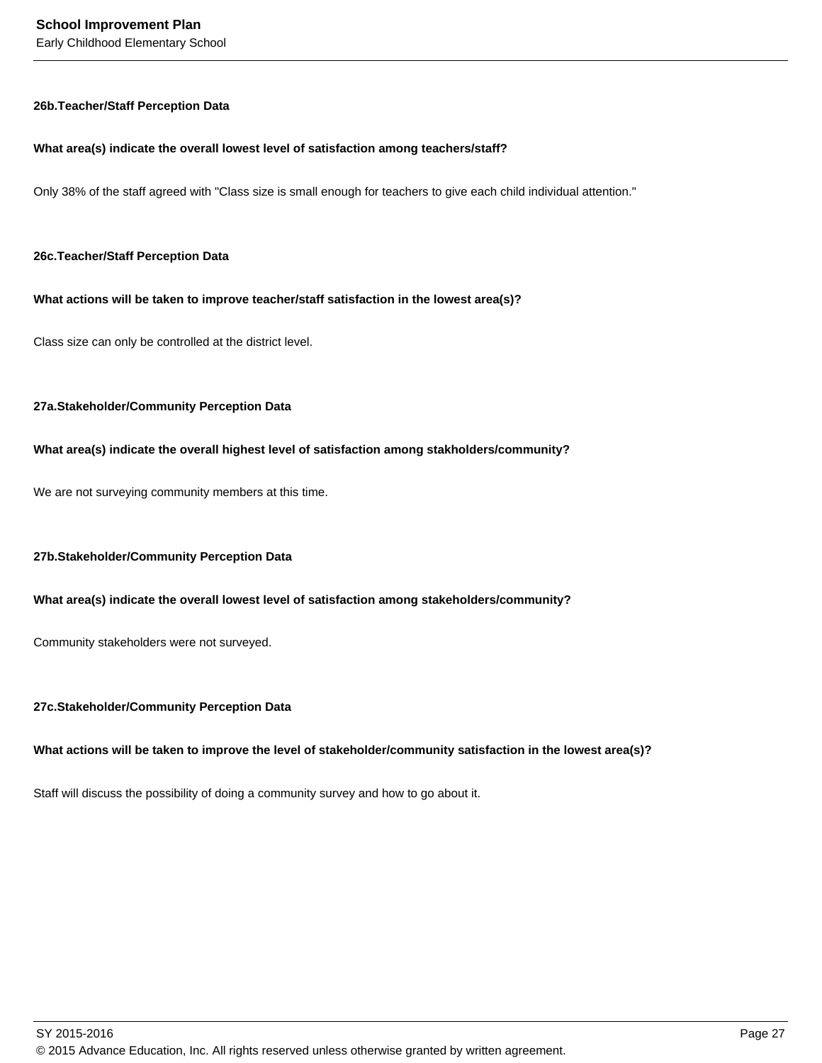**26b.Teacher/Staff Perception Data**

**What area(s) indicate the overall lowest level of satisfaction among teachers/staff?**

Only 38% of the staff agreed with "Class size is small enough for teachers to give each child individual attention."

**26c.Teacher/Staff Perception Data**

**What actions will be taken to improve teacher/staff satisfaction in the lowest area(s)?**

Class size can only be controlled at the district level.

**27a.Stakeholder/Community Perception Data**

**What area(s) indicate the overall highest level of satisfaction among stakholders/community?**

We are not surveying community members at this time.

**27b.Stakeholder/Community Perception Data**

**What area(s) indicate the overall lowest level of satisfaction among stakeholders/community?**

Community stakeholders were not surveyed.

**27c.Stakeholder/Community Perception Data**

**What actions will be taken to improve the level of stakeholder/community satisfaction in the lowest area(s)?**

Staff will discuss the possibility of doing a community survey and how to go about it.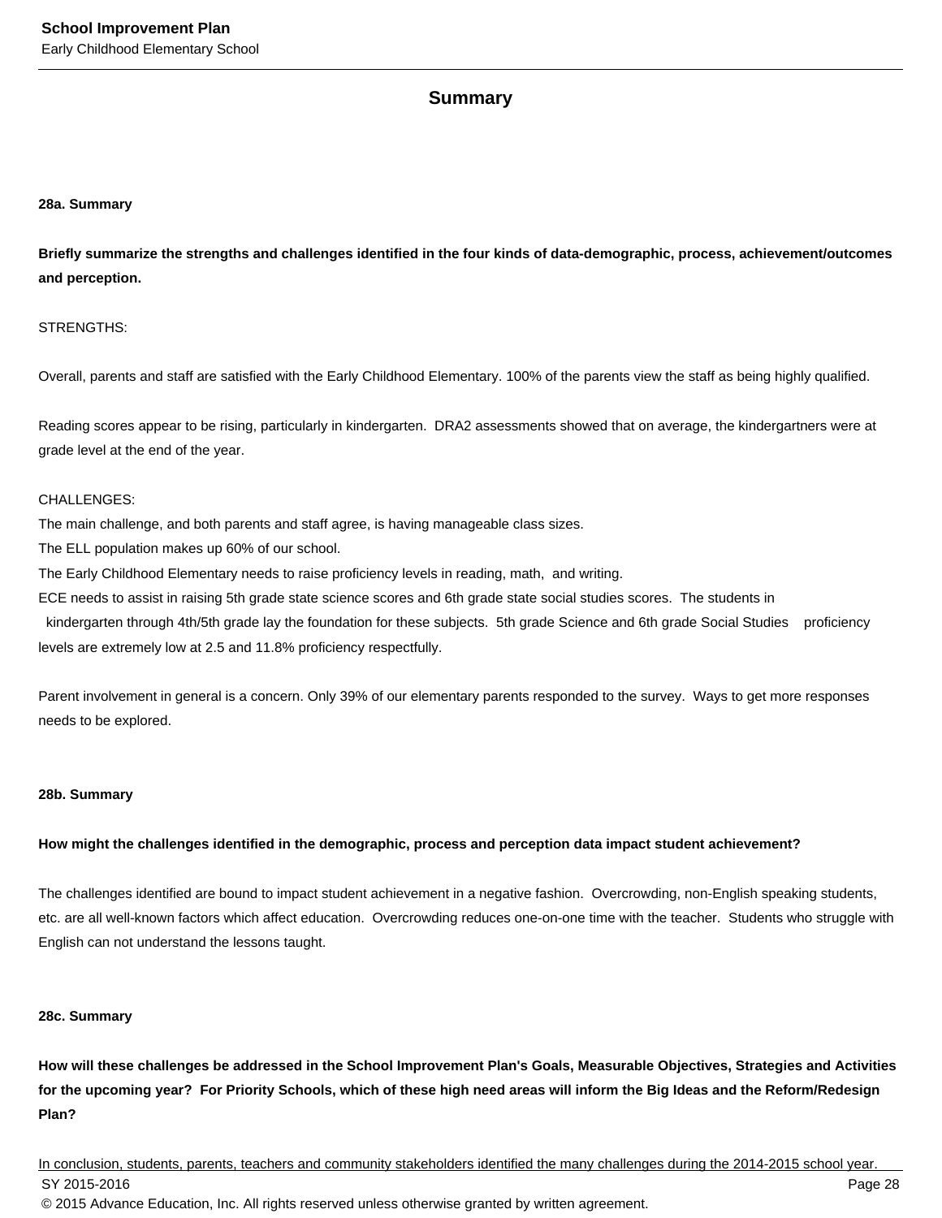## Summary

### 28a. Summary

**Briefly summarize the strengths and challenges identified in the four kinds of data-demographic, process, achievement/outcomes and perception.**

STRENGTHS:

Overall, parents and staff are satisfied with the Early Childhood Elementary. 100% of the parents view the staff as being highly qualified.

Reading scores appear to be rising, particularly in kindergarten. DRA2 assessments showed that on average, the kindergartners were at grade level at the end of the year.

CHALLENGES:
The main challenge, and both parents and staff agree, is having manageable class sizes.
The ELL population makes up 60% of our school.
The Early Childhood Elementary needs to raise proficiency levels in reading, math, and writing.
ECE needs to assist in raising 5th grade state science scores and 6th grade state social studies scores. The students in kindergarten through 4th/5th grade lay the foundation for these subjects. 5th grade Science and 6th grade Social Studies proficiency levels are extremely low at 2.5 and 11.8% proficiency respectfully.

Parent involvement in general is a concern. Only 39% of our elementary parents responded to the survey. Ways to get more responses needs to be explored.

### 28b. Summary

**How might the challenges identified in the demographic, process and perception data impact student achievement?**

The challenges identified are bound to impact student achievement in a negative fashion. Overcrowding, non-English speaking students, etc. are all well-known factors which affect education. Overcrowding reduces one-on-one time with the teacher. Students who struggle with English can not understand the lessons taught.

### 28c. Summary

**How will these challenges be addressed in the School Improvement Plan's Goals, Measurable Objectives, Strategies and Activities for the upcoming year? For Priority Schools, which of these high need areas will inform the Big Ideas and the Reform/Redesign Plan?**

In conclusion, students, parents, teachers and community stakeholders identified the many challenges during the 2014-2015 school year.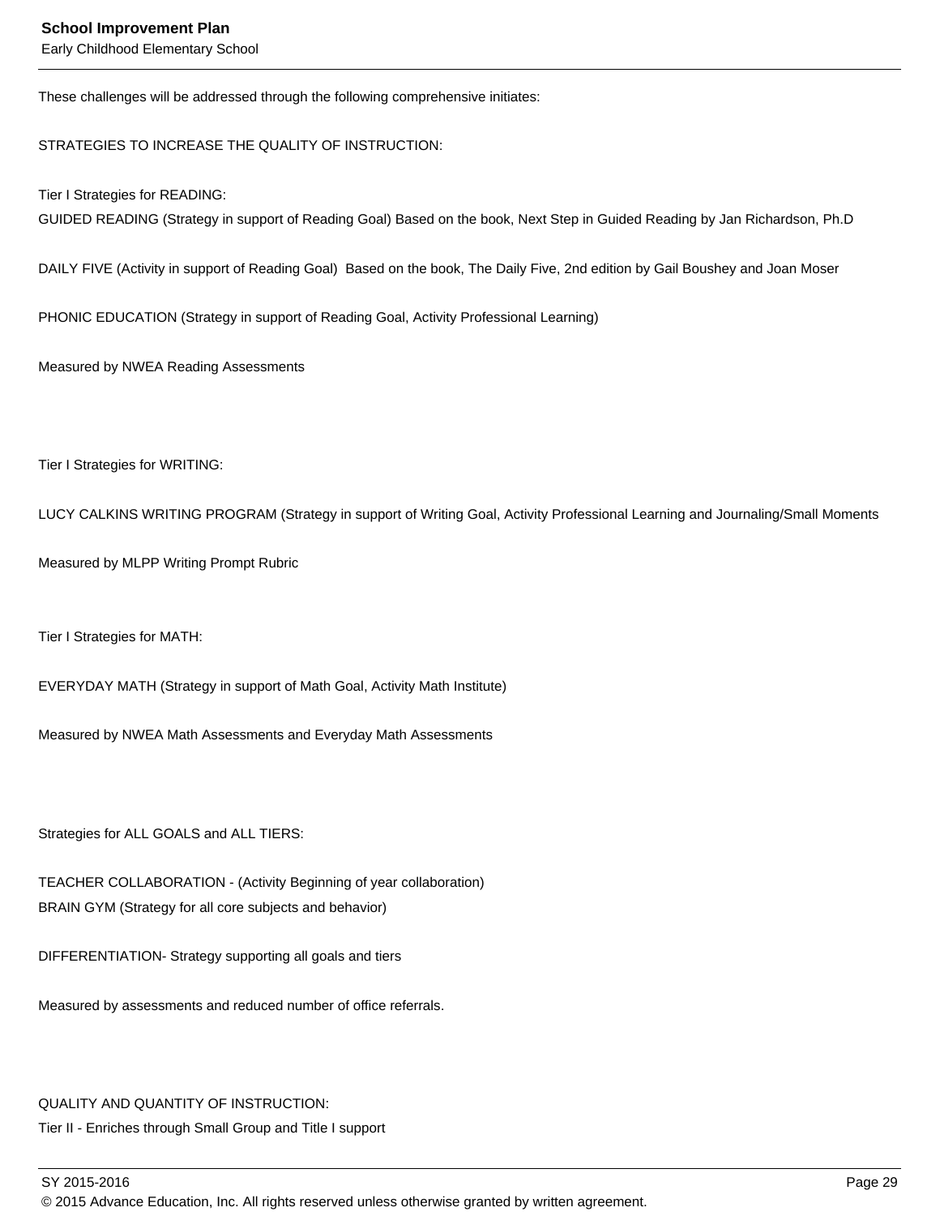These challenges will be addressed through the following comprehensive initiates:

STRATEGIES TO INCREASE THE QUALITY OF INSTRUCTION:

Tier I Strategies for READING:
GUIDED READING (Strategy in support of Reading Goal) Based on the book, Next Step in Guided Reading by Jan Richardson, Ph.D

DAILY FIVE (Activity in support of Reading Goal) Based on the book, The Daily Five, 2nd edition by Gail Boushey and Joan Moser

PHONIC EDUCATION (Strategy in support of Reading Goal, Activity Professional Learning)

Measured by NWEA Reading Assessments

Tier I Strategies for WRITING:

LUCY CALKINS WRITING PROGRAM (Strategy in support of Writing Goal, Activity Professional Learning and Journaling/Small Moments

Measured by MLPP Writing Prompt Rubric

Tier I Strategies for MATH:

EVERYDAY MATH (Strategy in support of Math Goal, Activity Math Institute)

Measured by NWEA Math Assessments and Everyday Math Assessments

Strategies for ALL GOALS and ALL TIERS:

TEACHER COLLABORATION - (Activity Beginning of year collaboration)
BRAIN GYM (Strategy for all core subjects and behavior)

DIFFERENTIATION- Strategy supporting all goals and tiers

Measured by assessments and reduced number of office referrals.

QUALITY AND QUANTITY OF INSTRUCTION:
Tier II - Enriches through Small Group and Title I support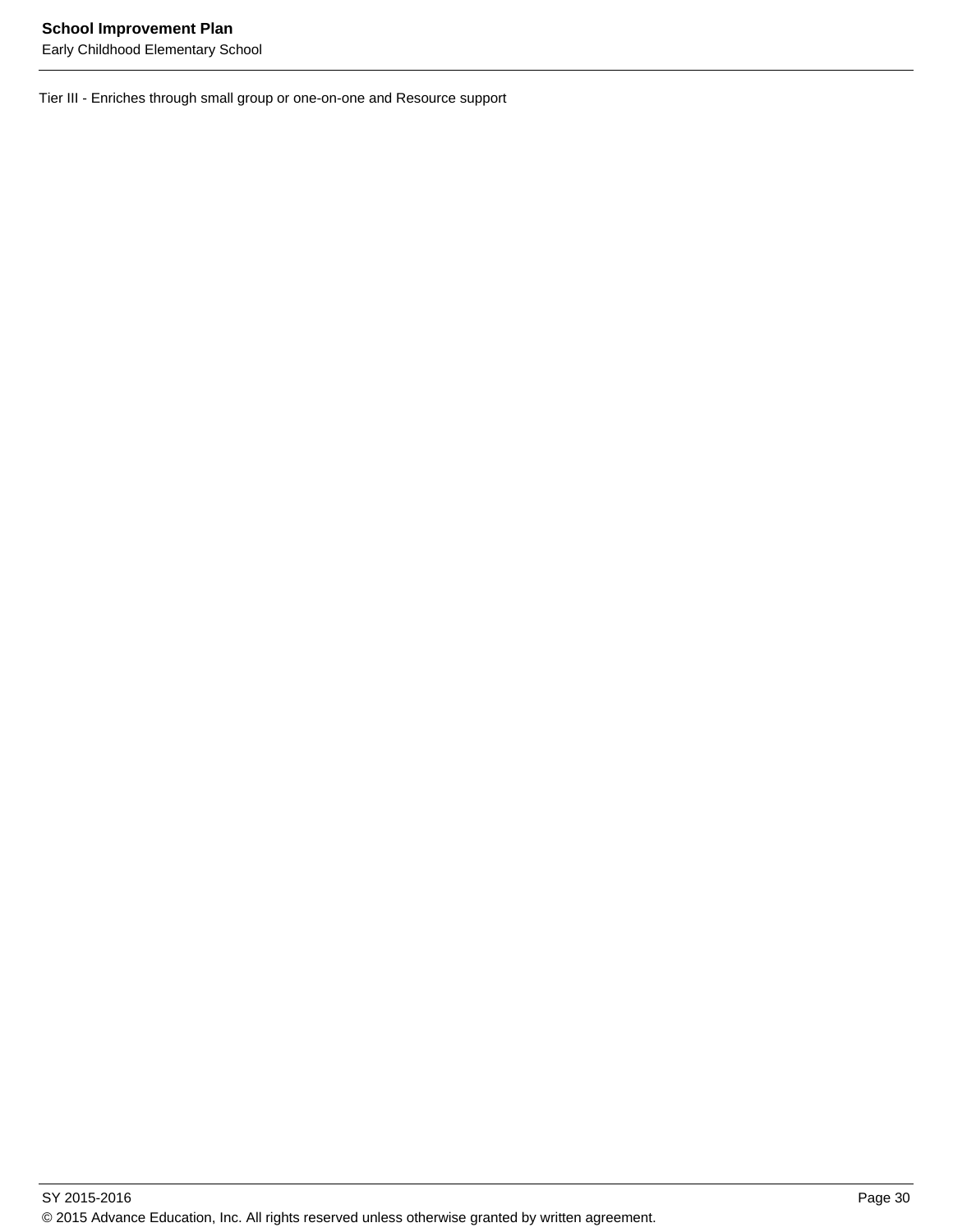Tier III - Enriches through small group or one-on-one and Resource support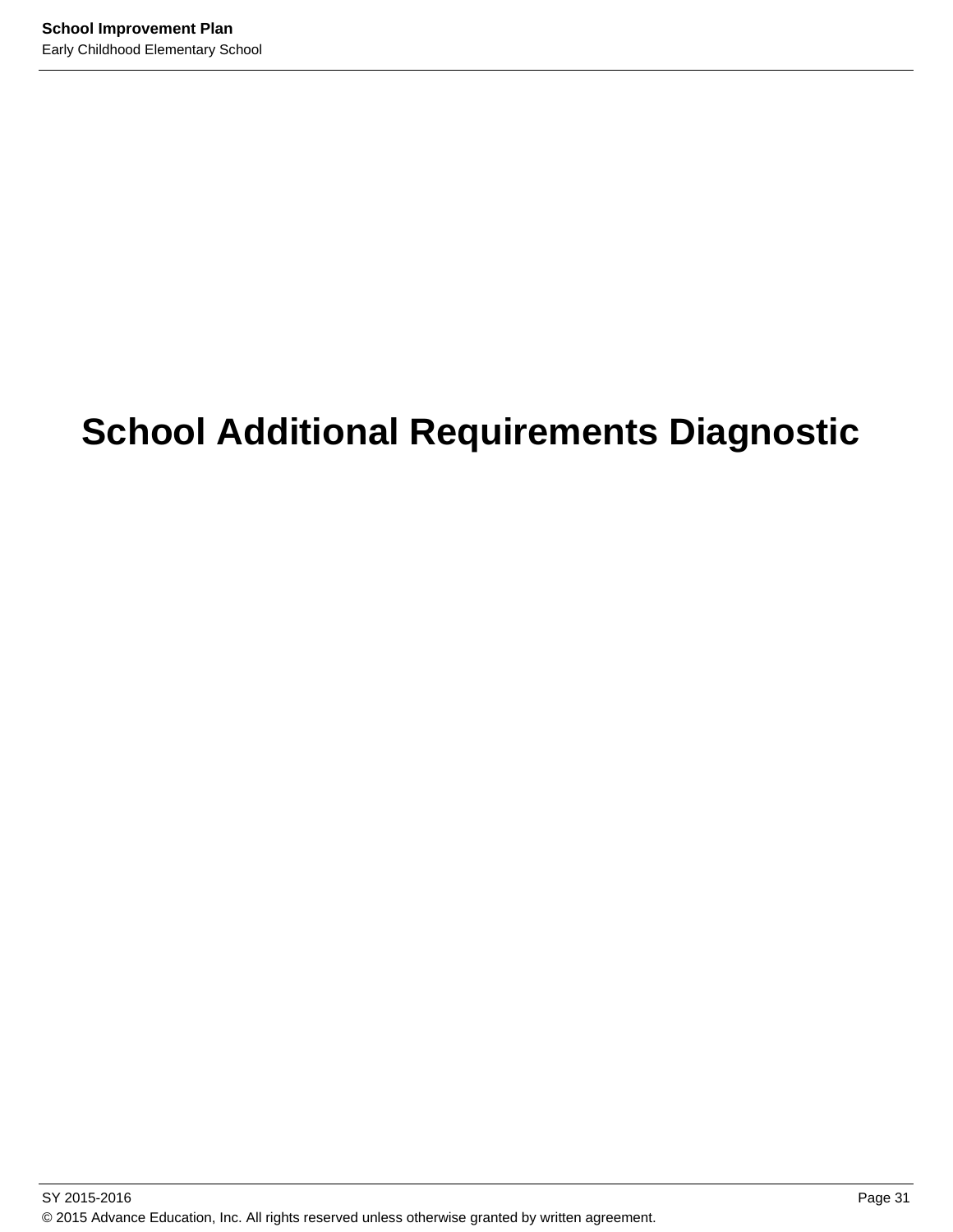# School Additional Requirements Diagnostic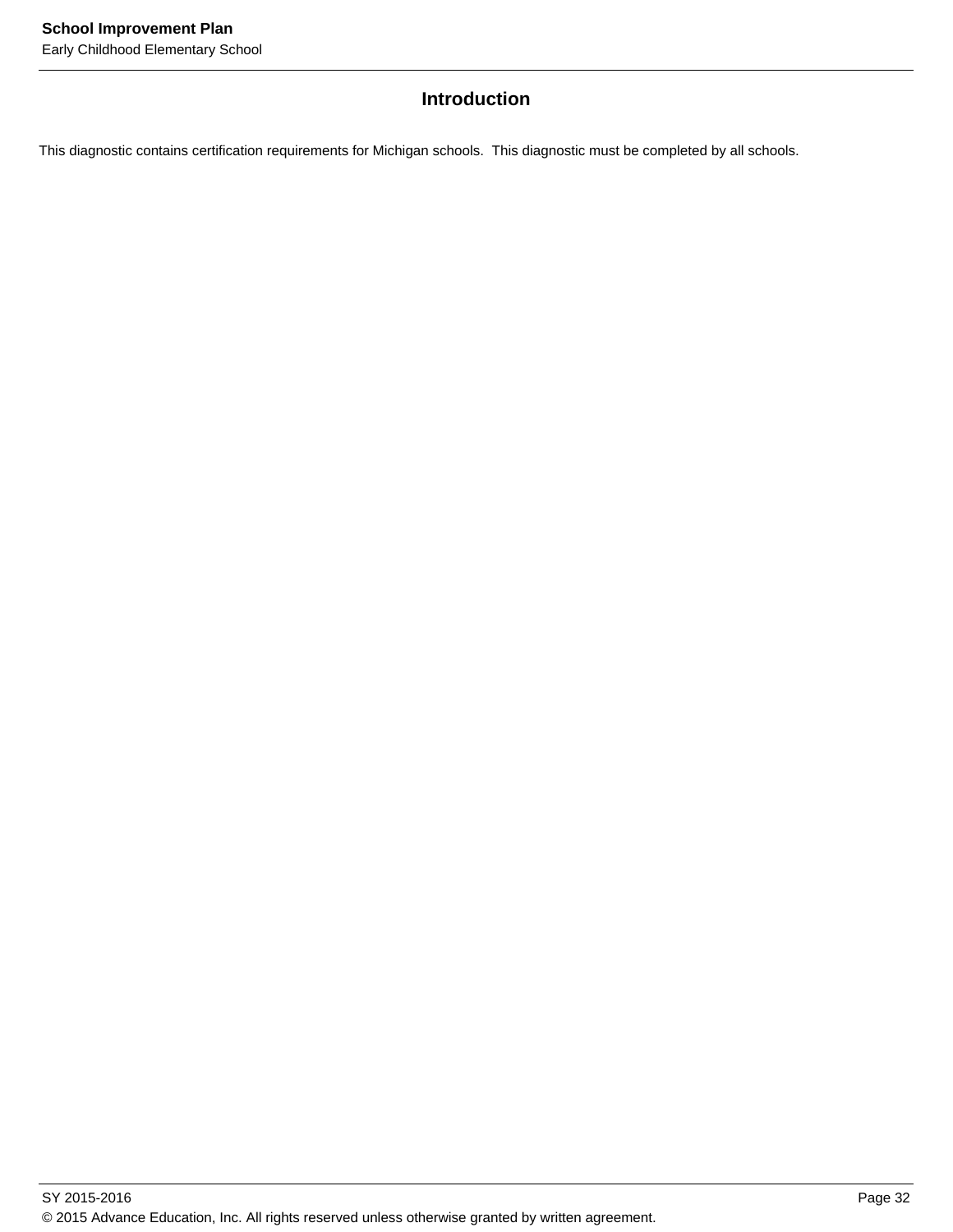## Introduction

This diagnostic contains certification requirements for Michigan schools.  This diagnostic must be completed by all schools.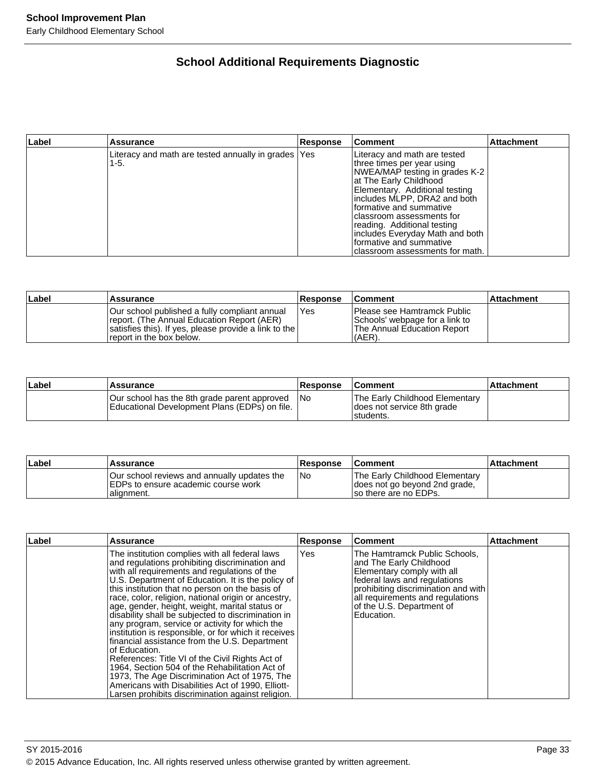## School Additional Requirements Diagnostic

| Label | Assurance | Response | Comment | Attachment |
|---|---|---|---|---|
| | Literacy and math are tested annually in grades 1-5. | Yes | Literacy and math are tested three times per year using NWEA/MAP testing in grades K-2 at The Early Childhood Elementary. Additional testing includes MLPP, DRA2 and both formative and summative classroom assessments for reading. Additional testing includes Everyday Math and both formative and summative classroom assessments for math. | |

| Label | Assurance | Response | Comment | Attachment |
|---|---|---|---|---|
| | Our school published a fully compliant annual report. (The Annual Education Report (AER) satisfies this). If yes, please provide a link to the report in the box below. | Yes | Please see Hamtramck Public Schools' webpage for a link to The Annual Education Report (AER). | |

| Label | Assurance | Response | Comment | Attachment |
|---|---|---|---|---|
| | Our school has the 8th grade parent approved Educational Development Plans (EDPs) on file. | No | The Early Childhood Elementary does not service 8th grade students. | |

| Label | Assurance | Response | Comment | Attachment |
|---|---|---|---|---|
| | Our school reviews and annually updates the EDPs to ensure academic course work alignment. | No | The Early Childhood Elementary does not go beyond 2nd grade, so there are no EDPs. | |

| Label | Assurance | Response | Comment | Attachment |
|---|---|---|---|---|
| | The institution complies with all federal laws and regulations prohibiting discrimination and with all requirements and regulations of the U.S. Department of Education. It is the policy of this institution that no person on the basis of race, color, religion, national origin or ancestry, age, gender, height, weight, marital status or disability shall be subjected to discrimination in any program, service or activity for which the institution is responsible, or for which it receives financial assistance from the U.S. Department of Education.<br>References: Title VI of the Civil Rights Act of 1964, Section 504 of the Rehabilitation Act of 1973, The Age Discrimination Act of 1975, The Americans with Disabilities Act of 1990, Elliott-Larsen prohibits discrimination against religion. | Yes | The Hamtramck Public Schools, and The Early Childhood Elementary comply with all federal laws and regulations prohibiting discrimination and with all requirements and regulations of the U.S. Department of Education. | |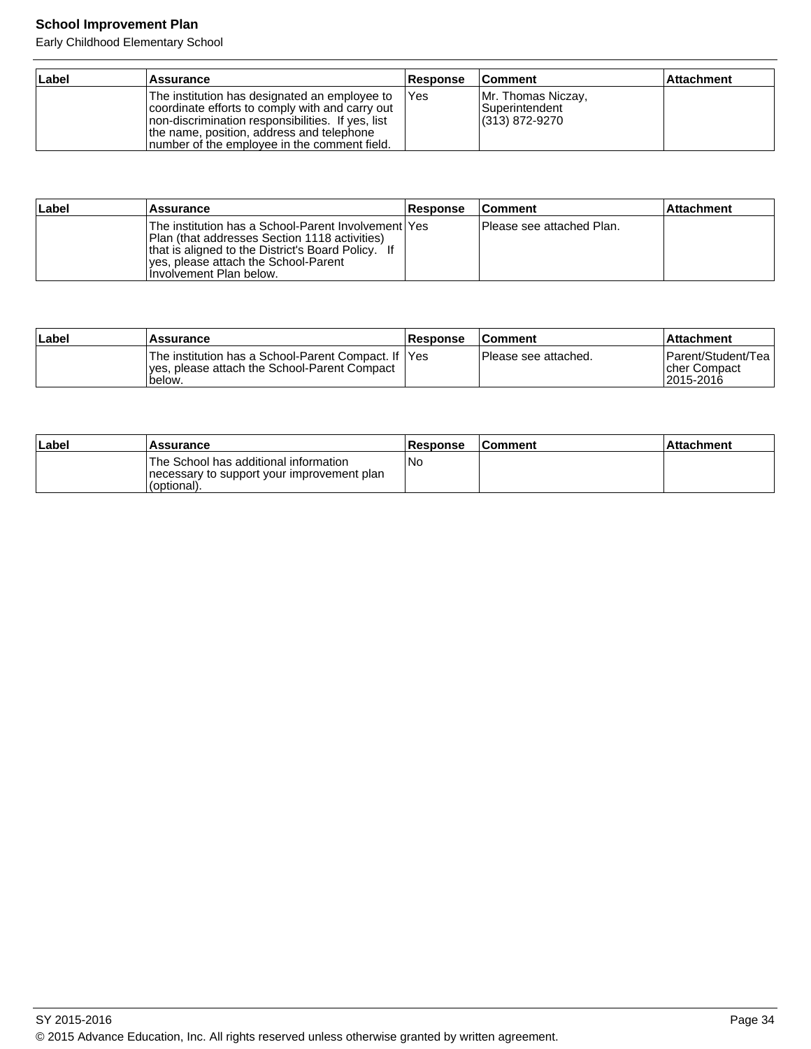| Label | Assurance | Response | Comment | Attachment |
|---|---|---|---|---|
| | The institution has designated an employee to coordinate efforts to comply with and carry out non-discrimination responsibilities. If yes, list the name, position, address and telephone number of the employee in the comment field. | Yes | Mr. Thomas Niczay, Superintendent (313) 872-9270 | |

| Label | Assurance | Response | Comment | Attachment |
|---|---|---|---|---|
| | The institution has a School-Parent Involvement Plan (that addresses Section 1118 activities) that is aligned to the District's Board Policy. If yes, please attach the School-Parent Involvement Plan below. | Yes | Please see attached Plan. | |

| Label | Assurance | Response | Comment | Attachment |
|---|---|---|---|---|
| | The institution has a School-Parent Compact. If yes, please attach the School-Parent Compact below. | Yes | Please see attached. | Parent/Student/Teacher Compact 2015-2016 |

| Label | Assurance | Response | Comment | Attachment |
|---|---|---|---|---|
| | The School has additional information necessary to support your improvement plan (optional). | No | | |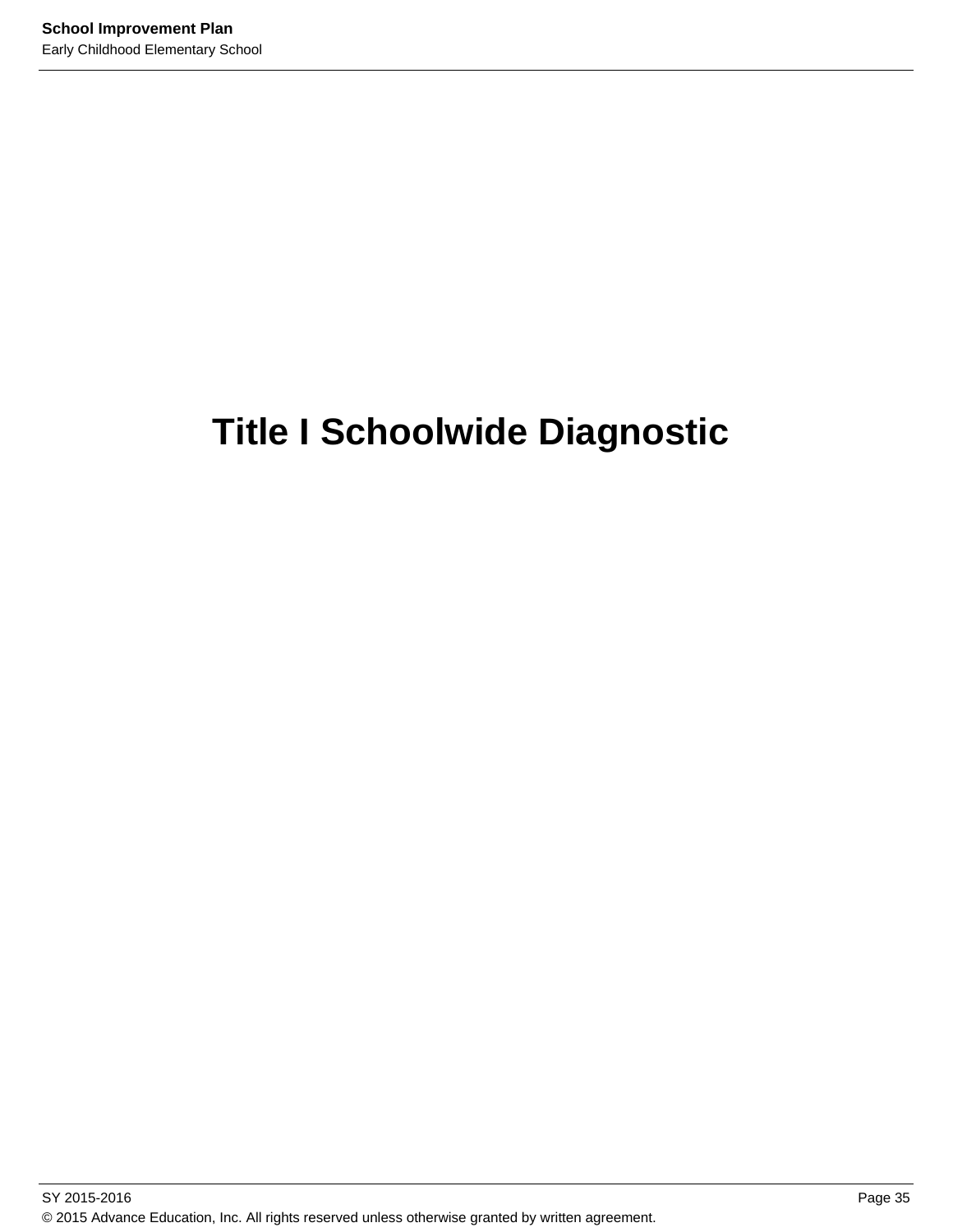# Title I Schoolwide Diagnostic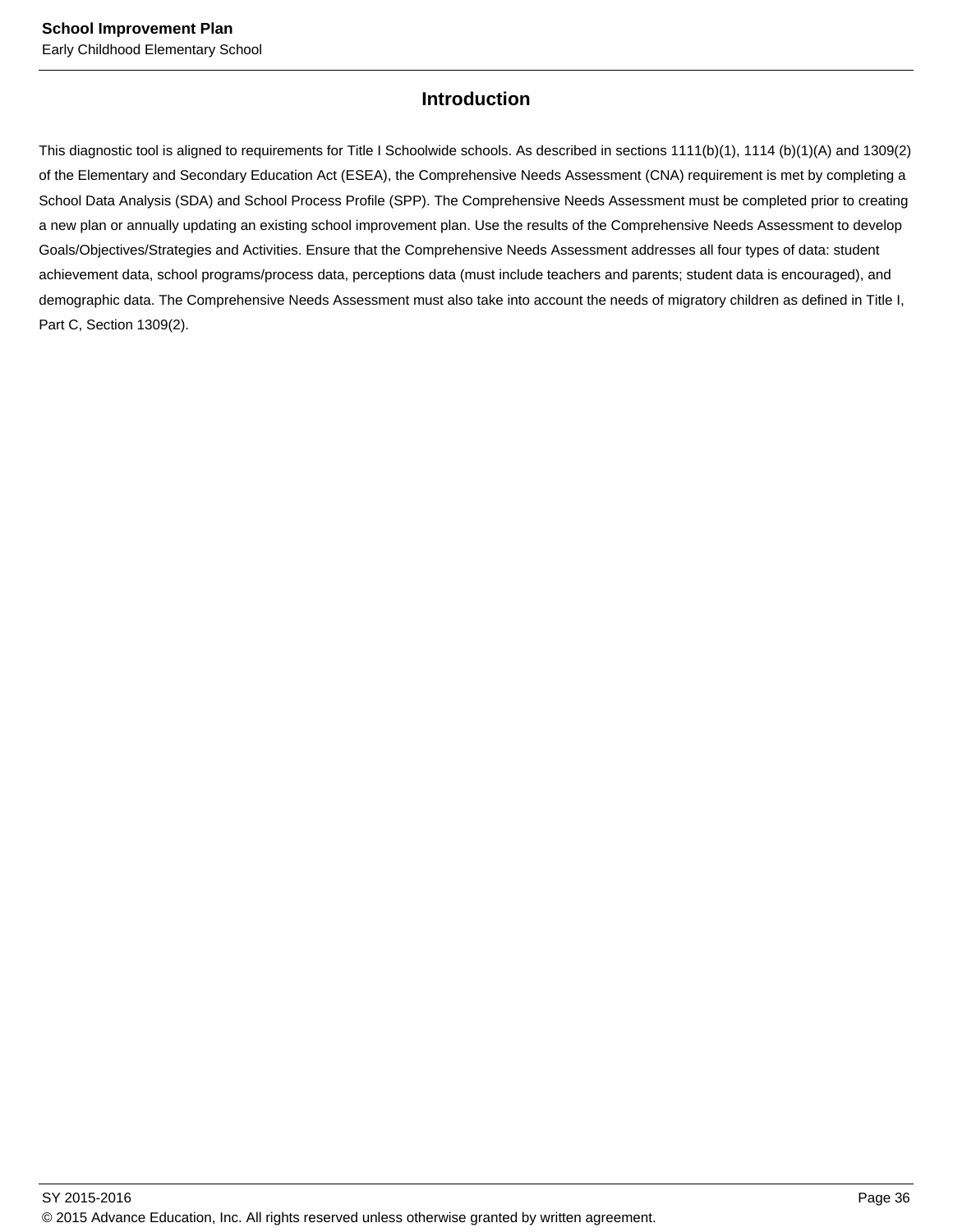## Introduction

This diagnostic tool is aligned to requirements for Title I Schoolwide schools. As described in sections 1111(b)(1), 1114 (b)(1)(A) and 1309(2) of the Elementary and Secondary Education Act (ESEA), the Comprehensive Needs Assessment (CNA) requirement is met by completing a School Data Analysis (SDA) and School Process Profile (SPP). The Comprehensive Needs Assessment must be completed prior to creating a new plan or annually updating an existing school improvement plan. Use the results of the Comprehensive Needs Assessment to develop Goals/Objectives/Strategies and Activities. Ensure that the Comprehensive Needs Assessment addresses all four types of data: student achievement data, school programs/process data, perceptions data (must include teachers and parents; student data is encouraged), and demographic data. The Comprehensive Needs Assessment must also take into account the needs of migratory children as defined in Title I, Part C, Section 1309(2).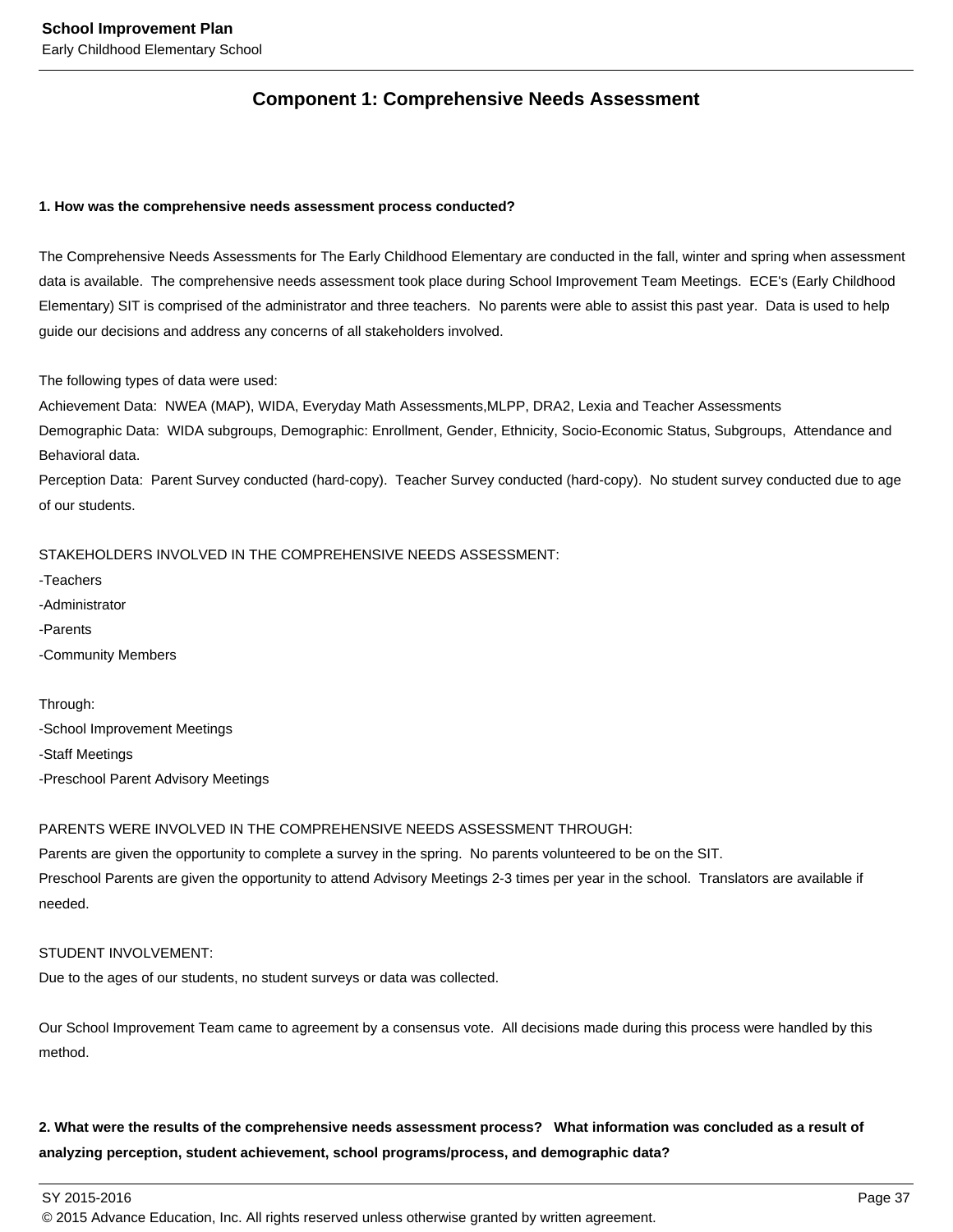## Component 1: Comprehensive Needs Assessment

**1. How was the comprehensive needs assessment process conducted?**

The Comprehensive Needs Assessments for The Early Childhood Elementary are conducted in the fall, winter and spring when assessment data is available. The comprehensive needs assessment took place during School Improvement Team Meetings. ECE's (Early Childhood Elementary) SIT is comprised of the administrator and three teachers. No parents were able to assist this past year. Data is used to help guide our decisions and address any concerns of all stakeholders involved.

The following types of data were used:
Achievement Data: NWEA (MAP), WIDA, Everyday Math Assessments,MLPP, DRA2, Lexia and Teacher Assessments
Demographic Data: WIDA subgroups, Demographic: Enrollment, Gender, Ethnicity, Socio-Economic Status, Subgroups, Attendance and Behavioral data.
Perception Data: Parent Survey conducted (hard-copy). Teacher Survey conducted (hard-copy). No student survey conducted due to age of our students.

STAKEHOLDERS INVOLVED IN THE COMPREHENSIVE NEEDS ASSESSMENT:
-Teachers
-Administrator
-Parents
-Community Members

Through:
-School Improvement Meetings
-Staff Meetings
-Preschool Parent Advisory Meetings

PARENTS WERE INVOLVED IN THE COMPREHENSIVE NEEDS ASSESSMENT THROUGH:
Parents are given the opportunity to complete a survey in the spring. No parents volunteered to be on the SIT.
Preschool Parents are given the opportunity to attend Advisory Meetings 2-3 times per year in the school. Translators are available if needed.

STUDENT INVOLVEMENT:
Due to the ages of our students, no student surveys or data was collected.

Our School Improvement Team came to agreement by a consensus vote. All decisions made during this process were handled by this method.

**2. What were the results of the comprehensive needs assessment process? What information was concluded as a result of analyzing perception, student achievement, school programs/process, and demographic data?**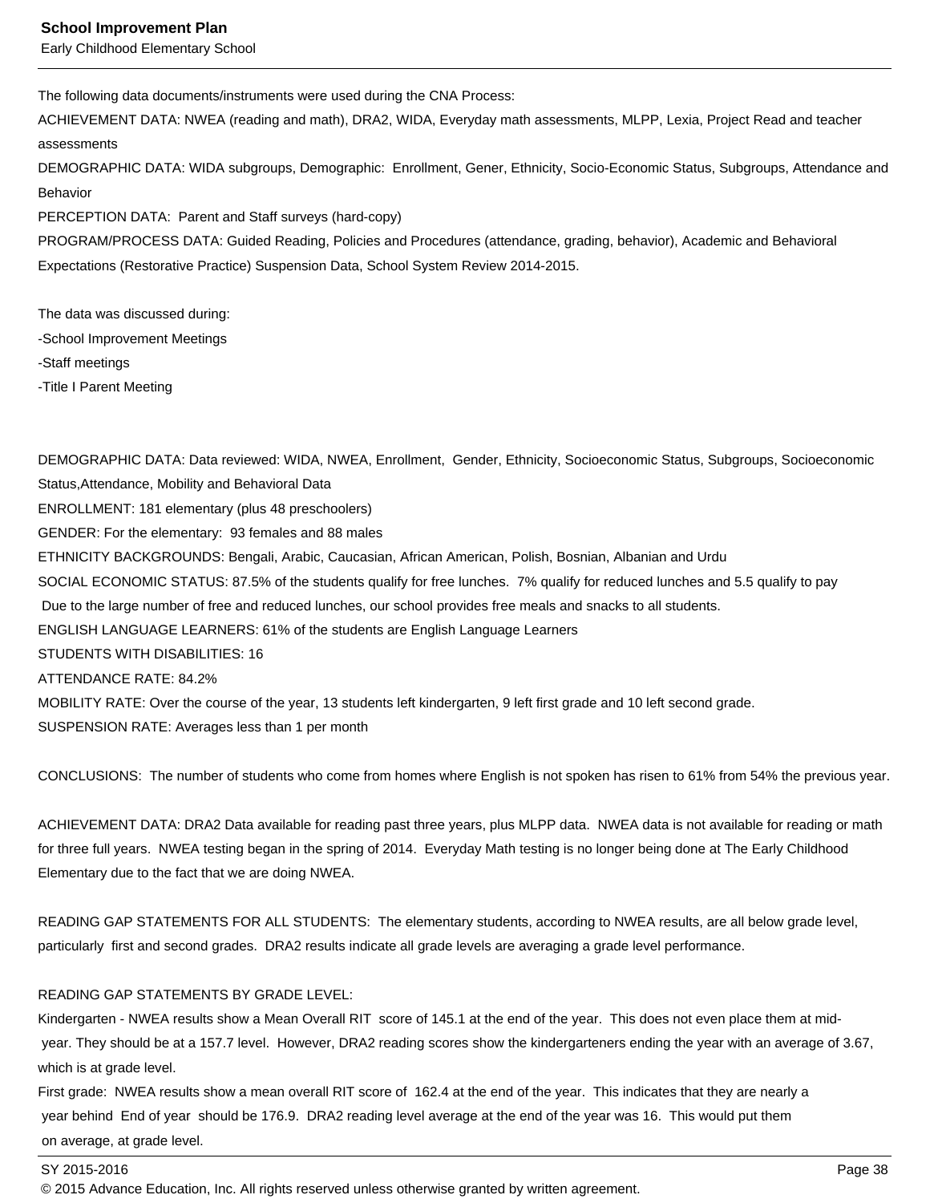The following data documents/instruments were used during the CNA Process:

ACHIEVEMENT DATA: NWEA (reading and math), DRA2, WIDA, Everyday math assessments, MLPP, Lexia, Project Read and teacher assessments

DEMOGRAPHIC DATA: WIDA subgroups, Demographic: Enrollment, Gener, Ethnicity, Socio-Economic Status, Subgroups, Attendance and Behavior

PERCEPTION DATA: Parent and Staff surveys (hard-copy)

PROGRAM/PROCESS DATA: Guided Reading, Policies and Procedures (attendance, grading, behavior), Academic and Behavioral Expectations (Restorative Practice) Suspension Data, School System Review 2014-2015.

The data was discussed during:

-School Improvement Meetings
-Staff meetings
-Title I Parent Meeting

DEMOGRAPHIC DATA: Data reviewed: WIDA, NWEA, Enrollment, Gender, Ethnicity, Socioeconomic Status, Subgroups, Socioeconomic Status,Attendance, Mobility and Behavioral Data

ENROLLMENT: 181 elementary (plus 48 preschoolers)

GENDER: For the elementary: 93 females and 88 males

ETHNICITY BACKGROUNDS: Bengali, Arabic, Caucasian, African American, Polish, Bosnian, Albanian and Urdu

SOCIAL ECONOMIC STATUS: 87.5% of the students qualify for free lunches. 7% qualify for reduced lunches and 5.5 qualify to pay Due to the large number of free and reduced lunches, our school provides free meals and snacks to all students.

ENGLISH LANGUAGE LEARNERS: 61% of the students are English Language Learners

STUDENTS WITH DISABILITIES: 16

ATTENDANCE RATE: 84.2%

MOBILITY RATE: Over the course of the year, 13 students left kindergarten, 9 left first grade and 10 left second grade.

SUSPENSION RATE: Averages less than 1 per month

CONCLUSIONS: The number of students who come from homes where English is not spoken has risen to 61% from 54% the previous year.

ACHIEVEMENT DATA: DRA2 Data available for reading past three years, plus MLPP data. NWEA data is not available for reading or math for three full years. NWEA testing began in the spring of 2014. Everyday Math testing is no longer being done at The Early Childhood Elementary due to the fact that we are doing NWEA.

READING GAP STATEMENTS FOR ALL STUDENTS: The elementary students, according to NWEA results, are all below grade level, particularly first and second grades. DRA2 results indicate all grade levels are averaging a grade level performance.

READING GAP STATEMENTS BY GRADE LEVEL:

Kindergarten - NWEA results show a Mean Overall RIT score of 145.1 at the end of the year. This does not even place them at mid-year. They should be at a 157.7 level. However, DRA2 reading scores show the kindergarteners ending the year with an average of 3.67, which is at grade level.

First grade: NWEA results show a mean overall RIT score of 162.4 at the end of the year. This indicates that they are nearly a year behind End of year should be 176.9. DRA2 reading level average at the end of the year was 16. This would put them on average, at grade level.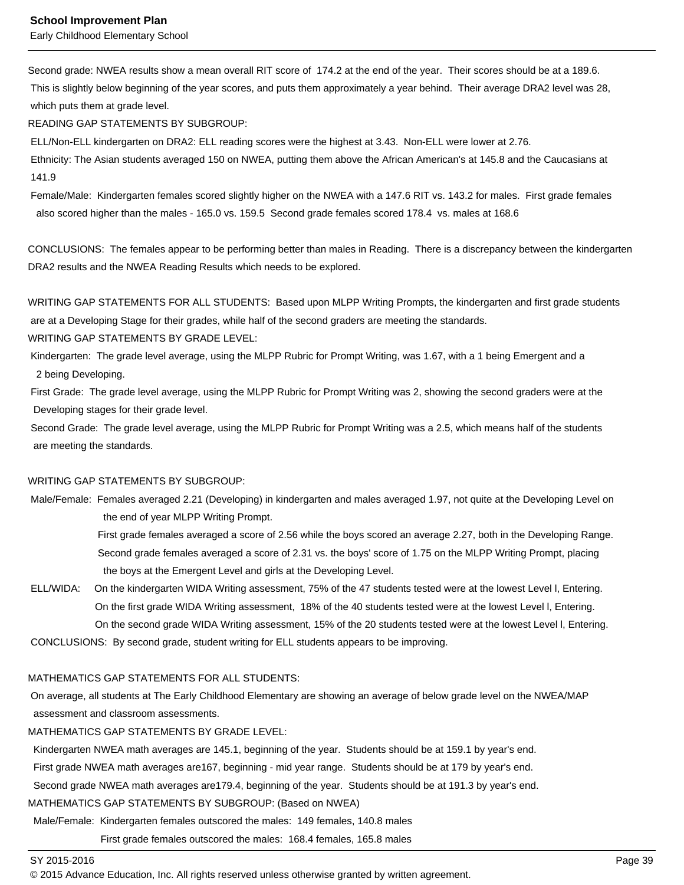Second grade: NWEA results show a mean overall RIT score of 174.2 at the end of the year. Their scores should be at a 189.6. This is slightly below beginning of the year scores, and puts them approximately a year behind. Their average DRA2 level was 28, which puts them at grade level.

READING GAP STATEMENTS BY SUBGROUP:

ELL/Non-ELL kindergarten on DRA2: ELL reading scores were the highest at 3.43. Non-ELL were lower at 2.76.

Ethnicity: The Asian students averaged 150 on NWEA, putting them above the African American's at 145.8 and the Caucasians at 141.9

Female/Male: Kindergarten females scored slightly higher on the NWEA with a 147.6 RIT vs. 143.2 for males. First grade females also scored higher than the males - 165.0 vs. 159.5 Second grade females scored 178.4 vs. males at 168.6

CONCLUSIONS: The females appear to be performing better than males in Reading. There is a discrepancy between the kindergarten DRA2 results and the NWEA Reading Results which needs to be explored.

WRITING GAP STATEMENTS FOR ALL STUDENTS: Based upon MLPP Writing Prompts, the kindergarten and first grade students are at a Developing Stage for their grades, while half of the second graders are meeting the standards.

WRITING GAP STATEMENTS BY GRADE LEVEL:

Kindergarten: The grade level average, using the MLPP Rubric for Prompt Writing, was 1.67, with a 1 being Emergent and a 2 being Developing.

First Grade: The grade level average, using the MLPP Rubric for Prompt Writing was 2, showing the second graders were at the Developing stages for their grade level.

Second Grade: The grade level average, using the MLPP Rubric for Prompt Writing was a 2.5, which means half of the students are meeting the standards.

WRITING GAP STATEMENTS BY SUBGROUP:

Male/Female: Females averaged 2.21 (Developing) in kindergarten and males averaged 1.97, not quite at the Developing Level on the end of year MLPP Writing Prompt.
First grade females averaged a score of 2.56 while the boys scored an average 2.27, both in the Developing Range.
Second grade females averaged a score of 2.31 vs. the boys' score of 1.75 on the MLPP Writing Prompt, placing the boys at the Emergent Level and girls at the Developing Level.

ELL/WIDA: On the kindergarten WIDA Writing assessment, 75% of the 47 students tested were at the lowest Level l, Entering.
On the first grade WIDA Writing assessment, 18% of the 40 students tested were at the lowest Level l, Entering.
On the second grade WIDA Writing assessment, 15% of the 20 students tested were at the lowest Level l, Entering.

CONCLUSIONS: By second grade, student writing for ELL students appears to be improving.

MATHEMATICS GAP STATEMENTS FOR ALL STUDENTS:

On average, all students at The Early Childhood Elementary are showing an average of below grade level on the NWEA/MAP assessment and classroom assessments.

MATHEMATICS GAP STATEMENTS BY GRADE LEVEL:

Kindergarten NWEA math averages are 145.1, beginning of the year. Students should be at 159.1 by year's end.

First grade NWEA math averages are167, beginning - mid year range. Students should be at 179 by year's end.

Second grade NWEA math averages are179.4, beginning of the year. Students should be at 191.3 by year's end.

MATHEMATICS GAP STATEMENTS BY SUBGROUP: (Based on NWEA)

Male/Female: Kindergarten females outscored the males: 149 females, 140.8 males
First grade females outscored the males: 168.4 females, 165.8 males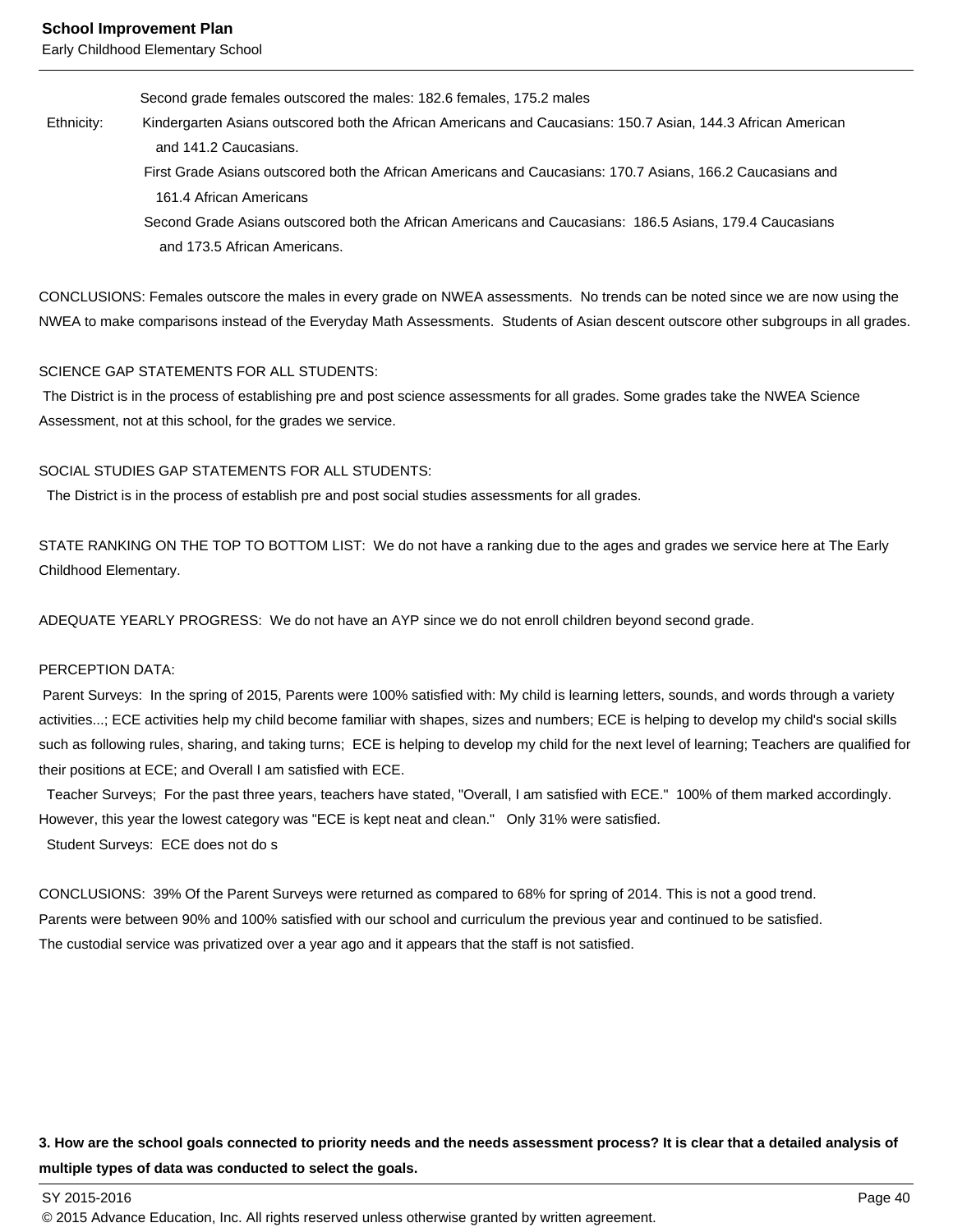Second grade females outscored the males: 182.6 females, 175.2 males

Ethnicity: Kindergarten Asians outscored both the African Americans and Caucasians: 150.7 Asian, 144.3 African American and 141.2 Caucasians.

First Grade Asians outscored both the African Americans and Caucasians: 170.7 Asians, 166.2 Caucasians and 161.4 African Americans

Second Grade Asians outscored both the African Americans and Caucasians: 186.5 Asians, 179.4 Caucasians and 173.5 African Americans.

CONCLUSIONS: Females outscore the males in every grade on NWEA assessments. No trends can be noted since we are now using the NWEA to make comparisons instead of the Everyday Math Assessments. Students of Asian descent outscore other subgroups in all grades.

SCIENCE GAP STATEMENTS FOR ALL STUDENTS:
The District is in the process of establishing pre and post science assessments for all grades. Some grades take the NWEA Science Assessment, not at this school, for the grades we service.

SOCIAL STUDIES GAP STATEMENTS FOR ALL STUDENTS:
The District is in the process of establish pre and post social studies assessments for all grades.

STATE RANKING ON THE TOP TO BOTTOM LIST: We do not have a ranking due to the ages and grades we service here at The Early Childhood Elementary.

ADEQUATE YEARLY PROGRESS: We do not have an AYP since we do not enroll children beyond second grade.

PERCEPTION DATA:
Parent Surveys: In the spring of 2015, Parents were 100% satisfied with: My child is learning letters, sounds, and words through a variety activities...; ECE activities help my child become familiar with shapes, sizes and numbers; ECE is helping to develop my child's social skills such as following rules, sharing, and taking turns; ECE is helping to develop my child for the next level of learning; Teachers are qualified for their positions at ECE; and Overall I am satisfied with ECE.
Teacher Surveys; For the past three years, teachers have stated, "Overall, I am satisfied with ECE." 100% of them marked accordingly. However, this year the lowest category was "ECE is kept neat and clean." Only 31% were satisfied.
Student Surveys: ECE does not do s

CONCLUSIONS: 39% Of the Parent Surveys were returned as compared to 68% for spring of 2014. This is not a good trend.
Parents were between 90% and 100% satisfied with our school and curriculum the previous year and continued to be satisfied.
The custodial service was privatized over a year ago and it appears that the staff is not satisfied.

**3. How are the school goals connected to priority needs and the needs assessment process? It is clear that a detailed analysis of multiple types of data was conducted to select the goals.**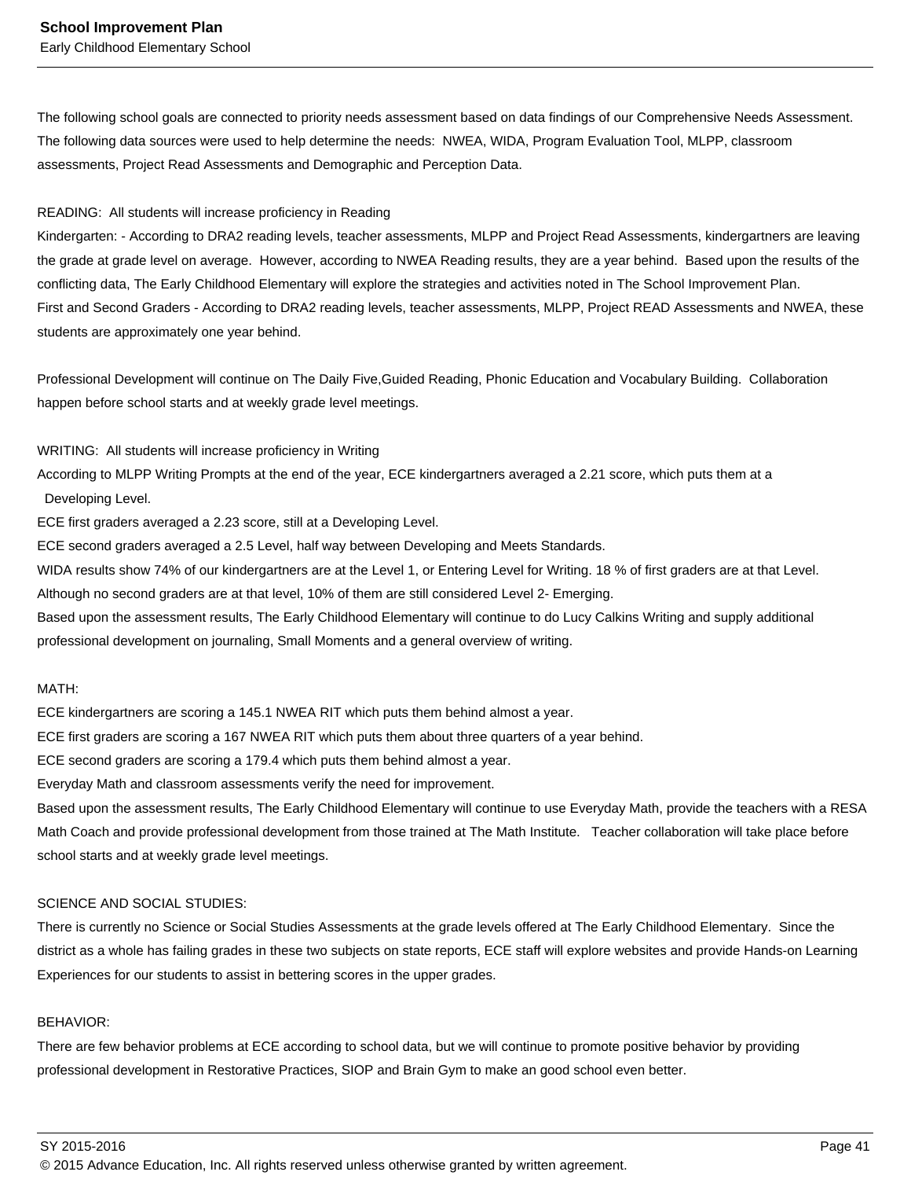The following school goals are connected to priority needs assessment based on data findings of our Comprehensive Needs Assessment. The following data sources were used to help determine the needs: NWEA, WIDA, Program Evaluation Tool, MLPP, classroom assessments, Project Read Assessments and Demographic and Perception Data.

READING: All students will increase proficiency in Reading
Kindergarten: - According to DRA2 reading levels, teacher assessments, MLPP and Project Read Assessments, kindergartners are leaving the grade at grade level on average. However, according to NWEA Reading results, they are a year behind. Based upon the results of the conflicting data, The Early Childhood Elementary will explore the strategies and activities noted in The School Improvement Plan.
First and Second Graders - According to DRA2 reading levels, teacher assessments, MLPP, Project READ Assessments and NWEA, these students are approximately one year behind.

Professional Development will continue on The Daily Five,Guided Reading, Phonic Education and Vocabulary Building. Collaboration happen before school starts and at weekly grade level meetings.

WRITING: All students will increase proficiency in Writing
According to MLPP Writing Prompts at the end of the year, ECE kindergartners averaged a 2.21 score, which puts them at a Developing Level.
ECE first graders averaged a 2.23 score, still at a Developing Level.
ECE second graders averaged a 2.5 Level, half way between Developing and Meets Standards.
WIDA results show 74% of our kindergartners are at the Level 1, or Entering Level for Writing. 18 % of first graders are at that Level. Although no second graders are at that level, 10% of them are still considered Level 2- Emerging.
Based upon the assessment results, The Early Childhood Elementary will continue to do Lucy Calkins Writing and supply additional professional development on journaling, Small Moments and a general overview of writing.

MATH:
ECE kindergartners are scoring a 145.1 NWEA RIT which puts them behind almost a year.
ECE first graders are scoring a 167 NWEA RIT which puts them about three quarters of a year behind.
ECE second graders are scoring a 179.4 which puts them behind almost a year.
Everyday Math and classroom assessments verify the need for improvement.
Based upon the assessment results, The Early Childhood Elementary will continue to use Everyday Math, provide the teachers with a RESA Math Coach and provide professional development from those trained at The Math Institute. Teacher collaboration will take place before school starts and at weekly grade level meetings.

SCIENCE AND SOCIAL STUDIES:
There is currently no Science or Social Studies Assessments at the grade levels offered at The Early Childhood Elementary. Since the district as a whole has failing grades in these two subjects on state reports, ECE staff will explore websites and provide Hands-on Learning Experiences for our students to assist in bettering scores in the upper grades.

BEHAVIOR:
There are few behavior problems at ECE according to school data, but we will continue to promote positive behavior by providing professional development in Restorative Practices, SIOP and Brain Gym to make an good school even better.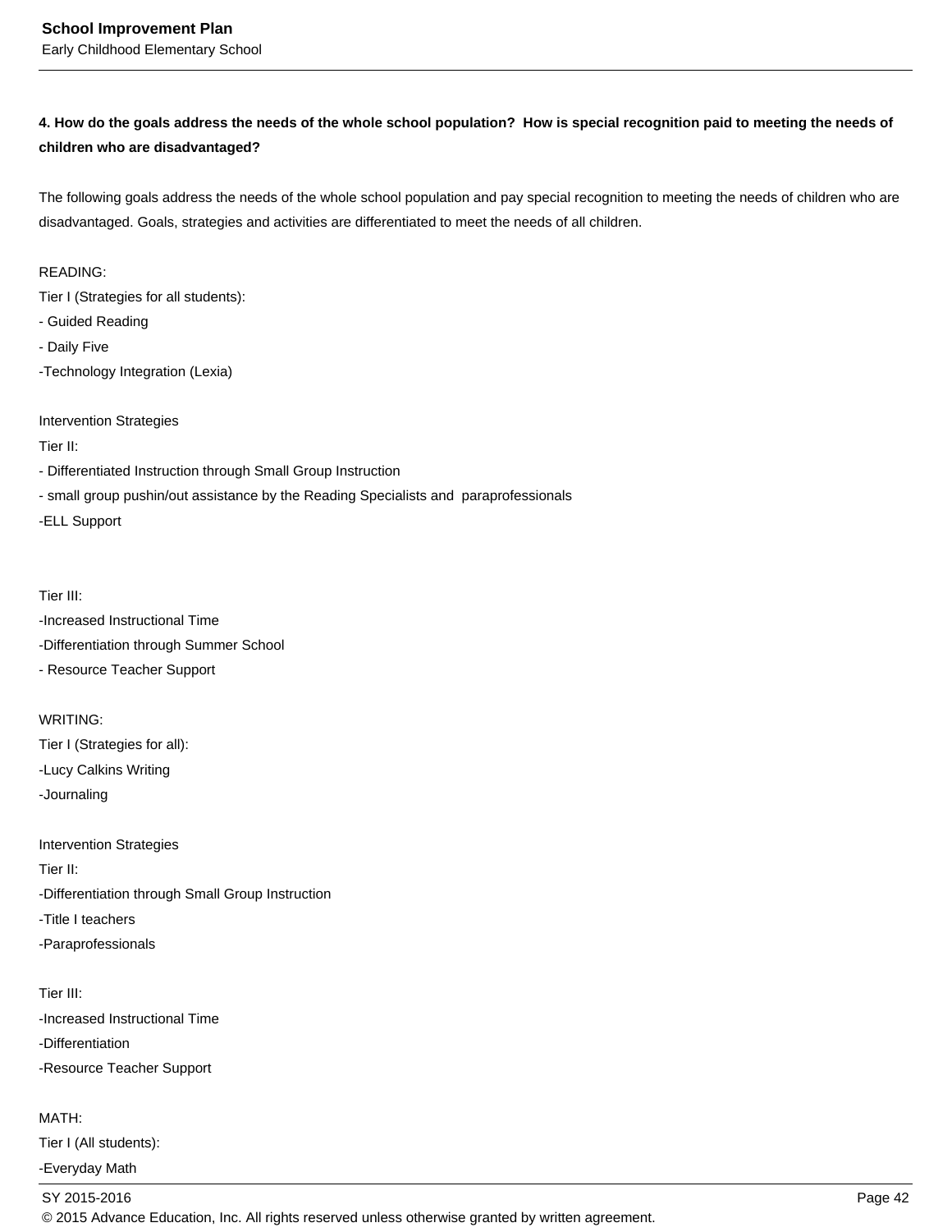**4. How do the goals address the needs of the whole school population? How is special recognition paid to meeting the needs of children who are disadvantaged?**

The following goals address the needs of the whole school population and pay special recognition to meeting the needs of children who are disadvantaged. Goals, strategies and activities are differentiated to meet the needs of all children.

READING:
Tier I (Strategies for all students):
- Guided Reading
- Daily Five
-Technology Integration (Lexia)

Intervention Strategies
Tier II:
- Differentiated Instruction through Small Group Instruction
- small group pushin/out assistance by the Reading Specialists and paraprofessionals
-ELL Support

Tier III:
-Increased Instructional Time
-Differentiation through Summer School
- Resource Teacher Support

WRITING:
Tier I (Strategies for all):
-Lucy Calkins Writing
-Journaling

Intervention Strategies
Tier II:
-Differentiation through Small Group Instruction
-Title I teachers
-Paraprofessionals

Tier III:
-Increased Instructional Time
-Differentiation
-Resource Teacher Support

MATH:
Tier I (All students):
-Everyday Math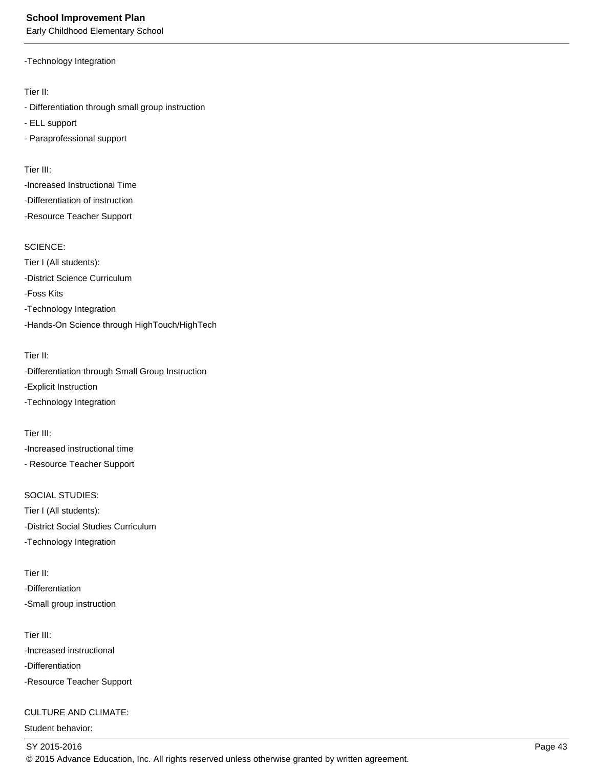-Technology Integration

Tier II:
- Differentiation through small group instruction
- ELL support
- Paraprofessional support

Tier III:
-Increased Instructional Time
-Differentiation of instruction
-Resource Teacher Support

SCIENCE:
Tier I (All students):
-District Science Curriculum
-Foss Kits
-Technology Integration
-Hands-On Science through HighTouch/HighTech

Tier II:
-Differentiation through Small Group Instruction
-Explicit Instruction
-Technology Integration

Tier III:
-Increased instructional time
- Resource Teacher Support

SOCIAL STUDIES:
Tier I (All students):
-District Social Studies Curriculum
-Technology Integration

Tier II:
-Differentiation
-Small group instruction

Tier III:
-Increased instructional
-Differentiation
-Resource Teacher Support

CULTURE AND CLIMATE:
Student behavior: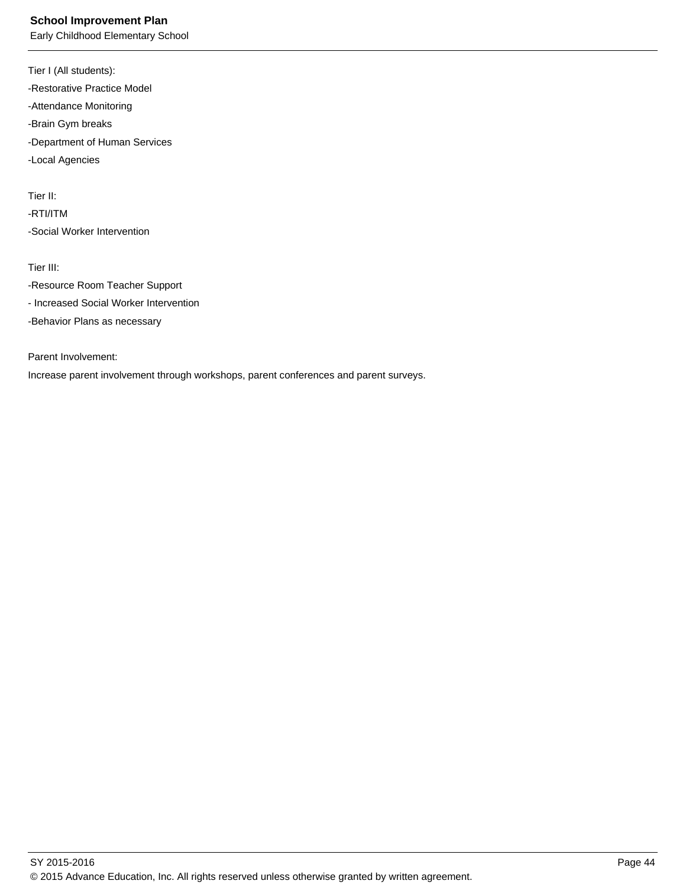Tier I (All students):

-Restorative Practice Model

-Attendance Monitoring

-Brain Gym breaks

-Department of Human Services

-Local Agencies

Tier II:

-RTI/ITM

-Social Worker Intervention

Tier III:

-Resource Room Teacher Support

- Increased Social Worker Intervention

-Behavior Plans as necessary

Parent Involvement:

Increase parent involvement through workshops, parent conferences and parent surveys.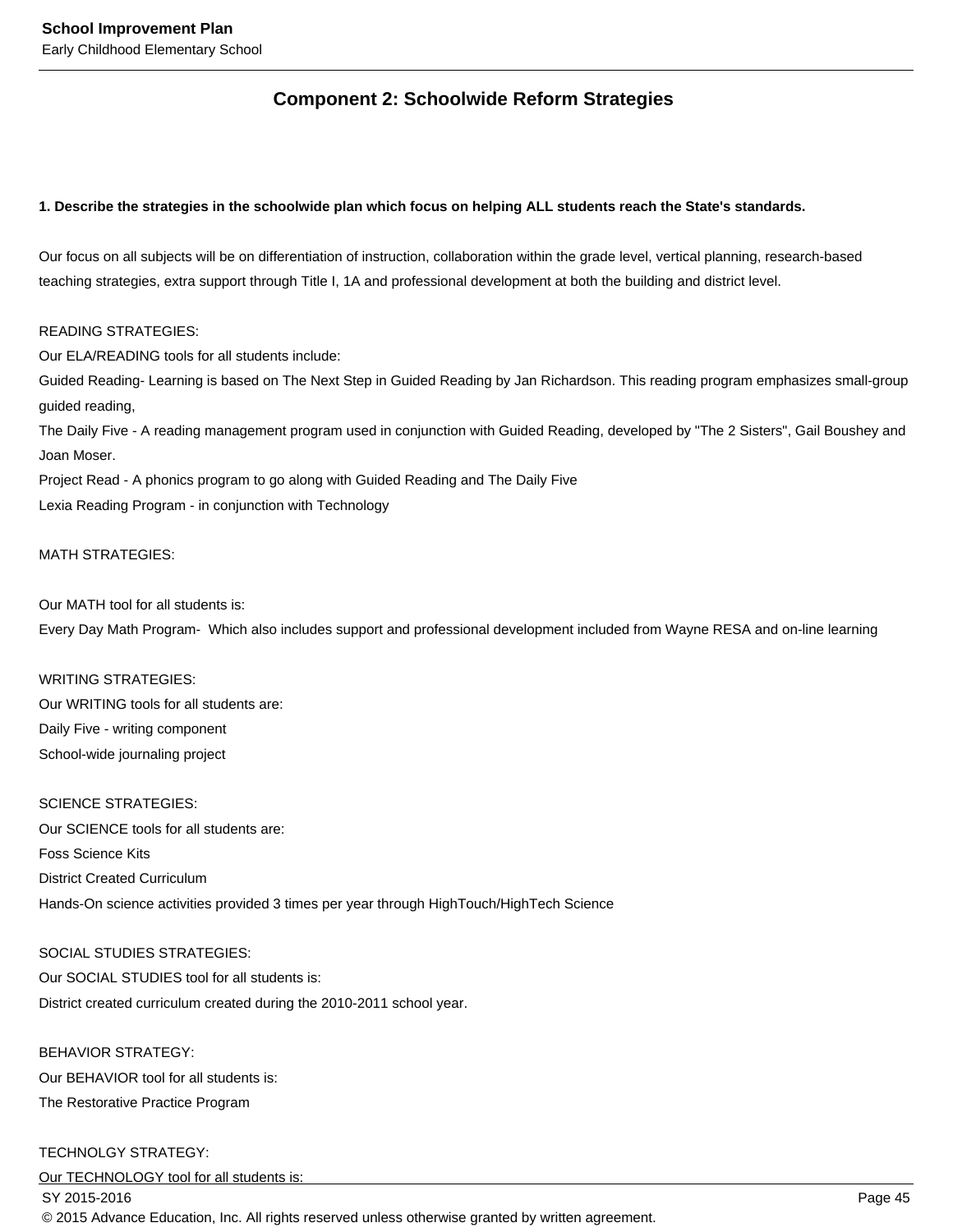## Component 2: Schoolwide Reform Strategies

**1. Describe the strategies in the schoolwide plan which focus on helping ALL students reach the State's standards.**

Our focus on all subjects will be on differentiation of instruction, collaboration within the grade level, vertical planning, research-based teaching strategies, extra support through Title I, 1A and professional development at both the building and district level.

READING STRATEGIES:
Our ELA/READING tools for all students include:
Guided Reading- Learning is based on The Next Step in Guided Reading by Jan Richardson. This reading program emphasizes small-group guided reading,
The Daily Five - A reading management program used in conjunction with Guided Reading, developed by "The 2 Sisters", Gail Boushey and Joan Moser.
Project Read - A phonics program to go along with Guided Reading and The Daily Five
Lexia Reading Program - in conjunction with Technology

MATH STRATEGIES:

Our MATH tool for all students is:
Every Day Math Program- Which also includes support and professional development included from Wayne RESA and on-line learning

WRITING STRATEGIES:
Our WRITING tools for all students are:
Daily Five - writing component
School-wide journaling project

SCIENCE STRATEGIES:
Our SCIENCE tools for all students are:
Foss Science Kits
District Created Curriculum
Hands-On science activities provided 3 times per year through HighTouch/HighTech Science

SOCIAL STUDIES STRATEGIES:
Our SOCIAL STUDIES tool for all students is:
District created curriculum created during the 2010-2011 school year.

BEHAVIOR STRATEGY:
Our BEHAVIOR tool for all students is:
The Restorative Practice Program

TECHNOLGY STRATEGY:
Our TECHNOLOGY tool for all students is: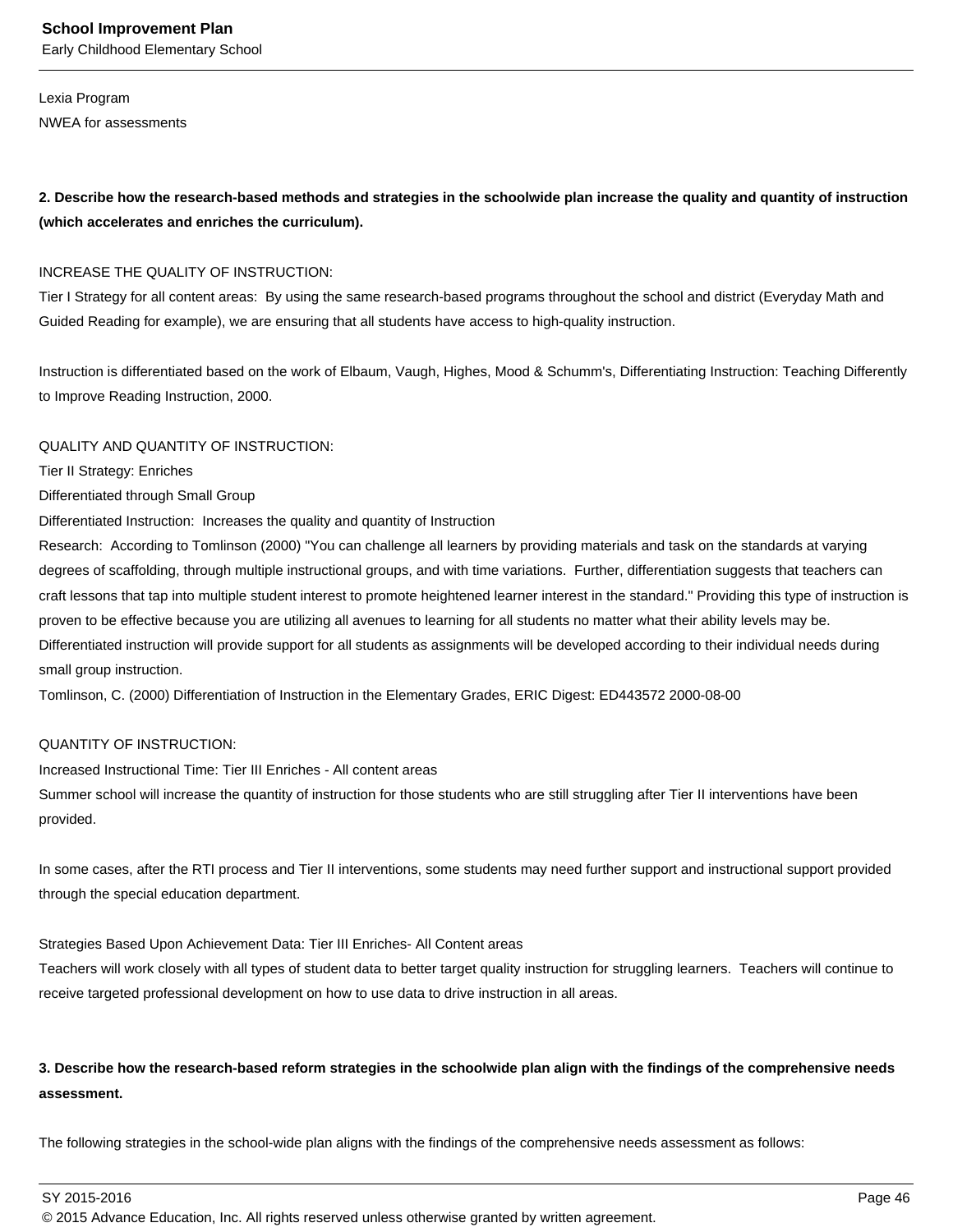Lexia Program
NWEA for assessments

**2. Describe how the research-based methods and strategies in the schoolwide plan increase the quality and quantity of instruction (which accelerates and enriches the curriculum).**

INCREASE THE QUALITY OF INSTRUCTION:
Tier I Strategy for all content areas: By using the same research-based programs throughout the school and district (Everyday Math and Guided Reading for example), we are ensuring that all students have access to high-quality instruction.

Instruction is differentiated based on the work of Elbaum, Vaugh, Highes, Mood & Schumm's, Differentiating Instruction: Teaching Differently to Improve Reading Instruction, 2000.

QUALITY AND QUANTITY OF INSTRUCTION:
Tier II Strategy: Enriches
Differentiated through Small Group
Differentiated Instruction: Increases the quality and quantity of Instruction
Research: According to Tomlinson (2000) "You can challenge all learners by providing materials and task on the standards at varying degrees of scaffolding, through multiple instructional groups, and with time variations. Further, differentiation suggests that teachers can craft lessons that tap into multiple student interest to promote heightened learner interest in the standard." Providing this type of instruction is proven to be effective because you are utilizing all avenues to learning for all students no matter what their ability levels may be. Differentiated instruction will provide support for all students as assignments will be developed according to their individual needs during small group instruction.
Tomlinson, C. (2000) Differentiation of Instruction in the Elementary Grades, ERIC Digest: ED443572 2000-08-00

QUANTITY OF INSTRUCTION:
Increased Instructional Time: Tier III Enriches - All content areas
Summer school will increase the quantity of instruction for those students who are still struggling after Tier II interventions have been provided.

In some cases, after the RTI process and Tier II interventions, some students may need further support and instructional support provided through the special education department.

Strategies Based Upon Achievement Data: Tier III Enriches- All Content areas
Teachers will work closely with all types of student data to better target quality instruction for struggling learners. Teachers will continue to receive targeted professional development on how to use data to drive instruction in all areas.

**3. Describe how the research-based reform strategies in the schoolwide plan align with the findings of the comprehensive needs assessment.**

The following strategies in the school-wide plan aligns with the findings of the comprehensive needs assessment as follows: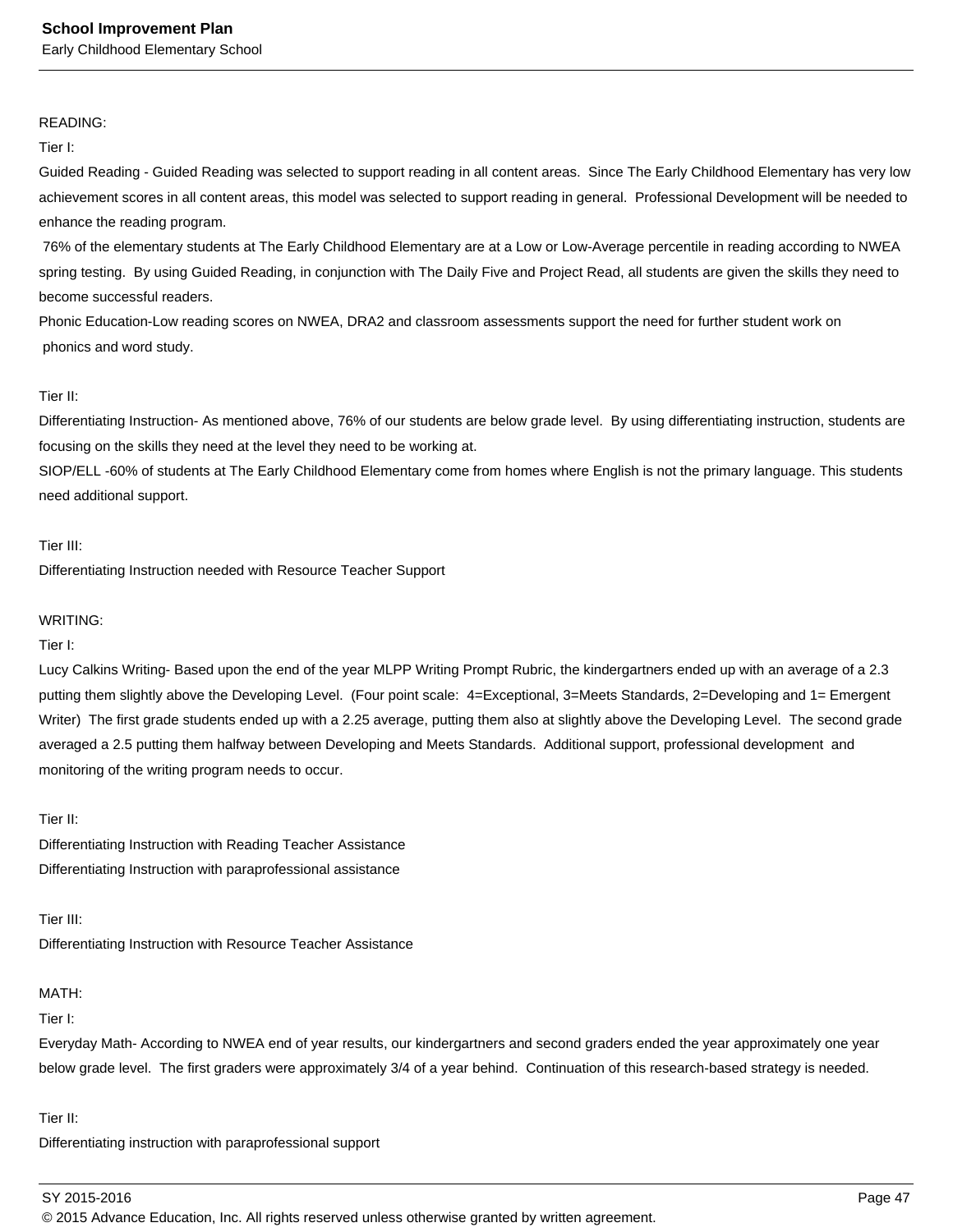READING:

Tier I:

Guided Reading - Guided Reading was selected to support reading in all content areas. Since The Early Childhood Elementary has very low achievement scores in all content areas, this model was selected to support reading in general. Professional Development will be needed to enhance the reading program.

76% of the elementary students at The Early Childhood Elementary are at a Low or Low-Average percentile in reading according to NWEA spring testing. By using Guided Reading, in conjunction with The Daily Five and Project Read, all students are given the skills they need to become successful readers.

Phonic Education-Low reading scores on NWEA, DRA2 and classroom assessments support the need for further student work on phonics and word study.

Tier II:

Differentiating Instruction- As mentioned above, 76% of our students are below grade level. By using differentiating instruction, students are focusing on the skills they need at the level they need to be working at.

SIOP/ELL -60% of students at The Early Childhood Elementary come from homes where English is not the primary language. This students need additional support.

Tier III:

Differentiating Instruction needed with Resource Teacher Support

WRITING:

Tier I:

Lucy Calkins Writing- Based upon the end of the year MLPP Writing Prompt Rubric, the kindergartners ended up with an average of a 2.3 putting them slightly above the Developing Level. (Four point scale: 4=Exceptional, 3=Meets Standards, 2=Developing and 1= Emergent Writer) The first grade students ended up with a 2.25 average, putting them also at slightly above the Developing Level. The second grade averaged a 2.5 putting them halfway between Developing and Meets Standards. Additional support, professional development and monitoring of the writing program needs to occur.

Tier II:

Differentiating Instruction with Reading Teacher Assistance

Differentiating Instruction with paraprofessional assistance

Tier III:

Differentiating Instruction with Resource Teacher Assistance

MATH:

Tier I:

Everyday Math- According to NWEA end of year results, our kindergartners and second graders ended the year approximately one year below grade level. The first graders were approximately 3/4 of a year behind. Continuation of this research-based strategy is needed.

Tier II:

Differentiating instruction with paraprofessional support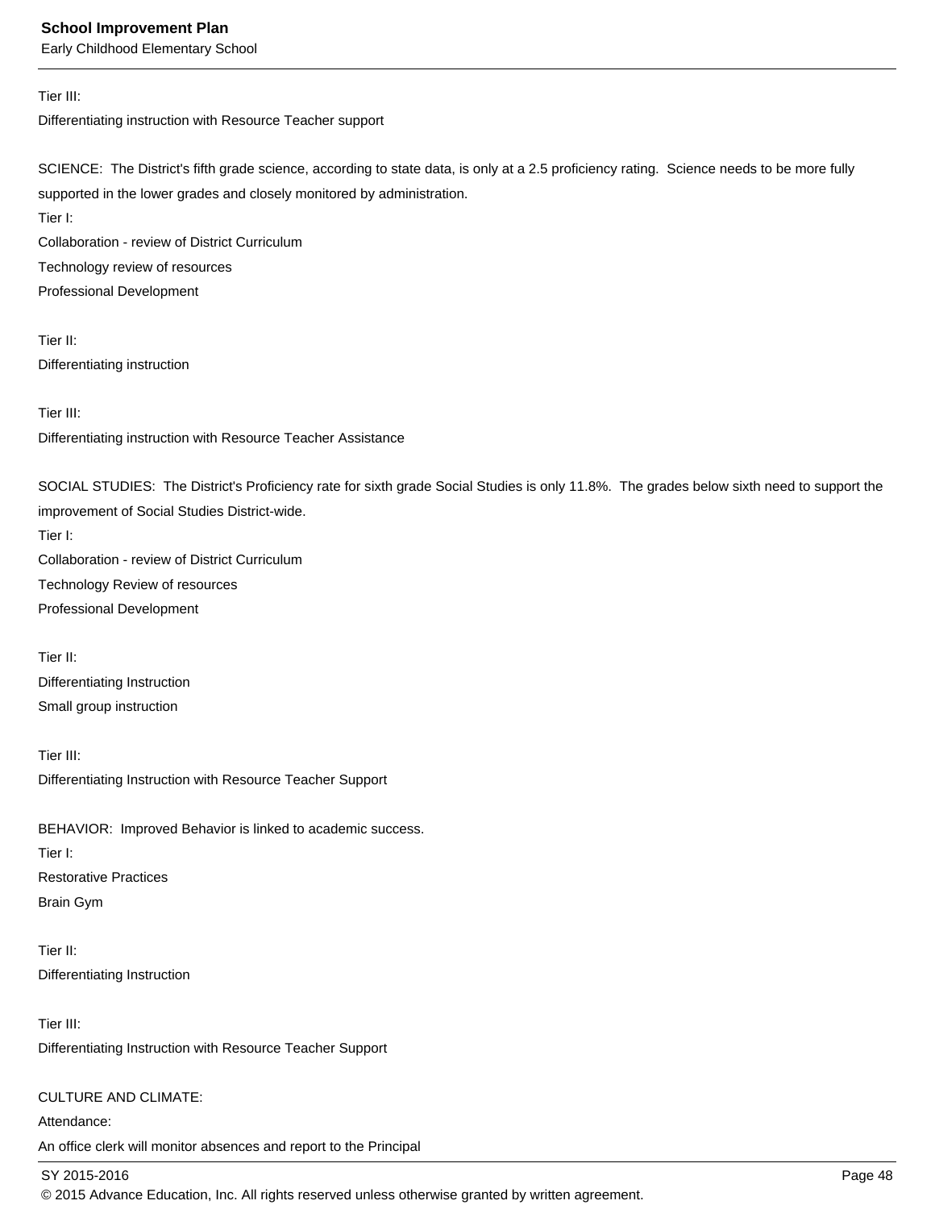Tier III:
Differentiating instruction with Resource Teacher support

SCIENCE: The District's fifth grade science, according to state data, is only at a 2.5 proficiency rating. Science needs to be more fully supported in the lower grades and closely monitored by administration.
Tier I:
Collaboration - review of District Curriculum
Technology review of resources
Professional Development

Tier II:
Differentiating instruction

Tier III:
Differentiating instruction with Resource Teacher Assistance

SOCIAL STUDIES: The District's Proficiency rate for sixth grade Social Studies is only 11.8%. The grades below sixth need to support the improvement of Social Studies District-wide.
Tier I:
Collaboration - review of District Curriculum
Technology Review of resources
Professional Development

Tier II:
Differentiating Instruction
Small group instruction

Tier III:
Differentiating Instruction with Resource Teacher Support

BEHAVIOR: Improved Behavior is linked to academic success.
Tier I:
Restorative Practices
Brain Gym

Tier II:
Differentiating Instruction

Tier III:
Differentiating Instruction with Resource Teacher Support

CULTURE AND CLIMATE:
Attendance:
An office clerk will monitor absences and report to the Principal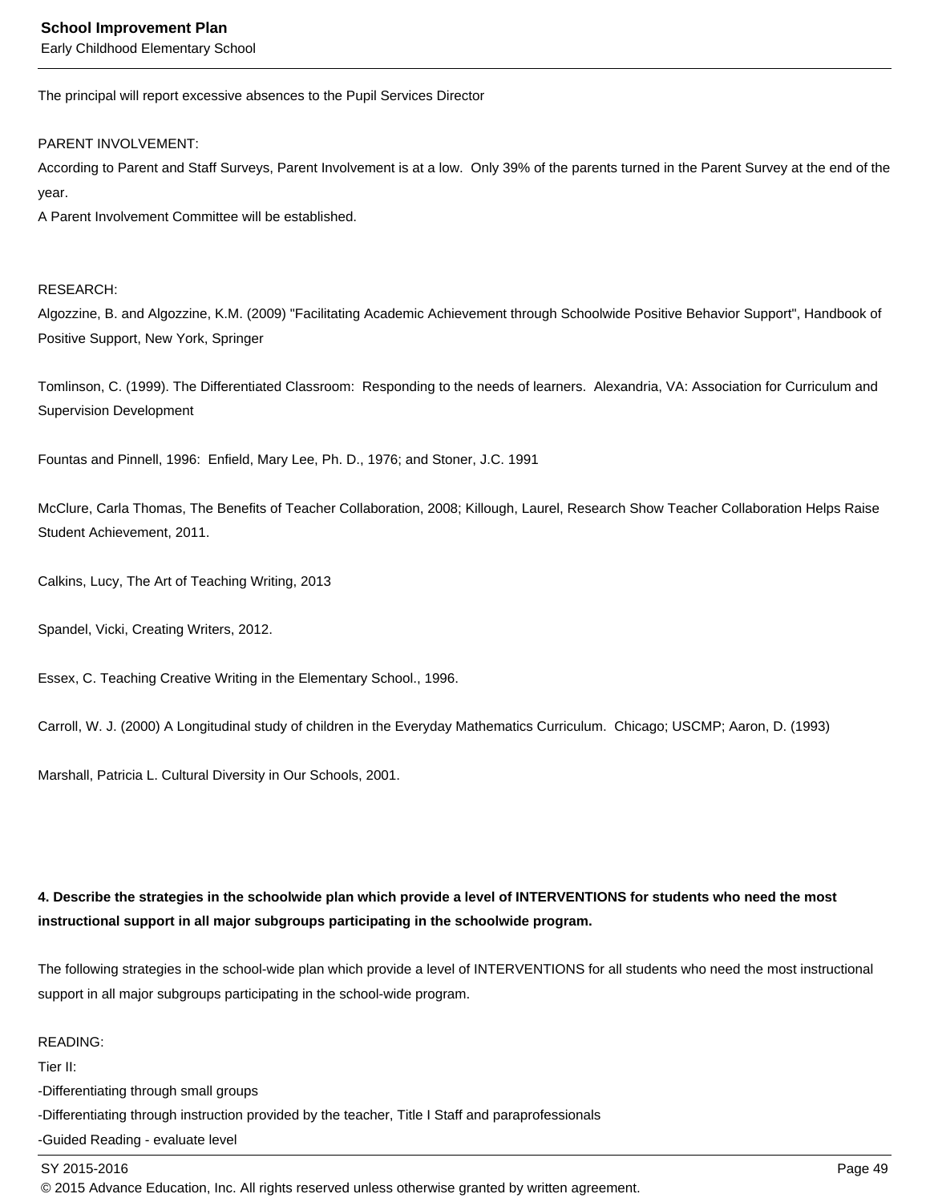The principal will report excessive absences to the Pupil Services Director

PARENT INVOLVEMENT:
According to Parent and Staff Surveys, Parent Involvement is at a low. Only 39% of the parents turned in the Parent Survey at the end of the year.
A Parent Involvement Committee will be established.

RESEARCH:
Algozzine, B. and Algozzine, K.M. (2009) "Facilitating Academic Achievement through Schoolwide Positive Behavior Support", Handbook of Positive Support, New York, Springer

Tomlinson, C. (1999). The Differentiated Classroom: Responding to the needs of learners. Alexandria, VA: Association for Curriculum and Supervision Development

Fountas and Pinnell, 1996: Enfield, Mary Lee, Ph. D., 1976; and Stoner, J.C. 1991

McClure, Carla Thomas, The Benefits of Teacher Collaboration, 2008; Killough, Laurel, Research Show Teacher Collaboration Helps Raise Student Achievement, 2011.

Calkins, Lucy, The Art of Teaching Writing, 2013

Spandel, Vicki, Creating Writers, 2012.

Essex, C. Teaching Creative Writing in the Elementary School., 1996.

Carroll, W. J. (2000) A Longitudinal study of children in the Everyday Mathematics Curriculum. Chicago; USCMP; Aaron, D. (1993)

Marshall, Patricia L. Cultural Diversity in Our Schools, 2001.

**4. Describe the strategies in the schoolwide plan which provide a level of INTERVENTIONS for students who need the most instructional support in all major subgroups participating in the schoolwide program.**

The following strategies in the school-wide plan which provide a level of INTERVENTIONS for all students who need the most instructional support in all major subgroups participating in the school-wide program.

READING:
Tier II:
-Differentiating through small groups
-Differentiating through instruction provided by the teacher, Title I Staff and paraprofessionals
-Guided Reading - evaluate level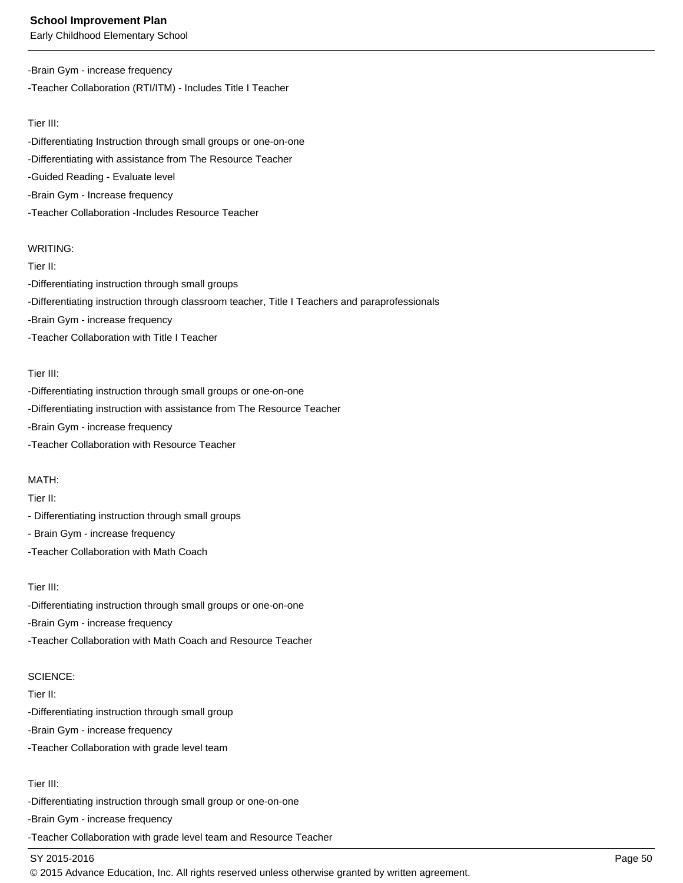-Brain Gym - increase frequency
-Teacher Collaboration (RTI/ITM) - Includes Title I Teacher

Tier III:
-Differentiating Instruction through small groups or one-on-one
-Differentiating with assistance from The Resource Teacher
-Guided Reading - Evaluate level
-Brain Gym - Increase frequency
-Teacher Collaboration -Includes Resource Teacher

WRITING:
Tier II:
-Differentiating instruction through small groups
-Differentiating instruction through classroom teacher, Title I Teachers and paraprofessionals
-Brain Gym - increase frequency
-Teacher Collaboration with Title I Teacher

Tier III:
-Differentiating instruction through small groups or one-on-one
-Differentiating instruction with assistance from The Resource Teacher
-Brain Gym - increase frequency
-Teacher Collaboration with Resource Teacher

MATH:
Tier II:
- Differentiating instruction through small groups
- Brain Gym - increase frequency
-Teacher Collaboration with Math Coach

Tier III:
-Differentiating instruction through small groups or one-on-one
-Brain Gym - increase frequency
-Teacher Collaboration with Math Coach and Resource Teacher

SCIENCE:
Tier II:
-Differentiating instruction through small group
-Brain Gym - increase frequency
-Teacher Collaboration with grade level team

Tier III:
-Differentiating instruction through small group or one-on-one
-Brain Gym - increase frequency
-Teacher Collaboration with grade level team and Resource Teacher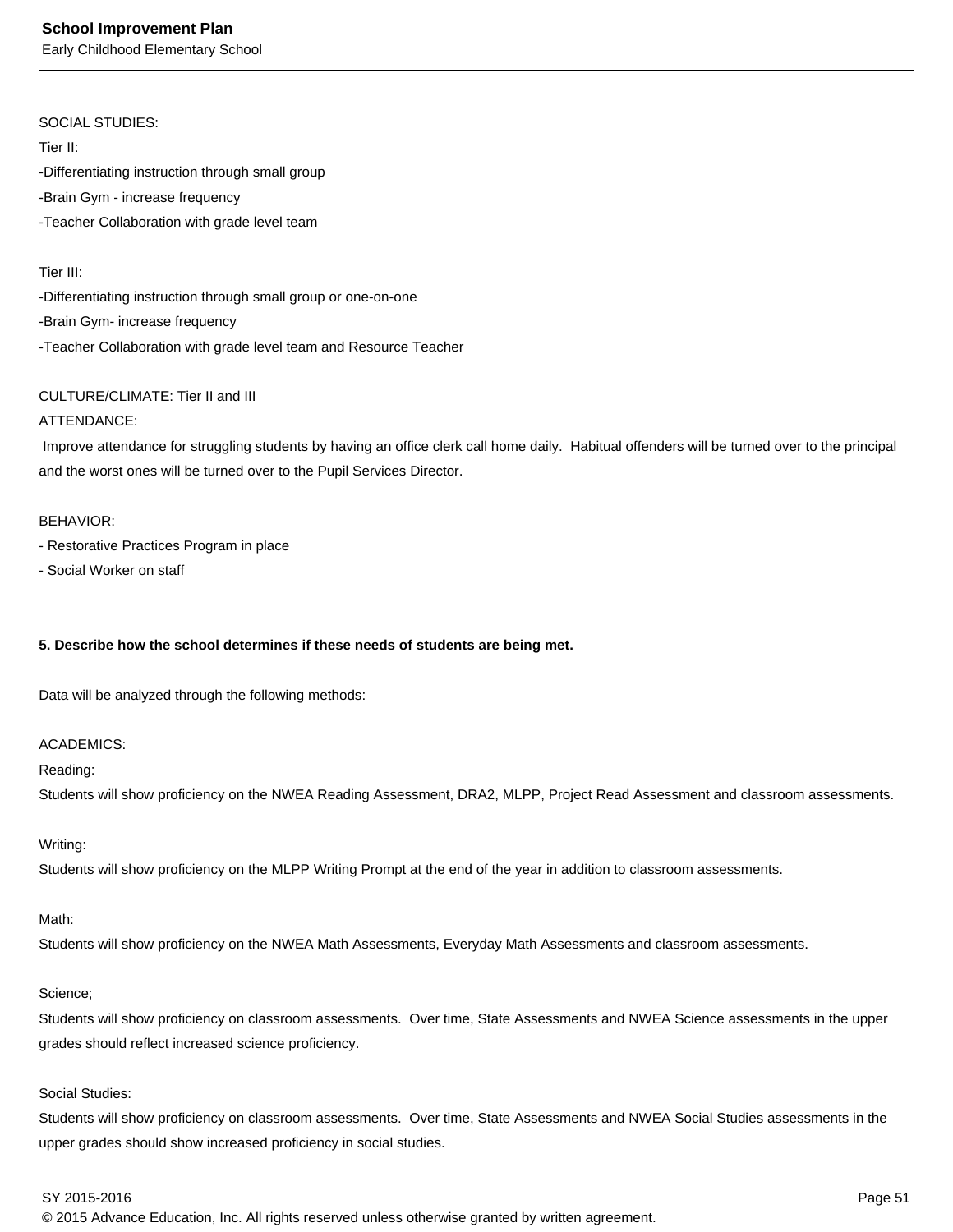SOCIAL STUDIES:

Tier II:

-Differentiating instruction through small group

-Brain Gym - increase frequency

-Teacher Collaboration with grade level team

Tier III:

-Differentiating instruction through small group or one-on-one

-Brain Gym- increase frequency

-Teacher Collaboration with grade level team and Resource Teacher

CULTURE/CLIMATE: Tier II and III

ATTENDANCE:

Improve attendance for struggling students by having an office clerk call home daily. Habitual offenders will be turned over to the principal and the worst ones will be turned over to the Pupil Services Director.

BEHAVIOR:

- Restorative Practices Program in place
- Social Worker on staff

**5. Describe how the school determines if these needs of students are being met.**

Data will be analyzed through the following methods:

ACADEMICS:

Reading:

Students will show proficiency on the NWEA Reading Assessment, DRA2, MLPP, Project Read Assessment and classroom assessments.

Writing:

Students will show proficiency on the MLPP Writing Prompt at the end of the year in addition to classroom assessments.

Math:

Students will show proficiency on the NWEA Math Assessments, Everyday Math Assessments and classroom assessments.

Science;

Students will show proficiency on classroom assessments. Over time, State Assessments and NWEA Science assessments in the upper grades should reflect increased science proficiency.

Social Studies:

Students will show proficiency on classroom assessments. Over time, State Assessments and NWEA Social Studies assessments in the upper grades should show increased proficiency in social studies.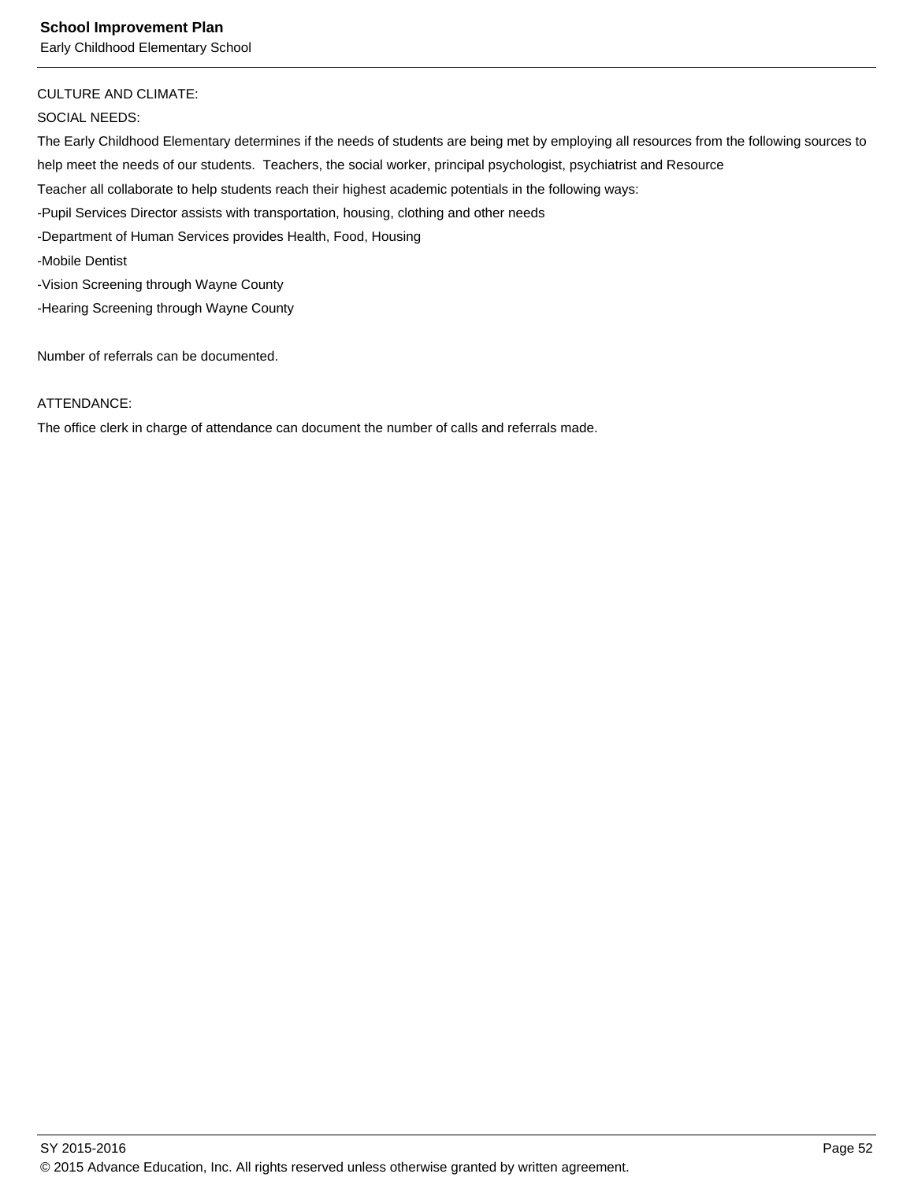CULTURE AND CLIMATE:

SOCIAL NEEDS:

The Early Childhood Elementary determines if the needs of students are being met by employing all resources from the following sources to help meet the needs of our students. Teachers, the social worker, principal psychologist, psychiatrist and Resource
Teacher all collaborate to help students reach their highest academic potentials in the following ways:

-Pupil Services Director assists with transportation, housing, clothing and other needs
-Department of Human Services provides Health, Food, Housing
-Mobile Dentist
-Vision Screening through Wayne County
-Hearing Screening through Wayne County

Number of referrals can be documented.

ATTENDANCE:

The office clerk in charge of attendance can document the number of calls and referrals made.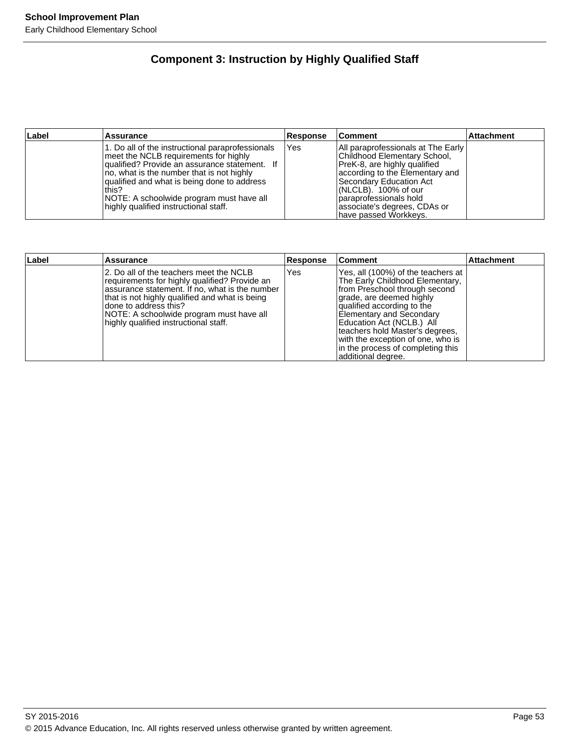## Component 3: Instruction by Highly Qualified Staff

| Label | Assurance | Response | Comment | Attachment |
|---|---|---|---|---|
| | 1. Do all of the instructional paraprofessionals meet the NCLB requirements for highly qualified? Provide an assurance statement. If no, what is the number that is not highly qualified and what is being done to address this?<br>NOTE: A schoolwide program must have all highly qualified instructional staff. | Yes | All paraprofessionals at The Early Childhood Elementary School, PreK-8, are highly qualified according to the Elementary and Secondary Education Act (NLCLB). 100% of our paraprofessionals hold associate's degrees, CDAs or have passed Workkeys. | |

| Label | Assurance | Response | Comment | Attachment |
|---|---|---|---|---|
| | 2. Do all of the teachers meet the NCLB requirements for highly qualified? Provide an assurance statement. If no, what is the number that is not highly qualified and what is being done to address this?<br>NOTE: A schoolwide program must have all highly qualified instructional staff. | Yes | Yes, all (100%) of the teachers at The Early Childhood Elementary, from Preschool through second grade, are deemed highly qualified according to the Elementary and Secondary Education Act (NCLB.) All teachers hold Master's degrees, with the exception of one, who is in the process of completing this additional degree. | |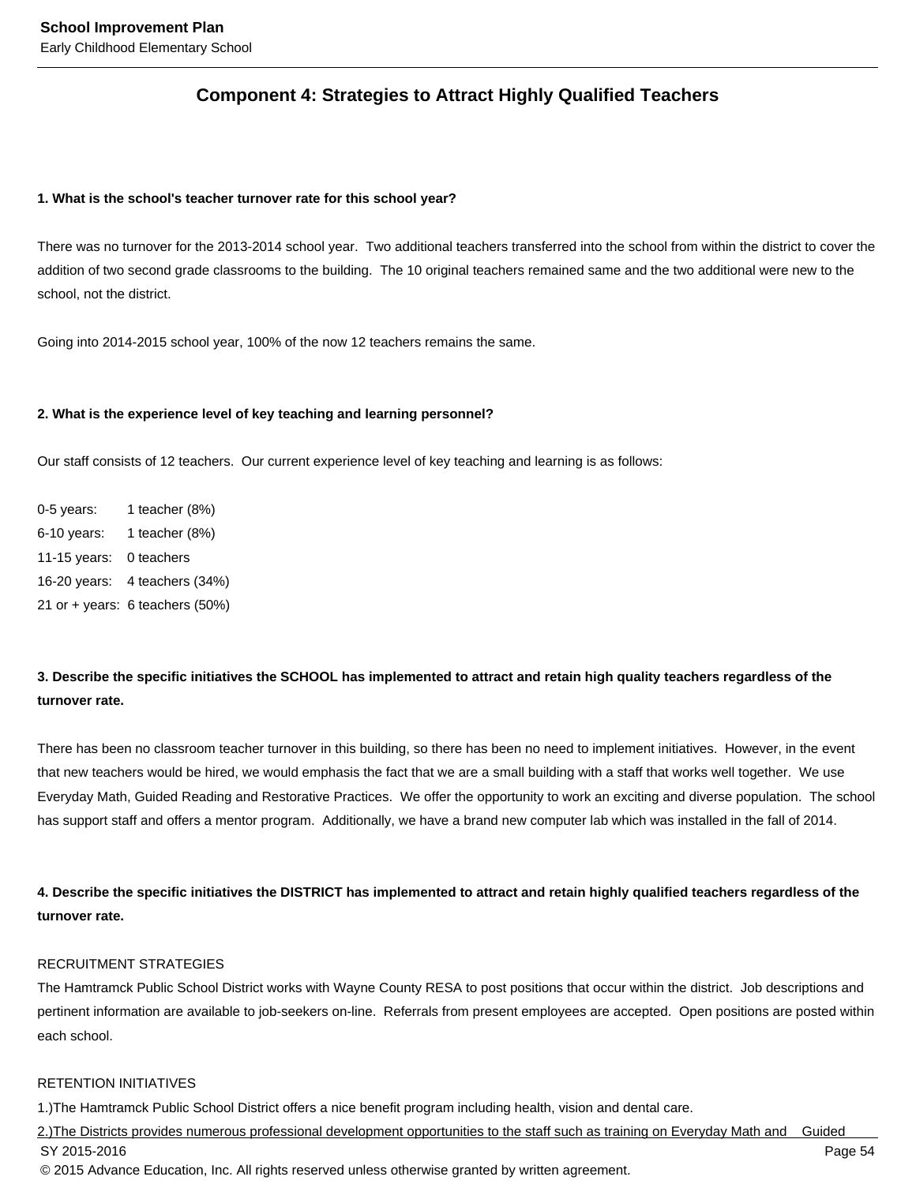## Component 4: Strategies to Attract Highly Qualified Teachers

**1. What is the school's teacher turnover rate for this school year?**

There was no turnover for the 2013-2014 school year. Two additional teachers transferred into the school from within the district to cover the addition of two second grade classrooms to the building. The 10 original teachers remained same and the two additional were new to the school, not the district.

Going into 2014-2015 school year, 100% of the now 12 teachers remains the same.

**2. What is the experience level of key teaching and learning personnel?**

Our staff consists of 12 teachers. Our current experience level of key teaching and learning is as follows:

0-5 years: 1 teacher (8%)
6-10 years: 1 teacher (8%)
11-15 years: 0 teachers
16-20 years: 4 teachers (34%)
21 or + years: 6 teachers (50%)

**3. Describe the specific initiatives the SCHOOL has implemented to attract and retain high quality teachers regardless of the turnover rate.**

There has been no classroom teacher turnover in this building, so there has been no need to implement initiatives. However, in the event that new teachers would be hired, we would emphasis the fact that we are a small building with a staff that works well together. We use Everyday Math, Guided Reading and Restorative Practices. We offer the opportunity to work an exciting and diverse population. The school has support staff and offers a mentor program. Additionally, we have a brand new computer lab which was installed in the fall of 2014.

**4. Describe the specific initiatives the DISTRICT has implemented to attract and retain highly qualified teachers regardless of the turnover rate.**

RECRUITMENT STRATEGIES
The Hamtramck Public School District works with Wayne County RESA to post positions that occur within the district. Job descriptions and pertinent information are available to job-seekers on-line. Referrals from present employees are accepted. Open positions are posted within each school.

RETENTION INITIATIVES
1.)The Hamtramck Public School District offers a nice benefit program including health, vision and dental care.
2.)The Districts provides numerous professional development opportunities to the staff such as training on Everyday Math and Guided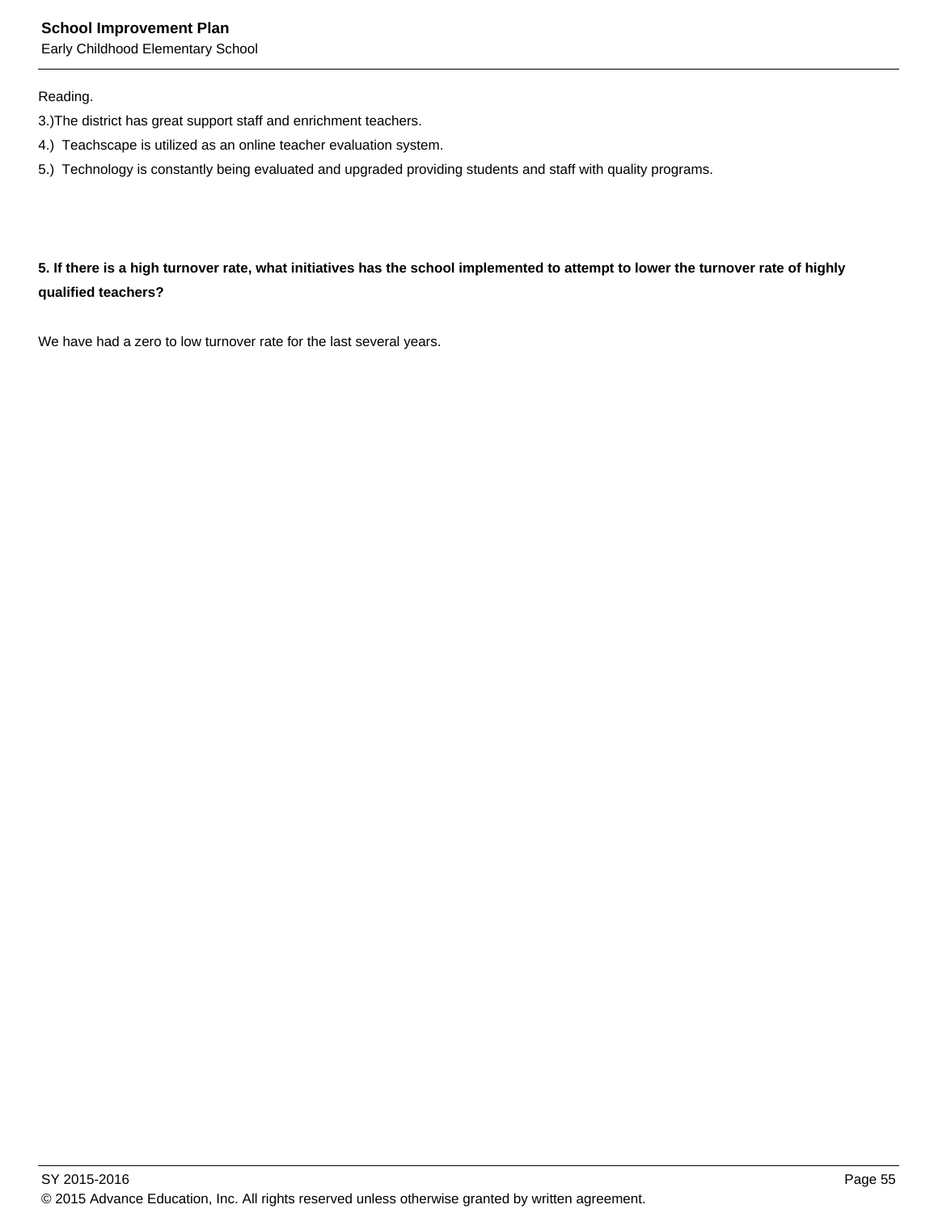Reading.

3.)The district has great support staff and enrichment teachers.

4.)  Teachscape is utilized as an online teacher evaluation system.

5.)  Technology is constantly being evaluated and upgraded providing students and staff with quality programs.

**5. If there is a high turnover rate, what initiatives has the school implemented to attempt to lower the turnover rate of highly qualified teachers?**

We have had a zero to low turnover rate for the last several years.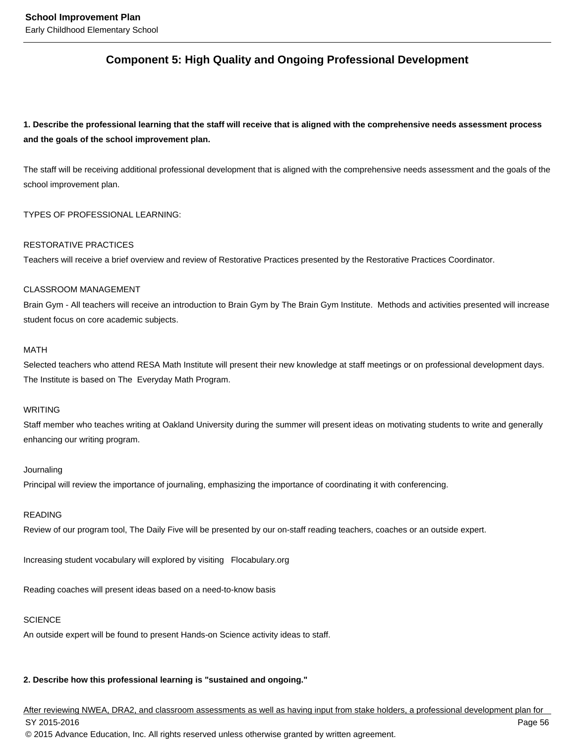## Component 5: High Quality and Ongoing Professional Development

**1. Describe the professional learning that the staff will receive that is aligned with the comprehensive needs assessment process and the goals of the school improvement plan.**

The staff will be receiving additional professional development that is aligned with the comprehensive needs assessment and the goals of the school improvement plan.

TYPES OF PROFESSIONAL LEARNING:

RESTORATIVE PRACTICES
Teachers will receive a brief overview and review of Restorative Practices presented by the Restorative Practices Coordinator.

CLASSROOM MANAGEMENT
Brain Gym - All teachers will receive an introduction to Brain Gym by The Brain Gym Institute. Methods and activities presented will increase student focus on core academic subjects.

MATH
Selected teachers who attend RESA Math Institute will present their new knowledge at staff meetings or on professional development days. The Institute is based on The Everyday Math Program.

WRITING
Staff member who teaches writing at Oakland University during the summer will present ideas on motivating students to write and generally enhancing our writing program.

Journaling
Principal will review the importance of journaling, emphasizing the importance of coordinating it with conferencing.

READING
Review of our program tool, The Daily Five will be presented by our on-staff reading teachers, coaches or an outside expert.

Increasing student vocabulary will explored by visiting Flocabulary.org

Reading coaches will present ideas based on a need-to-know basis

SCIENCE
An outside expert will be found to present Hands-on Science activity ideas to staff.

**2. Describe how this professional learning is "sustained and ongoing."**

After reviewing NWEA, DRA2, and classroom assessments as well as having input from stake holders, a professional development plan for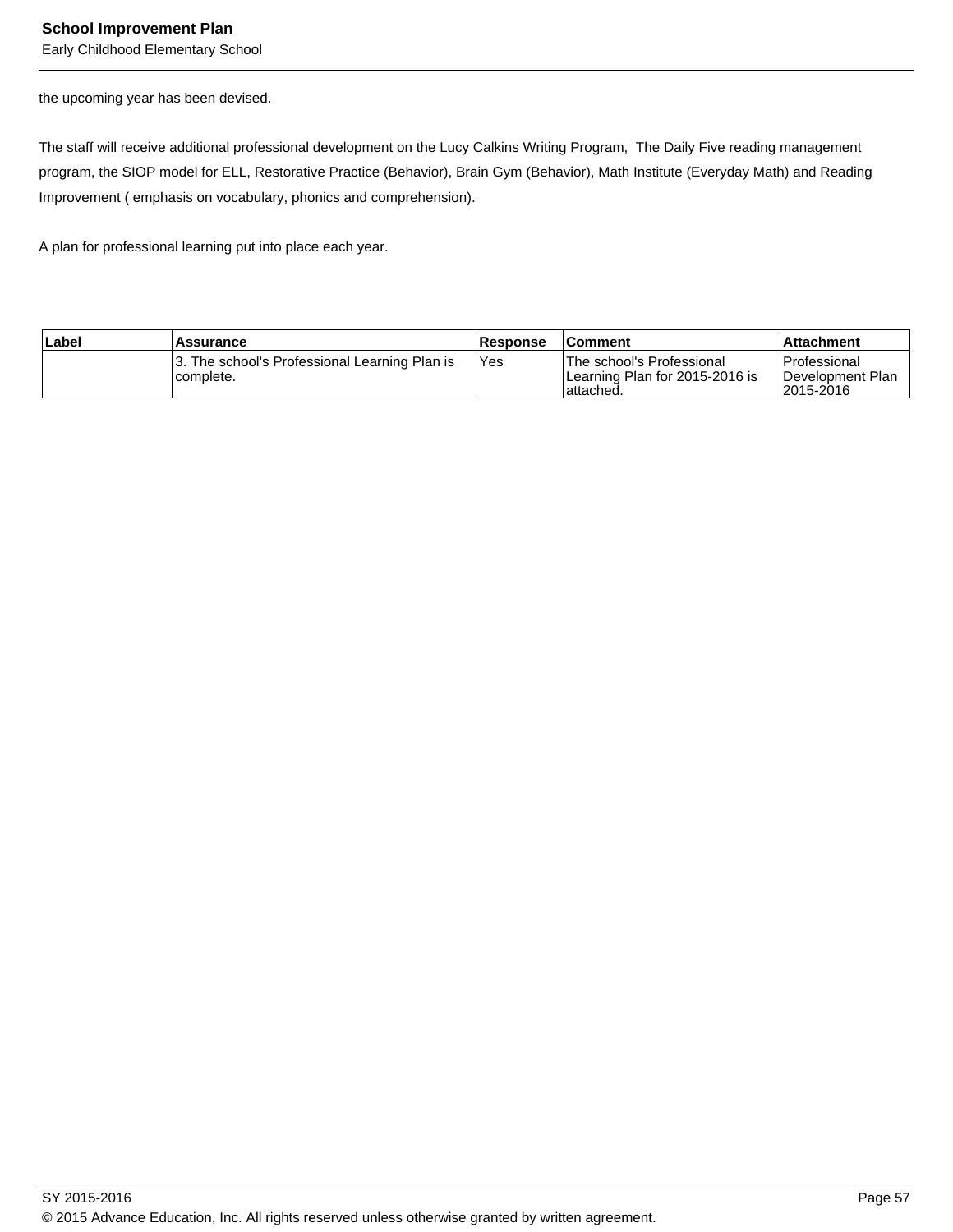the upcoming year has been devised.

The staff will receive additional professional development on the Lucy Calkins Writing Program,  The Daily Five reading management program, the SIOP model for ELL, Restorative Practice (Behavior), Brain Gym (Behavior), Math Institute (Everyday Math) and Reading Improvement ( emphasis on vocabulary, phonics and comprehension).

A plan for professional learning put into place each year.

| Label | Assurance | Response | Comment | Attachment |
|---|---|---|---|---|
| | 3. The school's Professional Learning Plan is complete. | Yes | The school's Professional Learning Plan for 2015-2016 is attached. | Professional Development Plan 2015-2016 |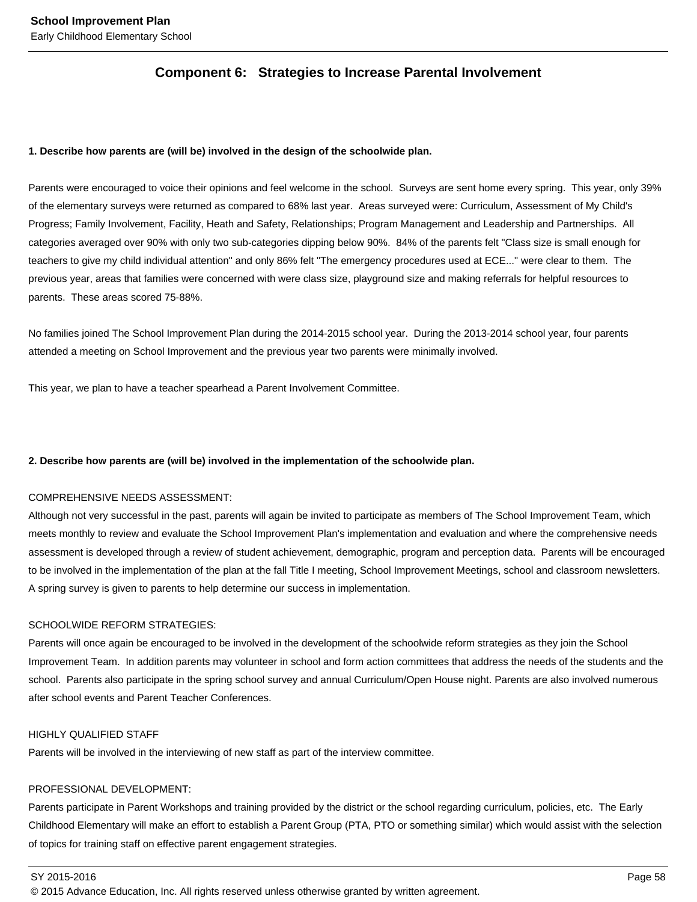## Component 6: Strategies to Increase Parental Involvement

**1. Describe how parents are (will be) involved in the design of the schoolwide plan.**

Parents were encouraged to voice their opinions and feel welcome in the school. Surveys are sent home every spring. This year, only 39% of the elementary surveys were returned as compared to 68% last year. Areas surveyed were: Curriculum, Assessment of My Child's Progress; Family Involvement, Facility, Heath and Safety, Relationships; Program Management and Leadership and Partnerships. All categories averaged over 90% with only two sub-categories dipping below 90%. 84% of the parents felt "Class size is small enough for teachers to give my child individual attention" and only 86% felt "The emergency procedures used at ECE..." were clear to them. The previous year, areas that families were concerned with were class size, playground size and making referrals for helpful resources to parents. These areas scored 75-88%.

No families joined The School Improvement Plan during the 2014-2015 school year. During the 2013-2014 school year, four parents attended a meeting on School Improvement and the previous year two parents were minimally involved.

This year, we plan to have a teacher spearhead a Parent Involvement Committee.

**2. Describe how parents are (will be) involved in the implementation of the schoolwide plan.**

COMPREHENSIVE NEEDS ASSESSMENT:
Although not very successful in the past, parents will again be invited to participate as members of The School Improvement Team, which meets monthly to review and evaluate the School Improvement Plan's implementation and evaluation and where the comprehensive needs assessment is developed through a review of student achievement, demographic, program and perception data. Parents will be encouraged to be involved in the implementation of the plan at the fall Title I meeting, School Improvement Meetings, school and classroom newsletters. A spring survey is given to parents to help determine our success in implementation.

SCHOOLWIDE REFORM STRATEGIES:
Parents will once again be encouraged to be involved in the development of the schoolwide reform strategies as they join the School Improvement Team. In addition parents may volunteer in school and form action committees that address the needs of the students and the school. Parents also participate in the spring school survey and annual Curriculum/Open House night. Parents are also involved numerous after school events and Parent Teacher Conferences.

HIGHLY QUALIFIED STAFF
Parents will be involved in the interviewing of new staff as part of the interview committee.

PROFESSIONAL DEVELOPMENT:
Parents participate in Parent Workshops and training provided by the district or the school regarding curriculum, policies, etc. The Early Childhood Elementary will make an effort to establish a Parent Group (PTA, PTO or something similar) which would assist with the selection of topics for training staff on effective parent engagement strategies.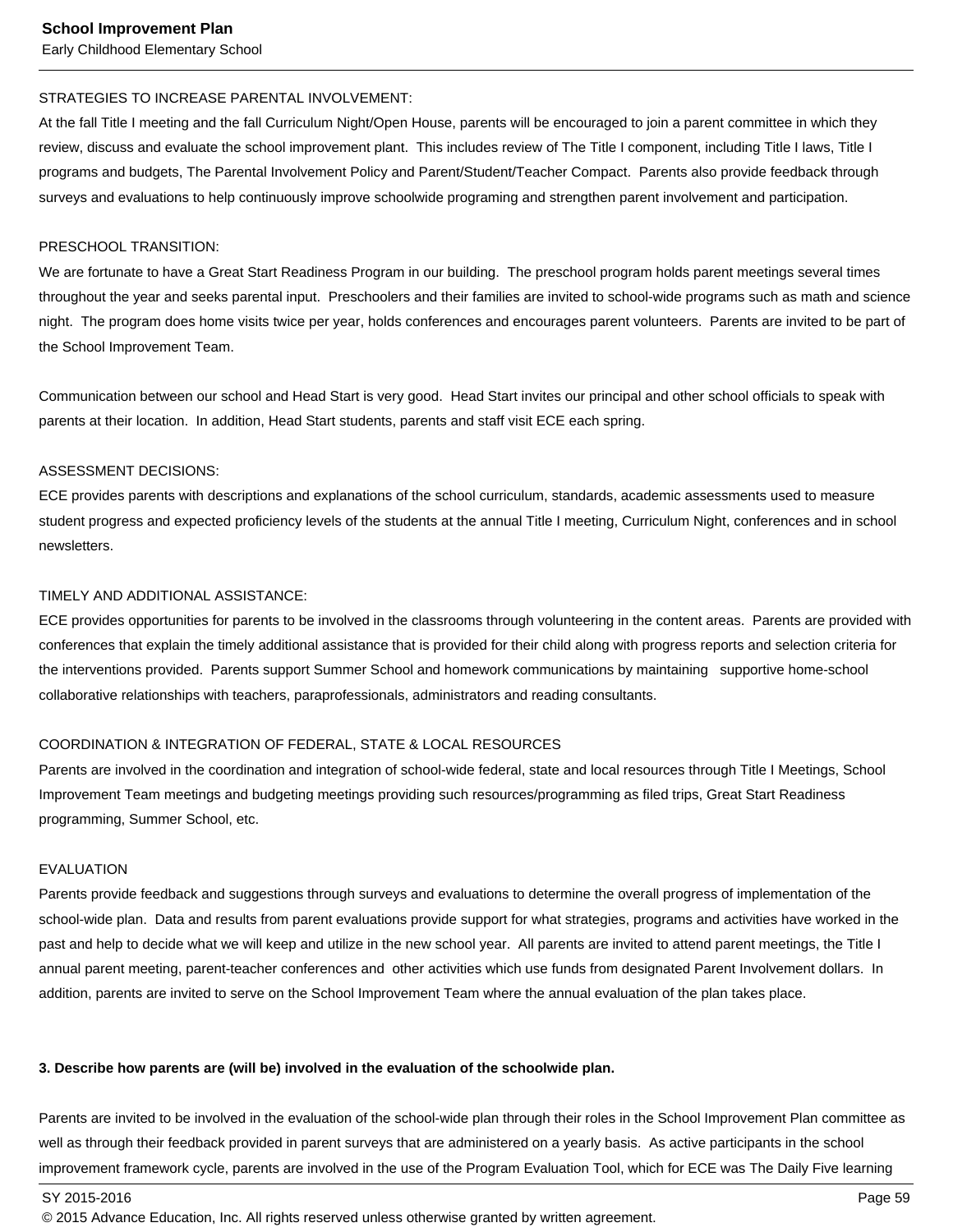STRATEGIES TO INCREASE PARENTAL INVOLVEMENT:
At the fall Title I meeting and the fall Curriculum Night/Open House, parents will be encouraged to join a parent committee in which they review, discuss and evaluate the school improvement plant. This includes review of The Title I component, including Title I laws, Title I programs and budgets, The Parental Involvement Policy and Parent/Student/Teacher Compact. Parents also provide feedback through surveys and evaluations to help continuously improve schoolwide programing and strengthen parent involvement and participation.

PRESCHOOL TRANSITION:
We are fortunate to have a Great Start Readiness Program in our building. The preschool program holds parent meetings several times throughout the year and seeks parental input. Preschoolers and their families are invited to school-wide programs such as math and science night. The program does home visits twice per year, holds conferences and encourages parent volunteers. Parents are invited to be part of the School Improvement Team.

Communication between our school and Head Start is very good. Head Start invites our principal and other school officials to speak with parents at their location. In addition, Head Start students, parents and staff visit ECE each spring.

ASSESSMENT DECISIONS:
ECE provides parents with descriptions and explanations of the school curriculum, standards, academic assessments used to measure student progress and expected proficiency levels of the students at the annual Title I meeting, Curriculum Night, conferences and in school newsletters.

TIMELY AND ADDITIONAL ASSISTANCE:
ECE provides opportunities for parents to be involved in the classrooms through volunteering in the content areas. Parents are provided with conferences that explain the timely additional assistance that is provided for their child along with progress reports and selection criteria for the interventions provided. Parents support Summer School and homework communications by maintaining supportive home-school collaborative relationships with teachers, paraprofessionals, administrators and reading consultants.

COORDINATION & INTEGRATION OF FEDERAL, STATE & LOCAL RESOURCES
Parents are involved in the coordination and integration of school-wide federal, state and local resources through Title I Meetings, School Improvement Team meetings and budgeting meetings providing such resources/programming as filed trips, Great Start Readiness programming, Summer School, etc.

EVALUATION
Parents provide feedback and suggestions through surveys and evaluations to determine the overall progress of implementation of the school-wide plan. Data and results from parent evaluations provide support for what strategies, programs and activities have worked in the past and help to decide what we will keep and utilize in the new school year. All parents are invited to attend parent meetings, the Title I annual parent meeting, parent-teacher conferences and other activities which use funds from designated Parent Involvement dollars. In addition, parents are invited to serve on the School Improvement Team where the annual evaluation of the plan takes place.

**3. Describe how parents are (will be) involved in the evaluation of the schoolwide plan.**

Parents are invited to be involved in the evaluation of the school-wide plan through their roles in the School Improvement Plan committee as well as through their feedback provided in parent surveys that are administered on a yearly basis. As active participants in the school improvement framework cycle, parents are involved in the use of the Program Evaluation Tool, which for ECE was The Daily Five learning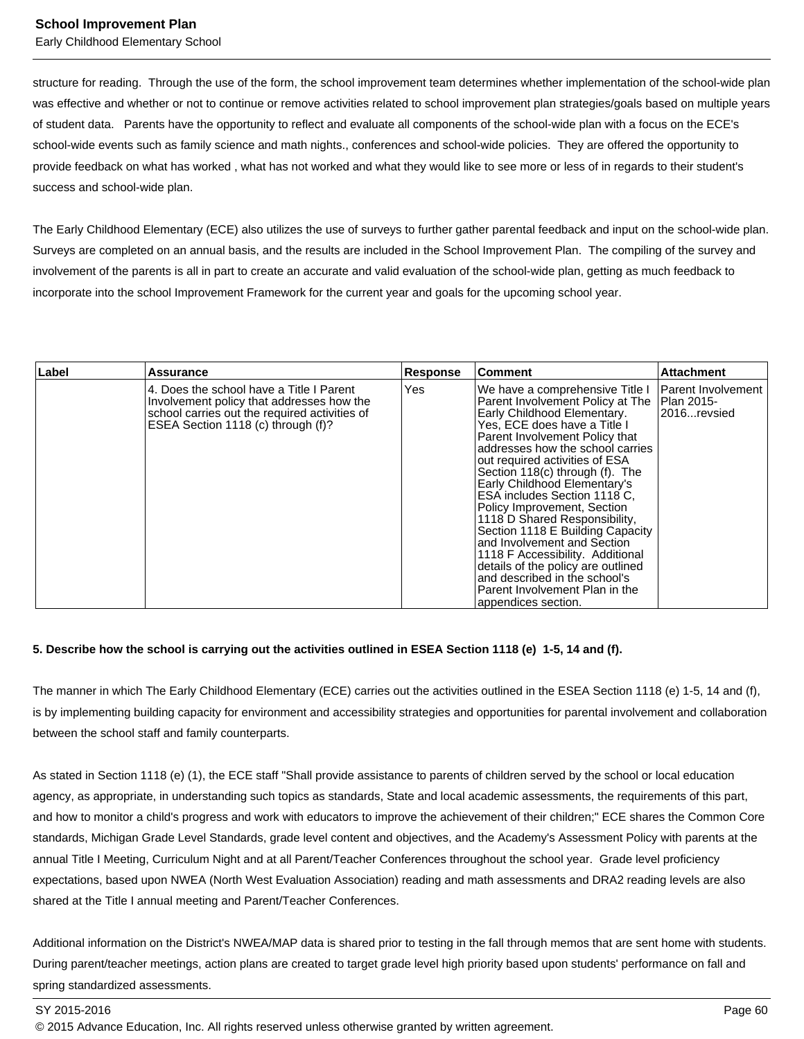structure for reading. Through the use of the form, the school improvement team determines whether implementation of the school-wide plan was effective and whether or not to continue or remove activities related to school improvement plan strategies/goals based on multiple years of student data. Parents have the opportunity to reflect and evaluate all components of the school-wide plan with a focus on the ECE's school-wide events such as family science and math nights., conferences and school-wide policies. They are offered the opportunity to provide feedback on what has worked , what has not worked and what they would like to see more or less of in regards to their student's success and school-wide plan.

The Early Childhood Elementary (ECE) also utilizes the use of surveys to further gather parental feedback and input on the school-wide plan. Surveys are completed on an annual basis, and the results are included in the School Improvement Plan. The compiling of the survey and involvement of the parents is all in part to create an accurate and valid evaluation of the school-wide plan, getting as much feedback to incorporate into the school Improvement Framework for the current year and goals for the upcoming school year.

| Label | Assurance | Response | Comment | Attachment |
|---|---|---|---|---|
| | 4. Does the school have a Title I Parent Involvement policy that addresses how the school carries out the required activities of ESEA Section 1118 (c) through (f)? | Yes | We have a comprehensive Title I Parent Involvement Policy at The Early Childhood Elementary. Yes, ECE does have a Title I Parent Involvement Policy that addresses how the school carries out required activities of ESA Section 118(c) through (f). The Early Childhood Elementary's ESA includes Section 1118 C, Policy Improvement, Section 1118 D Shared Responsibility, Section 1118 E Building Capacity and Involvement and Section 1118 F Accessibility. Additional details of the policy are outlined and described in the school's Parent Involvement Plan in the appendices section. | Parent Involvement Plan 2015-2016...revsied |

**5. Describe how the school is carrying out the activities outlined in ESEA Section 1118 (e) 1-5, 14 and (f).**

The manner in which The Early Childhood Elementary (ECE) carries out the activities outlined in the ESEA Section 1118 (e) 1-5, 14 and (f), is by implementing building capacity for environment and accessibility strategies and opportunities for parental involvement and collaboration between the school staff and family counterparts.

As stated in Section 1118 (e) (1), the ECE staff "Shall provide assistance to parents of children served by the school or local education agency, as appropriate, in understanding such topics as standards, State and local academic assessments, the requirements of this part, and how to monitor a child's progress and work with educators to improve the achievement of their children;" ECE shares the Common Core standards, Michigan Grade Level Standards, grade level content and objectives, and the Academy's Assessment Policy with parents at the annual Title I Meeting, Curriculum Night and at all Parent/Teacher Conferences throughout the school year. Grade level proficiency expectations, based upon NWEA (North West Evaluation Association) reading and math assessments and DRA2 reading levels are also shared at the Title I annual meeting and Parent/Teacher Conferences.

Additional information on the District's NWEA/MAP data is shared prior to testing in the fall through memos that are sent home with students. During parent/teacher meetings, action plans are created to target grade level high priority based upon students' performance on fall and spring standardized assessments.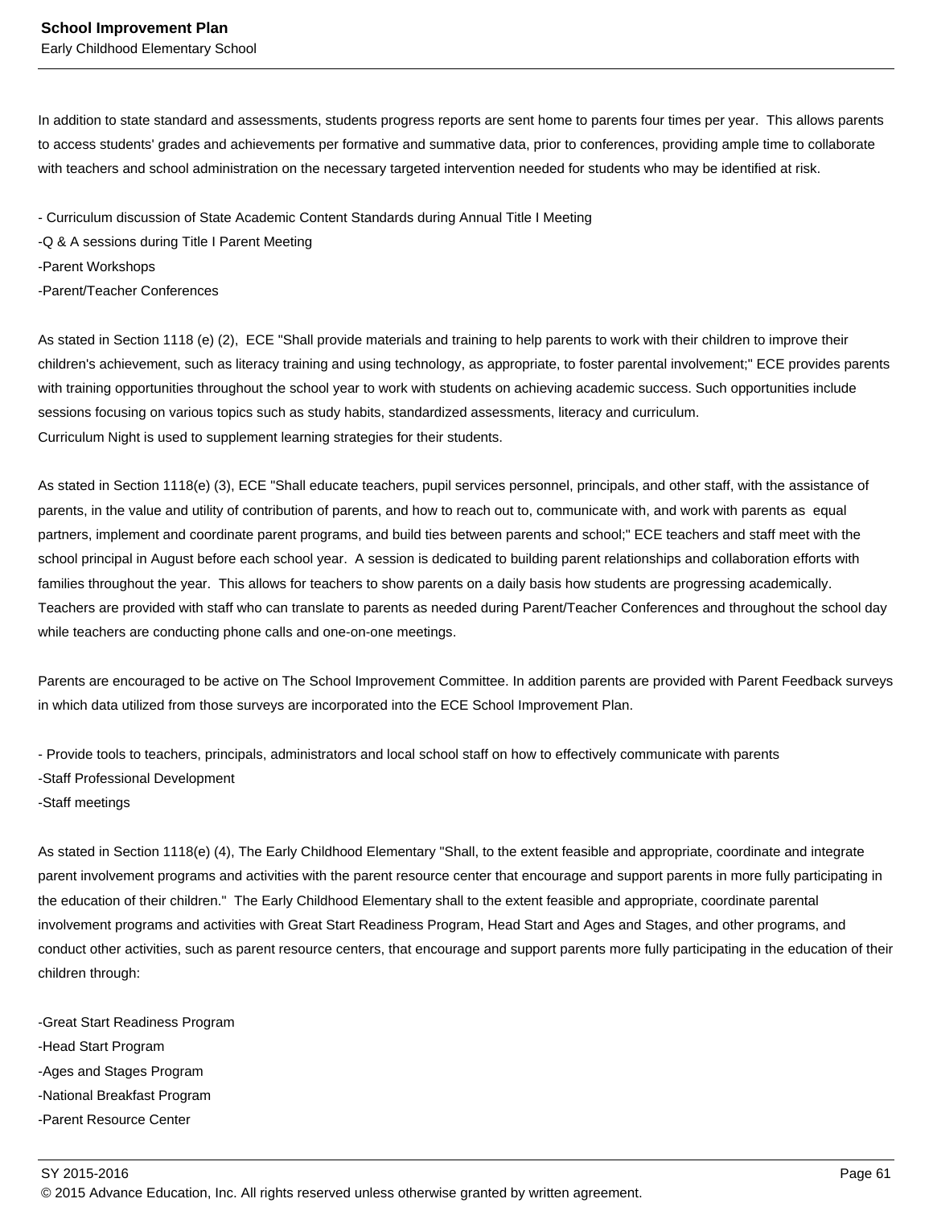In addition to state standard and assessments, students progress reports are sent home to parents four times per year.  This allows parents to access students' grades and achievements per formative and summative data, prior to conferences, providing ample time to collaborate with teachers and school administration on the necessary targeted intervention needed for students who may be identified at risk.

- Curriculum discussion of State Academic Content Standards during Annual Title I Meeting
-Q & A sessions during Title I Parent Meeting
-Parent Workshops
-Parent/Teacher Conferences

As stated in Section 1118 (e) (2),  ECE "Shall provide materials and training to help parents to work with their children to improve their children's achievement, such as literacy training and using technology, as appropriate, to foster parental involvement;" ECE provides parents with training opportunities throughout the school year to work with students on achieving academic success. Such opportunities include sessions focusing on various topics such as study habits, standardized assessments, literacy and curriculum.
Curriculum Night is used to supplement learning strategies for their students.

As stated in Section 1118(e) (3), ECE "Shall educate teachers, pupil services personnel, principals, and other staff, with the assistance of parents, in the value and utility of contribution of parents, and how to reach out to, communicate with, and work with parents as  equal partners, implement and coordinate parent programs, and build ties between parents and school;" ECE teachers and staff meet with the school principal in August before each school year.  A session is dedicated to building parent relationships and collaboration efforts with families throughout the year.  This allows for teachers to show parents on a daily basis how students are progressing academically. Teachers are provided with staff who can translate to parents as needed during Parent/Teacher Conferences and throughout the school day while teachers are conducting phone calls and one-on-one meetings.

Parents are encouraged to be active on The School Improvement Committee. In addition parents are provided with Parent Feedback surveys in which data utilized from those surveys are incorporated into the ECE School Improvement Plan.

- Provide tools to teachers, principals, administrators and local school staff on how to effectively communicate with parents
-Staff Professional Development
-Staff meetings

As stated in Section 1118(e) (4), The Early Childhood Elementary "Shall, to the extent feasible and appropriate, coordinate and integrate parent involvement programs and activities with the parent resource center that encourage and support parents in more fully participating in the education of their children."  The Early Childhood Elementary shall to the extent feasible and appropriate, coordinate parental involvement programs and activities with Great Start Readiness Program, Head Start and Ages and Stages, and other programs, and conduct other activities, such as parent resource centers, that encourage and support parents more fully participating in the education of their children through:

-Great Start Readiness Program
-Head Start Program
-Ages and Stages Program
-National Breakfast Program
-Parent Resource Center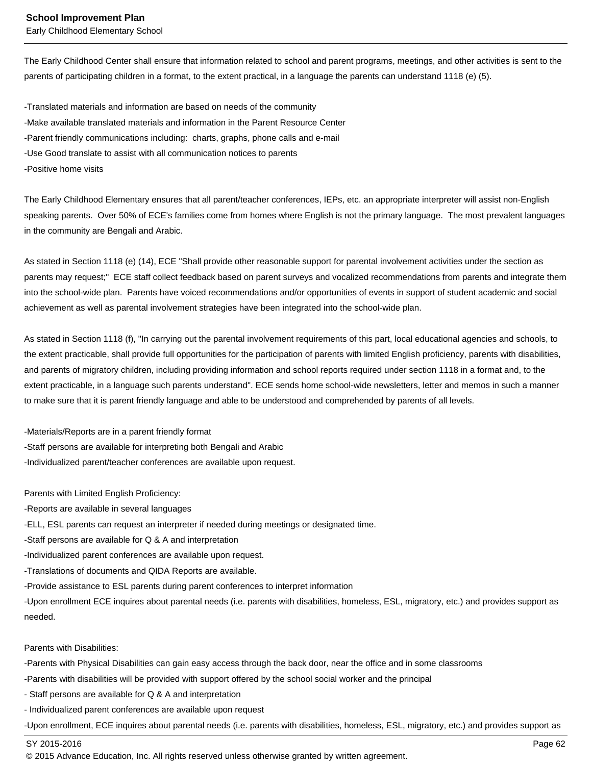The Early Childhood Center shall ensure that information related to school and parent programs, meetings, and other activities is sent to the parents of participating children in a format, to the extent practical, in a language the parents can understand 1118 (e) (5).

-Translated materials and information are based on needs of the community
-Make available translated materials and information in the Parent Resource Center
-Parent friendly communications including: charts, graphs, phone calls and e-mail
-Use Good translate to assist with all communication notices to parents
-Positive home visits

The Early Childhood Elementary ensures that all parent/teacher conferences, IEPs, etc. an appropriate interpreter will assist non-English speaking parents. Over 50% of ECE's families come from homes where English is not the primary language. The most prevalent languages in the community are Bengali and Arabic.

As stated in Section 1118 (e) (14), ECE "Shall provide other reasonable support for parental involvement activities under the section as parents may request;" ECE staff collect feedback based on parent surveys and vocalized recommendations from parents and integrate them into the school-wide plan. Parents have voiced recommendations and/or opportunities of events in support of student academic and social achievement as well as parental involvement strategies have been integrated into the school-wide plan.

As stated in Section 1118 (f), "In carrying out the parental involvement requirements of this part, local educational agencies and schools, to the extent practicable, shall provide full opportunities for the participation of parents with limited English proficiency, parents with disabilities, and parents of migratory children, including providing information and school reports required under section 1118 in a format and, to the extent practicable, in a language such parents understand". ECE sends home school-wide newsletters, letter and memos in such a manner to make sure that it is parent friendly language and able to be understood and comprehended by parents of all levels.

-Materials/Reports are in a parent friendly format
-Staff persons are available for interpreting both Bengali and Arabic
-Individualized parent/teacher conferences are available upon request.

Parents with Limited English Proficiency:
-Reports are available in several languages
-ELL, ESL parents can request an interpreter if needed during meetings or designated time.
-Staff persons are available for Q & A and interpretation
-Individualized parent conferences are available upon request.
-Translations of documents and QIDA Reports are available.
-Provide assistance to ESL parents during parent conferences to interpret information
-Upon enrollment ECE inquires about parental needs (i.e. parents with disabilities, homeless, ESL, migratory, etc.) and provides support as needed.

Parents with Disabilities:
-Parents with Physical Disabilities can gain easy access through the back door, near the office and in some classrooms
-Parents with disabilities will be provided with support offered by the school social worker and the principal
- Staff persons are available for Q & A and interpretation
- Individualized parent conferences are available upon request
-Upon enrollment, ECE inquires about parental needs (i.e. parents with disabilities, homeless, ESL, migratory, etc.) and provides support as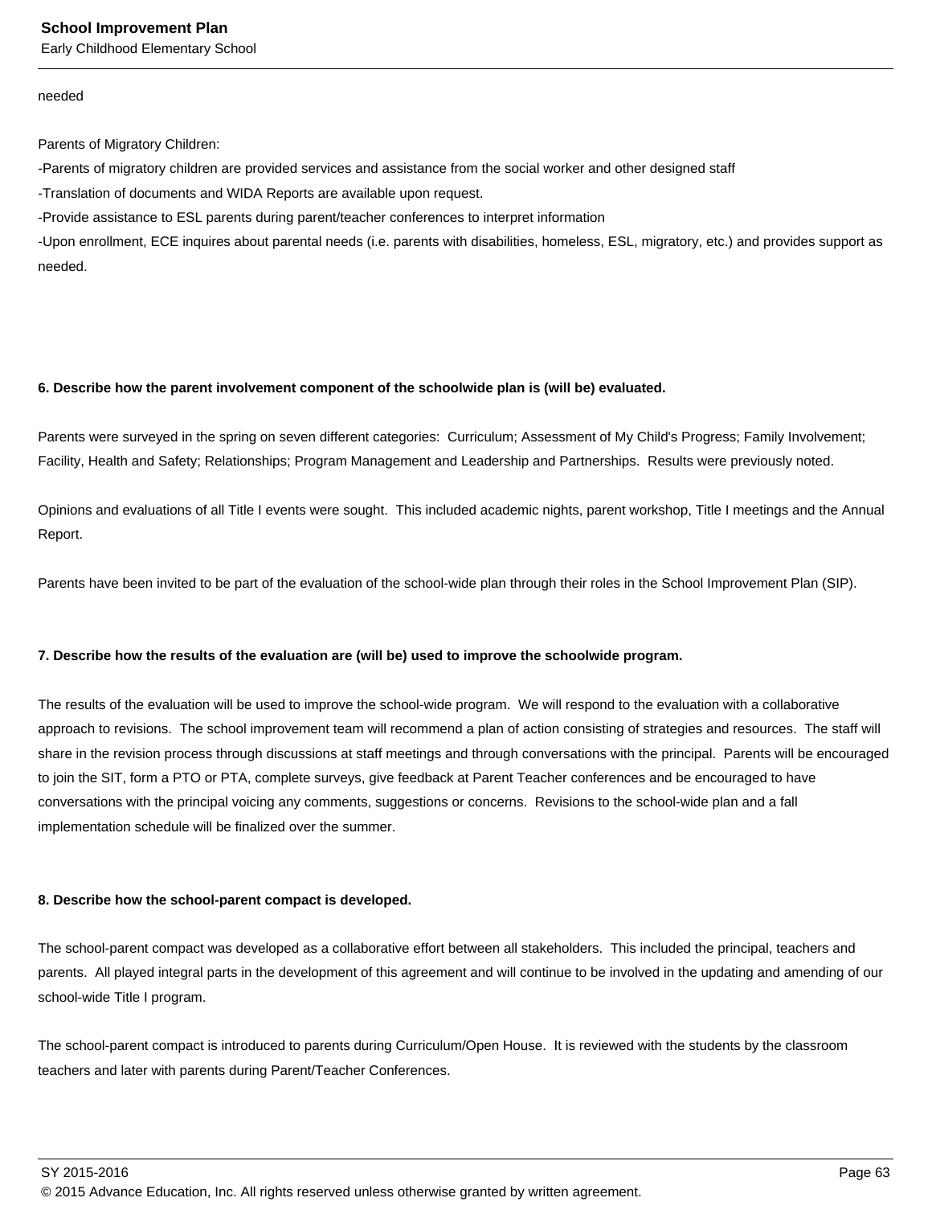needed

Parents of Migratory Children:
-Parents of migratory children are provided services and assistance from the social worker and other designed staff
-Translation of documents and WIDA Reports are available upon request.
-Provide assistance to ESL parents during parent/teacher conferences to interpret information
-Upon enrollment, ECE inquires about parental needs (i.e. parents with disabilities, homeless, ESL, migratory, etc.) and provides support as needed.

**6. Describe how the parent involvement component of the schoolwide plan is (will be) evaluated.**

Parents were surveyed in the spring on seven different categories: Curriculum; Assessment of My Child's Progress; Family Involvement; Facility, Health and Safety; Relationships; Program Management and Leadership and Partnerships. Results were previously noted.

Opinions and evaluations of all Title I events were sought. This included academic nights, parent workshop, Title I meetings and the Annual Report.

Parents have been invited to be part of the evaluation of the school-wide plan through their roles in the School Improvement Plan (SIP).

**7. Describe how the results of the evaluation are (will be) used to improve the schoolwide program.**

The results of the evaluation will be used to improve the school-wide program. We will respond to the evaluation with a collaborative approach to revisions. The school improvement team will recommend a plan of action consisting of strategies and resources. The staff will share in the revision process through discussions at staff meetings and through conversations with the principal. Parents will be encouraged to join the SIT, form a PTO or PTA, complete surveys, give feedback at Parent Teacher conferences and be encouraged to have conversations with the principal voicing any comments, suggestions or concerns. Revisions to the school-wide plan and a fall implementation schedule will be finalized over the summer.

**8. Describe how the school-parent compact is developed.**

The school-parent compact was developed as a collaborative effort between all stakeholders. This included the principal, teachers and parents. All played integral parts in the development of this agreement and will continue to be involved in the updating and amending of our school-wide Title I program.

The school-parent compact is introduced to parents during Curriculum/Open House. It is reviewed with the students by the classroom teachers and later with parents during Parent/Teacher Conferences.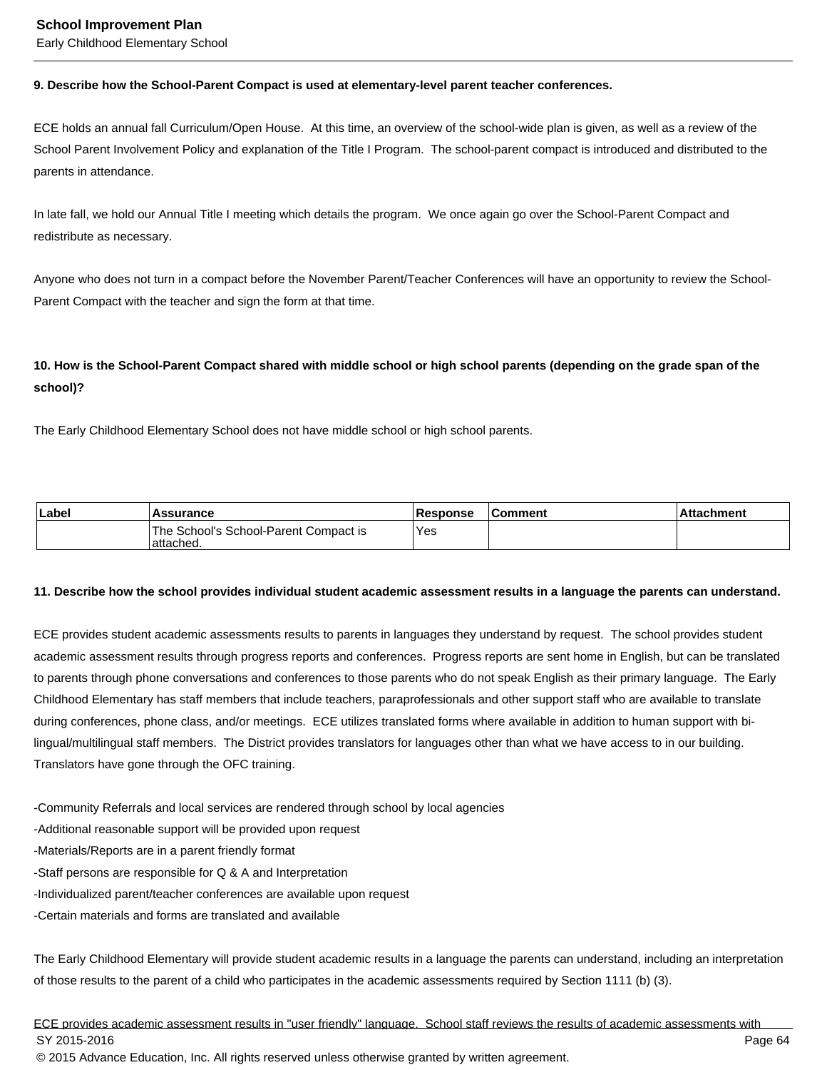**9. Describe how the School-Parent Compact is used at elementary-level parent teacher conferences.**

ECE holds an annual fall Curriculum/Open House. At this time, an overview of the school-wide plan is given, as well as a review of the School Parent Involvement Policy and explanation of the Title I Program. The school-parent compact is introduced and distributed to the parents in attendance.

In late fall, we hold our Annual Title I meeting which details the program. We once again go over the School-Parent Compact and redistribute as necessary.

Anyone who does not turn in a compact before the November Parent/Teacher Conferences will have an opportunity to review the School-Parent Compact with the teacher and sign the form at that time.

**10. How is the School-Parent Compact shared with middle school or high school parents (depending on the grade span of the school)?**

The Early Childhood Elementary School does not have middle school or high school parents.

| Label | Assurance | Response | Comment | Attachment |
|---|---|---|---|---|
| | The School's School-Parent Compact is attached. | Yes | | |

**11. Describe how the school provides individual student academic assessment results in a language the parents can understand.**

ECE provides student academic assessments results to parents in languages they understand by request. The school provides student academic assessment results through progress reports and conferences. Progress reports are sent home in English, but can be translated to parents through phone conversations and conferences to those parents who do not speak English as their primary language. The Early Childhood Elementary has staff members that include teachers, paraprofessionals and other support staff who are available to translate during conferences, phone class, and/or meetings. ECE utilizes translated forms where available in addition to human support with bi-lingual/multilingual staff members. The District provides translators for languages other than what we have access to in our building. Translators have gone through the OFC training.

-Community Referrals and local services are rendered through school by local agencies
-Additional reasonable support will be provided upon request
-Materials/Reports are in a parent friendly format
-Staff persons are responsible for Q & A and Interpretation
-Individualized parent/teacher conferences are available upon request
-Certain materials and forms are translated and available

The Early Childhood Elementary will provide student academic results in a language the parents can understand, including an interpretation of those results to the parent of a child who participates in the academic assessments required by Section 1111 (b) (3).

ECE provides academic assessment results in "user friendly" language. School staff reviews the results of academic assessments with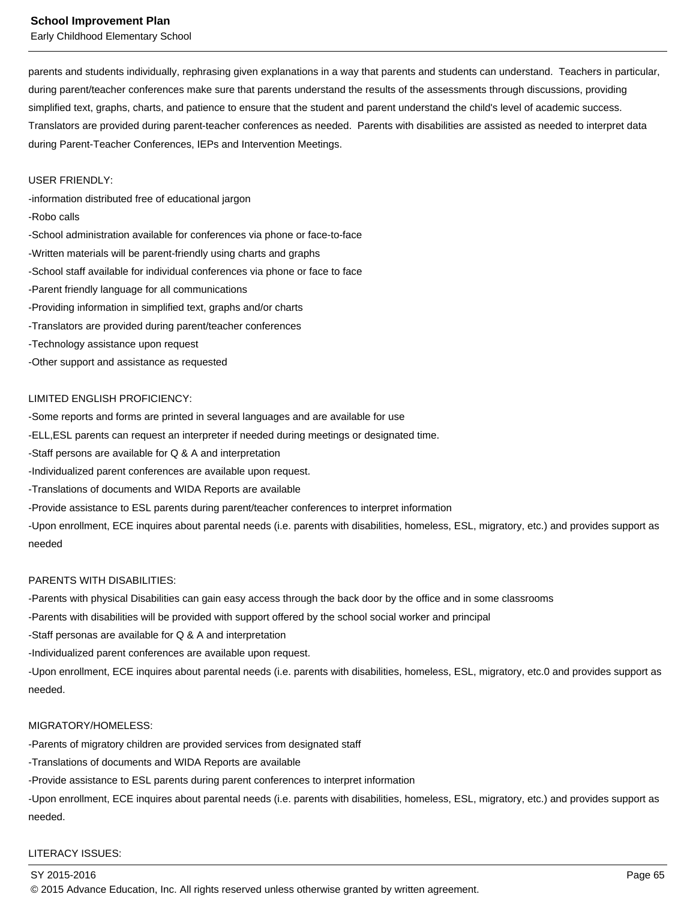parents and students individually, rephrasing given explanations in a way that parents and students can understand. Teachers in particular, during parent/teacher conferences make sure that parents understand the results of the assessments through discussions, providing simplified text, graphs, charts, and patience to ensure that the student and parent understand the child's level of academic success. Translators are provided during parent-teacher conferences as needed. Parents with disabilities are assisted as needed to interpret data during Parent-Teacher Conferences, IEPs and Intervention Meetings.

USER FRIENDLY:
-information distributed free of educational jargon
-Robo calls
-School administration available for conferences via phone or face-to-face
-Written materials will be parent-friendly using charts and graphs
-School staff available for individual conferences via phone or face to face
-Parent friendly language for all communications
-Providing information in simplified text, graphs and/or charts
-Translators are provided during parent/teacher conferences
-Technology assistance upon request
-Other support and assistance as requested

LIMITED ENGLISH PROFICIENCY:
-Some reports and forms are printed in several languages and are available for use
-ELL,ESL parents can request an interpreter if needed during meetings or designated time.
-Staff persons are available for Q & A and interpretation
-Individualized parent conferences are available upon request.
-Translations of documents and WIDA Reports are available
-Provide assistance to ESL parents during parent/teacher conferences to interpret information
-Upon enrollment, ECE inquires about parental needs (i.e. parents with disabilities, homeless, ESL, migratory, etc.) and provides support as needed

PARENTS WITH DISABILITIES:
-Parents with physical Disabilities can gain easy access through the back door by the office and in some classrooms
-Parents with disabilities will be provided with support offered by the school social worker and principal
-Staff personas are available for Q & A and interpretation
-Individualized parent conferences are available upon request.
-Upon enrollment, ECE inquires about parental needs (i.e. parents with disabilities, homeless, ESL, migratory, etc.0 and provides support as needed.

MIGRATORY/HOMELESS:
-Parents of migratory children are provided services from designated staff
-Translations of documents and WIDA Reports are available
-Provide assistance to ESL parents during parent conferences to interpret information
-Upon enrollment, ECE inquires about parental needs (i.e. parents with disabilities, homeless, ESL, migratory, etc.) and provides support as needed.

LITERACY ISSUES: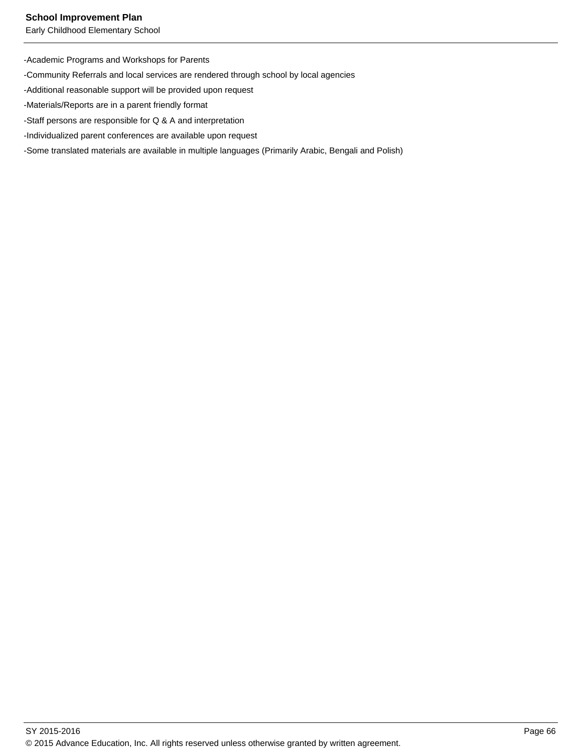-Academic Programs and Workshops for Parents

-Community Referrals and local services are rendered through school by local agencies

-Additional reasonable support will be provided upon request

-Materials/Reports are in a parent friendly format

-Staff persons are responsible for Q & A and interpretation

-Individualized parent conferences are available upon request

-Some translated materials are available in multiple languages (Primarily Arabic, Bengali and Polish)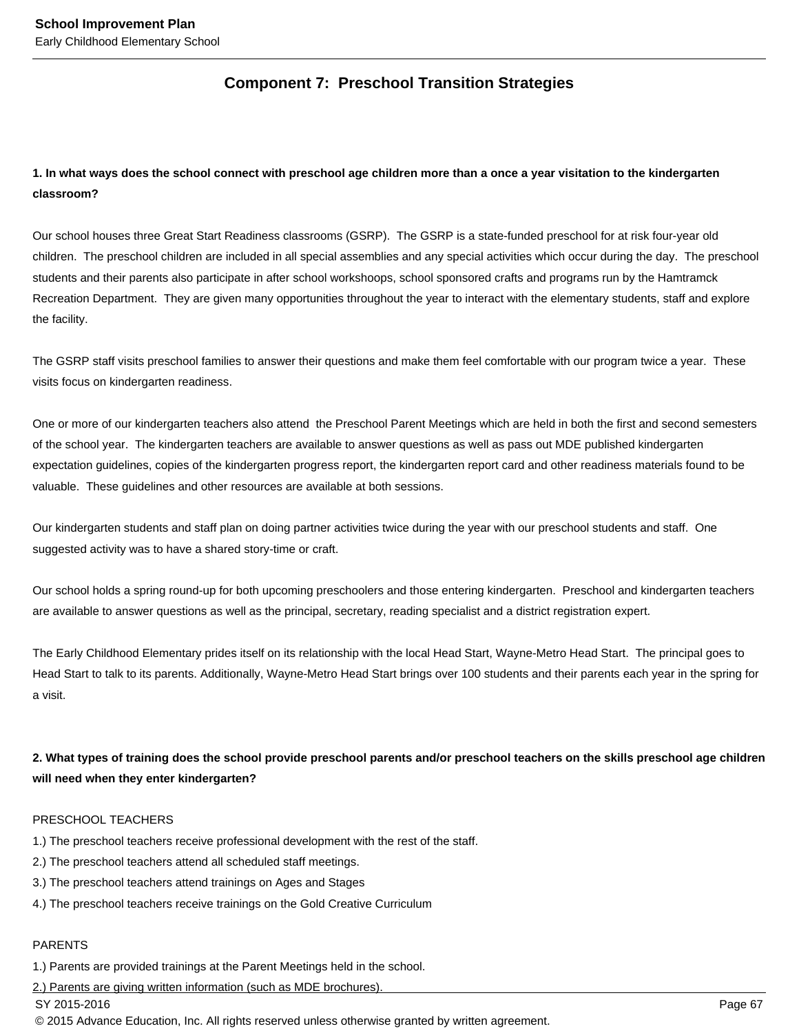## Component 7: Preschool Transition Strategies

**1. In what ways does the school connect with preschool age children more than a once a year visitation to the kindergarten classroom?**

Our school houses three Great Start Readiness classrooms (GSRP). The GSRP is a state-funded preschool for at risk four-year old children. The preschool children are included in all special assemblies and any special activities which occur during the day. The preschool students and their parents also participate in after school workshoops, school sponsored crafts and programs run by the Hamtramck Recreation Department. They are given many opportunities throughout the year to interact with the elementary students, staff and explore the facility.

The GSRP staff visits preschool families to answer their questions and make them feel comfortable with our program twice a year. These visits focus on kindergarten readiness.

One or more of our kindergarten teachers also attend the Preschool Parent Meetings which are held in both the first and second semesters of the school year. The kindergarten teachers are available to answer questions as well as pass out MDE published kindergarten expectation guidelines, copies of the kindergarten progress report, the kindergarten report card and other readiness materials found to be valuable. These guidelines and other resources are available at both sessions.

Our kindergarten students and staff plan on doing partner activities twice during the year with our preschool students and staff. One suggested activity was to have a shared story-time or craft.

Our school holds a spring round-up for both upcoming preschoolers and those entering kindergarten. Preschool and kindergarten teachers are available to answer questions as well as the principal, secretary, reading specialist and a district registration expert.

The Early Childhood Elementary prides itself on its relationship with the local Head Start, Wayne-Metro Head Start. The principal goes to Head Start to talk to its parents. Additionally, Wayne-Metro Head Start brings over 100 students and their parents each year in the spring for a visit.

**2. What types of training does the school provide preschool parents and/or preschool teachers on the skills preschool age children will need when they enter kindergarten?**

PRESCHOOL TEACHERS
1.) The preschool teachers receive professional development with the rest of the staff.
2.) The preschool teachers attend all scheduled staff meetings.
3.) The preschool teachers attend trainings on Ages and Stages
4.) The preschool teachers receive trainings on the Gold Creative Curriculum

PARENTS
1.) Parents are provided trainings at the Parent Meetings held in the school.
2.) Parents are giving written information (such as MDE brochures).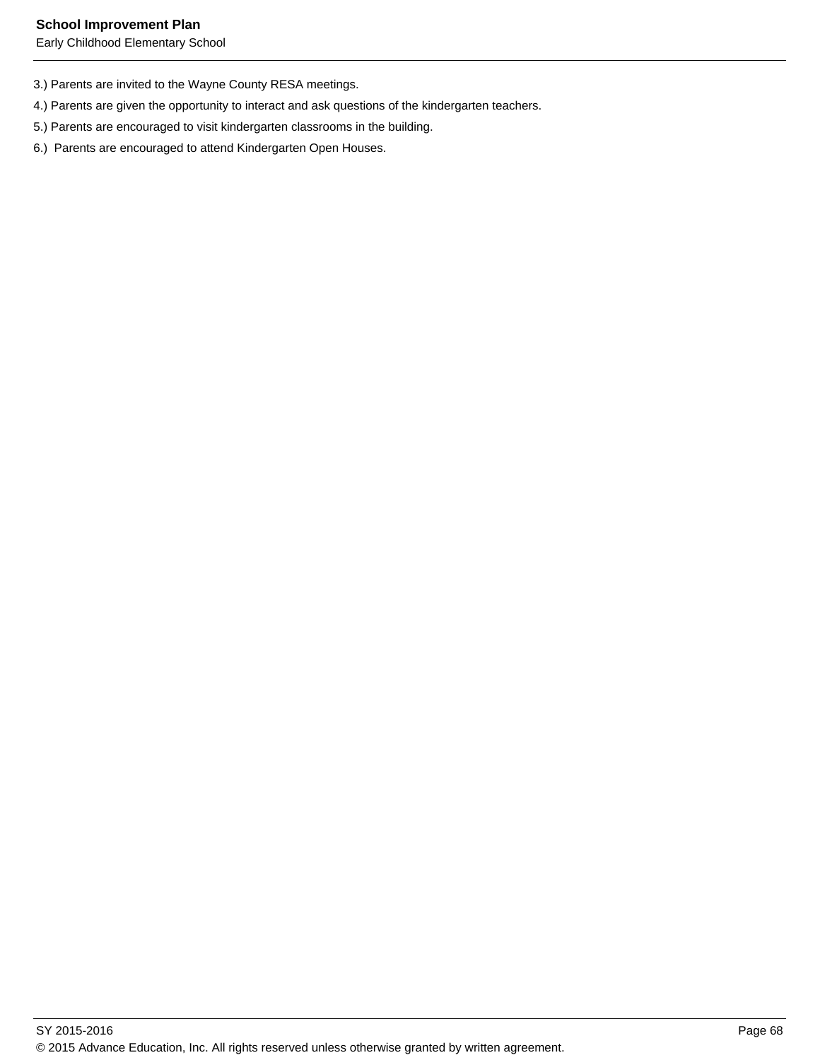3.) Parents are invited to the Wayne County RESA meetings.

4.) Parents are given the opportunity to interact and ask questions of the kindergarten teachers.

5.) Parents are encouraged to visit kindergarten classrooms in the building.

6.) Parents are encouraged to attend Kindergarten Open Houses.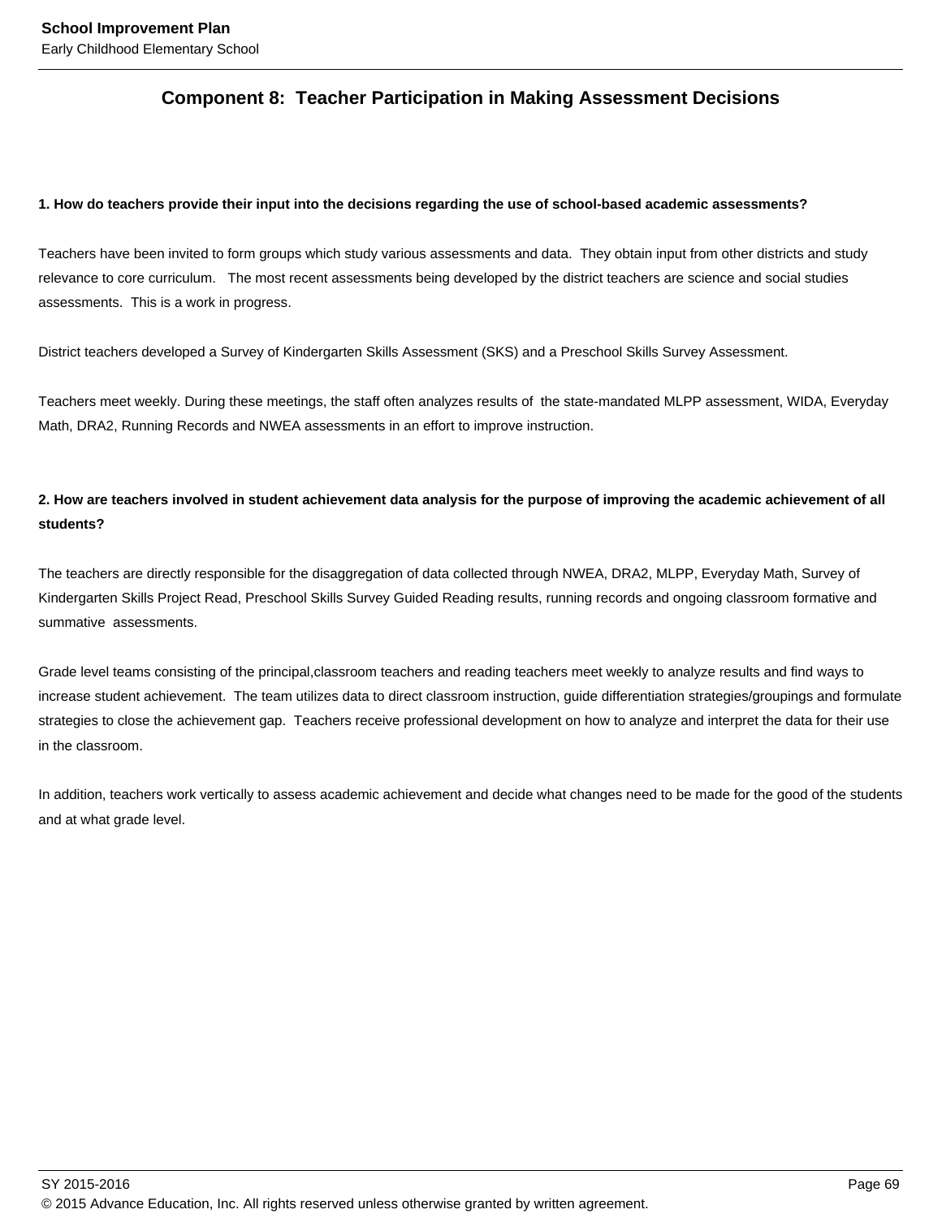## Component 8: Teacher Participation in Making Assessment Decisions

**1. How do teachers provide their input into the decisions regarding the use of school-based academic assessments?**

Teachers have been invited to form groups which study various assessments and data. They obtain input from other districts and study relevance to core curriculum. The most recent assessments being developed by the district teachers are science and social studies assessments. This is a work in progress.

District teachers developed a Survey of Kindergarten Skills Assessment (SKS) and a Preschool Skills Survey Assessment.

Teachers meet weekly. During these meetings, the staff often analyzes results of the state-mandated MLPP assessment, WIDA, Everyday Math, DRA2, Running Records and NWEA assessments in an effort to improve instruction.

**2. How are teachers involved in student achievement data analysis for the purpose of improving the academic achievement of all students?**

The teachers are directly responsible for the disaggregation of data collected through NWEA, DRA2, MLPP, Everyday Math, Survey of Kindergarten Skills Project Read, Preschool Skills Survey Guided Reading results, running records and ongoing classroom formative and summative assessments.

Grade level teams consisting of the principal,classroom teachers and reading teachers meet weekly to analyze results and find ways to increase student achievement. The team utilizes data to direct classroom instruction, guide differentiation strategies/groupings and formulate strategies to close the achievement gap. Teachers receive professional development on how to analyze and interpret the data for their use in the classroom.

In addition, teachers work vertically to assess academic achievement and decide what changes need to be made for the good of the students and at what grade level.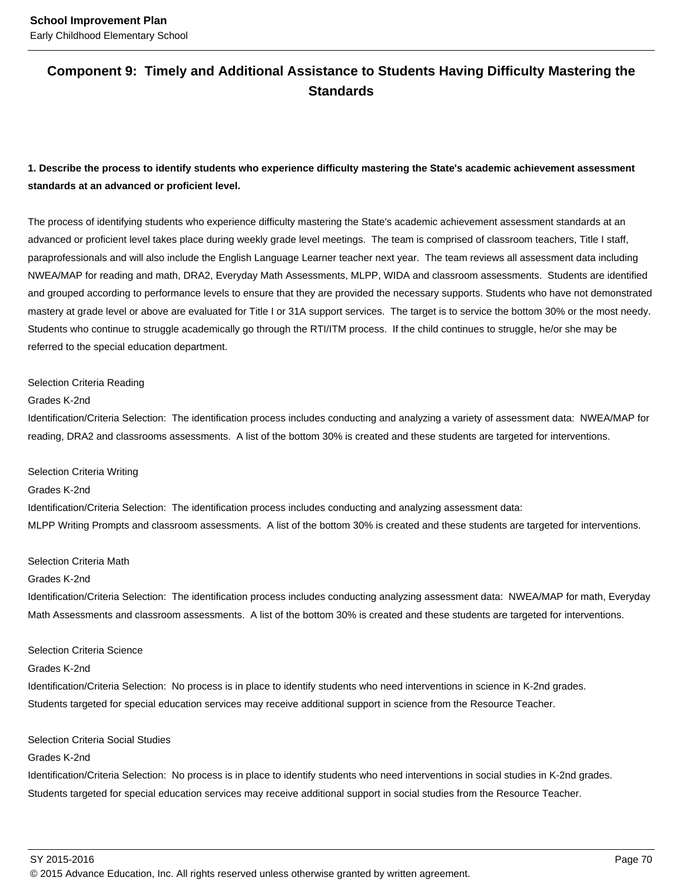## Component 9: Timely and Additional Assistance to Students Having Difficulty Mastering the Standards

**1. Describe the process to identify students who experience difficulty mastering the State's academic achievement assessment standards at an advanced or proficient level.**

The process of identifying students who experience difficulty mastering the State's academic achievement assessment standards at an advanced or proficient level takes place during weekly grade level meetings. The team is comprised of classroom teachers, Title I staff, paraprofessionals and will also include the English Language Learner teacher next year. The team reviews all assessment data including NWEA/MAP for reading and math, DRA2, Everyday Math Assessments, MLPP, WIDA and classroom assessments. Students are identified and grouped according to performance levels to ensure that they are provided the necessary supports. Students who have not demonstrated mastery at grade level or above are evaluated for Title I or 31A support services. The target is to service the bottom 30% or the most needy. Students who continue to struggle academically go through the RTI/ITM process. If the child continues to struggle, he/or she may be referred to the special education department.

Selection Criteria Reading
Grades K-2nd
Identification/Criteria Selection: The identification process includes conducting and analyzing a variety of assessment data: NWEA/MAP for reading, DRA2 and classrooms assessments. A list of the bottom 30% is created and these students are targeted for interventions.

Selection Criteria Writing
Grades K-2nd
Identification/Criteria Selection: The identification process includes conducting and analyzing assessment data:
MLPP Writing Prompts and classroom assessments. A list of the bottom 30% is created and these students are targeted for interventions.

Selection Criteria Math
Grades K-2nd
Identification/Criteria Selection: The identification process includes conducting analyzing assessment data: NWEA/MAP for math, Everyday Math Assessments and classroom assessments. A list of the bottom 30% is created and these students are targeted for interventions.

Selection Criteria Science
Grades K-2nd
Identification/Criteria Selection: No process is in place to identify students who need interventions in science in K-2nd grades.
Students targeted for special education services may receive additional support in science from the Resource Teacher.

Selection Criteria Social Studies
Grades K-2nd
Identification/Criteria Selection: No process is in place to identify students who need interventions in social studies in K-2nd grades.
Students targeted for special education services may receive additional support in social studies from the Resource Teacher.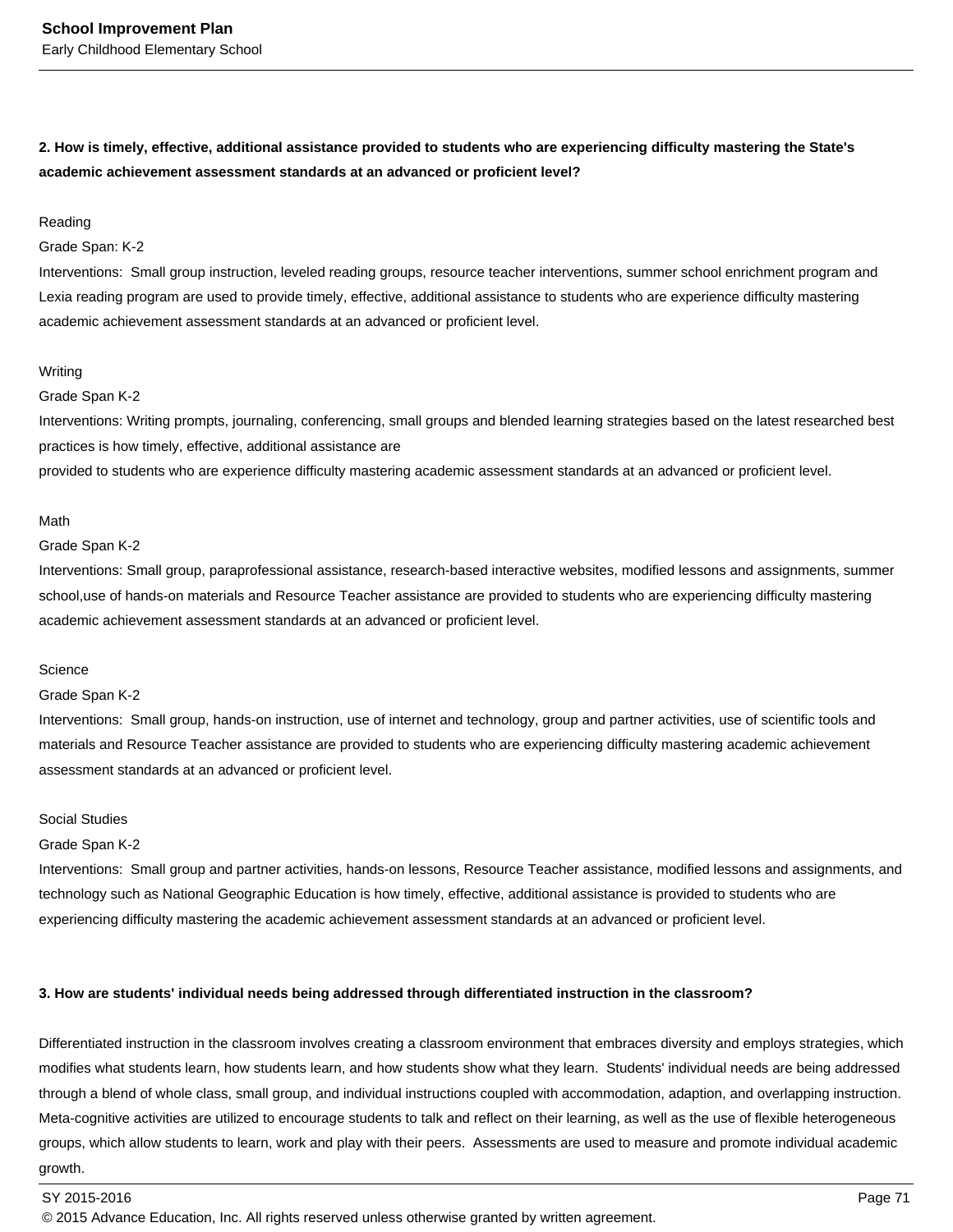**2. How is timely, effective, additional assistance provided to students who are experiencing difficulty mastering the State's academic achievement assessment standards at an advanced or proficient level?**

Reading
Grade Span: K-2
Interventions: Small group instruction, leveled reading groups, resource teacher interventions, summer school enrichment program and Lexia reading program are used to provide timely, effective, additional assistance to students who are experience difficulty mastering academic achievement assessment standards at an advanced or proficient level.

Writing
Grade Span K-2
Interventions: Writing prompts, journaling, conferencing, small groups and blended learning strategies based on the latest researched best practices is how timely, effective, additional assistance are
provided to students who are experience difficulty mastering academic assessment standards at an advanced or proficient level.

Math
Grade Span K-2
Interventions: Small group, paraprofessional assistance, research-based interactive websites, modified lessons and assignments, summer school,use of hands-on materials and Resource Teacher assistance are provided to students who are experiencing difficulty mastering academic achievement assessment standards at an advanced or proficient level.

Science
Grade Span K-2
Interventions: Small group, hands-on instruction, use of internet and technology, group and partner activities, use of scientific tools and materials and Resource Teacher assistance are provided to students who are experiencing difficulty mastering academic achievement assessment standards at an advanced or proficient level.

Social Studies
Grade Span K-2
Interventions: Small group and partner activities, hands-on lessons, Resource Teacher assistance, modified lessons and assignments, and technology such as National Geographic Education is how timely, effective, additional assistance is provided to students who are experiencing difficulty mastering the academic achievement assessment standards at an advanced or proficient level.

**3. How are students' individual needs being addressed through differentiated instruction in the classroom?**

Differentiated instruction in the classroom involves creating a classroom environment that embraces diversity and employs strategies, which modifies what students learn, how students learn, and how students show what they learn. Students' individual needs are being addressed through a blend of whole class, small group, and individual instructions coupled with accommodation, adaption, and overlapping instruction. Meta-cognitive activities are utilized to encourage students to talk and reflect on their learning, as well as the use of flexible heterogeneous groups, which allow students to learn, work and play with their peers. Assessments are used to measure and promote individual academic growth.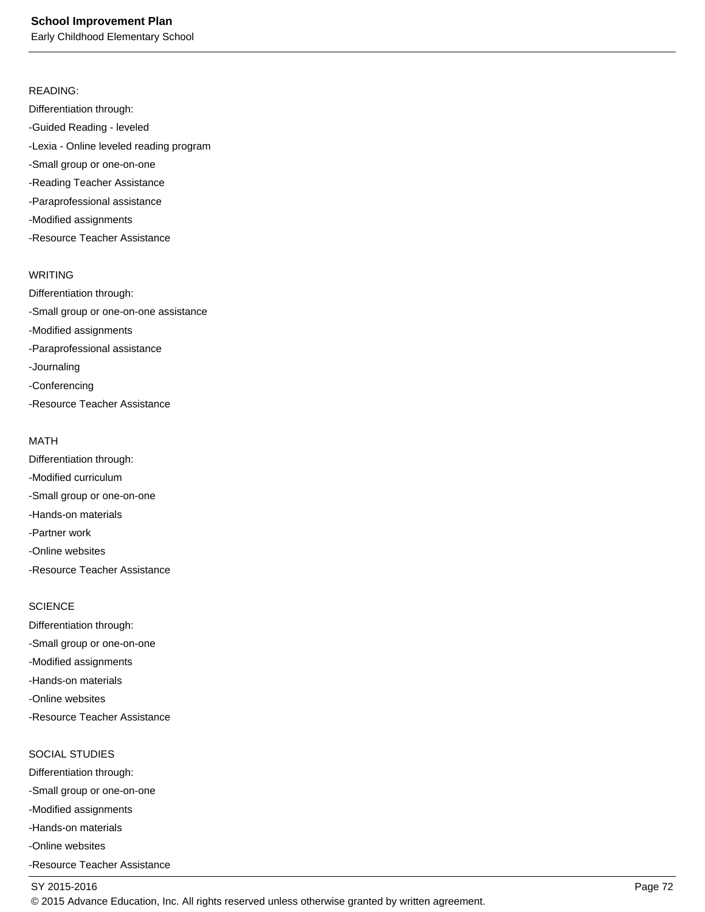READING:

Differentiation through:

-Guided Reading - leveled

-Lexia - Online leveled reading program

-Small group or one-on-one

-Reading Teacher Assistance

-Paraprofessional assistance

-Modified assignments

-Resource Teacher Assistance

WRITING

Differentiation through:

-Small group or one-on-one assistance

-Modified assignments

-Paraprofessional assistance

-Journaling

-Conferencing

-Resource Teacher Assistance

MATH

Differentiation through:

-Modified curriculum

-Small group or one-on-one

-Hands-on materials

-Partner work

-Online websites

-Resource Teacher Assistance

SCIENCE

Differentiation through:

-Small group or one-on-one

-Modified assignments

-Hands-on materials

-Online websites

-Resource Teacher Assistance

SOCIAL STUDIES

Differentiation through:

-Small group or one-on-one

-Modified assignments

-Hands-on materials

-Online websites

-Resource Teacher Assistance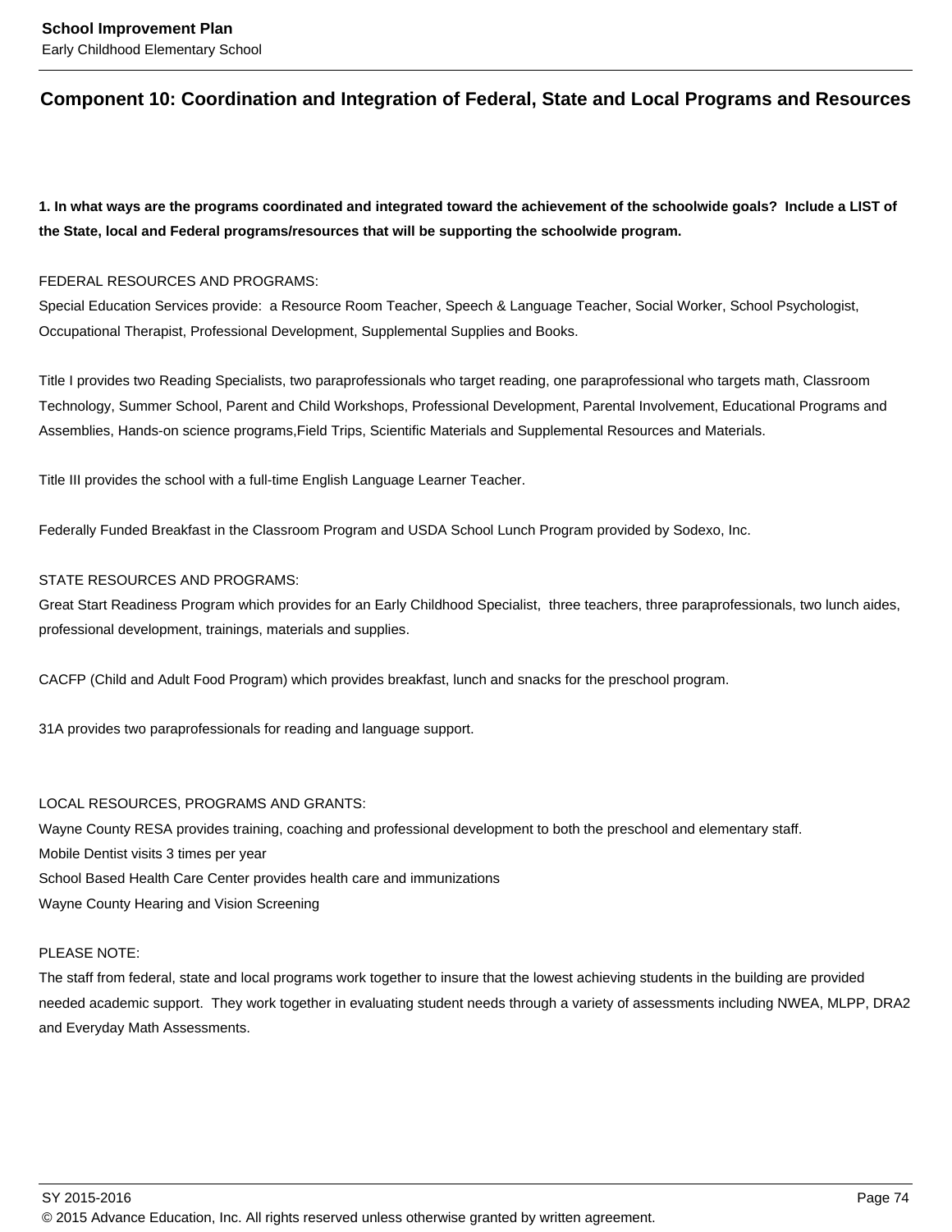## Component 10: Coordination and Integration of Federal, State and Local Programs and Resources

**1. In what ways are the programs coordinated and integrated toward the achievement of the schoolwide goals? Include a LIST of the State, local and Federal programs/resources that will be supporting the schoolwide program.**

FEDERAL RESOURCES AND PROGRAMS:
Special Education Services provide: a Resource Room Teacher, Speech & Language Teacher, Social Worker, School Psychologist, Occupational Therapist, Professional Development, Supplemental Supplies and Books.

Title I provides two Reading Specialists, two paraprofessionals who target reading, one paraprofessional who targets math, Classroom Technology, Summer School, Parent and Child Workshops, Professional Development, Parental Involvement, Educational Programs and Assemblies, Hands-on science programs,Field Trips, Scientific Materials and Supplemental Resources and Materials.

Title III provides the school with a full-time English Language Learner Teacher.

Federally Funded Breakfast in the Classroom Program and USDA School Lunch Program provided by Sodexo, Inc.

STATE RESOURCES AND PROGRAMS:
Great Start Readiness Program which provides for an Early Childhood Specialist, three teachers, three paraprofessionals, two lunch aides, professional development, trainings, materials and supplies.

CACFP (Child and Adult Food Program) which provides breakfast, lunch and snacks for the preschool program.

31A provides two paraprofessionals for reading and language support.

LOCAL RESOURCES, PROGRAMS AND GRANTS:
Wayne County RESA provides training, coaching and professional development to both the preschool and elementary staff.
Mobile Dentist visits 3 times per year
School Based Health Care Center provides health care and immunizations
Wayne County Hearing and Vision Screening

PLEASE NOTE:
The staff from federal, state and local programs work together to insure that the lowest achieving students in the building are provided needed academic support. They work together in evaluating student needs through a variety of assessments including NWEA, MLPP, DRA2 and Everyday Math Assessments.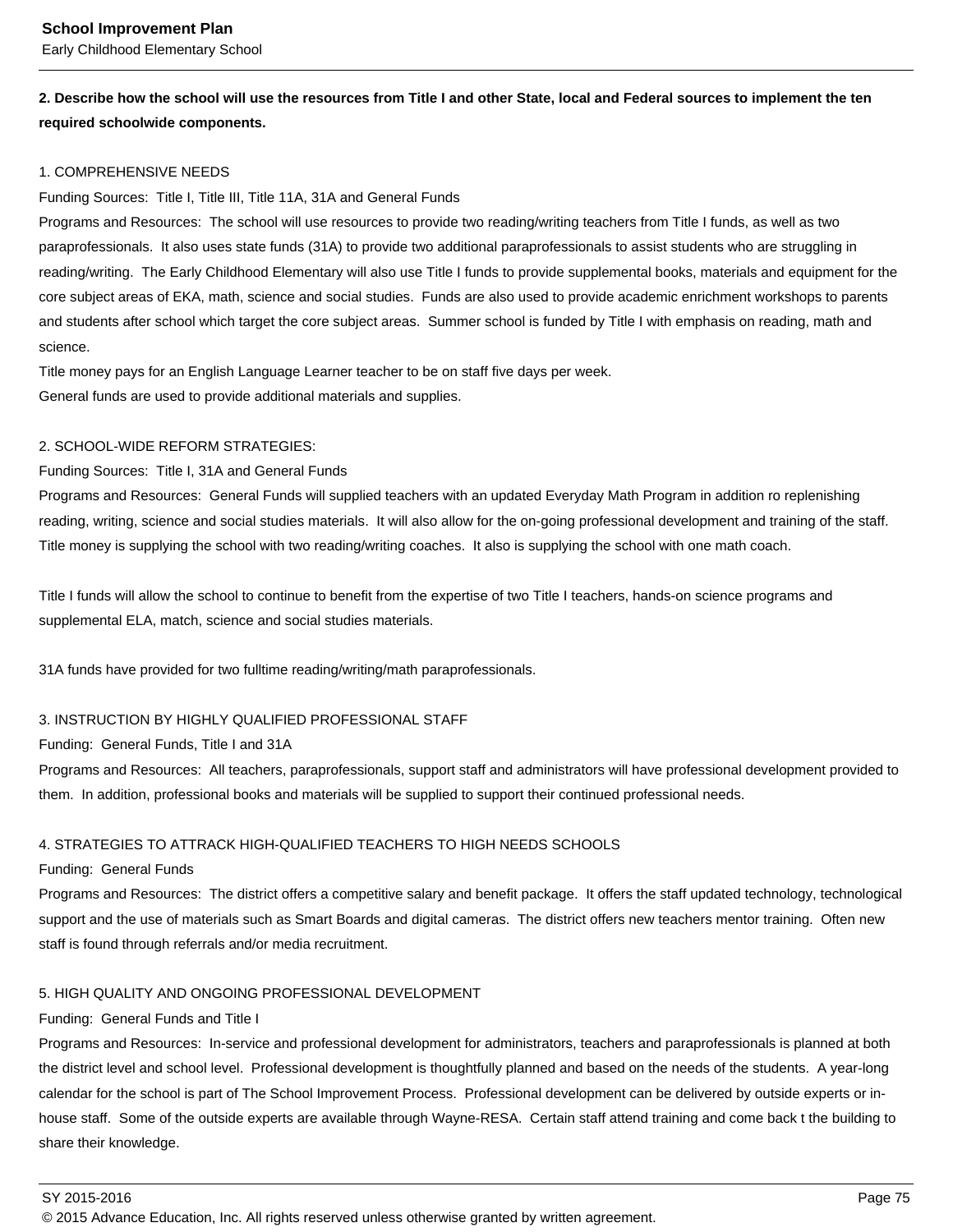**2. Describe how the school will use the resources from Title I and other State, local and Federal sources to implement the ten required schoolwide components.**

1. COMPREHENSIVE NEEDS
Funding Sources: Title I, Title III, Title 11A, 31A and General Funds
Programs and Resources: The school will use resources to provide two reading/writing teachers from Title I funds, as well as two paraprofessionals. It also uses state funds (31A) to provide two additional paraprofessionals to assist students who are struggling in reading/writing. The Early Childhood Elementary will also use Title I funds to provide supplemental books, materials and equipment for the core subject areas of EKA, math, science and social studies. Funds are also used to provide academic enrichment workshops to parents and students after school which target the core subject areas. Summer school is funded by Title I with emphasis on reading, math and science.
Title money pays for an English Language Learner teacher to be on staff five days per week.
General funds are used to provide additional materials and supplies.

2. SCHOOL-WIDE REFORM STRATEGIES:
Funding Sources: Title I, 31A and General Funds
Programs and Resources: General Funds will supplied teachers with an updated Everyday Math Program in addition ro replenishing reading, writing, science and social studies materials. It will also allow for the on-going professional development and training of the staff. Title money is supplying the school with two reading/writing coaches. It also is supplying the school with one math coach.

Title I funds will allow the school to continue to benefit from the expertise of two Title I teachers, hands-on science programs and supplemental ELA, match, science and social studies materials.

31A funds have provided for two fulltime reading/writing/math paraprofessionals.

3. INSTRUCTION BY HIGHLY QUALIFIED PROFESSIONAL STAFF
Funding: General Funds, Title I and 31A
Programs and Resources: All teachers, paraprofessionals, support staff and administrators will have professional development provided to them. In addition, professional books and materials will be supplied to support their continued professional needs.

4. STRATEGIES TO ATTRACK HIGH-QUALIFIED TEACHERS TO HIGH NEEDS SCHOOLS
Funding: General Funds
Programs and Resources: The district offers a competitive salary and benefit package. It offers the staff updated technology, technological support and the use of materials such as Smart Boards and digital cameras. The district offers new teachers mentor training. Often new staff is found through referrals and/or media recruitment.

5. HIGH QUALITY AND ONGOING PROFESSIONAL DEVELOPMENT
Funding: General Funds and Title I
Programs and Resources: In-service and professional development for administrators, teachers and paraprofessionals is planned at both the district level and school level. Professional development is thoughtfully planned and based on the needs of the students. A year-long calendar for the school is part of The School Improvement Process. Professional development can be delivered by outside experts or in-house staff. Some of the outside experts are available through Wayne-RESA. Certain staff attend training and come back t the building to share their knowledge.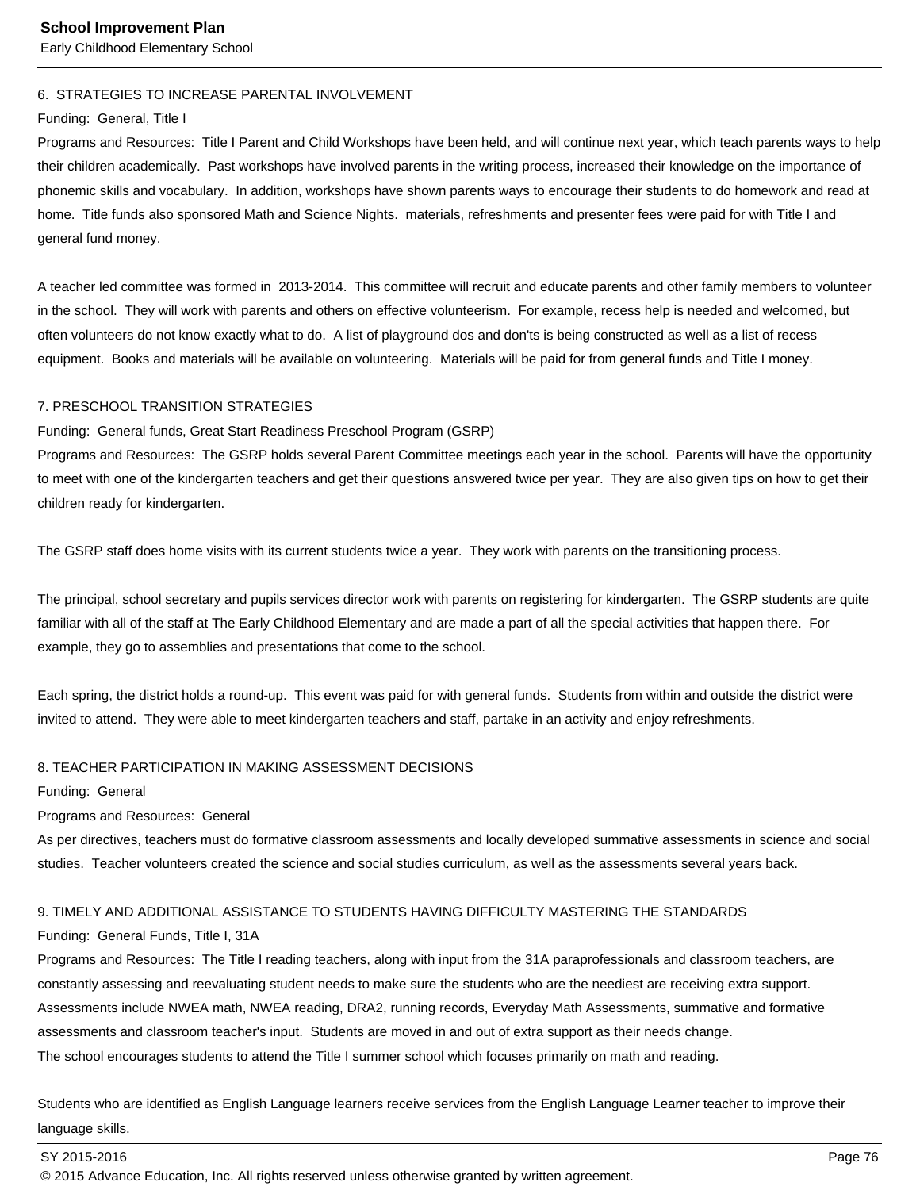6. STRATEGIES TO INCREASE PARENTAL INVOLVEMENT

Funding: General, Title I

Programs and Resources: Title I Parent and Child Workshops have been held, and will continue next year, which teach parents ways to help their children academically. Past workshops have involved parents in the writing process, increased their knowledge on the importance of phonemic skills and vocabulary. In addition, workshops have shown parents ways to encourage their students to do homework and read at home. Title funds also sponsored Math and Science Nights. materials, refreshments and presenter fees were paid for with Title I and general fund money.

A teacher led committee was formed in 2013-2014. This committee will recruit and educate parents and other family members to volunteer in the school. They will work with parents and others on effective volunteerism. For example, recess help is needed and welcomed, but often volunteers do not know exactly what to do. A list of playground dos and don'ts is being constructed as well as a list of recess equipment. Books and materials will be available on volunteering. Materials will be paid for from general funds and Title I money.

7. PRESCHOOL TRANSITION STRATEGIES

Funding: General funds, Great Start Readiness Preschool Program (GSRP)

Programs and Resources: The GSRP holds several Parent Committee meetings each year in the school. Parents will have the opportunity to meet with one of the kindergarten teachers and get their questions answered twice per year. They are also given tips on how to get their children ready for kindergarten.

The GSRP staff does home visits with its current students twice a year. They work with parents on the transitioning process.

The principal, school secretary and pupils services director work with parents on registering for kindergarten. The GSRP students are quite familiar with all of the staff at The Early Childhood Elementary and are made a part of all the special activities that happen there. For example, they go to assemblies and presentations that come to the school.

Each spring, the district holds a round-up. This event was paid for with general funds. Students from within and outside the district were invited to attend. They were able to meet kindergarten teachers and staff, partake in an activity and enjoy refreshments.

8. TEACHER PARTICIPATION IN MAKING ASSESSMENT DECISIONS

Funding: General

Programs and Resources: General

As per directives, teachers must do formative classroom assessments and locally developed summative assessments in science and social studies. Teacher volunteers created the science and social studies curriculum, as well as the assessments several years back.

9. TIMELY AND ADDITIONAL ASSISTANCE TO STUDENTS HAVING DIFFICULTY MASTERING THE STANDARDS

Funding: General Funds, Title I, 31A

Programs and Resources: The Title I reading teachers, along with input from the 31A paraprofessionals and classroom teachers, are constantly assessing and reevaluating student needs to make sure the students who are the neediest are receiving extra support. Assessments include NWEA math, NWEA reading, DRA2, running records, Everyday Math Assessments, summative and formative assessments and classroom teacher's input. Students are moved in and out of extra support as their needs change.

The school encourages students to attend the Title I summer school which focuses primarily on math and reading.

Students who are identified as English Language learners receive services from the English Language Learner teacher to improve their language skills.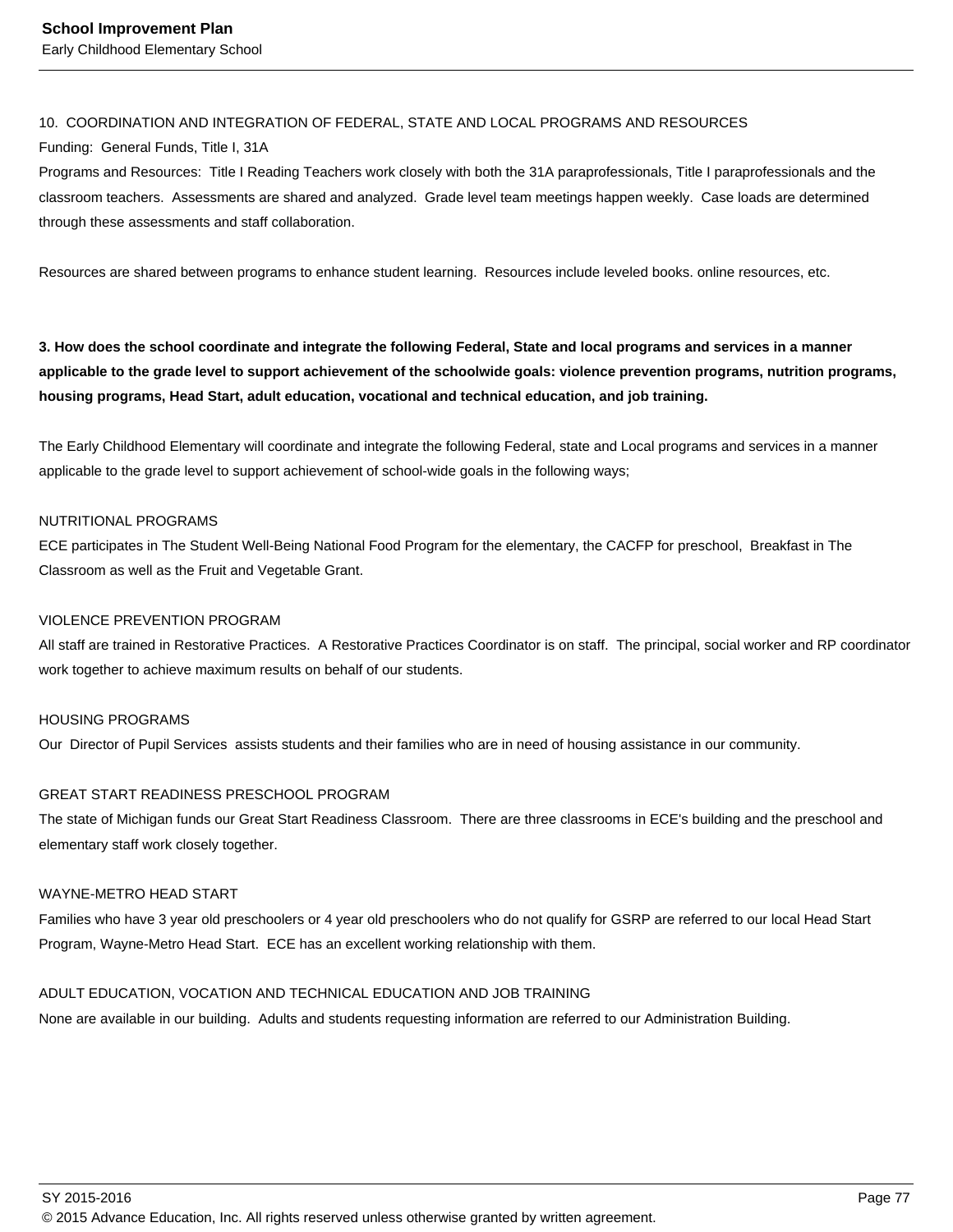10. COORDINATION AND INTEGRATION OF FEDERAL, STATE AND LOCAL PROGRAMS AND RESOURCES
Funding: General Funds, Title I, 31A
Programs and Resources: Title I Reading Teachers work closely with both the 31A paraprofessionals, Title I paraprofessionals and the classroom teachers. Assessments are shared and analyzed. Grade level team meetings happen weekly. Case loads are determined through these assessments and staff collaboration.

Resources are shared between programs to enhance student learning. Resources include leveled books. online resources, etc.

**3. How does the school coordinate and integrate the following Federal, State and local programs and services in a manner applicable to the grade level to support achievement of the schoolwide goals: violence prevention programs, nutrition programs, housing programs, Head Start, adult education, vocational and technical education, and job training.**

The Early Childhood Elementary will coordinate and integrate the following Federal, state and Local programs and services in a manner applicable to the grade level to support achievement of school-wide goals in the following ways;

NUTRITIONAL PROGRAMS
ECE participates in The Student Well-Being National Food Program for the elementary, the CACFP for preschool, Breakfast in The Classroom as well as the Fruit and Vegetable Grant.

VIOLENCE PREVENTION PROGRAM
All staff are trained in Restorative Practices. A Restorative Practices Coordinator is on staff. The principal, social worker and RP coordinator work together to achieve maximum results on behalf of our students.

HOUSING PROGRAMS
Our Director of Pupil Services assists students and their families who are in need of housing assistance in our community.

GREAT START READINESS PRESCHOOL PROGRAM
The state of Michigan funds our Great Start Readiness Classroom. There are three classrooms in ECE's building and the preschool and elementary staff work closely together.

WAYNE-METRO HEAD START
Families who have 3 year old preschoolers or 4 year old preschoolers who do not qualify for GSRP are referred to our local Head Start Program, Wayne-Metro Head Start. ECE has an excellent working relationship with them.

ADULT EDUCATION, VOCATION AND TECHNICAL EDUCATION AND JOB TRAINING
None are available in our building. Adults and students requesting information are referred to our Administration Building.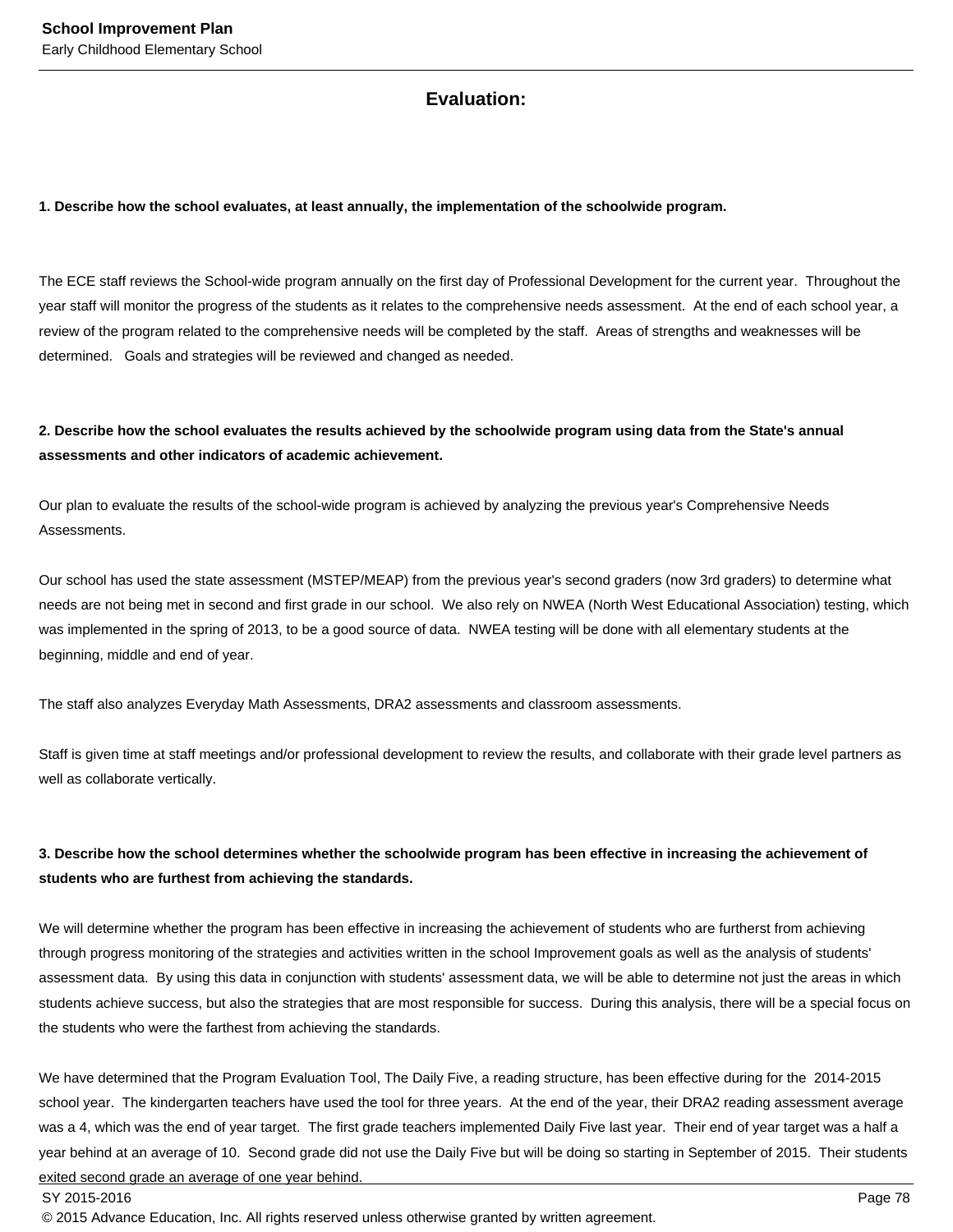## Evaluation:

**1. Describe how the school evaluates, at least annually, the implementation of the schoolwide program.**

The ECE staff reviews the School-wide program annually on the first day of Professional Development for the current year. Throughout the year staff will monitor the progress of the students as it relates to the comprehensive needs assessment. At the end of each school year, a review of the program related to the comprehensive needs will be completed by the staff. Areas of strengths and weaknesses will be determined. Goals and strategies will be reviewed and changed as needed.

**2. Describe how the school evaluates the results achieved by the schoolwide program using data from the State's annual assessments and other indicators of academic achievement.**

Our plan to evaluate the results of the school-wide program is achieved by analyzing the previous year's Comprehensive Needs Assessments.

Our school has used the state assessment (MSTEP/MEAP) from the previous year's second graders (now 3rd graders) to determine what needs are not being met in second and first grade in our school. We also rely on NWEA (North West Educational Association) testing, which was implemented in the spring of 2013, to be a good source of data. NWEA testing will be done with all elementary students at the beginning, middle and end of year.

The staff also analyzes Everyday Math Assessments, DRA2 assessments and classroom assessments.

Staff is given time at staff meetings and/or professional development to review the results, and collaborate with their grade level partners as well as collaborate vertically.

**3. Describe how the school determines whether the schoolwide program has been effective in increasing the achievement of students who are furthest from achieving the standards.**

We will determine whether the program has been effective in increasing the achievement of students who are furtherst from achieving through progress monitoring of the strategies and activities written in the school Improvement goals as well as the analysis of students' assessment data. By using this data in conjunction with students' assessment data, we will be able to determine not just the areas in which students achieve success, but also the strategies that are most responsible for success. During this analysis, there will be a special focus on the students who were the farthest from achieving the standards.

We have determined that the Program Evaluation Tool, The Daily Five, a reading structure, has been effective during for the 2014-2015 school year. The kindergarten teachers have used the tool for three years. At the end of the year, their DRA2 reading assessment average was a 4, which was the end of year target. The first grade teachers implemented Daily Five last year. Their end of year target was a half a year behind at an average of 10. Second grade did not use the Daily Five but will be doing so starting in September of 2015. Their students exited second grade an average of one year behind.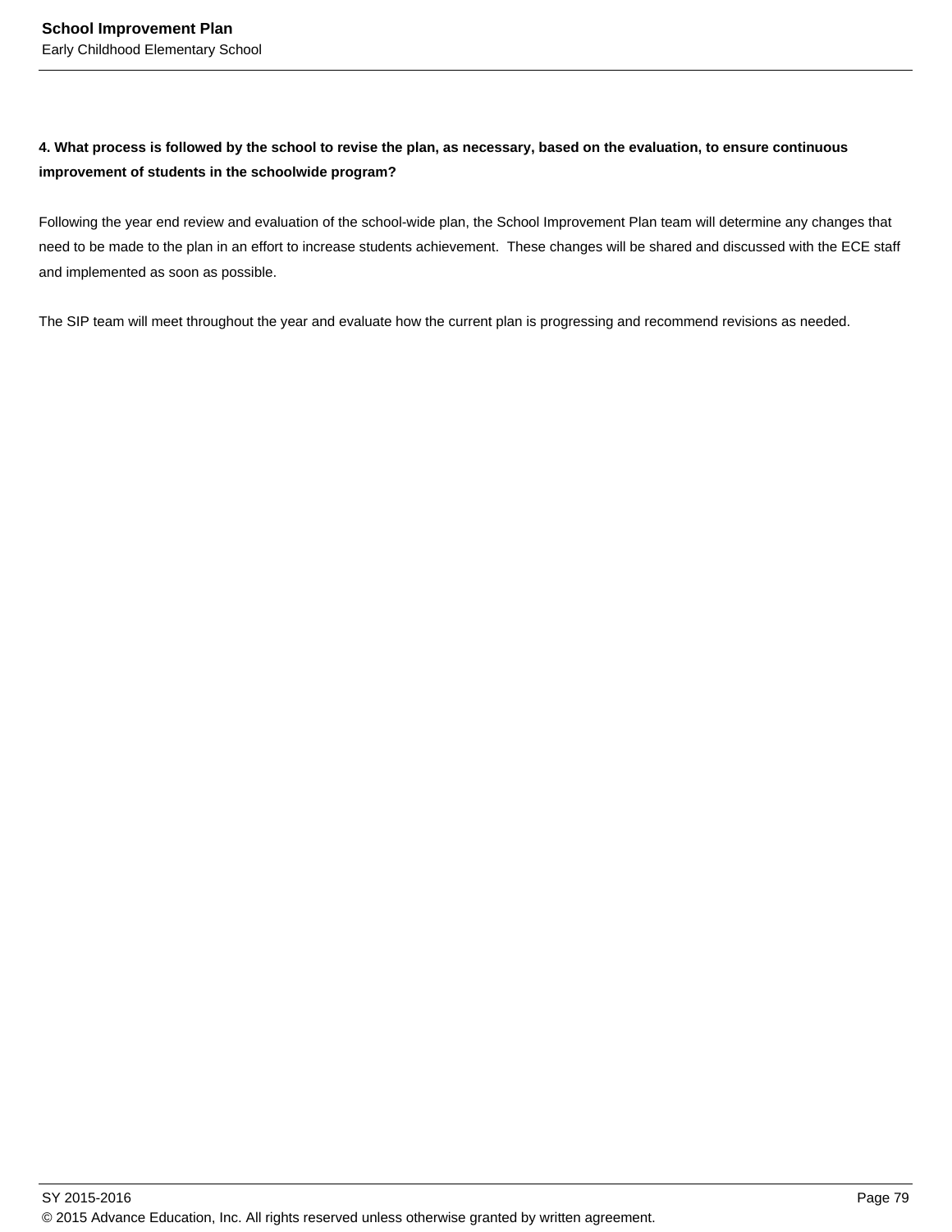**4. What process is followed by the school to revise the plan, as necessary, based on the evaluation, to ensure continuous improvement of students in the schoolwide program?**

Following the year end review and evaluation of the school-wide plan, the School Improvement Plan team will determine any changes that need to be made to the plan in an effort to increase students achievement.  These changes will be shared and discussed with the ECE staff and implemented as soon as possible.

The SIP team will meet throughout the year and evaluate how the current plan is progressing and recommend revisions as needed.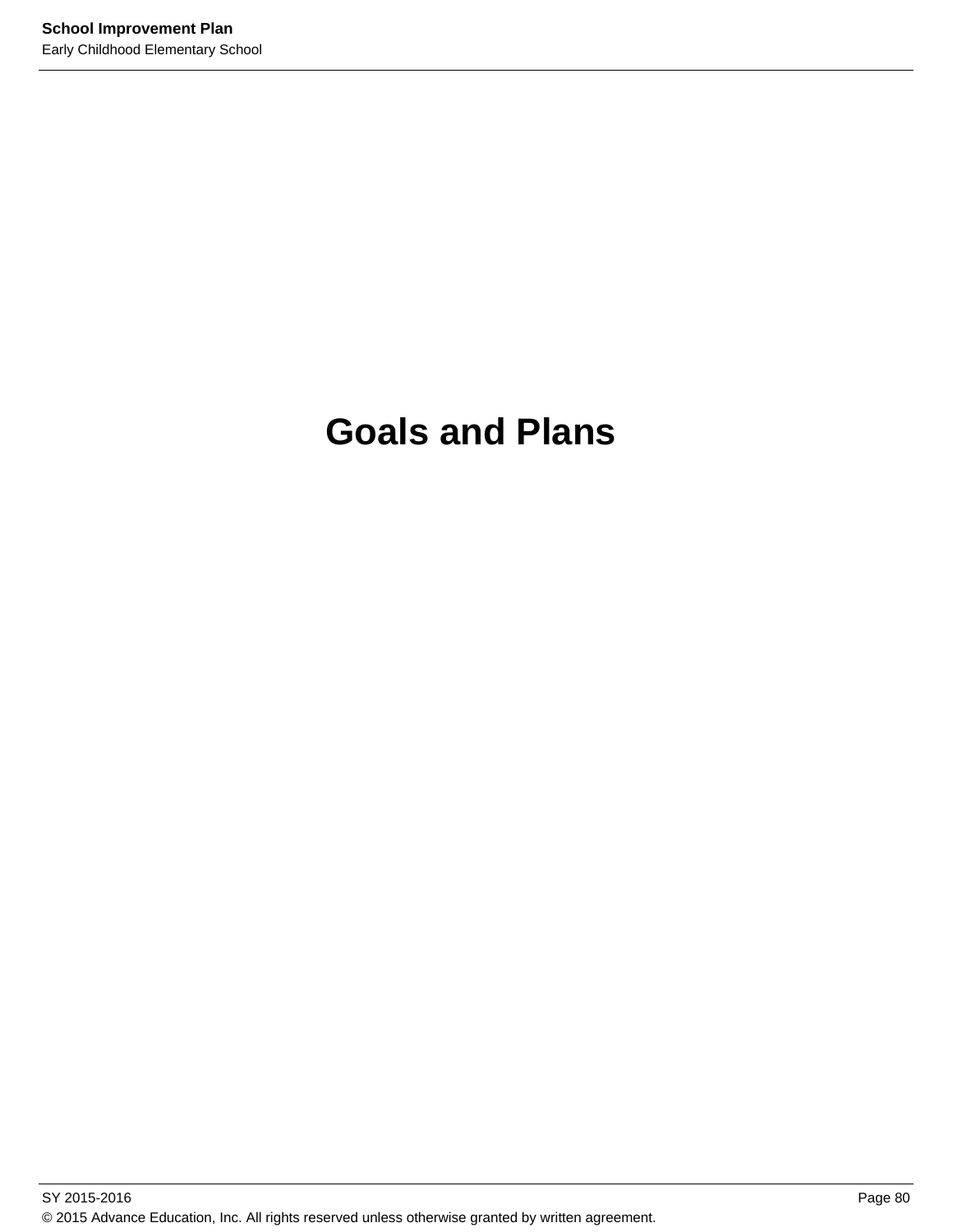# Goals and Plans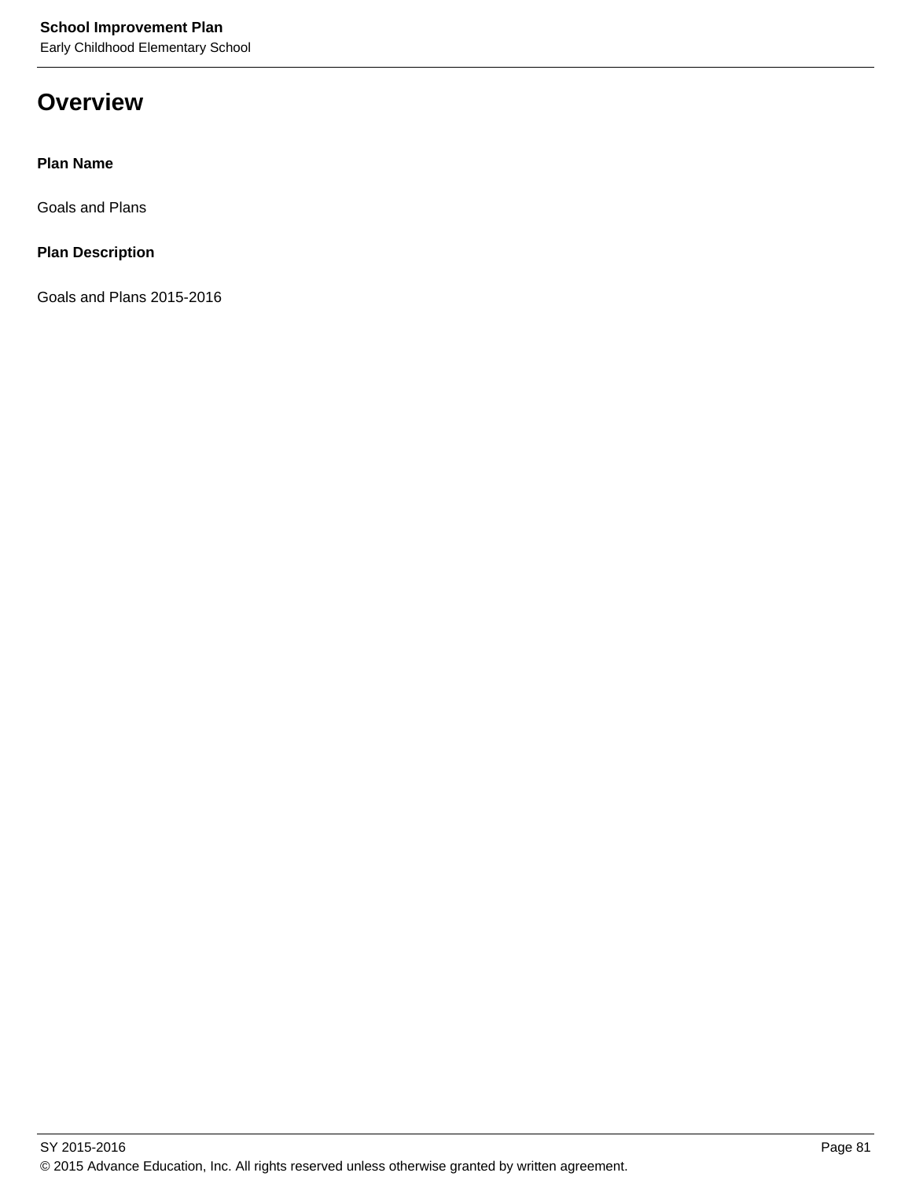# Overview

**Plan Name**

Goals and Plans

**Plan Description**

Goals and Plans 2015-2016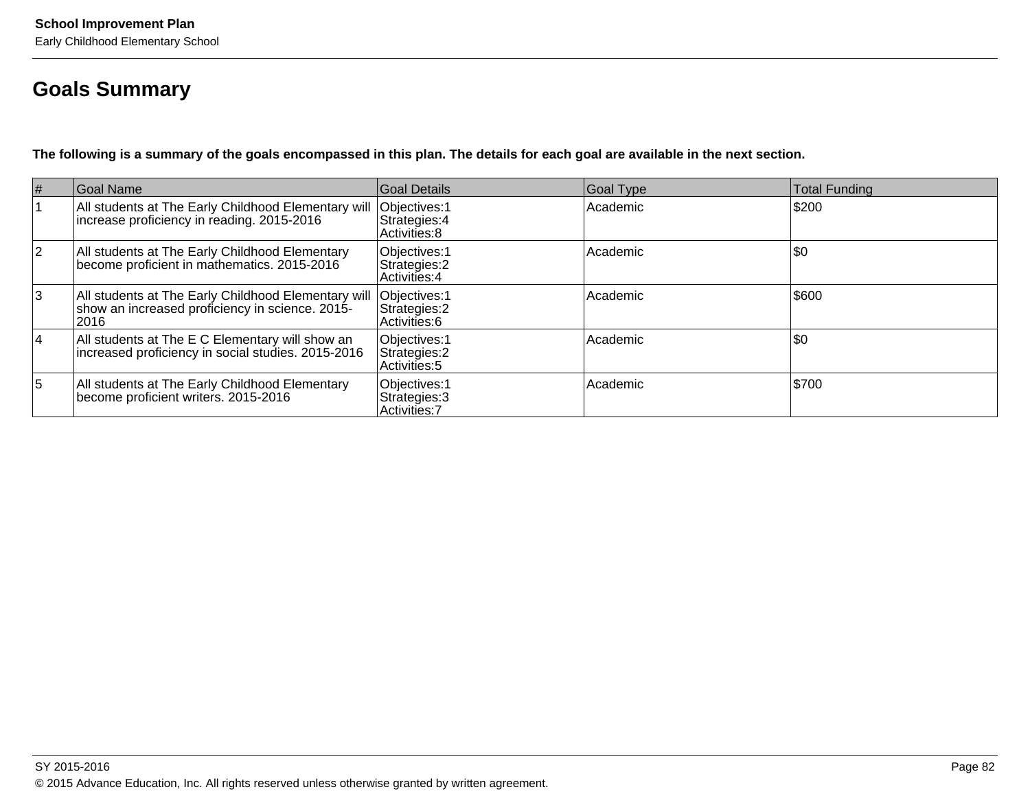## Goals Summary

**The following is a summary of the goals encompassed in this plan. The details for each goal are available in the next section.**

| # | Goal Name | Goal Details | Goal Type | Total Funding |
|---|---|---|---|---|
| 1 | All students at The Early Childhood Elementary will increase proficiency in reading. 2015-2016 | Objectives:1<br>Strategies:4<br>Activities:8 | Academic | $200 |
| 2 | All students at The Early Childhood Elementary become proficient in mathematics. 2015-2016 | Objectives:1<br>Strategies:2<br>Activities:4 | Academic | $0 |
| 3 | All students at The Early Childhood Elementary will show an increased proficiency in science. 2015-2016 | Objectives:1<br>Strategies:2<br>Activities:6 | Academic | $600 |
| 4 | All students at The E C Elementary will show an increased proficiency in social studies. 2015-2016 | Objectives:1<br>Strategies:2<br>Activities:5 | Academic | $0 |
| 5 | All students at The Early Childhood Elementary become proficient writers. 2015-2016 | Objectives:1<br>Strategies:3<br>Activities:7 | Academic | $700 |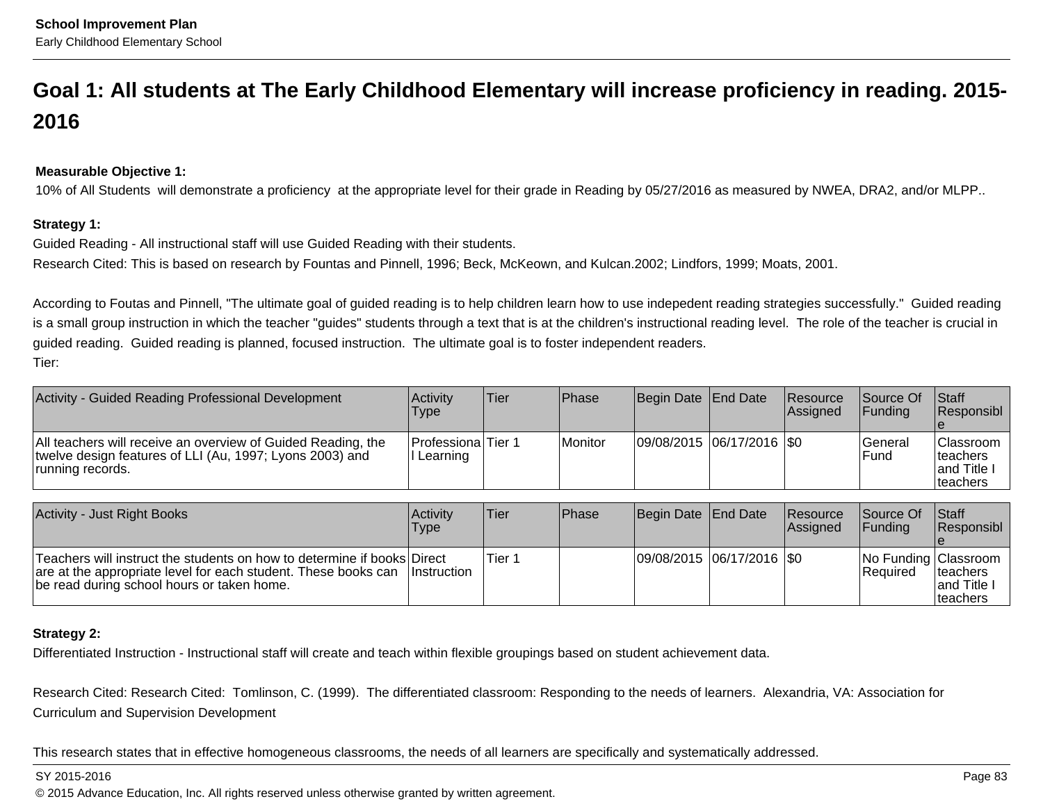## Goal 1: All students at The Early Childhood Elementary will increase proficiency in reading. 2015-2016

**Measurable Objective 1:**
10% of All Students will demonstrate a proficiency at the appropriate level for their grade in Reading by 05/27/2016 as measured by NWEA, DRA2, and/or MLPP..

**Strategy 1:**
Guided Reading - All instructional staff will use Guided Reading with their students.
Research Cited: This is based on research by Fountas and Pinnell, 1996; Beck, McKeown, and Kulcan.2002; Lindfors, 1999; Moats, 2001.

According to Foutas and Pinnell, "The ultimate goal of guided reading is to help children learn how to use indepedent reading strategies successfully." Guided reading is a small group instruction in which the teacher "guides" students through a text that is at the children's instructional reading level. The role of the teacher is crucial in guided reading. Guided reading is planned, focused instruction. The ultimate goal is to foster independent readers.
Tier:

| Activity - Guided Reading Professional Development | Activity Type | Tier | Phase | Begin Date | End Date | Resource Assigned | Source Of Funding | Staff Responsible |
|---|---|---|---|---|---|---|---|---|
| All teachers will receive an overview of Guided Reading, the twelve design features of LLI (Au, 1997; Lyons 2003) and running records. | Professional Learning | Tier 1 | Monitor | 09/08/2015 | 06/17/2016 | $0 | General Fund | Classroom teachers and Title I teachers |

| Activity - Just Right Books | Activity Type | Tier | Phase | Begin Date | End Date | Resource Assigned | Source Of Funding | Staff Responsible |
|---|---|---|---|---|---|---|---|---|
| Teachers will instruct the students on how to determine if books are at the appropriate level for each student. These books can be read during school hours or taken home. | Direct Instruction | Tier 1 | | 09/08/2015 | 06/17/2016 | $0 | No Funding Required | Classroom teachers and Title I teachers |

**Strategy 2:**
Differentiated Instruction - Instructional staff will create and teach within flexible groupings based on student achievement data.

Research Cited: Research Cited: Tomlinson, C. (1999). The differentiated classroom: Responding to the needs of learners. Alexandria, VA: Association for Curriculum and Supervision Development

This research states that in effective homogeneous classrooms, the needs of all learners are specifically and systematically addressed.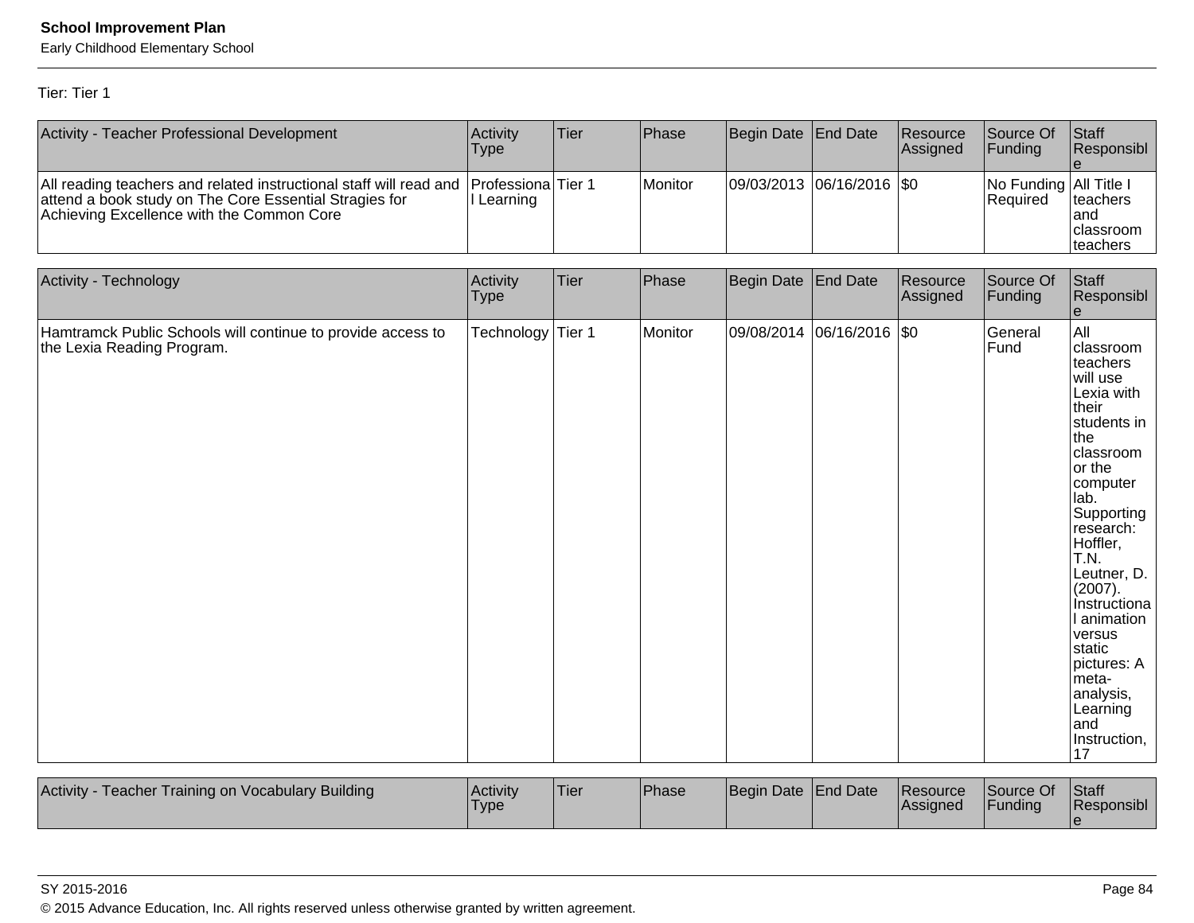Tier: Tier 1

| Activity - Teacher Professional Development | Activity Type | Tier | Phase | Begin Date | End Date | Resource Assigned | Source Of Funding | Staff Responsible |
|---|---|---|---|---|---|---|---|---|
| All reading teachers and related instructional staff will read and attend a book study on The Core Essential Stragies for Achieving Excellence with the Common Core | Professional Learning | Tier 1 | Monitor | 09/03/2013 | 06/16/2016 | $0 | No Funding Required | All Title I teachers and classroom teachers |

| Activity - Technology | Activity Type | Tier | Phase | Begin Date | End Date | Resource Assigned | Source Of Funding | Staff Responsible |
|---|---|---|---|---|---|---|---|---|
| Hamtramck Public Schools will continue to provide access to the Lexia Reading Program. | Technology | Tier 1 | Monitor | 09/08/2014 | 06/16/2016 | $0 | General Fund | All classroom teachers will use Lexia with their students in the classroom or the computer lab. Supporting research: Hoffler, T.N. Leutner, D. (2007). Instructional animation versus static pictures: A meta-analysis, Learning and Instruction, 17 |

| Activity - Teacher Training on Vocabulary Building | Activity Type | Tier | Phase | Begin Date | End Date | Resource Assigned | Source Of Funding | Staff Responsible |
|---|---|---|---|---|---|---|---|---|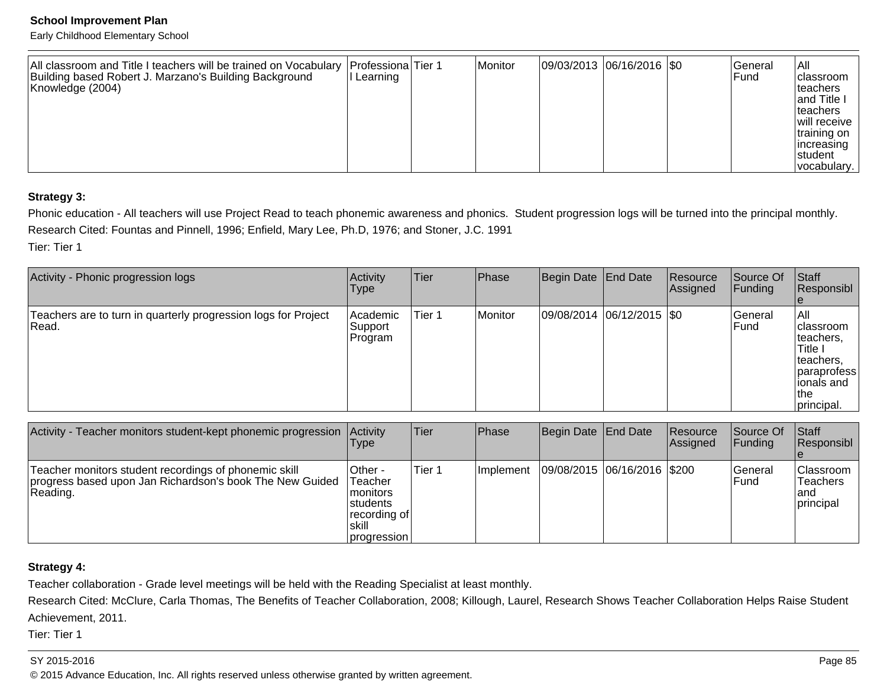| All classroom and Title I teachers will be trained on Vocabulary Building based Robert J. Marzano's Building Background Knowledge (2004) | Professional Learning | Tier 1 | Monitor | 09/03/2013 | 06/16/2016 | $0 | General Fund | All classroom teachers and Title I teachers will receive training on increasing student vocabulary. |
|---|---|---|---|---|---|---|---|---|

**Strategy 3:**

Phonic education - All teachers will use Project Read to teach phonemic awareness and phonics.  Student progression logs will be turned into the principal monthly.

Research Cited: Fountas and Pinnell, 1996; Enfield, Mary Lee, Ph.D, 1976; and Stoner, J.C. 1991

Tier: Tier 1

| Activity - Phonic progression logs | Activity Type | Tier | Phase | Begin Date | End Date | Resource Assigned | Source Of Funding | Staff Responsible |
|---|---|---|---|---|---|---|---|---|
| Teachers are to turn in quarterly progression logs for Project Read. | Academic Support Program | Tier 1 | Monitor | 09/08/2014 | 06/12/2015 | $0 | General Fund | All classroom teachers, Title I teachers, paraprofessionals and the principal. |

| Activity - Teacher monitors student-kept phonemic progression | Activity Type | Tier | Phase | Begin Date | End Date | Resource Assigned | Source Of Funding | Staff Responsible |
|---|---|---|---|---|---|---|---|---|
| Teacher monitors student recordings of phonemic skill progress based upon Jan Richardson's book The New Guided Reading. | Other - Teacher monitors students recording of skill progression | Tier 1 | Implement | 09/08/2015 | 06/16/2016 | $200 | General Fund | Classroom Teachers and principal |

**Strategy 4:**

Teacher collaboration - Grade level meetings will be held with the Reading Specialist at least monthly.

Research Cited: McClure, Carla Thomas, The Benefits of Teacher Collaboration, 2008; Killough, Laurel, Research Shows Teacher Collaboration Helps Raise Student Achievement, 2011.

Tier: Tier 1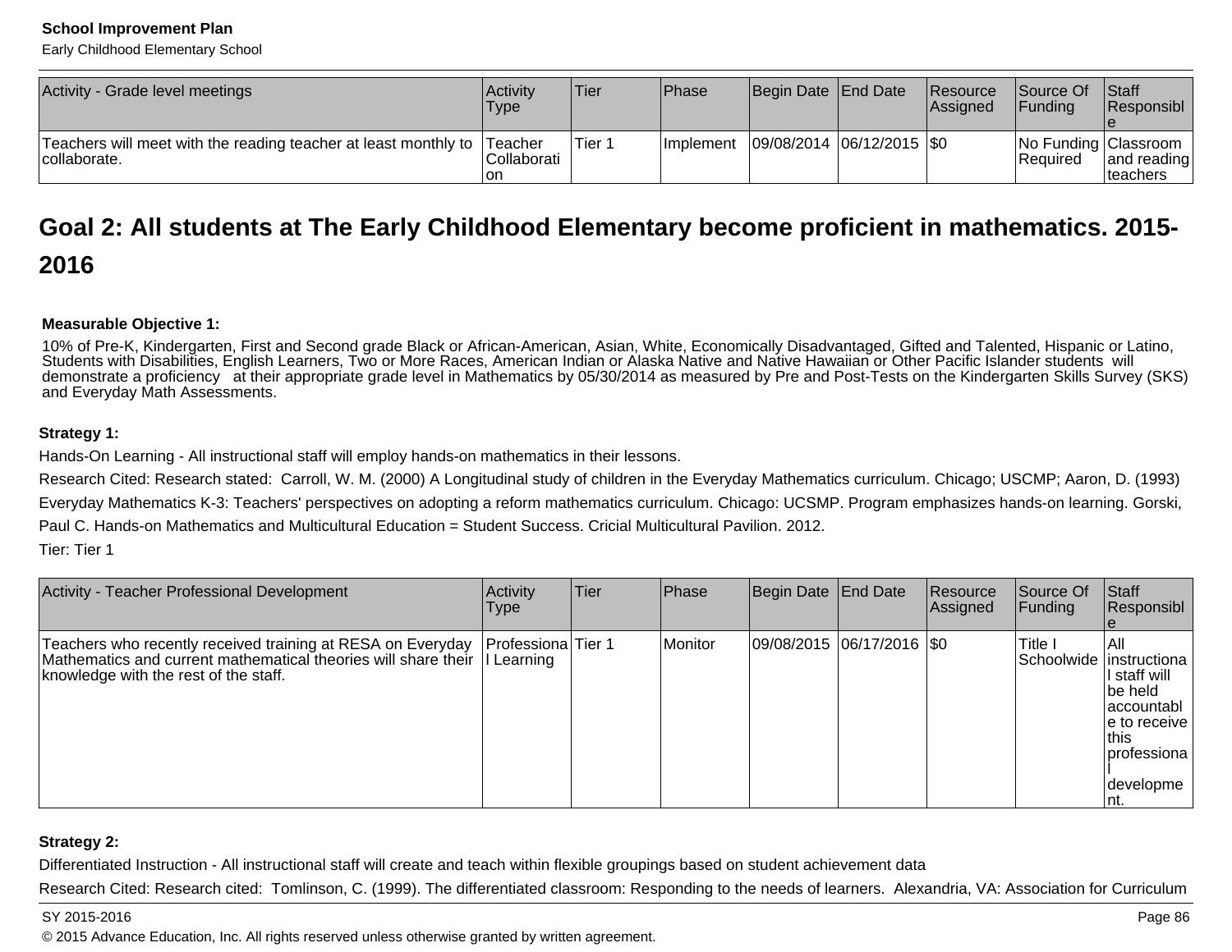| Activity - Grade level meetings | Activity Type | Tier | Phase | Begin Date | End Date | Resource Assigned | Source Of Funding | Staff Responsible |
|---|---|---|---|---|---|---|---|---|
| Teachers will meet with the reading teacher at least monthly to collaborate. | Teacher Collaboration | Tier 1 | Implement | 09/08/2014 | 06/12/2015 | $0 | No Funding Required | Classroom and reading teachers |

## Goal 2: All students at The Early Childhood Elementary become proficient in mathematics. 2015-2016

**Measurable Objective 1:**

10% of Pre-K, Kindergarten, First and Second grade Black or African-American, Asian, White, Economically Disadvantaged, Gifted and Talented, Hispanic or Latino, Students with Disabilities, English Learners, Two or More Races, American Indian or Alaska Native and Native Hawaiian or Other Pacific Islander students will demonstrate a proficiency at their appropriate grade level in Mathematics by 05/30/2014 as measured by Pre and Post-Tests on the Kindergarten Skills Survey (SKS) and Everyday Math Assessments.

**Strategy 1:**

Hands-On Learning - All instructional staff will employ hands-on mathematics in their lessons.

Research Cited: Research stated: Carroll, W. M. (2000) A Longitudinal study of children in the Everyday Mathematics curriculum. Chicago; USCMP; Aaron, D. (1993) Everyday Mathematics K-3: Teachers' perspectives on adopting a reform mathematics curriculum. Chicago: UCSMP. Program emphasizes hands-on learning. Gorski, Paul C. Hands-on Mathematics and Multicultural Education = Student Success. Cricial Multicultural Pavilion. 2012.

Tier: Tier 1

| Activity - Teacher Professional Development | Activity Type | Tier | Phase | Begin Date | End Date | Resource Assigned | Source Of Funding | Staff Responsible |
|---|---|---|---|---|---|---|---|---|
| Teachers who recently received training at RESA on Everyday Mathematics and current mathematical theories will share their knowledge with the rest of the staff. | Professional Learning | Tier 1 | Monitor | 09/08/2015 | 06/17/2016 | $0 | Title I Schoolwide | All instructional staff will be held accountable to receive this professional development. |

**Strategy 2:**

Differentiated Instruction - All instructional staff will create and teach within flexible groupings based on student achievement data

Research Cited: Research cited: Tomlinson, C. (1999). The differentiated classroom: Responding to the needs of learners. Alexandria, VA: Association for Curriculum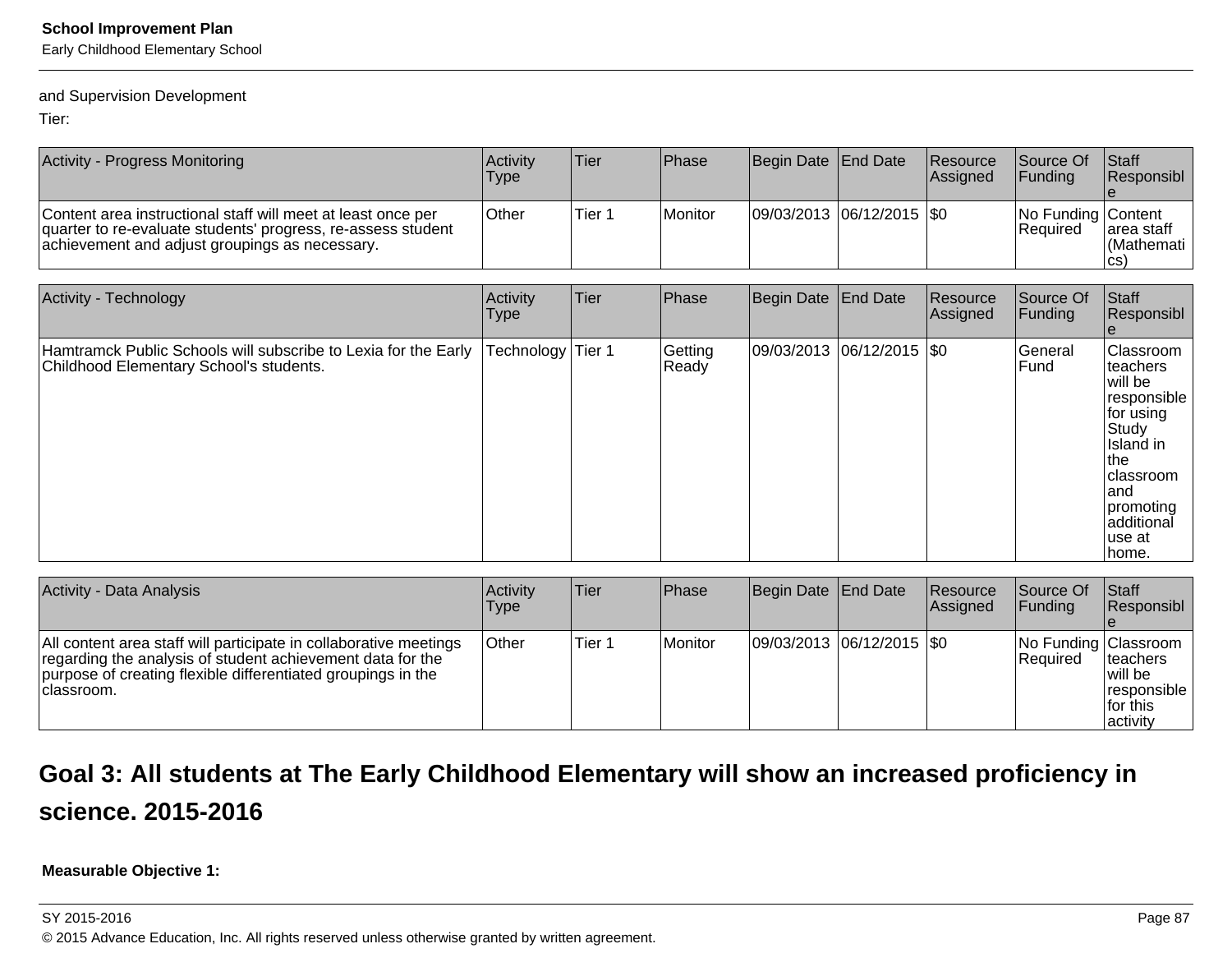and Supervision Development

Tier:

| Activity - Progress Monitoring | Activity Type | Tier | Phase | Begin Date | End Date | Resource Assigned | Source Of Funding | Staff Responsible |
|---|---|---|---|---|---|---|---|---|
| Content area instructional staff will meet at least once per quarter to re-evaluate students' progress, re-assess student achievement and adjust groupings as necessary. | Other | Tier 1 | Monitor | 09/03/2013 | 06/12/2015 | $0 | No Funding Required | Content area staff (Mathematics) |

| Activity - Technology | Activity Type | Tier | Phase | Begin Date | End Date | Resource Assigned | Source Of Funding | Staff Responsible |
|---|---|---|---|---|---|---|---|---|
| Hamtramck Public Schools will subscribe to Lexia for the Early Childhood Elementary School's students. | Technology | Tier 1 | Getting Ready | 09/03/2013 | 06/12/2015 | $0 | General Fund | Classroom teachers will be responsible for using Study Island in the classroom and promoting additional use at home. |

| Activity - Data Analysis | Activity Type | Tier | Phase | Begin Date | End Date | Resource Assigned | Source Of Funding | Staff Responsible |
|---|---|---|---|---|---|---|---|---|
| All content area staff will participate in collaborative meetings regarding the analysis of student achievement data for the purpose of creating flexible differentiated groupings in the classroom. | Other | Tier 1 | Monitor | 09/03/2013 | 06/12/2015 | $0 | No Funding Required | Classroom teachers will be responsible for this activity |

## Goal 3: All students at The Early Childhood Elementary will show an increased proficiency in science. 2015-2016

**Measurable Objective 1:**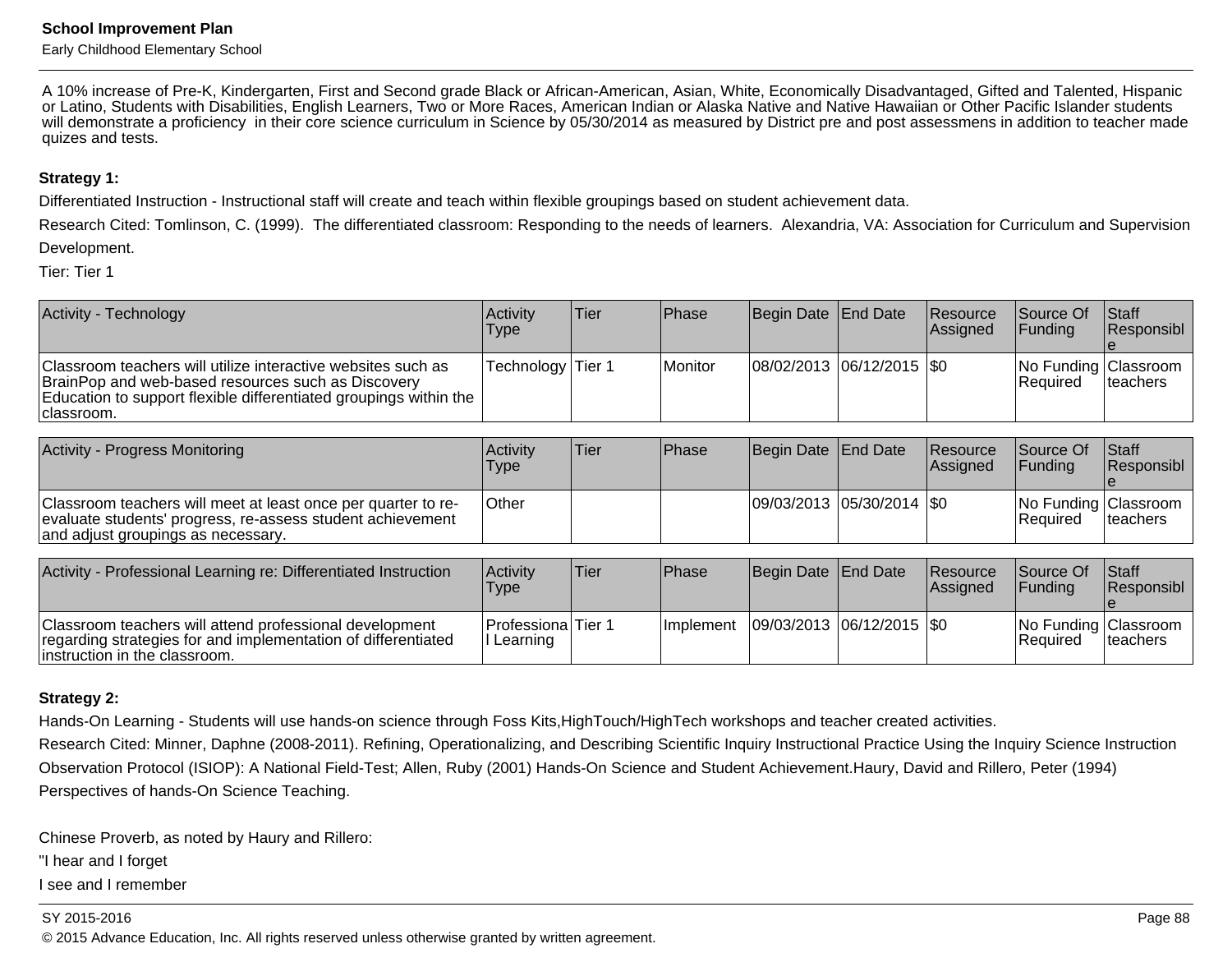A 10% increase of Pre-K, Kindergarten, First and Second grade Black or African-American, Asian, White, Economically Disadvantaged, Gifted and Talented, Hispanic or Latino, Students with Disabilities, English Learners, Two or More Races, American Indian or Alaska Native and Native Hawaiian or Other Pacific Islander students will demonstrate a proficiency in their core science curriculum in Science by 05/30/2014 as measured by District pre and post assessmens in addition to teacher made quizes and tests.

**Strategy 1:**

Differentiated Instruction - Instructional staff will create and teach within flexible groupings based on student achievement data.

Research Cited: Tomlinson, C. (1999). The differentiated classroom: Responding to the needs of learners. Alexandria, VA: Association for Curriculum and Supervision Development.

Tier: Tier 1

| Activity - Technology | Activity Type | Tier | Phase | Begin Date | End Date | Resource Assigned | Source Of Funding | Staff Responsible |
|---|---|---|---|---|---|---|---|---|
| Classroom teachers will utilize interactive websites such as BrainPop and web-based resources such as Discovery Education to support flexible differentiated groupings within the classroom. | Technology | Tier 1 | Monitor | 08/02/2013 | 06/12/2015 | $0 | No Funding Required | Classroom teachers |

| Activity - Progress Monitoring | Activity Type | Tier | Phase | Begin Date | End Date | Resource Assigned | Source Of Funding | Staff Responsible |
|---|---|---|---|---|---|---|---|---|
| Classroom teachers will meet at least once per quarter to re-evaluate students' progress, re-assess student achievement and adjust groupings as necessary. | Other | | | 09/03/2013 | 05/30/2014 | $0 | No Funding Required | Classroom teachers |

| Activity - Professional Learning re: Differentiated Instruction | Activity Type | Tier | Phase | Begin Date | End Date | Resource Assigned | Source Of Funding | Staff Responsible |
|---|---|---|---|---|---|---|---|---|
| Classroom teachers will attend professional development regarding strategies for and implementation of differentiated instruction in the classroom. | Professional Learning | Tier 1 | Implement | 09/03/2013 | 06/12/2015 | $0 | No Funding Required | Classroom teachers |

**Strategy 2:**

Hands-On Learning - Students will use hands-on science through Foss Kits,HighTouch/HighTech workshops and teacher created activities.

Research Cited: Minner, Daphne (2008-2011). Refining, Operationalizing, and Describing Scientific Inquiry Instructional Practice Using the Inquiry Science Instruction Observation Protocol (ISIOP): A National Field-Test; Allen, Ruby (2001) Hands-On Science and Student Achievement.Haury, David and Rillero, Peter (1994) Perspectives of hands-On Science Teaching.

Chinese Proverb, as noted by Haury and Rillero:

"I hear and I forget

I see and I remember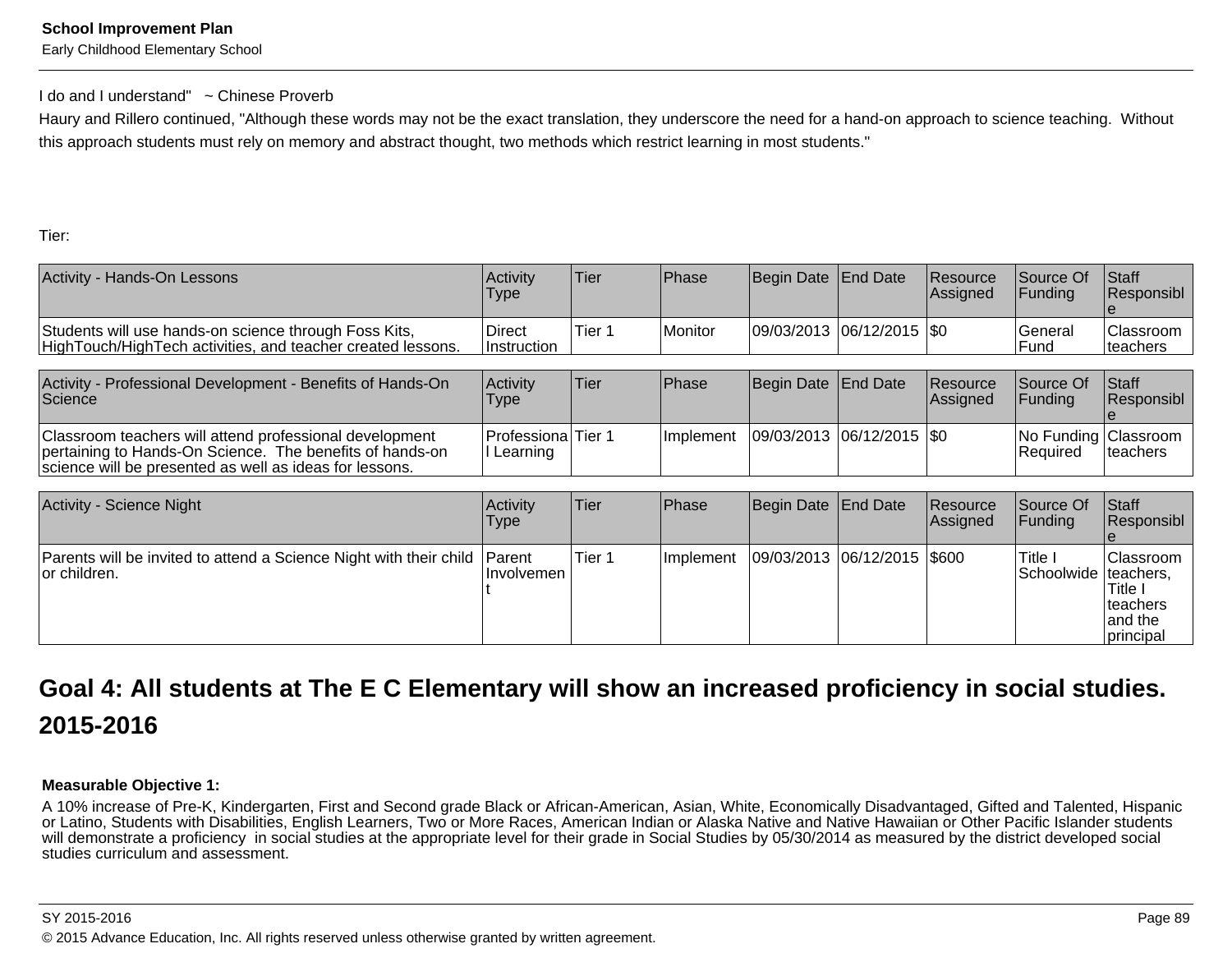I do and I understand"   ~ Chinese Proverb

Haury and Rillero continued, "Although these words may not be the exact translation, they underscore the need for a hand-on approach to science teaching.  Without this approach students must rely on memory and abstract thought, two methods which restrict learning in most students."

Tier:

| Activity - Hands-On Lessons | Activity Type | Tier | Phase | Begin Date | End Date | Resource Assigned | Source Of Funding | Staff Responsible |
|---|---|---|---|---|---|---|---|---|
| Students will use hands-on science through Foss Kits, HighTouch/HighTech activities, and teacher created lessons. | Direct Instruction | Tier 1 | Monitor | 09/03/2013 | 06/12/2015 | $0 | General Fund | Classroom teachers |

| Activity - Professional Development - Benefits of Hands-On Science | Activity Type | Tier | Phase | Begin Date | End Date | Resource Assigned | Source Of Funding | Staff Responsible |
|---|---|---|---|---|---|---|---|---|
| Classroom teachers will attend professional development pertaining to Hands-On Science.  The benefits of hands-on science will be presented as well as ideas for lessons. | Professional Learning | Tier 1 | Implement | 09/03/2013 | 06/12/2015 | $0 | No Funding Required | Classroom teachers |

| Activity - Science Night | Activity Type | Tier | Phase | Begin Date | End Date | Resource Assigned | Source Of Funding | Staff Responsible |
|---|---|---|---|---|---|---|---|---|
| Parents will be invited to attend a Science Night with their child or children. | Parent Involvement | Tier 1 | Implement | 09/03/2013 | 06/12/2015 | $600 | Title I Schoolwide | Classroom teachers, Title I teachers and the principal |

## Goal 4: All students at The E C Elementary will show an increased proficiency in social studies. 2015-2016

**Measurable Objective 1:**

A 10% increase of Pre-K, Kindergarten, First and Second grade Black or African-American, Asian, White, Economically Disadvantaged, Gifted and Talented, Hispanic or Latino, Students with Disabilities, English Learners, Two or More Races, American Indian or Alaska Native and Native Hawaiian or Other Pacific Islander students will demonstrate a proficiency  in social studies at the appropriate level for their grade in Social Studies by 05/30/2014 as measured by the district developed social studies curriculum and assessment.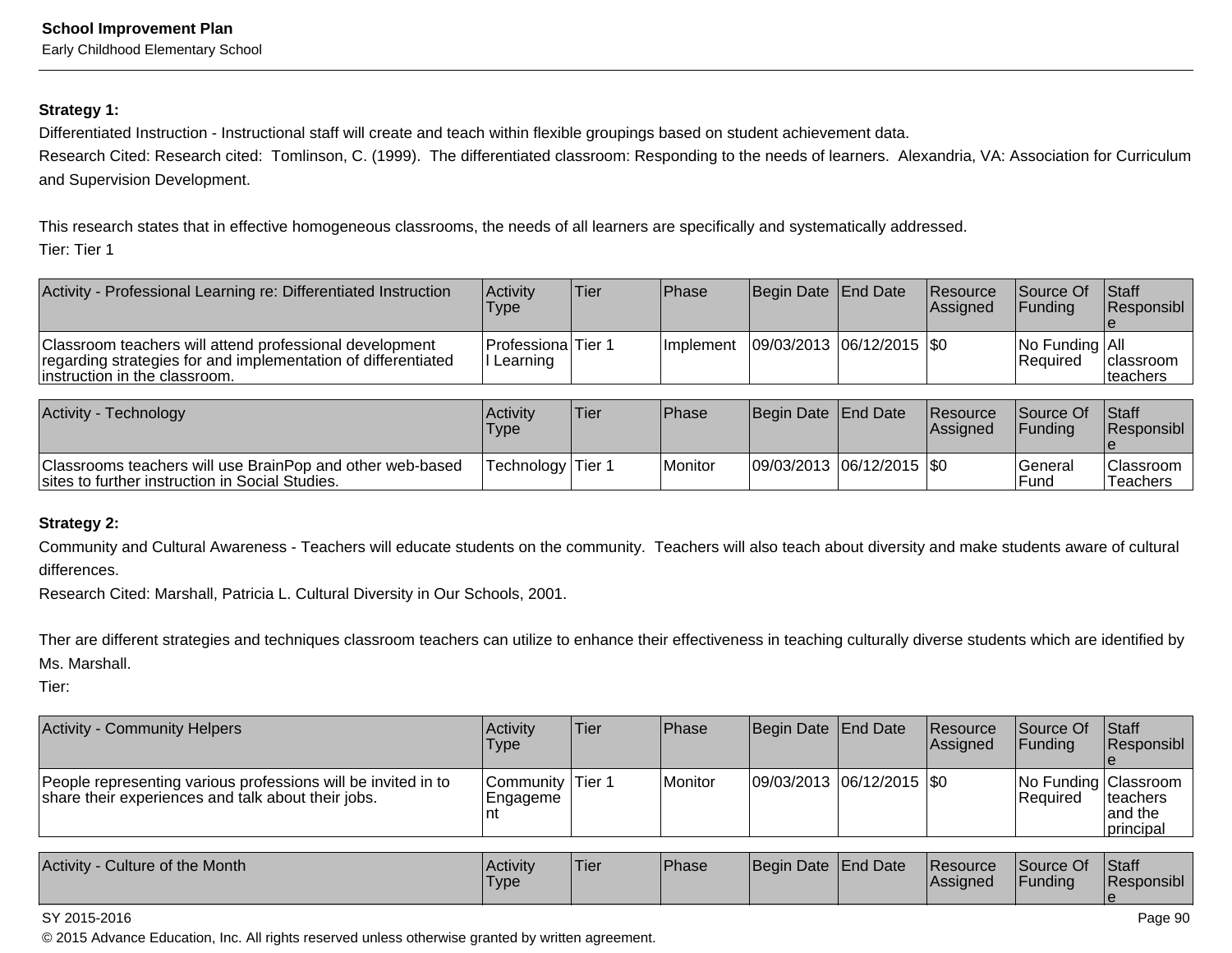**Strategy 1:**

Differentiated Instruction - Instructional staff will create and teach within flexible groupings based on student achievement data.
Research Cited: Research cited: Tomlinson, C. (1999). The differentiated classroom: Responding to the needs of learners. Alexandria, VA: Association for Curriculum and Supervision Development.

This research states that in effective homogeneous classrooms, the needs of all learners are specifically and systematically addressed.
Tier: Tier 1

| Activity - Professional Learning re: Differentiated Instruction | Activity Type | Tier | Phase | Begin Date | End Date | Resource Assigned | Source Of Funding | Staff Responsible |
|---|---|---|---|---|---|---|---|---|
| Classroom teachers will attend professional development regarding strategies for and implementation of differentiated instruction in the classroom. | Professional Learning | Tier 1 | Implement | 09/03/2013 | 06/12/2015 | $0 | No Funding Required | All classroom teachers |

| Activity - Technology | Activity Type | Tier | Phase | Begin Date | End Date | Resource Assigned | Source Of Funding | Staff Responsible |
|---|---|---|---|---|---|---|---|---|
| Classrooms teachers will use BrainPop and other web-based sites to further instruction in Social Studies. | Technology | Tier 1 | Monitor | 09/03/2013 | 06/12/2015 | $0 | General Fund | Classroom Teachers |

**Strategy 2:**

Community and Cultural Awareness - Teachers will educate students on the community. Teachers will also teach about diversity and make students aware of cultural differences.
Research Cited: Marshall, Patricia L. Cultural Diversity in Our Schools, 2001.

Ther are different strategies and techniques classroom teachers can utilize to enhance their effectiveness in teaching culturally diverse students which are identified by Ms. Marshall.
Tier:

| Activity - Community Helpers | Activity Type | Tier | Phase | Begin Date | End Date | Resource Assigned | Source Of Funding | Staff Responsible |
|---|---|---|---|---|---|---|---|---|
| People representing various professions will be invited in to share their experiences and talk about their jobs. | Community Engagement | Tier 1 | Monitor | 09/03/2013 | 06/12/2015 | $0 | No Funding Required | Classroom teachers and the principal |

| Activity - Culture of the Month | Activity Type | Tier | Phase | Begin Date | End Date | Resource Assigned | Source Of Funding | Staff Responsible |
|---|---|---|---|---|---|---|---|---|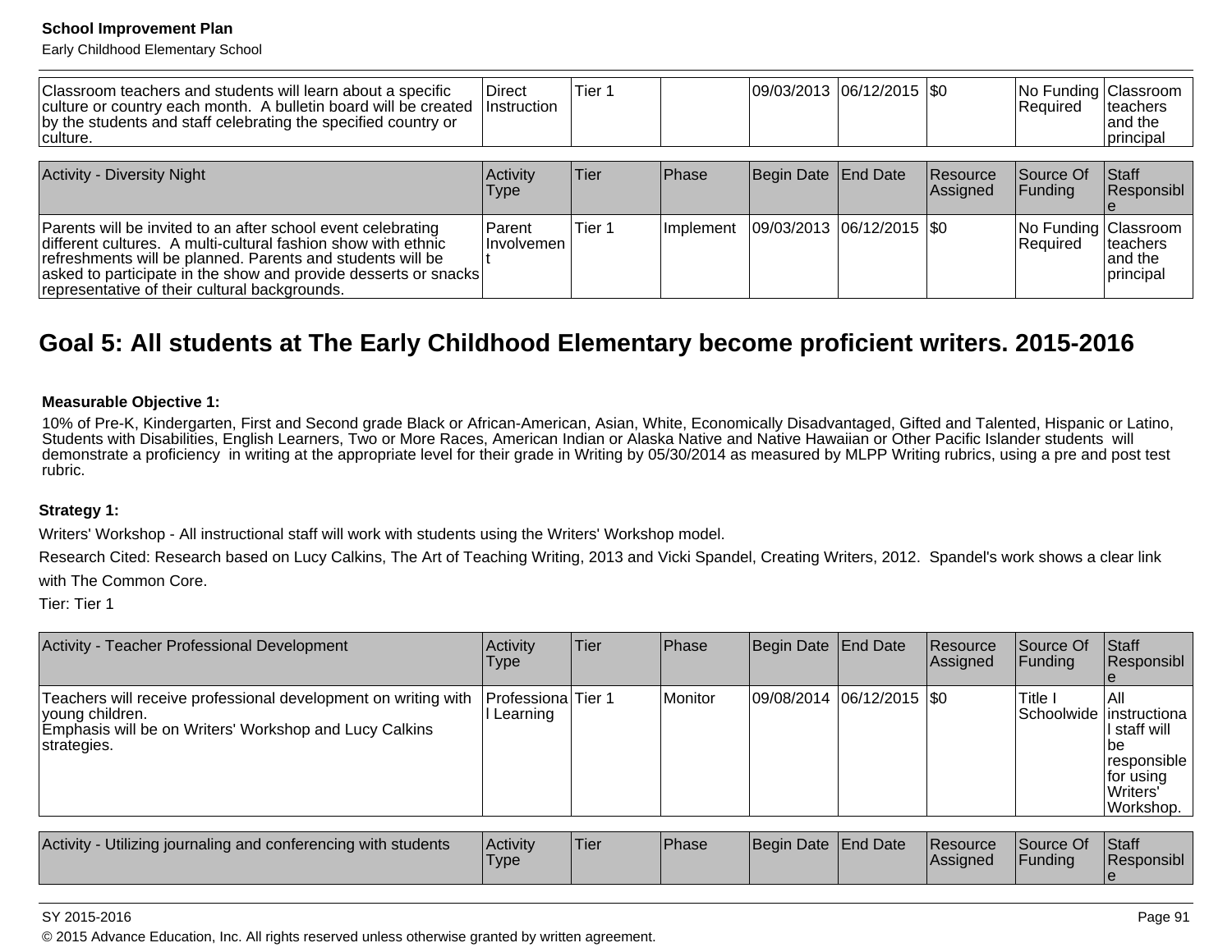| | | | | | | | | |
|---|---|---|---|---|---|---|---|---|
| Classroom teachers and students will learn about a specific culture or country each month. A bulletin board will be created by the students and staff celebrating the specified country or culture. | Direct Instruction | Tier 1 | | 09/03/2013 | 06/12/2015 | $0 | No Funding Required | Classroom teachers and the principal |

| Activity - Diversity Night | Activity Type | Tier | Phase | Begin Date | End Date | Resource Assigned | Source Of Funding | Staff Responsible |
|---|---|---|---|---|---|---|---|---|
| Parents will be invited to an after school event celebrating different cultures. A multi-cultural fashion show with ethnic refreshments will be planned. Parents and students will be asked to participate in the show and provide desserts or snacks representative of their cultural backgrounds. | Parent Involvement | Tier 1 | Implement | 09/03/2013 | 06/12/2015 | $0 | No Funding Required | Classroom teachers and the principal |

## Goal 5: All students at The Early Childhood Elementary become proficient writers. 2015-2016

**Measurable Objective 1:**

10% of Pre-K, Kindergarten, First and Second grade Black or African-American, Asian, White, Economically Disadvantaged, Gifted and Talented, Hispanic or Latino, Students with Disabilities, English Learners, Two or More Races, American Indian or Alaska Native and Native Hawaiian or Other Pacific Islander students will demonstrate a proficiency in writing at the appropriate level for their grade in Writing by 05/30/2014 as measured by MLPP Writing rubrics, using a pre and post test rubric.

**Strategy 1:**

Writers' Workshop - All instructional staff will work with students using the Writers' Workshop model.

Research Cited: Research based on Lucy Calkins, The Art of Teaching Writing, 2013 and Vicki Spandel, Creating Writers, 2012. Spandel's work shows a clear link with The Common Core.

Tier: Tier 1

| Activity - Teacher Professional Development | Activity Type | Tier | Phase | Begin Date | End Date | Resource Assigned | Source Of Funding | Staff Responsible |
|---|---|---|---|---|---|---|---|---|
| Teachers will receive professional development on writing with young children.<br>Emphasis will be on Writers' Workshop and Lucy Calkins strategies. | Professional Learning | Tier 1 | Monitor | 09/08/2014 | 06/12/2015 | $0 | Title I Schoolwide | All instructional staff will be responsible for using Writers' Workshop. |

| Activity - Utilizing journaling and conferencing with students | Activity Type | Tier | Phase | Begin Date | End Date | Resource Assigned | Source Of Funding | Staff Responsible |
|---|---|---|---|---|---|---|---|---|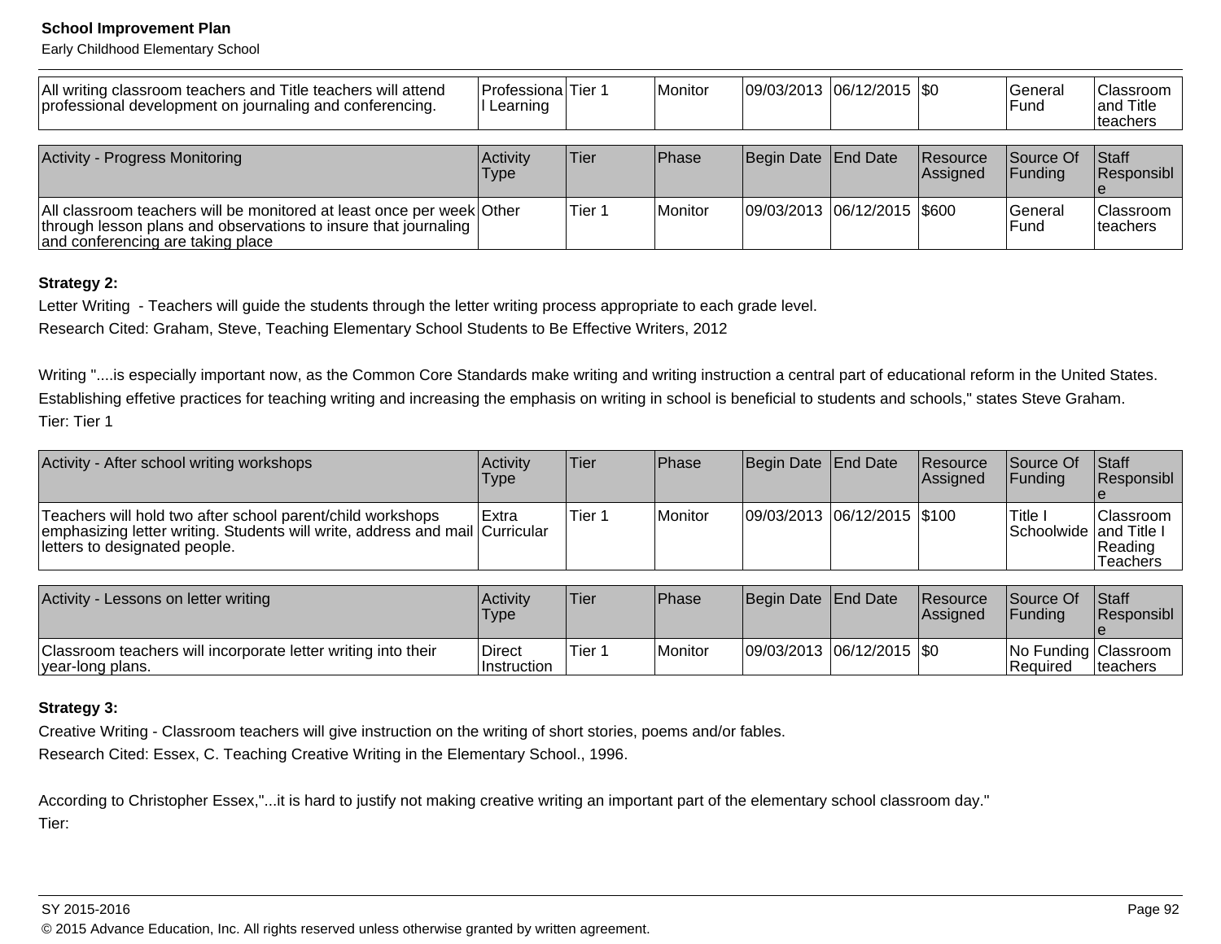| All writing classroom teachers and Title teachers will attend professional development on journaling and conferencing. | Professional Learning | Tier 1 | Monitor | 09/03/2013 | 06/12/2015 | $0 | General Fund | Classroom and Title teachers |
|---|---|---|---|---|---|---|---|---|

| Activity - Progress Monitoring | Activity Type | Tier | Phase | Begin Date | End Date | Resource Assigned | Source Of Funding | Staff Responsible |
|---|---|---|---|---|---|---|---|---|
| All classroom teachers will be monitored at least once per week through lesson plans and observations to insure that journaling and conferencing are taking place | Other | Tier 1 | Monitor | 09/03/2013 | 06/12/2015 | $600 | General Fund | Classroom teachers |

**Strategy 2:**

Letter Writing - Teachers will guide the students through the letter writing process appropriate to each grade level.

Research Cited: Graham, Steve, Teaching Elementary School Students to Be Effective Writers, 2012

Writing "....is especially important now, as the Common Core Standards make writing and writing instruction a central part of educational reform in the United States. Establishing effetive practices for teaching writing and increasing the emphasis on writing in school is beneficial to students and schools," states Steve Graham.

Tier: Tier 1

| Activity - After school writing workshops | Activity Type | Tier | Phase | Begin Date | End Date | Resource Assigned | Source Of Funding | Staff Responsible |
|---|---|---|---|---|---|---|---|---|
| Teachers will hold two after school parent/child workshops emphasizing letter writing. Students will write, address and mail letters to designated people. | Extra Curricular | Tier 1 | Monitor | 09/03/2013 | 06/12/2015 | $100 | Title I Schoolwide | Classroom and Title I Reading Teachers |

| Activity - Lessons on letter writing | Activity Type | Tier | Phase | Begin Date | End Date | Resource Assigned | Source Of Funding | Staff Responsible |
|---|---|---|---|---|---|---|---|---|
| Classroom teachers will incorporate letter writing into their year-long plans. | Direct Instruction | Tier 1 | Monitor | 09/03/2013 | 06/12/2015 | $0 | No Funding Required | Classroom teachers |

**Strategy 3:**

Creative Writing - Classroom teachers will give instruction on the writing of short stories, poems and/or fables.

Research Cited: Essex, C. Teaching Creative Writing in the Elementary School., 1996.

According to Christopher Essex,"...it is hard to justify not making creative writing an important part of the elementary school classroom day."

Tier: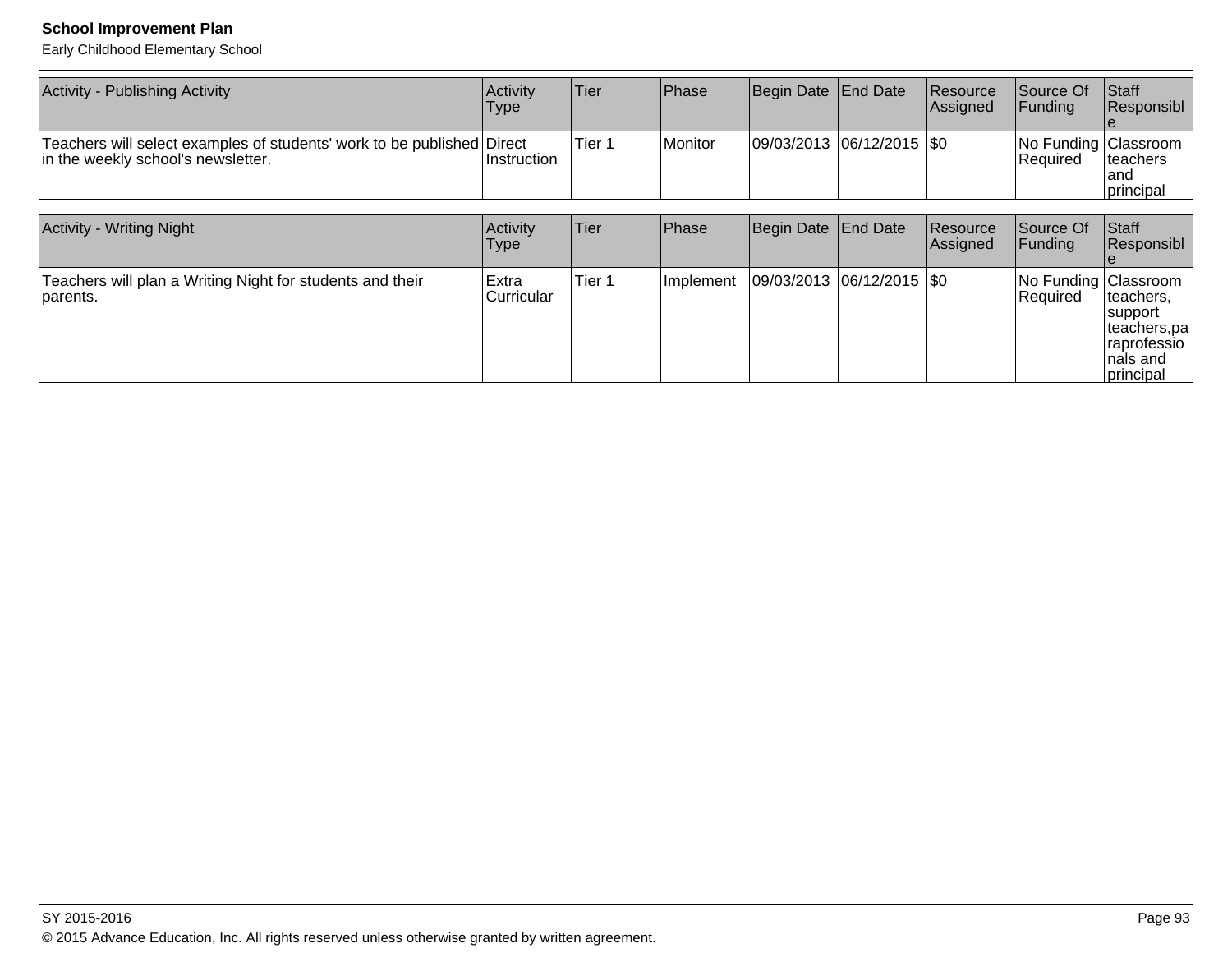| Activity - Publishing Activity | Activity Type | Tier | Phase | Begin Date | End Date | Resource Assigned | Source Of Funding | Staff Responsible |
|---|---|---|---|---|---|---|---|---|
| Teachers will select examples of students' work to be published in the weekly school's newsletter. | Direct Instruction | Tier 1 | Monitor | 09/03/2013 | 06/12/2015 | $0 | No Funding Required | Classroom teachers and principal |

| Activity - Writing Night | Activity Type | Tier | Phase | Begin Date | End Date | Resource Assigned | Source Of Funding | Staff Responsible |
|---|---|---|---|---|---|---|---|---|
| Teachers will plan a Writing Night for students and their parents. | Extra Curricular | Tier 1 | Implement | 09/03/2013 | 06/12/2015 | $0 | No Funding Required | Classroom teachers, support teachers,paraprofessionals and principal |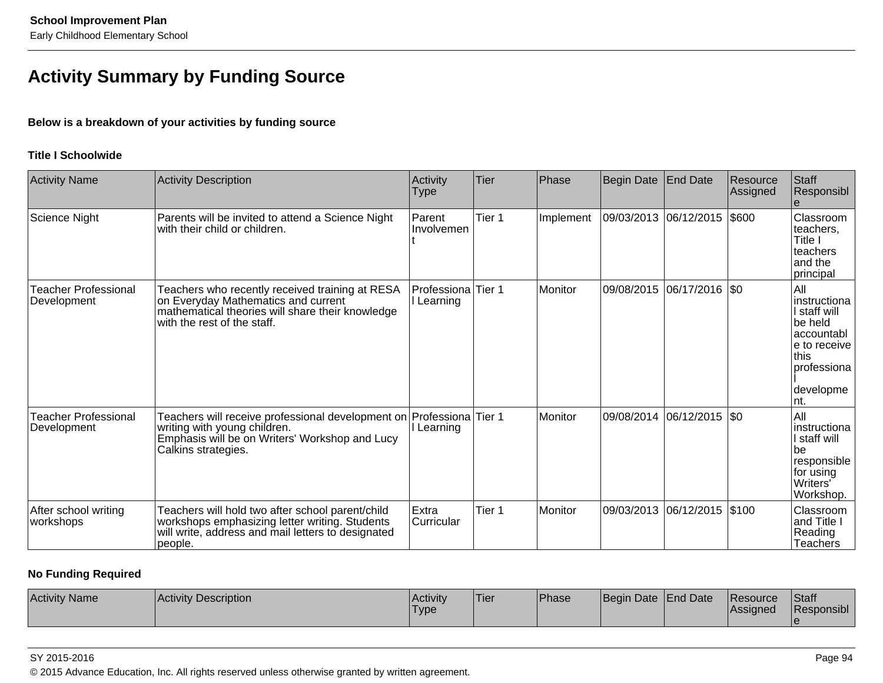## Activity Summary by Funding Source

**Below is a breakdown of your activities by funding source**

**Title I Schoolwide**

| Activity Name | Activity Description | Activity Type | Tier | Phase | Begin Date | End Date | Resource Assigned | Staff Responsible |
|---|---|---|---|---|---|---|---|---|
| Science Night | Parents will be invited to attend a Science Night with their child or children. | Parent Involvement | Tier 1 | Implement | 09/03/2013 | 06/12/2015 | $600 | Classroom teachers, Title I teachers and the principal |
| Teacher Professional Development | Teachers who recently received training at RESA on Everyday Mathematics and current mathematical theories will share their knowledge with the rest of the staff. | Professional Learning | Tier 1 | Monitor | 09/08/2015 | 06/17/2016 | $0 | All instructional staff will be held accountable to receive this professional development. |
| Teacher Professional Development | Teachers will receive professional development on writing with young children. Emphasis will be on Writers' Workshop and Lucy Calkins strategies. | Professional Learning | Tier 1 | Monitor | 09/08/2014 | 06/12/2015 | $0 | All instructional staff will be responsible for using Writers' Workshop. |
| After school writing workshops | Teachers will hold two after school parent/child workshops emphasizing letter writing. Students will write, address and mail letters to designated people. | Extra Curricular | Tier 1 | Monitor | 09/03/2013 | 06/12/2015 | $100 | Classroom and Title I Reading Teachers |

**No Funding Required**

| Activity Name | Activity Description | Activity Type | Tier | Phase | Begin Date | End Date | Resource Assigned | Staff Responsible |
|---|---|---|---|---|---|---|---|---|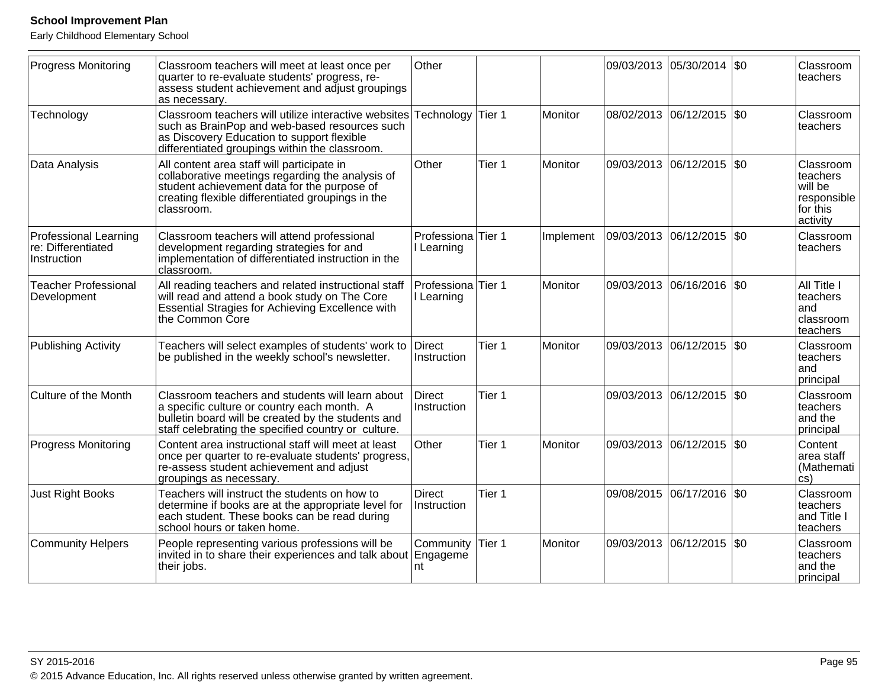| | | | | | | | | |
|---|---|---|---|---|---|---|---|---|
| Progress Monitoring | Classroom teachers will meet at least once per quarter to re-evaluate students' progress, re-assess student achievement and adjust groupings as necessary. | Other | | | 09/03/2013 | 05/30/2014 | $0 | Classroom teachers |
| Technology | Classroom teachers will utilize interactive websites such as BrainPop and web-based resources such as Discovery Education to support flexible differentiated groupings within the classroom. | Technology | Tier 1 | Monitor | 08/02/2013 | 06/12/2015 | $0 | Classroom teachers |
| Data Analysis | All content area staff will participate in collaborative meetings regarding the analysis of student achievement data for the purpose of creating flexible differentiated groupings in the classroom. | Other | Tier 1 | Monitor | 09/03/2013 | 06/12/2015 | $0 | Classroom teachers will be responsible for this activity |
| Professional Learning re: Differentiated Instruction | Classroom teachers will attend professional development regarding strategies for and implementation of differentiated instruction in the classroom. | Professional Learning | Tier 1 | Implement | 09/03/2013 | 06/12/2015 | $0 | Classroom teachers |
| Teacher Professional Development | All reading teachers and related instructional staff will read and attend a book study on The Core Essential Stragies for Achieving Excellence with the Common Core | Professional Learning | Tier 1 | Monitor | 09/03/2013 | 06/16/2016 | $0 | All Title I teachers and classroom teachers |
| Publishing Activity | Teachers will select examples of students' work to be published in the weekly school's newsletter. | Direct Instruction | Tier 1 | Monitor | 09/03/2013 | 06/12/2015 | $0 | Classroom teachers and principal |
| Culture of the Month | Classroom teachers and students will learn about a specific culture or country each month. A bulletin board will be created by the students and staff celebrating the specified country or culture. | Direct Instruction | Tier 1 | | 09/03/2013 | 06/12/2015 | $0 | Classroom teachers and the principal |
| Progress Monitoring | Content area instructional staff will meet at least once per quarter to re-evaluate students' progress, re-assess student achievement and adjust groupings as necessary. | Other | Tier 1 | Monitor | 09/03/2013 | 06/12/2015 | $0 | Content area staff (Mathematics) |
| Just Right Books | Teachers will instruct the students on how to determine if books are at the appropriate level for each student. These books can be read during school hours or taken home. | Direct Instruction | Tier 1 | | 09/08/2015 | 06/17/2016 | $0 | Classroom teachers and Title I teachers |
| Community Helpers | People representing various professions will be invited in to share their experiences and talk about their jobs. | Community Engagement | Tier 1 | Monitor | 09/03/2013 | 06/12/2015 | $0 | Classroom teachers and the principal |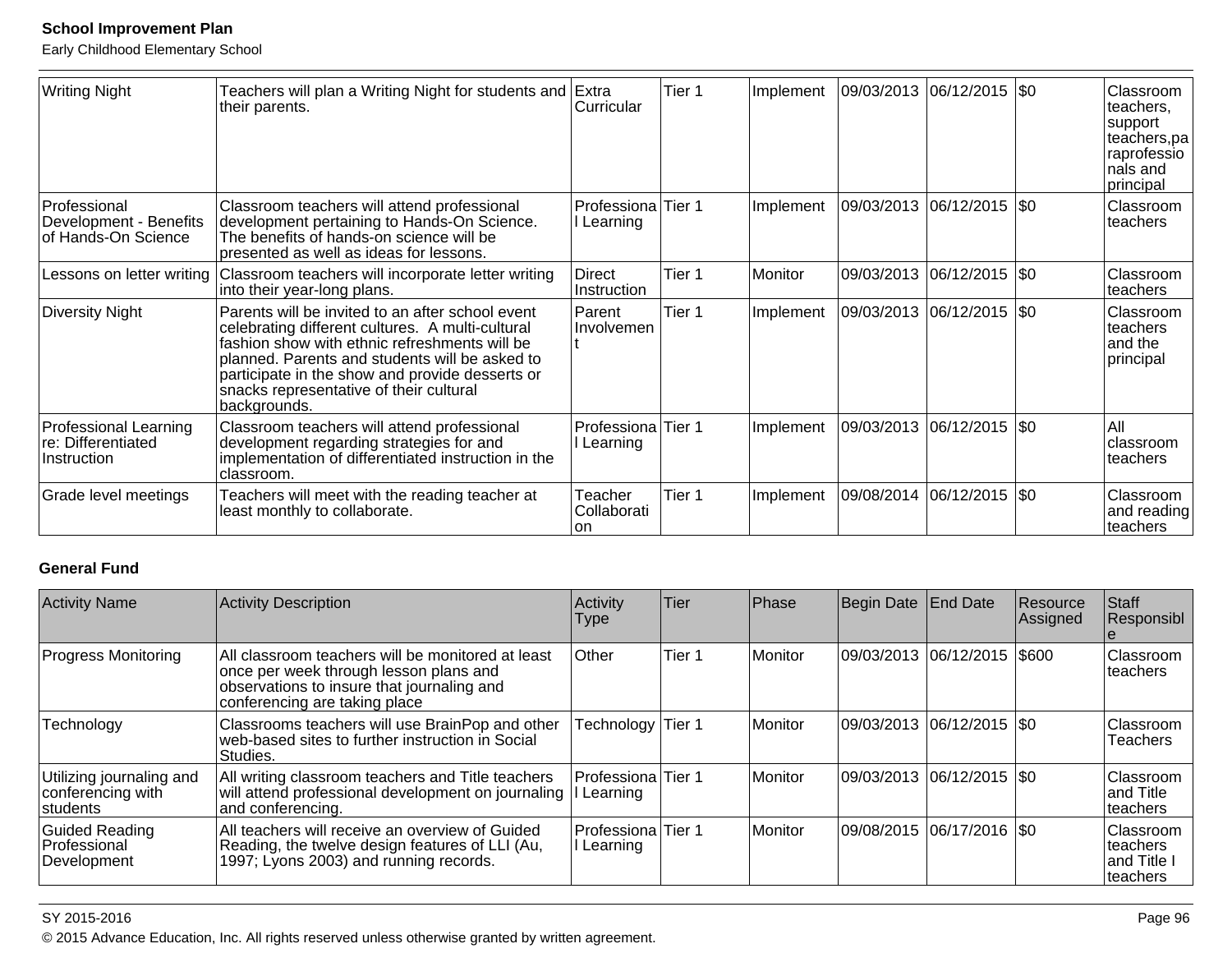| | | | | | | | | |
|---|---|---|---|---|---|---|---|---|
| Writing Night | Teachers will plan a Writing Night for students and their parents. | Extra Curricular | Tier 1 | Implement | 09/03/2013 | 06/12/2015 | $0 | Classroom teachers, support teachers,paraprofessionals and principal |
| Professional Development - Benefits of Hands-On Science | Classroom teachers will attend professional development pertaining to Hands-On Science. The benefits of hands-on science will be presented as well as ideas for lessons. | Professional Learning | Tier 1 | Implement | 09/03/2013 | 06/12/2015 | $0 | Classroom teachers |
| Lessons on letter writing | Classroom teachers will incorporate letter writing into their year-long plans. | Direct Instruction | Tier 1 | Monitor | 09/03/2013 | 06/12/2015 | $0 | Classroom teachers |
| Diversity Night | Parents will be invited to an after school event celebrating different cultures. A multi-cultural fashion show with ethnic refreshments will be planned. Parents and students will be asked to participate in the show and provide desserts or snacks representative of their cultural backgrounds. | Parent Involvement | Tier 1 | Implement | 09/03/2013 | 06/12/2015 | $0 | Classroom teachers and the principal |
| Professional Learning re: Differentiated Instruction | Classroom teachers will attend professional development regarding strategies for and implementation of differentiated instruction in the classroom. | Professional Learning | Tier 1 | Implement | 09/03/2013 | 06/12/2015 | $0 | All classroom teachers |
| Grade level meetings | Teachers will meet with the reading teacher at least monthly to collaborate. | Teacher Collaboration | Tier 1 | Implement | 09/08/2014 | 06/12/2015 | $0 | Classroom and reading teachers |

**General Fund**

| Activity Name | Activity Description | Activity Type | Tier | Phase | Begin Date | End Date | Resource Assigned | Staff Responsible |
|---|---|---|---|---|---|---|---|---|
| Progress Monitoring | All classroom teachers will be monitored at least once per week through lesson plans and observations to insure that journaling and conferencing are taking place | Other | Tier 1 | Monitor | 09/03/2013 | 06/12/2015 | $600 | Classroom teachers |
| Technology | Classrooms teachers will use BrainPop and other web-based sites to further instruction in Social Studies. | Technology | Tier 1 | Monitor | 09/03/2013 | 06/12/2015 | $0 | Classroom Teachers |
| Utilizing journaling and conferencing with students | All writing classroom teachers and Title teachers will attend professional development on journaling and conferencing. | Professional Learning | Tier 1 | Monitor | 09/03/2013 | 06/12/2015 | $0 | Classroom and Title teachers |
| Guided Reading Professional Development | All teachers will receive an overview of Guided Reading, the twelve design features of LLI (Au, 1997; Lyons 2003) and running records. | Professional Learning | Tier 1 | Monitor | 09/08/2015 | 06/17/2016 | $0 | Classroom teachers and Title I teachers |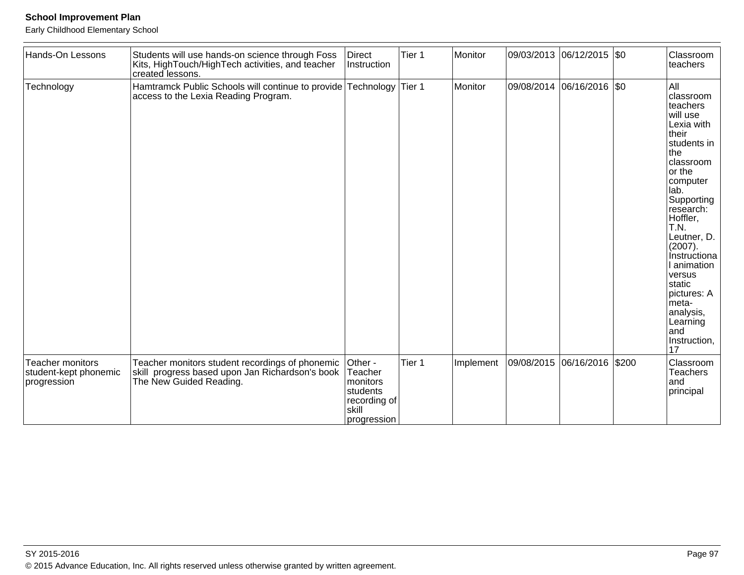| Hands-On Lessons | Students will use hands-on science through Foss Kits, HighTouch/HighTech activities, and teacher created lessons. | Direct Instruction | Tier 1 | Monitor | 09/03/2013 | 06/12/2015 | $0 | Classroom teachers |
|---|---|---|---|---|---|---|---|---|
| Technology | Hamtramck Public Schools will continue to provide access to the Lexia Reading Program. | Technology | Tier 1 | Monitor | 09/08/2014 | 06/16/2016 | $0 | All classroom teachers will use Lexia with their students in the classroom or the computer lab. Supporting research: Hoffler, T.N. Leutner, D. (2007). Instructional animation versus static pictures: A meta-analysis, Learning and Instruction, 17 |
| Teacher monitors student-kept phonemic progression | Teacher monitors student recordings of phonemic skill progress based upon Jan Richardson's book The New Guided Reading. | Other - Teacher monitors students recording of skill progression | Tier 1 | Implement | 09/08/2015 | 06/16/2016 | $200 | Classroom Teachers and principal |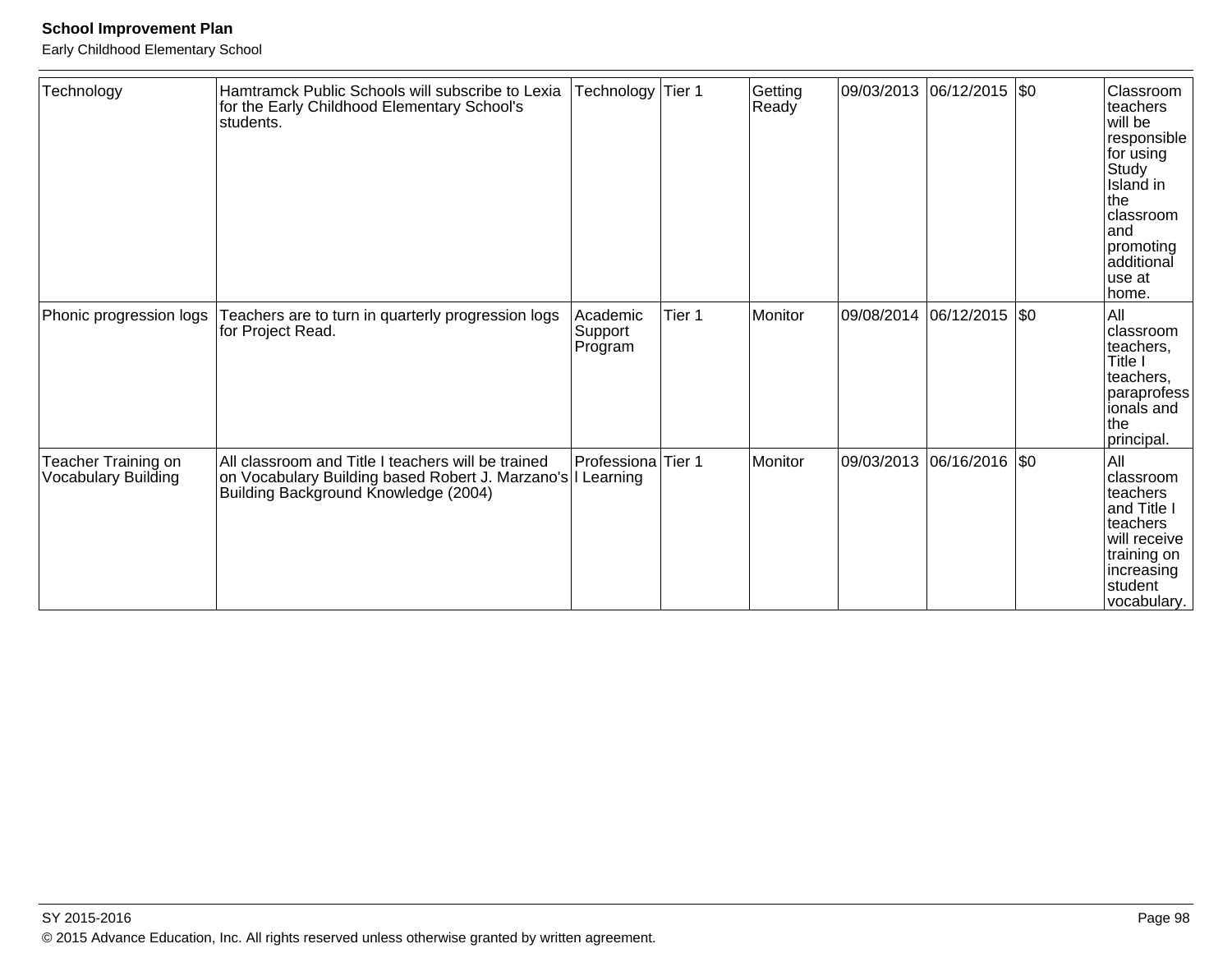| | | | | | | | | |
|---|---|---|---|---|---|---|---|---|
| Technology | Hamtramck Public Schools will subscribe to Lexia for the Early Childhood Elementary School's students. | Technology | Tier 1 | Getting Ready | 09/03/2013 | 06/12/2015 | $0 | Classroom teachers will be responsible for using Study Island in the classroom and promoting additional use at home. |
| Phonic progression logs | Teachers are to turn in quarterly progression logs for Project Read. | Academic Support Program | Tier 1 | Monitor | 09/08/2014 | 06/12/2015 | $0 | All classroom teachers, Title I teachers, paraprofessionals and the principal. |
| Teacher Training on Vocabulary Building | All classroom and Title I teachers will be trained on Vocabulary Building based Robert J. Marzano's Building Background Knowledge (2004) | Professional Learning | Tier 1 | Monitor | 09/03/2013 | 06/16/2016 | $0 | All classroom teachers and Title I teachers will receive training on increasing student vocabulary. |